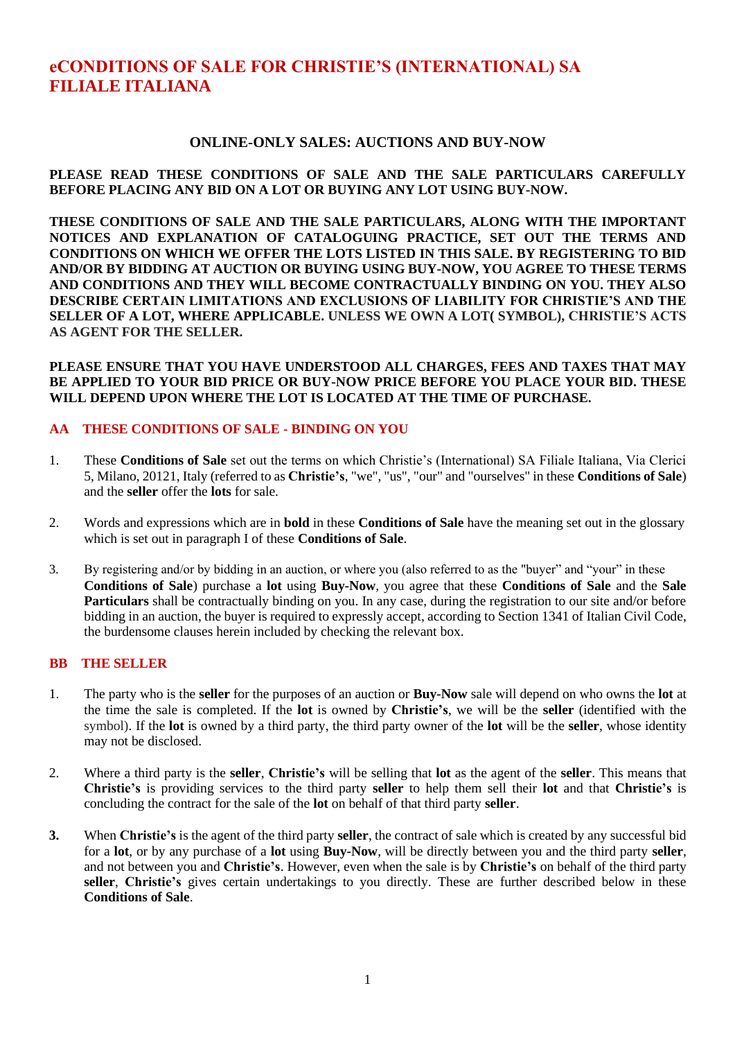# eCONDITIONS OF SALE FOR CHRISTIE'S (INTERNATIONAL) SA FILIALE ITALIANA

## ONLINE-ONLY SALES: AUCTIONS AND BUY-NOW

**PLEASE READ THESE CONDITIONS OF SALE AND THE SALE PARTICULARS CAREFULLY BEFORE PLACING ANY BID ON A LOT OR BUYING ANY LOT USING BUY-NOW.**

**THESE CONDITIONS OF SALE AND THE SALE PARTICULARS, ALONG WITH THE IMPORTANT NOTICES AND EXPLANATION OF CATALOGUING PRACTICE, SET OUT THE TERMS AND CONDITIONS ON WHICH WE OFFER THE LOTS LISTED IN THIS SALE. BY REGISTERING TO BID AND/OR BY BIDDING AT AUCTION OR BUYING USING BUY-NOW, YOU AGREE TO THESE TERMS AND CONDITIONS AND THEY WILL BECOME CONTRACTUALLY BINDING ON YOU. THEY ALSO DESCRIBE CERTAIN LIMITATIONS AND EXCLUSIONS OF LIABILITY FOR CHRISTIE'S AND THE SELLER OF A LOT, WHERE APPLICABLE.** UNLESS WE OWN A LOT( SYMBOL), CHRISTIE'S ACTS AS AGENT FOR THE SELLER.

**PLEASE ENSURE THAT YOU HAVE UNDERSTOOD ALL CHARGES, FEES AND TAXES THAT MAY BE APPLIED TO YOUR BID PRICE OR BUY-NOW PRICE BEFORE YOU PLACE YOUR BID. THESE WILL DEPEND UPON WHERE THE LOT IS LOCATED AT THE TIME OF PURCHASE.**

### AA THESE CONDITIONS OF SALE - BINDING ON YOU

1. These **Conditions of Sale** set out the terms on which Christie's (International) SA Filiale Italiana, Via Clerici 5, Milano, 20121, Italy (referred to as **Christie's**, "we", "us", "our" and "ourselves" in these **Conditions of Sale**) and the **seller** offer the **lots** for sale.

2. Words and expressions which are in **bold** in these **Conditions of Sale** have the meaning set out in the glossary which is set out in paragraph I of these **Conditions of Sale**.

3. By registering and/or by bidding in an auction, or where you (also referred to as the "buyer" and "your" in these **Conditions of Sale**) purchase a **lot** using **Buy-Now**, you agree that these **Conditions of Sale** and the **Sale Particulars** shall be contractually binding on you. In any case, during the registration to our site and/or before bidding in an auction, the buyer is required to expressly accept, according to Section 1341 of Italian Civil Code, the burdensome clauses herein included by checking the relevant box.

### BB THE SELLER

1. The party who is the **seller** for the purposes of an auction or **Buy-Now** sale will depend on who owns the **lot** at the time the sale is completed. If the **lot** is owned by **Christie's**, we will be the **seller** (identified with the symbol). If the **lot** is owned by a third party, the third party owner of the **lot** will be the **seller**, whose identity may not be disclosed.

2. Where a third party is the **seller**, **Christie's** will be selling that **lot** as the agent of the **seller**. This means that **Christie's** is providing services to the third party **seller** to help them sell their **lot** and that **Christie's** is concluding the contract for the sale of the **lot** on behalf of that third party **seller**.

3. When **Christie's** is the agent of the third party **seller**, the contract of sale which is created by any successful bid for a **lot**, or by any purchase of a **lot** using **Buy-Now**, will be directly between you and the third party **seller**, and not between you and **Christie's**. However, even when the sale is by **Christie's** on behalf of the third party **seller**, **Christie's** gives certain undertakings to you directly. These are further described below in these **Conditions of Sale**.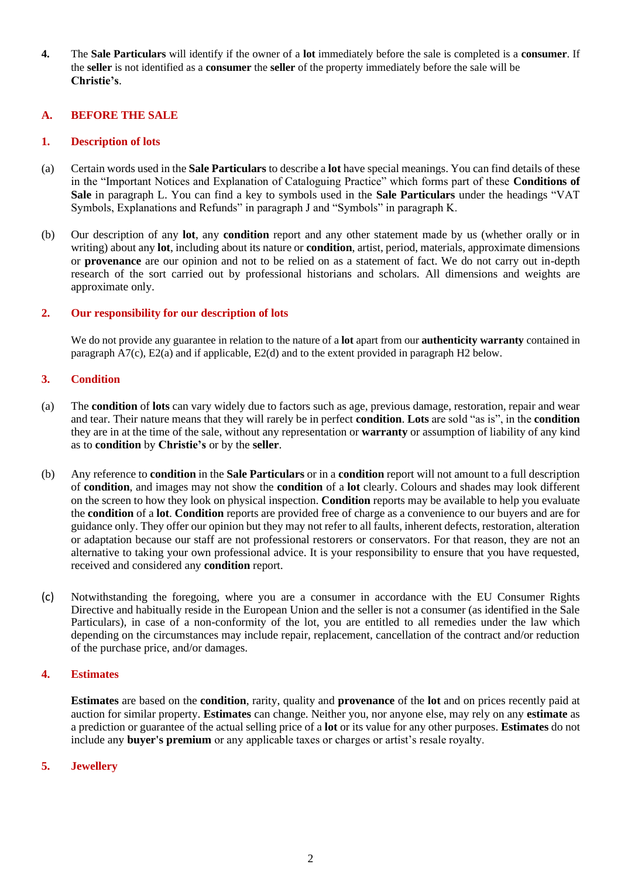**4.** The **Sale Particulars** will identify if the owner of a **lot** immediately before the sale is completed is a **consumer**. If the **seller** is not identified as a **consumer** the **seller** of the property immediately before the sale will be **Christie's**.

## A. BEFORE THE SALE

### 1. Description of lots

(a) Certain words used in the **Sale Particulars** to describe a **lot** have special meanings. You can find details of these in the "Important Notices and Explanation of Cataloguing Practice" which forms part of these **Conditions of Sale** in paragraph L. You can find a key to symbols used in the **Sale Particulars** under the headings "VAT Symbols, Explanations and Refunds" in paragraph J and "Symbols" in paragraph K.

(b) Our description of any **lot**, any **condition** report and any other statement made by us (whether orally or in writing) about any **lot**, including about its nature or **condition**, artist, period, materials, approximate dimensions or **provenance** are our opinion and not to be relied on as a statement of fact. We do not carry out in-depth research of the sort carried out by professional historians and scholars. All dimensions and weights are approximate only.

### 2. Our responsibility for our description of lots

We do not provide any guarantee in relation to the nature of a **lot** apart from our **authenticity warranty** contained in paragraph A7(c), E2(a) and if applicable, E2(d) and to the extent provided in paragraph H2 below.

### 3. Condition

(a) The **condition** of **lots** can vary widely due to factors such as age, previous damage, restoration, repair and wear and tear. Their nature means that they will rarely be in perfect **condition**. **Lots** are sold "as is", in the **condition** they are in at the time of the sale, without any representation or **warranty** or assumption of liability of any kind as to **condition** by **Christie's** or by the **seller**.

(b) Any reference to **condition** in the **Sale Particulars** or in a **condition** report will not amount to a full description of **condition**, and images may not show the **condition** of a **lot** clearly. Colours and shades may look different on the screen to how they look on physical inspection. **Condition** reports may be available to help you evaluate the **condition** of a **lot**. **Condition** reports are provided free of charge as a convenience to our buyers and are for guidance only. They offer our opinion but they may not refer to all faults, inherent defects, restoration, alteration or adaptation because our staff are not professional restorers or conservators. For that reason, they are not an alternative to taking your own professional advice. It is your responsibility to ensure that you have requested, received and considered any **condition** report.

(c) Notwithstanding the foregoing, where you are a consumer in accordance with the EU Consumer Rights Directive and habitually reside in the European Union and the seller is not a consumer (as identified in the Sale Particulars), in case of a non-conformity of the lot, you are entitled to all remedies under the law which depending on the circumstances may include repair, replacement, cancellation of the contract and/or reduction of the purchase price, and/or damages.

### 4. Estimates

**Estimates** are based on the **condition**, rarity, quality and **provenance** of the **lot** and on prices recently paid at auction for similar property. **Estimates** can change. Neither you, nor anyone else, may rely on any **estimate** as a prediction or guarantee of the actual selling price of a **lot** or its value for any other purposes. **Estimates** do not include any **buyer's premium** or any applicable taxes or charges or artist's resale royalty.

### 5. Jewellery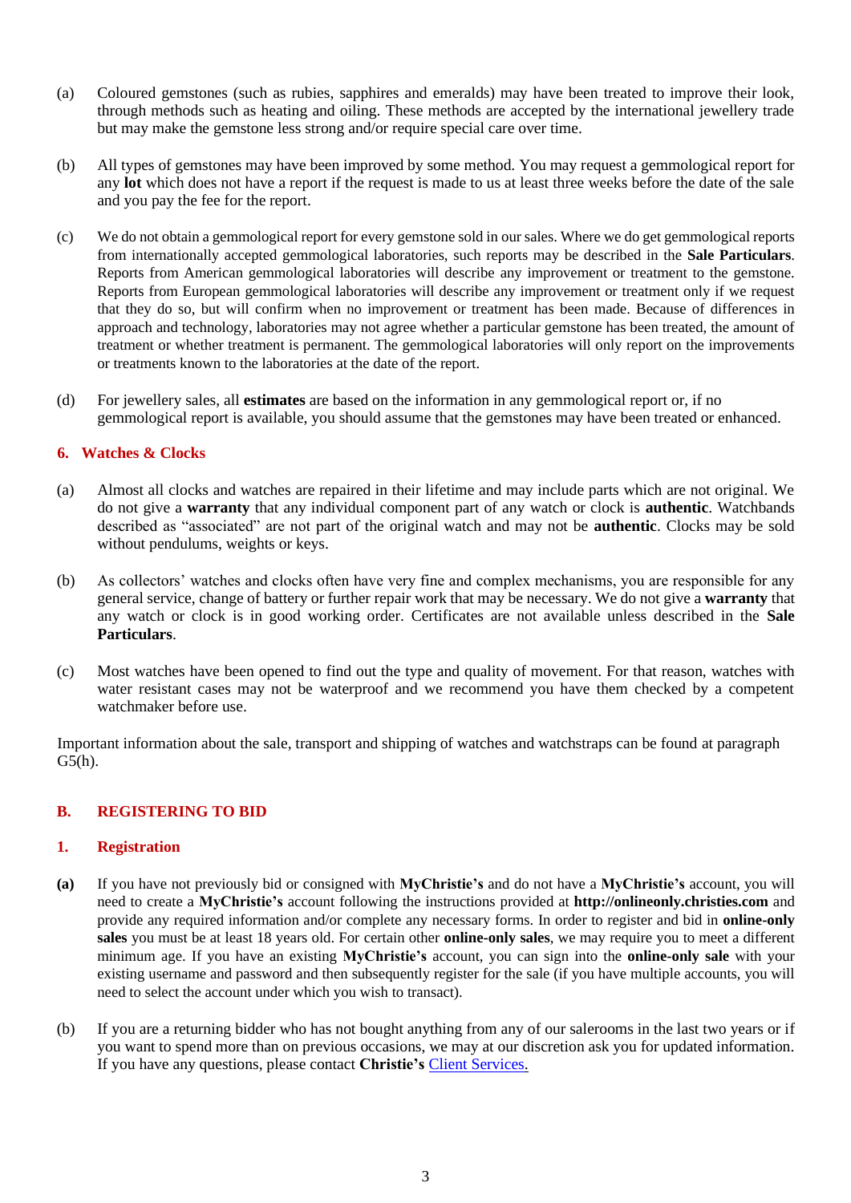(a) Coloured gemstones (such as rubies, sapphires and emeralds) may have been treated to improve their look, through methods such as heating and oiling. These methods are accepted by the international jewellery trade but may make the gemstone less strong and/or require special care over time.

(b) All types of gemstones may have been improved by some method. You may request a gemmological report for any **lot** which does not have a report if the request is made to us at least three weeks before the date of the sale and you pay the fee for the report.

(c) We do not obtain a gemmological report for every gemstone sold in our sales. Where we do get gemmological reports from internationally accepted gemmological laboratories, such reports may be described in the **Sale Particulars**. Reports from American gemmological laboratories will describe any improvement or treatment to the gemstone. Reports from European gemmological laboratories will describe any improvement or treatment only if we request that they do so, but will confirm when no improvement or treatment has been made. Because of differences in approach and technology, laboratories may not agree whether a particular gemstone has been treated, the amount of treatment or whether treatment is permanent. The gemmological laboratories will only report on the improvements or treatments known to the laboratories at the date of the report.

(d) For jewellery sales, all **estimates** are based on the information in any gemmological report or, if no gemmological report is available, you should assume that the gemstones may have been treated or enhanced.

### 6. Watches & Clocks

(a) Almost all clocks and watches are repaired in their lifetime and may include parts which are not original. We do not give a **warranty** that any individual component part of any watch or clock is **authentic**. Watchbands described as "associated" are not part of the original watch and may not be **authentic**. Clocks may be sold without pendulums, weights or keys.

(b) As collectors' watches and clocks often have very fine and complex mechanisms, you are responsible for any general service, change of battery or further repair work that may be necessary. We do not give a **warranty** that any watch or clock is in good working order. Certificates are not available unless described in the **Sale Particulars**.

(c) Most watches have been opened to find out the type and quality of movement. For that reason, watches with water resistant cases may not be waterproof and we recommend you have them checked by a competent watchmaker before use.

Important information about the sale, transport and shipping of watches and watchstraps can be found at paragraph G5(h).

## B. REGISTERING TO BID

### 1. Registration

**(a)** If you have not previously bid or consigned with **MyChristie's** and do not have a **MyChristie's** account, you will need to create a **MyChristie's** account following the instructions provided at **http://onlineonly.christies.com** and provide any required information and/or complete any necessary forms. In order to register and bid in **online-only sales** you must be at least 18 years old. For certain other **online-only sales**, we may require you to meet a different minimum age. If you have an existing **MyChristie's** account, you can sign into the **online-only sale** with your existing username and password and then subsequently register for the sale (if you have multiple accounts, you will need to select the account under which you wish to transact).

(b) If you are a returning bidder who has not bought anything from any of our salerooms in the last two years or if you want to spend more than on previous occasions, we may at our discretion ask you for updated information. If you have any questions, please contact **Christie's** Client Services.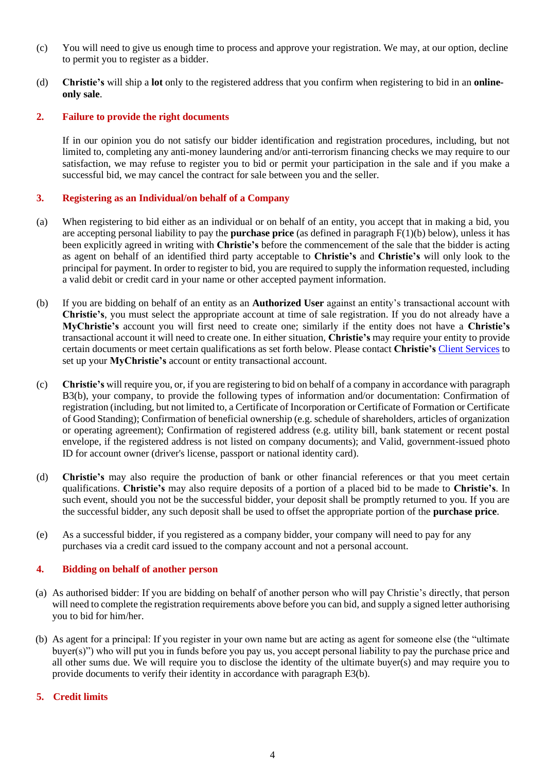(c) You will need to give us enough time to process and approve your registration. We may, at our option, decline to permit you to register as a bidder.

(d) **Christie's** will ship a **lot** only to the registered address that you confirm when registering to bid in an **online-only sale**.

## 2. Failure to provide the right documents

If in our opinion you do not satisfy our bidder identification and registration procedures, including, but not limited to, completing any anti-money laundering and/or anti-terrorism financing checks we may require to our satisfaction, we may refuse to register you to bid or permit your participation in the sale and if you make a successful bid, we may cancel the contract for sale between you and the seller.

## 3. Registering as an Individual/on behalf of a Company

(a) When registering to bid either as an individual or on behalf of an entity, you accept that in making a bid, you are accepting personal liability to pay the **purchase price** (as defined in paragraph F(1)(b) below), unless it has been explicitly agreed in writing with **Christie's** before the commencement of the sale that the bidder is acting as agent on behalf of an identified third party acceptable to **Christie's** and **Christie's** will only look to the principal for payment. In order to register to bid, you are required to supply the information requested, including a valid debit or credit card in your name or other accepted payment information.

(b) If you are bidding on behalf of an entity as an **Authorized User** against an entity's transactional account with **Christie's**, you must select the appropriate account at time of sale registration. If you do not already have a **MyChristie's** account you will first need to create one; similarly if the entity does not have a **Christie's** transactional account it will need to create one. In either situation, **Christie's** may require your entity to provide certain documents or meet certain qualifications as set forth below. Please contact **Christie's** Client Services to set up your **MyChristie's** account or entity transactional account.

(c) **Christie's** will require you, or, if you are registering to bid on behalf of a company in accordance with paragraph B3(b), your company, to provide the following types of information and/or documentation: Confirmation of registration (including, but not limited to, a Certificate of Incorporation or Certificate of Formation or Certificate of Good Standing); Confirmation of beneficial ownership (e.g. schedule of shareholders, articles of organization or operating agreement); Confirmation of registered address (e.g. utility bill, bank statement or recent postal envelope, if the registered address is not listed on company documents); and Valid, government-issued photo ID for account owner (driver's license, passport or national identity card).

(d) **Christie's** may also require the production of bank or other financial references or that you meet certain qualifications. **Christie's** may also require deposits of a portion of a placed bid to be made to **Christie's**. In such event, should you not be the successful bidder, your deposit shall be promptly returned to you. If you are the successful bidder, any such deposit shall be used to offset the appropriate portion of the **purchase price**.

(e) As a successful bidder, if you registered as a company bidder, your company will need to pay for any purchases via a credit card issued to the company account and not a personal account.

## 4. Bidding on behalf of another person

(a) As authorised bidder: If you are bidding on behalf of another person who will pay Christie's directly, that person will need to complete the registration requirements above before you can bid, and supply a signed letter authorising you to bid for him/her.

(b) As agent for a principal: If you register in your own name but are acting as agent for someone else (the "ultimate buyer(s)") who will put you in funds before you pay us, you accept personal liability to pay the purchase price and all other sums due. We will require you to disclose the identity of the ultimate buyer(s) and may require you to provide documents to verify their identity in accordance with paragraph E3(b).

## 5. Credit limits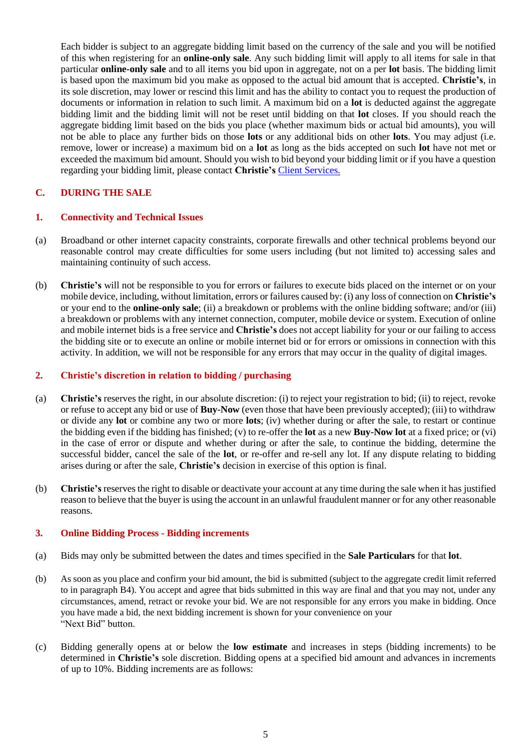Each bidder is subject to an aggregate bidding limit based on the currency of the sale and you will be notified of this when registering for an **online-only sale**. Any such bidding limit will apply to all items for sale in that particular **online-only sale** and to all items you bid upon in aggregate, not on a per **lot** basis. The bidding limit is based upon the maximum bid you make as opposed to the actual bid amount that is accepted. **Christie's**, in its sole discretion, may lower or rescind this limit and has the ability to contact you to request the production of documents or information in relation to such limit. A maximum bid on a **lot** is deducted against the aggregate bidding limit and the bidding limit will not be reset until bidding on that **lot** closes. If you should reach the aggregate bidding limit based on the bids you place (whether maximum bids or actual bid amounts), you will not be able to place any further bids on those **lots** or any additional bids on other **lots**. You may adjust (i.e. remove, lower or increase) a maximum bid on a **lot** as long as the bids accepted on such **lot** have not met or exceeded the maximum bid amount. Should you wish to bid beyond your bidding limit or if you have a question regarding your bidding limit, please contact **Christie's** Client Services.

## C. DURING THE SALE

### 1. Connectivity and Technical Issues

(a) Broadband or other internet capacity constraints, corporate firewalls and other technical problems beyond our reasonable control may create difficulties for some users including (but not limited to) accessing sales and maintaining continuity of such access.

(b) **Christie's** will not be responsible to you for errors or failures to execute bids placed on the internet or on your mobile device, including, without limitation, errors or failures caused by: (i) any loss of connection on **Christie's** or your end to the **online-only sale**; (ii) a breakdown or problems with the online bidding software; and/or (iii) a breakdown or problems with any internet connection, computer, mobile device or system. Execution of online and mobile internet bids is a free service and **Christie's** does not accept liability for your or our failing to access the bidding site or to execute an online or mobile internet bid or for errors or omissions in connection with this activity. In addition, we will not be responsible for any errors that may occur in the quality of digital images.

### 2. Christie's discretion in relation to bidding / purchasing

(a) **Christie's** reserves the right, in our absolute discretion: (i) to reject your registration to bid; (ii) to reject, revoke or refuse to accept any bid or use of **Buy-Now** (even those that have been previously accepted); (iii) to withdraw or divide any **lot** or combine any two or more **lots**; (iv) whether during or after the sale, to restart or continue the bidding even if the bidding has finished; (v) to re-offer the **lot** as a new **Buy-Now lot** at a fixed price; or (vi) in the case of error or dispute and whether during or after the sale, to continue the bidding, determine the successful bidder, cancel the sale of the **lot**, or re-offer and re-sell any lot. If any dispute relating to bidding arises during or after the sale, **Christie's** decision in exercise of this option is final.

(b) **Christie's** reserves the right to disable or deactivate your account at any time during the sale when it has justified reason to believe that the buyer is using the account in an unlawful fraudulent manner or for any other reasonable reasons.

### 3. Online Bidding Process - Bidding increments

(a) Bids may only be submitted between the dates and times specified in the **Sale Particulars** for that **lot**.

(b) As soon as you place and confirm your bid amount, the bid is submitted (subject to the aggregate credit limit referred to in paragraph B4). You accept and agree that bids submitted in this way are final and that you may not, under any circumstances, amend, retract or revoke your bid. We are not responsible for any errors you make in bidding. Once you have made a bid, the next bidding increment is shown for your convenience on your "Next Bid" button.

(c) Bidding generally opens at or below the **low estimate** and increases in steps (bidding increments) to be determined in **Christie's** sole discretion. Bidding opens at a specified bid amount and advances in increments of up to 10%. Bidding increments are as follows: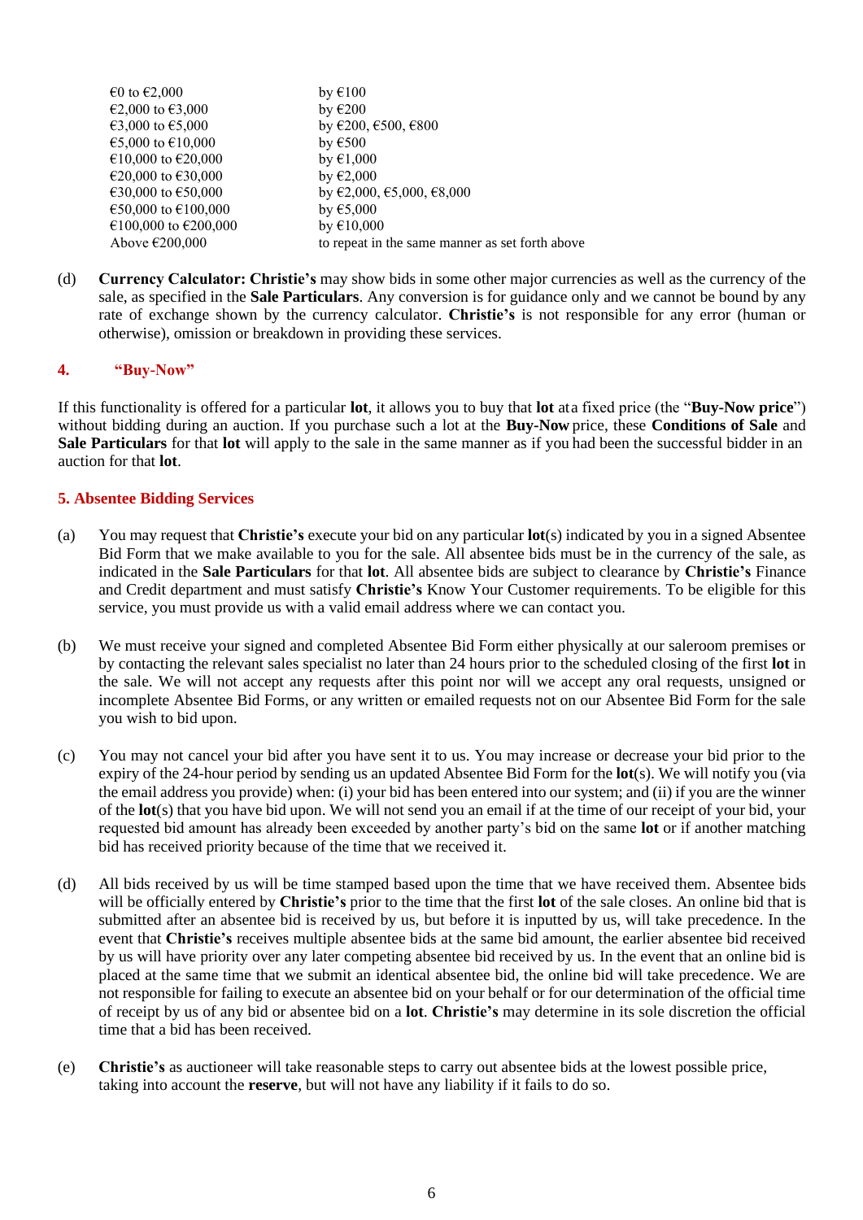| | |
|---|---|
| €0 to €2,000 | by €100 |
| €2,000 to €3,000 | by €200 |
| €3,000 to €5,000 | by €200, €500, €800 |
| €5,000 to €10,000 | by €500 |
| €10,000 to €20,000 | by €1,000 |
| €20,000 to €30,000 | by €2,000 |
| €30,000 to €50,000 | by €2,000, €5,000, €8,000 |
| €50,000 to €100,000 | by €5,000 |
| €100,000 to €200,000 | by €10,000 |
| Above €200,000 | to repeat in the same manner as set forth above |

(d) **Currency Calculator: Christie's** may show bids in some other major currencies as well as the currency of the sale, as specified in the **Sale Particulars**. Any conversion is for guidance only and we cannot be bound by any rate of exchange shown by the currency calculator. **Christie's** is not responsible for any error (human or otherwise), omission or breakdown in providing these services.

## 4. "Buy-Now"

If this functionality is offered for a particular **lot**, it allows you to buy that **lot** at a fixed price (the "**Buy-Now price**") without bidding during an auction. If you purchase such a lot at the **Buy-Now** price, these **Conditions of Sale** and **Sale Particulars** for that **lot** will apply to the sale in the same manner as if you had been the successful bidder in an auction for that **lot**.

## 5. Absentee Bidding Services

(a) You may request that **Christie's** execute your bid on any particular **lot**(s) indicated by you in a signed Absentee Bid Form that we make available to you for the sale. All absentee bids must be in the currency of the sale, as indicated in the **Sale Particulars** for that **lot**. All absentee bids are subject to clearance by **Christie's** Finance and Credit department and must satisfy **Christie's** Know Your Customer requirements. To be eligible for this service, you must provide us with a valid email address where we can contact you.

(b) We must receive your signed and completed Absentee Bid Form either physically at our saleroom premises or by contacting the relevant sales specialist no later than 24 hours prior to the scheduled closing of the first **lot** in the sale. We will not accept any requests after this point nor will we accept any oral requests, unsigned or incomplete Absentee Bid Forms, or any written or emailed requests not on our Absentee Bid Form for the sale you wish to bid upon.

(c) You may not cancel your bid after you have sent it to us. You may increase or decrease your bid prior to the expiry of the 24-hour period by sending us an updated Absentee Bid Form for the **lot**(s). We will notify you (via the email address you provide) when: (i) your bid has been entered into our system; and (ii) if you are the winner of the **lot**(s) that you have bid upon. We will not send you an email if at the time of our receipt of your bid, your requested bid amount has already been exceeded by another party's bid on the same **lot** or if another matching bid has received priority because of the time that we received it.

(d) All bids received by us will be time stamped based upon the time that we have received them. Absentee bids will be officially entered by **Christie's** prior to the time that the first **lot** of the sale closes. An online bid that is submitted after an absentee bid is received by us, but before it is inputted by us, will take precedence. In the event that **Christie's** receives multiple absentee bids at the same bid amount, the earlier absentee bid received by us will have priority over any later competing absentee bid received by us. In the event that an online bid is placed at the same time that we submit an identical absentee bid, the online bid will take precedence. We are not responsible for failing to execute an absentee bid on your behalf or for our determination of the official time of receipt by us of any bid or absentee bid on a **lot**. **Christie's** may determine in its sole discretion the official time that a bid has been received.

(e) **Christie's** as auctioneer will take reasonable steps to carry out absentee bids at the lowest possible price, taking into account the **reserve**, but will not have any liability if it fails to do so.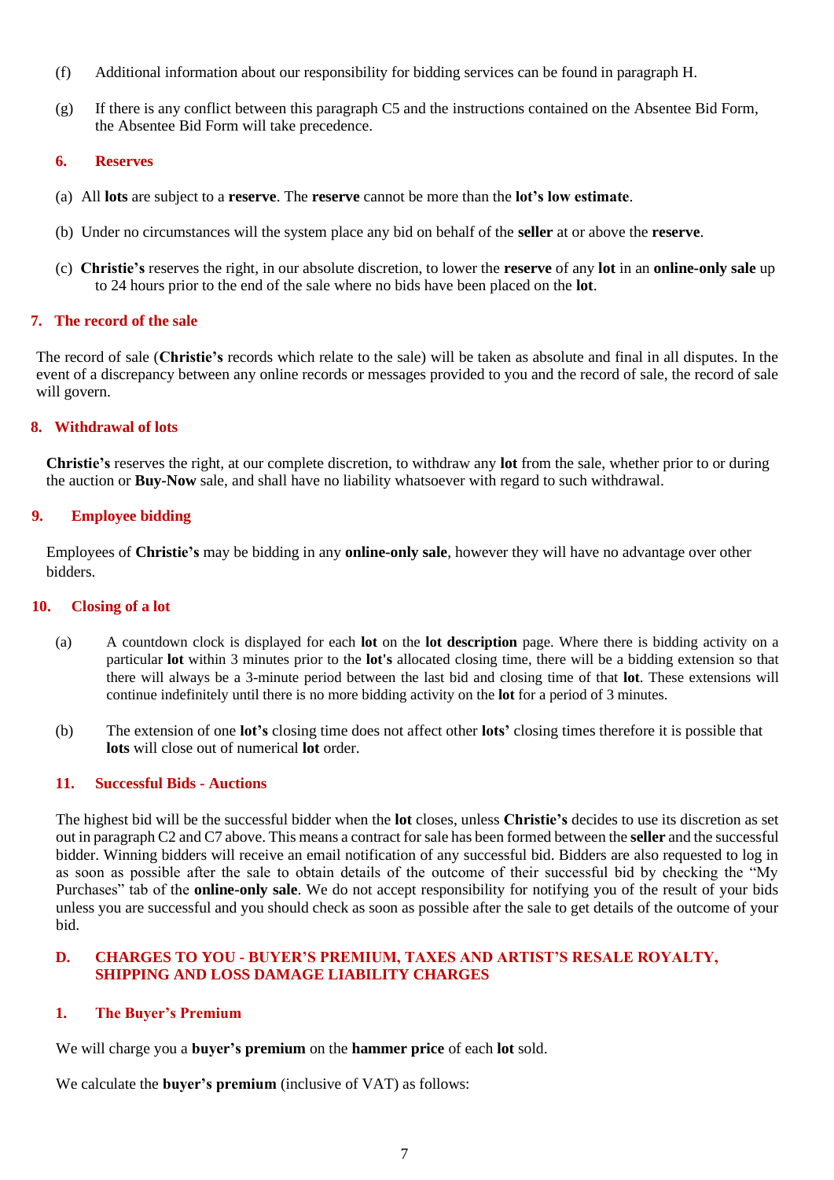(f) Additional information about our responsibility for bidding services can be found in paragraph H.

(g) If there is any conflict between this paragraph C5 and the instructions contained on the Absentee Bid Form, the Absentee Bid Form will take precedence.

### 6. Reserves

(a) All **lots** are subject to a **reserve**. The **reserve** cannot be more than the **lot's low estimate**.

(b) Under no circumstances will the system place any bid on behalf of the **seller** at or above the **reserve**.

(c) **Christie's** reserves the right, in our absolute discretion, to lower the **reserve** of any **lot** in an **online-only sale** up to 24 hours prior to the end of the sale where no bids have been placed on the **lot**.

### 7. The record of the sale

The record of sale (**Christie's** records which relate to the sale) will be taken as absolute and final in all disputes. In the event of a discrepancy between any online records or messages provided to you and the record of sale, the record of sale will govern.

### 8. Withdrawal of lots

**Christie's** reserves the right, at our complete discretion, to withdraw any **lot** from the sale, whether prior to or during the auction or **Buy-Now** sale, and shall have no liability whatsoever with regard to such withdrawal.

### 9. Employee bidding

Employees of **Christie's** may be bidding in any **online-only sale**, however they will have no advantage over other bidders.

### 10. Closing of a lot

(a) A countdown clock is displayed for each **lot** on the **lot description** page. Where there is bidding activity on a particular **lot** within 3 minutes prior to the **lot's** allocated closing time, there will be a bidding extension so that there will always be a 3-minute period between the last bid and closing time of that **lot**. These extensions will continue indefinitely until there is no more bidding activity on the **lot** for a period of 3 minutes.

(b) The extension of one **lot's** closing time does not affect other **lots'** closing times therefore it is possible that **lots** will close out of numerical **lot** order.

### 11. Successful Bids - Auctions

The highest bid will be the successful bidder when the **lot** closes, unless **Christie's** decides to use its discretion as set out in paragraph C2 and C7 above. This means a contract for sale has been formed between the **seller** and the successful bidder. Winning bidders will receive an email notification of any successful bid. Bidders are also requested to log in as soon as possible after the sale to obtain details of the outcome of their successful bid by checking the "My Purchases" tab of the **online-only sale**. We do not accept responsibility for notifying you of the result of your bids unless you are successful and you should check as soon as possible after the sale to get details of the outcome of your bid.

## D. CHARGES TO YOU - BUYER'S PREMIUM, TAXES AND ARTIST'S RESALE ROYALTY, SHIPPING AND LOSS DAMAGE LIABILITY CHARGES

### 1. The Buyer's Premium

We will charge you a **buyer's premium** on the **hammer price** of each **lot** sold.

We calculate the **buyer's premium** (inclusive of VAT) as follows: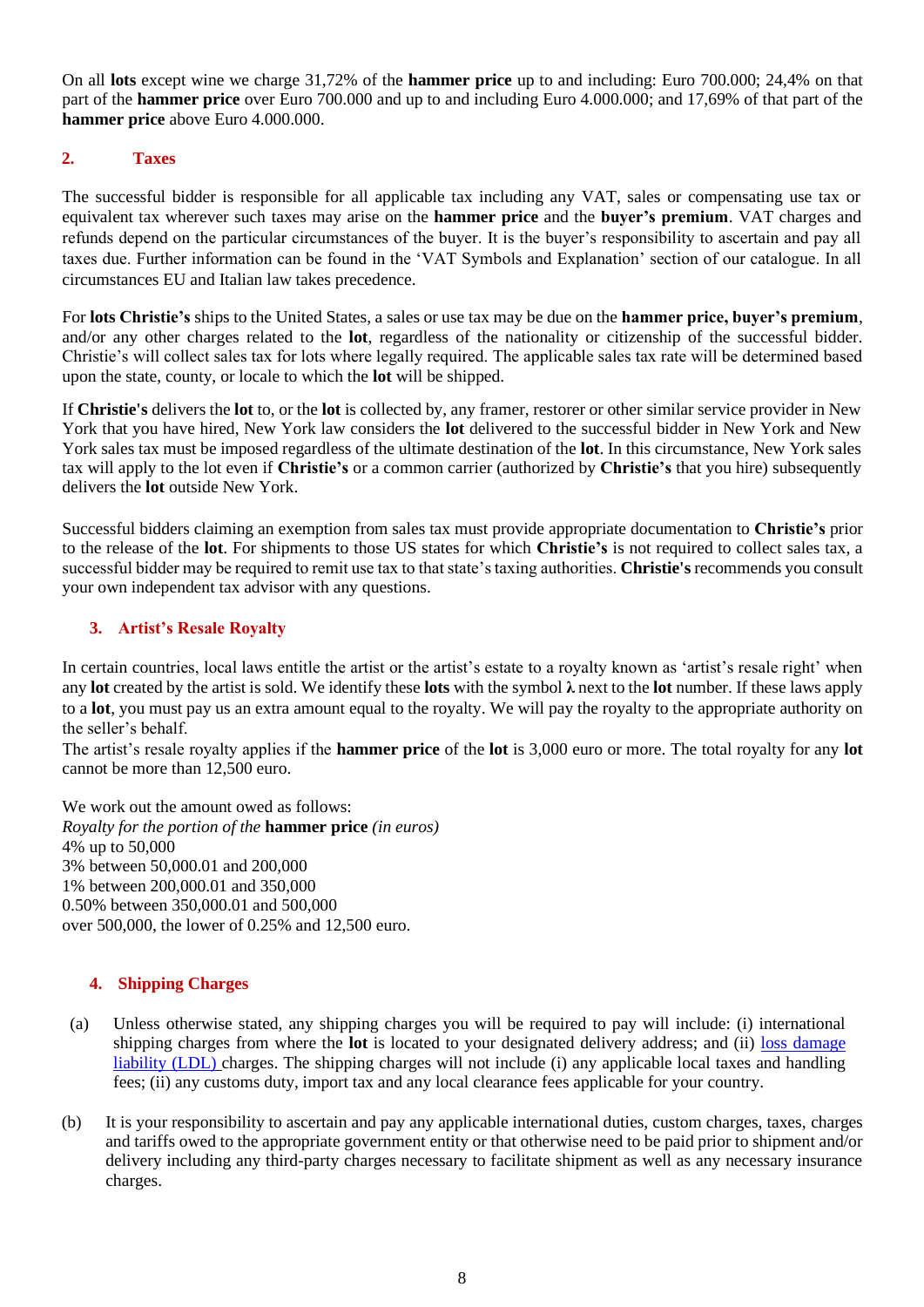On all **lots** except wine we charge 31,72% of the **hammer price** up to and including: Euro 700.000; 24,4% on that part of the **hammer price** over Euro 700.000 and up to and including Euro 4.000.000; and 17,69% of that part of the **hammer price** above Euro 4.000.000.

## 2. Taxes

The successful bidder is responsible for all applicable tax including any VAT, sales or compensating use tax or equivalent tax wherever such taxes may arise on the **hammer price** and the **buyer's premium**. VAT charges and refunds depend on the particular circumstances of the buyer. It is the buyer's responsibility to ascertain and pay all taxes due. Further information can be found in the 'VAT Symbols and Explanation' section of our catalogue. In all circumstances EU and Italian law takes precedence.

For **lots Christie's** ships to the United States, a sales or use tax may be due on the **hammer price, buyer's premium**, and/or any other charges related to the **lot**, regardless of the nationality or citizenship of the successful bidder. Christie's will collect sales tax for lots where legally required. The applicable sales tax rate will be determined based upon the state, county, or locale to which the **lot** will be shipped.

If **Christie's** delivers the **lot** to, or the **lot** is collected by, any framer, restorer or other similar service provider in New York that you have hired, New York law considers the **lot** delivered to the successful bidder in New York and New York sales tax must be imposed regardless of the ultimate destination of the **lot**. In this circumstance, New York sales tax will apply to the lot even if **Christie's** or a common carrier (authorized by **Christie's** that you hire) subsequently delivers the **lot** outside New York.

Successful bidders claiming an exemption from sales tax must provide appropriate documentation to **Christie's** prior to the release of the **lot**. For shipments to those US states for which **Christie's** is not required to collect sales tax, a successful bidder may be required to remit use tax to that state's taxing authorities. **Christie's** recommends you consult your own independent tax advisor with any questions.

## 3. Artist's Resale Royalty

In certain countries, local laws entitle the artist or the artist's estate to a royalty known as 'artist's resale right' when any **lot** created by the artist is sold. We identify these **lots** with the symbol **λ** next to the **lot** number. If these laws apply to a **lot**, you must pay us an extra amount equal to the royalty. We will pay the royalty to the appropriate authority on the seller's behalf.
The artist's resale royalty applies if the **hammer price** of the **lot** is 3,000 euro or more. The total royalty for any **lot** cannot be more than 12,500 euro.

We work out the amount owed as follows:
*Royalty for the portion of the* **hammer price** *(in euros)*
4% up to 50,000
3% between 50,000.01 and 200,000
1% between 200,000.01 and 350,000
0.50% between 350,000.01 and 500,000
over 500,000, the lower of 0.25% and 12,500 euro.

## 4. Shipping Charges

(a) Unless otherwise stated, any shipping charges you will be required to pay will include: (i) international shipping charges from where the **lot** is located to your designated delivery address; and (ii) loss damage liability (LDL) charges. The shipping charges will not include (i) any applicable local taxes and handling fees; (ii) any customs duty, import tax and any local clearance fees applicable for your country.

(b) It is your responsibility to ascertain and pay any applicable international duties, custom charges, taxes, charges and tariffs owed to the appropriate government entity or that otherwise need to be paid prior to shipment and/or delivery including any third-party charges necessary to facilitate shipment as well as any necessary insurance charges.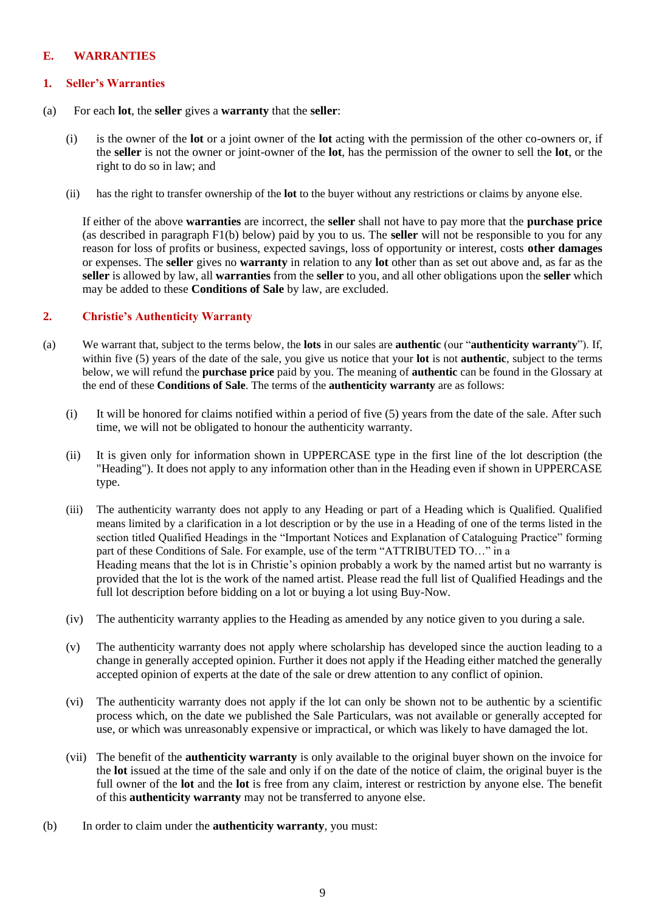## E. WARRANTIES

### 1. Seller's Warranties

(a) For each **lot**, the **seller** gives a **warranty** that the **seller**:

(i) is the owner of the **lot** or a joint owner of the **lot** acting with the permission of the other co-owners or, if the **seller** is not the owner or joint-owner of the **lot**, has the permission of the owner to sell the **lot**, or the right to do so in law; and

(ii) has the right to transfer ownership of the **lot** to the buyer without any restrictions or claims by anyone else.

If either of the above **warranties** are incorrect, the **seller** shall not have to pay more that the **purchase price** (as described in paragraph F1(b) below) paid by you to us. The **seller** will not be responsible to you for any reason for loss of profits or business, expected savings, loss of opportunity or interest, costs **other damages** or expenses. The **seller** gives no **warranty** in relation to any **lot** other than as set out above and, as far as the **seller** is allowed by law, all **warranties** from the **seller** to you, and all other obligations upon the **seller** which may be added to these **Conditions of Sale** by law, are excluded.

### 2. Christie's Authenticity Warranty

(a) We warrant that, subject to the terms below, the **lots** in our sales are **authentic** (our "**authenticity warranty**"). If, within five (5) years of the date of the sale, you give us notice that your **lot** is not **authentic**, subject to the terms below, we will refund the **purchase price** paid by you. The meaning of **authentic** can be found in the Glossary at the end of these **Conditions of Sale**. The terms of the **authenticity warranty** are as follows:

(i) It will be honored for claims notified within a period of five (5) years from the date of the sale. After such time, we will not be obligated to honour the authenticity warranty.

(ii) It is given only for information shown in UPPERCASE type in the first line of the lot description (the "Heading"). It does not apply to any information other than in the Heading even if shown in UPPERCASE type.

(iii) The authenticity warranty does not apply to any Heading or part of a Heading which is Qualified. Qualified means limited by a clarification in a lot description or by the use in a Heading of one of the terms listed in the section titled Qualified Headings in the "Important Notices and Explanation of Cataloguing Practice" forming part of these Conditions of Sale. For example, use of the term "ATTRIBUTED TO…" in a Heading means that the lot is in Christie's opinion probably a work by the named artist but no warranty is provided that the lot is the work of the named artist. Please read the full list of Qualified Headings and the full lot description before bidding on a lot or buying a lot using Buy-Now.

(iv) The authenticity warranty applies to the Heading as amended by any notice given to you during a sale.

(v) The authenticity warranty does not apply where scholarship has developed since the auction leading to a change in generally accepted opinion. Further it does not apply if the Heading either matched the generally accepted opinion of experts at the date of the sale or drew attention to any conflict of opinion.

(vi) The authenticity warranty does not apply if the lot can only be shown not to be authentic by a scientific process which, on the date we published the Sale Particulars, was not available or generally accepted for use, or which was unreasonably expensive or impractical, or which was likely to have damaged the lot.

(vii) The benefit of the **authenticity warranty** is only available to the original buyer shown on the invoice for the **lot** issued at the time of the sale and only if on the date of the notice of claim, the original buyer is the full owner of the **lot** and the **lot** is free from any claim, interest or restriction by anyone else. The benefit of this **authenticity warranty** may not be transferred to anyone else.

(b) In order to claim under the **authenticity warranty**, you must: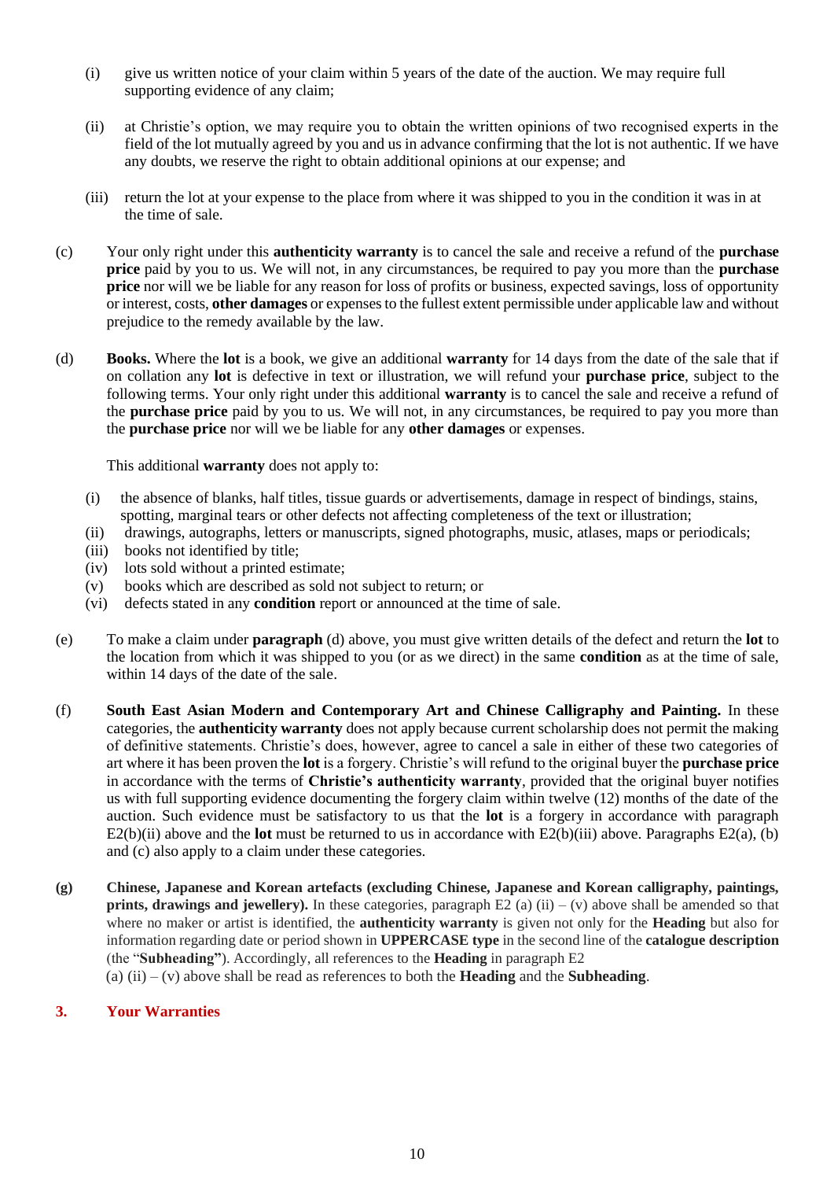(i) give us written notice of your claim within 5 years of the date of the auction. We may require full supporting evidence of any claim;

(ii) at Christie's option, we may require you to obtain the written opinions of two recognised experts in the field of the lot mutually agreed by you and us in advance confirming that the lot is not authentic. If we have any doubts, we reserve the right to obtain additional opinions at our expense; and

(iii) return the lot at your expense to the place from where it was shipped to you in the condition it was in at the time of sale.

(c) Your only right under this **authenticity warranty** is to cancel the sale and receive a refund of the **purchase price** paid by you to us. We will not, in any circumstances, be required to pay you more than the **purchase price** nor will we be liable for any reason for loss of profits or business, expected savings, loss of opportunity or interest, costs, **other damages** or expenses to the fullest extent permissible under applicable law and without prejudice to the remedy available by the law.

(d) **Books.** Where the **lot** is a book, we give an additional **warranty** for 14 days from the date of the sale that if on collation any **lot** is defective in text or illustration, we will refund your **purchase price**, subject to the following terms. Your only right under this additional **warranty** is to cancel the sale and receive a refund of the **purchase price** paid by you to us. We will not, in any circumstances, be required to pay you more than the **purchase price** nor will we be liable for any **other damages** or expenses.

This additional **warranty** does not apply to:

(i) the absence of blanks, half titles, tissue guards or advertisements, damage in respect of bindings, stains, spotting, marginal tears or other defects not affecting completeness of the text or illustration;
(ii) drawings, autographs, letters or manuscripts, signed photographs, music, atlases, maps or periodicals;
(iii) books not identified by title;
(iv) lots sold without a printed estimate;
(v) books which are described as sold not subject to return; or
(vi) defects stated in any **condition** report or announced at the time of sale.

(e) To make a claim under **paragraph** (d) above, you must give written details of the defect and return the **lot** to the location from which it was shipped to you (or as we direct) in the same **condition** as at the time of sale, within 14 days of the date of the sale.

(f) **South East Asian Modern and Contemporary Art and Chinese Calligraphy and Painting.** In these categories, the **authenticity warranty** does not apply because current scholarship does not permit the making of definitive statements. Christie's does, however, agree to cancel a sale in either of these two categories of art where it has been proven the **lot** is a forgery. Christie's will refund to the original buyer the **purchase price** in accordance with the terms of **Christie's authenticity warranty**, provided that the original buyer notifies us with full supporting evidence documenting the forgery claim within twelve (12) months of the date of the auction. Such evidence must be satisfactory to us that the **lot** is a forgery in accordance with paragraph E2(b)(ii) above and the **lot** must be returned to us in accordance with E2(b)(iii) above. Paragraphs E2(a), (b) and (c) also apply to a claim under these categories.

**(g)** **Chinese, Japanese and Korean artefacts (excluding Chinese, Japanese and Korean calligraphy, paintings, prints, drawings and jewellery).** In these categories, paragraph E2 (a) (ii) – (v) above shall be amended so that where no maker or artist is identified, the **authenticity warranty** is given not only for the **Heading** but also for information regarding date or period shown in **UPPERCASE type** in the second line of the **catalogue description** (the "**Subheading"**). Accordingly, all references to the **Heading** in paragraph E2 (a) (ii) – (v) above shall be read as references to both the **Heading** and the **Subheading**.

## 3. Your Warranties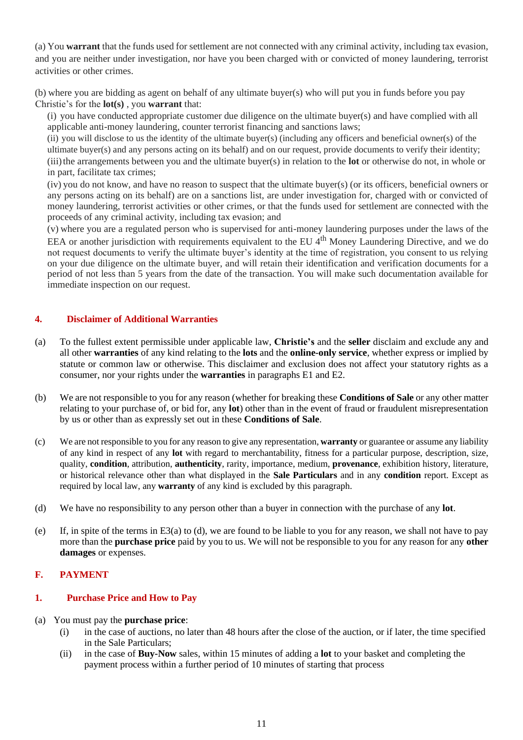(a) You **warrant** that the funds used for settlement are not connected with any criminal activity, including tax evasion, and you are neither under investigation, nor have you been charged with or convicted of money laundering, terrorist activities or other crimes.

(b) where you are bidding as agent on behalf of any ultimate buyer(s) who will put you in funds before you pay Christie's for the **lot(s)** , you **warrant** that:

(i) you have conducted appropriate customer due diligence on the ultimate buyer(s) and have complied with all applicable anti-money laundering, counter terrorist financing and sanctions laws;

(ii) you will disclose to us the identity of the ultimate buyer(s) (including any officers and beneficial owner(s) of the ultimate buyer(s) and any persons acting on its behalf) and on our request, provide documents to verify their identity;

(iii) the arrangements between you and the ultimate buyer(s) in relation to the **lot** or otherwise do not, in whole or in part, facilitate tax crimes;

(iv) you do not know, and have no reason to suspect that the ultimate buyer(s) (or its officers, beneficial owners or any persons acting on its behalf) are on a sanctions list, are under investigation for, charged with or convicted of money laundering, terrorist activities or other crimes, or that the funds used for settlement are connected with the proceeds of any criminal activity, including tax evasion; and

(v) where you are a regulated person who is supervised for anti-money laundering purposes under the laws of the EEA or another jurisdiction with requirements equivalent to the EU 4th Money Laundering Directive, and we do not request documents to verify the ultimate buyer's identity at the time of registration, you consent to us relying on your due diligence on the ultimate buyer, and will retain their identification and verification documents for a period of not less than 5 years from the date of the transaction. You will make such documentation available for immediate inspection on our request.

## 4. Disclaimer of Additional Warranties

(a) To the fullest extent permissible under applicable law, **Christie's** and the **seller** disclaim and exclude any and all other **warranties** of any kind relating to the **lots** and the **online-only service**, whether express or implied by statute or common law or otherwise. This disclaimer and exclusion does not affect your statutory rights as a consumer, nor your rights under the **warranties** in paragraphs E1 and E2.

(b) We are not responsible to you for any reason (whether for breaking these **Conditions of Sale** or any other matter relating to your purchase of, or bid for, any **lot**) other than in the event of fraud or fraudulent misrepresentation by us or other than as expressly set out in these **Conditions of Sale**.

(c) We are not responsible to you for any reason to give any representation, **warranty** or guarantee or assume any liability of any kind in respect of any **lot** with regard to merchantability, fitness for a particular purpose, description, size, quality, **condition**, attribution, **authenticity**, rarity, importance, medium, **provenance**, exhibition history, literature, or historical relevance other than what displayed in the **Sale Particulars** and in any **condition** report. Except as required by local law, any **warranty** of any kind is excluded by this paragraph.

(d) We have no responsibility to any person other than a buyer in connection with the purchase of any **lot**.

(e) If, in spite of the terms in E3(a) to (d), we are found to be liable to you for any reason, we shall not have to pay more than the **purchase price** paid by you to us. We will not be responsible to you for any reason for any **other damages** or expenses.

# F. PAYMENT

## 1. Purchase Price and How to Pay

(a) You must pay the **purchase price**:

(i) in the case of auctions, no later than 48 hours after the close of the auction, or if later, the time specified in the Sale Particulars;

(ii) in the case of **Buy-Now** sales, within 15 minutes of adding a **lot** to your basket and completing the payment process within a further period of 10 minutes of starting that process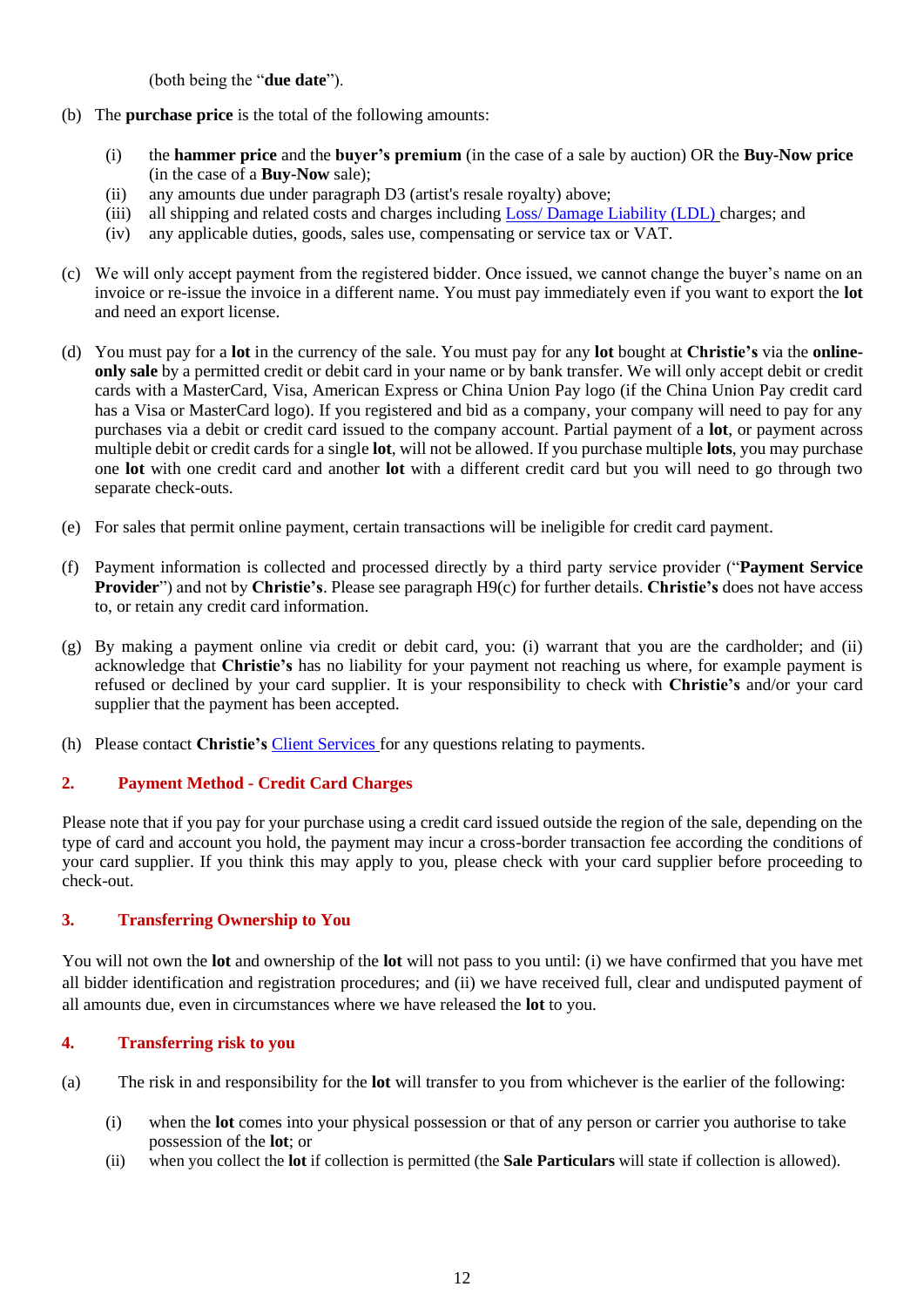(both being the "**due date**").

(b) The **purchase price** is the total of the following amounts:

   (i) the **hammer price** and the **buyer's premium** (in the case of a sale by auction) OR the **Buy-Now price** (in the case of a **Buy-Now** sale);
   (ii) any amounts due under paragraph D3 (artist's resale royalty) above;
   (iii) all shipping and related costs and charges including Loss/ Damage Liability (LDL) charges; and
   (iv) any applicable duties, goods, sales use, compensating or service tax or VAT.

(c) We will only accept payment from the registered bidder. Once issued, we cannot change the buyer's name on an invoice or re-issue the invoice in a different name. You must pay immediately even if you want to export the **lot** and need an export license.

(d) You must pay for a **lot** in the currency of the sale. You must pay for any **lot** bought at **Christie's** via the **online-only sale** by a permitted credit or debit card in your name or by bank transfer. We will only accept debit or credit cards with a MasterCard, Visa, American Express or China Union Pay logo (if the China Union Pay credit card has a Visa or MasterCard logo). If you registered and bid as a company, your company will need to pay for any purchases via a debit or credit card issued to the company account. Partial payment of a **lot**, or payment across multiple debit or credit cards for a single **lot**, will not be allowed. If you purchase multiple **lots**, you may purchase one **lot** with one credit card and another **lot** with a different credit card but you will need to go through two separate check-outs.

(e) For sales that permit online payment, certain transactions will be ineligible for credit card payment.

(f) Payment information is collected and processed directly by a third party service provider ("**Payment Service Provider**") and not by **Christie's**. Please see paragraph H9(c) for further details. **Christie's** does not have access to, or retain any credit card information.

(g) By making a payment online via credit or debit card, you: (i) warrant that you are the cardholder; and (ii) acknowledge that **Christie's** has no liability for your payment not reaching us where, for example payment is refused or declined by your card supplier. It is your responsibility to check with **Christie's** and/or your card supplier that the payment has been accepted.

(h) Please contact **Christie's** Client Services for any questions relating to payments.

## 2. Payment Method - Credit Card Charges

Please note that if you pay for your purchase using a credit card issued outside the region of the sale, depending on the type of card and account you hold, the payment may incur a cross-border transaction fee according the conditions of your card supplier. If you think this may apply to you, please check with your card supplier before proceeding to check-out.

## 3. Transferring Ownership to You

You will not own the **lot** and ownership of the **lot** will not pass to you until: (i) we have confirmed that you have met all bidder identification and registration procedures; and (ii) we have received full, clear and undisputed payment of all amounts due, even in circumstances where we have released the **lot** to you.

## 4. Transferring risk to you

(a) The risk in and responsibility for the **lot** will transfer to you from whichever is the earlier of the following:

   (i) when the **lot** comes into your physical possession or that of any person or carrier you authorise to take possession of the **lot**; or
   (ii) when you collect the **lot** if collection is permitted (the **Sale Particulars** will state if collection is allowed).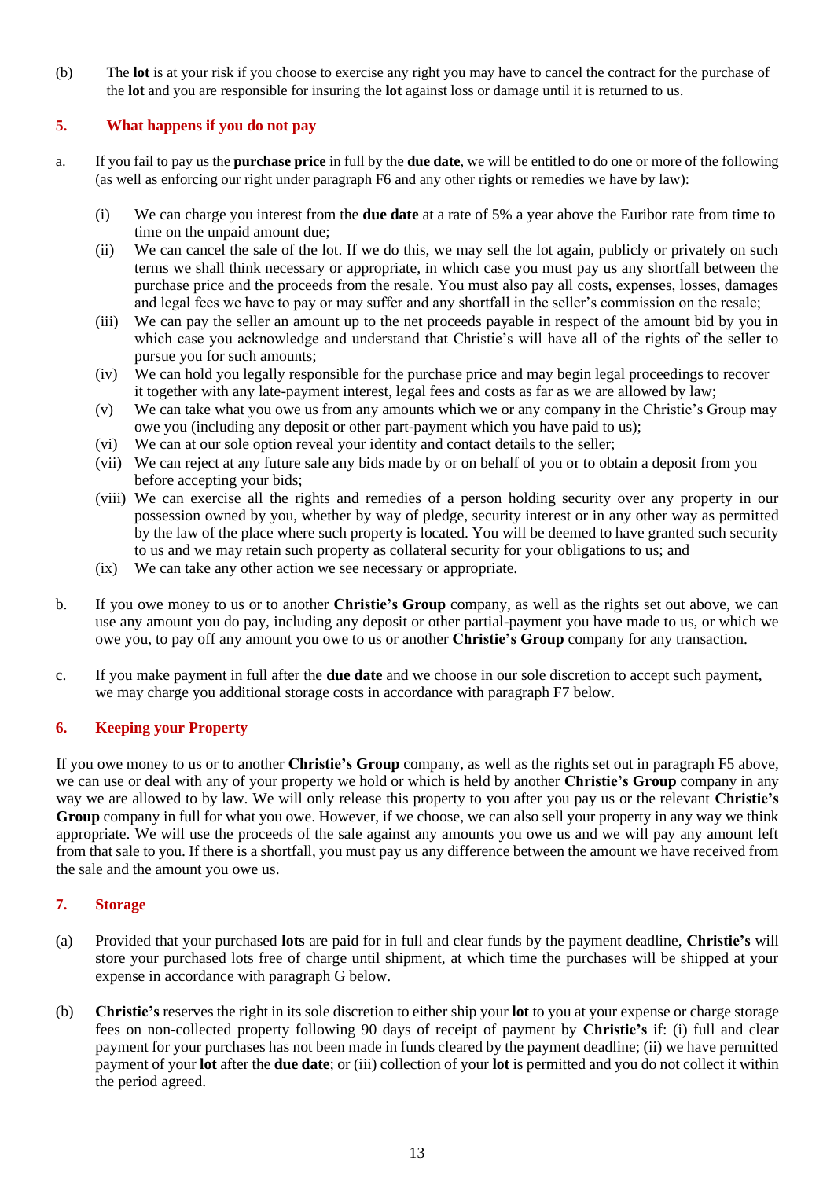(b) The **lot** is at your risk if you choose to exercise any right you may have to cancel the contract for the purchase of the **lot** and you are responsible for insuring the **lot** against loss or damage until it is returned to us.

## 5. What happens if you do not pay

a. If you fail to pay us the **purchase price** in full by the **due date**, we will be entitled to do one or more of the following (as well as enforcing our right under paragraph F6 and any other rights or remedies we have by law):

  (i) We can charge you interest from the **due date** at a rate of 5% a year above the Euribor rate from time to time on the unpaid amount due;

  (ii) We can cancel the sale of the lot. If we do this, we may sell the lot again, publicly or privately on such terms we shall think necessary or appropriate, in which case you must pay us any shortfall between the purchase price and the proceeds from the resale. You must also pay all costs, expenses, losses, damages and legal fees we have to pay or may suffer and any shortfall in the seller's commission on the resale;

  (iii) We can pay the seller an amount up to the net proceeds payable in respect of the amount bid by you in which case you acknowledge and understand that Christie's will have all of the rights of the seller to pursue you for such amounts;

  (iv) We can hold you legally responsible for the purchase price and may begin legal proceedings to recover it together with any late-payment interest, legal fees and costs as far as we are allowed by law;

  (v) We can take what you owe us from any amounts which we or any company in the Christie's Group may owe you (including any deposit or other part-payment which you have paid to us);

  (vi) We can at our sole option reveal your identity and contact details to the seller;

  (vii) We can reject at any future sale any bids made by or on behalf of you or to obtain a deposit from you before accepting your bids;

  (viii) We can exercise all the rights and remedies of a person holding security over any property in our possession owned by you, whether by way of pledge, security interest or in any other way as permitted by the law of the place where such property is located. You will be deemed to have granted such security to us and we may retain such property as collateral security for your obligations to us; and

  (ix) We can take any other action we see necessary or appropriate.

b. If you owe money to us or to another **Christie's Group** company, as well as the rights set out above, we can use any amount you do pay, including any deposit or other partial-payment you have made to us, or which we owe you, to pay off any amount you owe to us or another **Christie's Group** company for any transaction.

c. If you make payment in full after the **due date** and we choose in our sole discretion to accept such payment, we may charge you additional storage costs in accordance with paragraph F7 below.

## 6. Keeping your Property

If you owe money to us or to another **Christie's Group** company, as well as the rights set out in paragraph F5 above, we can use or deal with any of your property we hold or which is held by another **Christie's Group** company in any way we are allowed to by law. We will only release this property to you after you pay us or the relevant **Christie's Group** company in full for what you owe. However, if we choose, we can also sell your property in any way we think appropriate. We will use the proceeds of the sale against any amounts you owe us and we will pay any amount left from that sale to you. If there is a shortfall, you must pay us any difference between the amount we have received from the sale and the amount you owe us.

## 7. Storage

(a) Provided that your purchased **lots** are paid for in full and clear funds by the payment deadline, **Christie's** will store your purchased lots free of charge until shipment, at which time the purchases will be shipped at your expense in accordance with paragraph G below.

(b) **Christie's** reserves the right in its sole discretion to either ship your **lot** to you at your expense or charge storage fees on non-collected property following 90 days of receipt of payment by **Christie's** if: (i) full and clear payment for your purchases has not been made in funds cleared by the payment deadline; (ii) we have permitted payment of your **lot** after the **due date**; or (iii) collection of your **lot** is permitted and you do not collect it within the period agreed.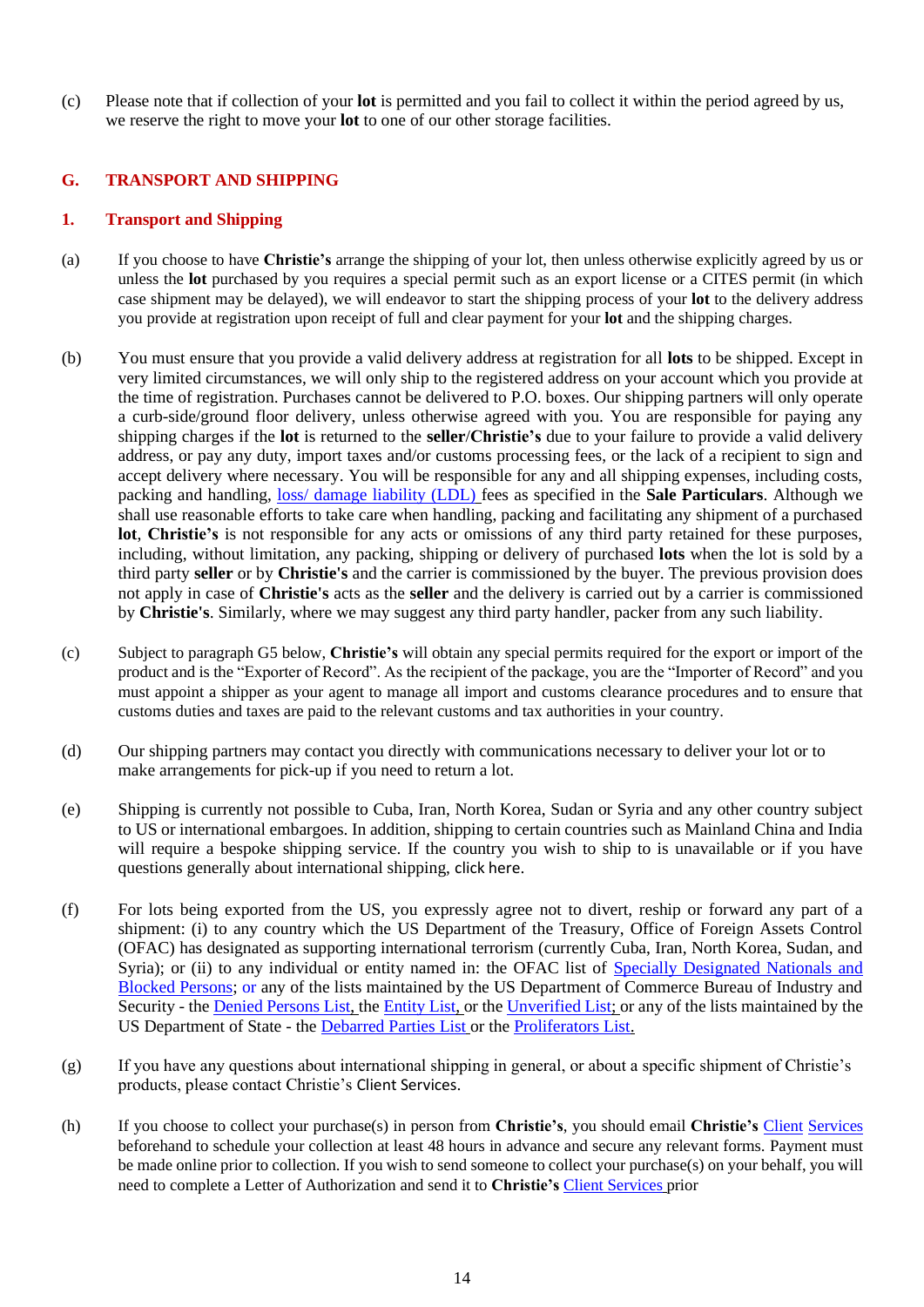(c) Please note that if collection of your **lot** is permitted and you fail to collect it within the period agreed by us, we reserve the right to move your **lot** to one of our other storage facilities.

## G. TRANSPORT AND SHIPPING

### 1. Transport and Shipping

(a) If you choose to have **Christie's** arrange the shipping of your lot, then unless otherwise explicitly agreed by us or unless the **lot** purchased by you requires a special permit such as an export license or a CITES permit (in which case shipment may be delayed), we will endeavor to start the shipping process of your **lot** to the delivery address you provide at registration upon receipt of full and clear payment for your **lot** and the shipping charges.

(b) You must ensure that you provide a valid delivery address at registration for all **lots** to be shipped. Except in very limited circumstances, we will only ship to the registered address on your account which you provide at the time of registration. Purchases cannot be delivered to P.O. boxes. Our shipping partners will only operate a curb-side/ground floor delivery, unless otherwise agreed with you. You are responsible for paying any shipping charges if the **lot** is returned to the **seller**/**Christie's** due to your failure to provide a valid delivery address, or pay any duty, import taxes and/or customs processing fees, or the lack of a recipient to sign and accept delivery where necessary. You will be responsible for any and all shipping expenses, including costs, packing and handling, loss/ damage liability (LDL) fees as specified in the **Sale Particulars**. Although we shall use reasonable efforts to take care when handling, packing and facilitating any shipment of a purchased **lot**, **Christie's** is not responsible for any acts or omissions of any third party retained for these purposes, including, without limitation, any packing, shipping or delivery of purchased **lots** when the lot is sold by a third party **seller** or by **Christie's** and the carrier is commissioned by the buyer. The previous provision does not apply in case of **Christie's** acts as the **seller** and the delivery is carried out by a carrier is commissioned by **Christie's**. Similarly, where we may suggest any third party handler, packer from any such liability.

(c) Subject to paragraph G5 below, **Christie's** will obtain any special permits required for the export or import of the product and is the "Exporter of Record". As the recipient of the package, you are the "Importer of Record" and you must appoint a shipper as your agent to manage all import and customs clearance procedures and to ensure that customs duties and taxes are paid to the relevant customs and tax authorities in your country.

(d) Our shipping partners may contact you directly with communications necessary to deliver your lot or to make arrangements for pick-up if you need to return a lot.

(e) Shipping is currently not possible to Cuba, Iran, North Korea, Sudan or Syria and any other country subject to US or international embargoes. In addition, shipping to certain countries such as Mainland China and India will require a bespoke shipping service. If the country you wish to ship to is unavailable or if you have questions generally about international shipping, click here.

(f) For lots being exported from the US, you expressly agree not to divert, reship or forward any part of a shipment: (i) to any country which the US Department of the Treasury, Office of Foreign Assets Control (OFAC) has designated as supporting international terrorism (currently Cuba, Iran, North Korea, Sudan, and Syria); or (ii) to any individual or entity named in: the OFAC list of Specially Designated Nationals and Blocked Persons; or any of the lists maintained by the US Department of Commerce Bureau of Industry and Security - the Denied Persons List, the Entity List, or the Unverified List; or any of the lists maintained by the US Department of State - the Debarred Parties List or the Proliferators List.

(g) If you have any questions about international shipping in general, or about a specific shipment of Christie's products, please contact Christie's Client Services.

(h) If you choose to collect your purchase(s) in person from **Christie's**, you should email **Christie's** Client Services beforehand to schedule your collection at least 48 hours in advance and secure any relevant forms. Payment must be made online prior to collection. If you wish to send someone to collect your purchase(s) on your behalf, you will need to complete a Letter of Authorization and send it to **Christie's** Client Services prior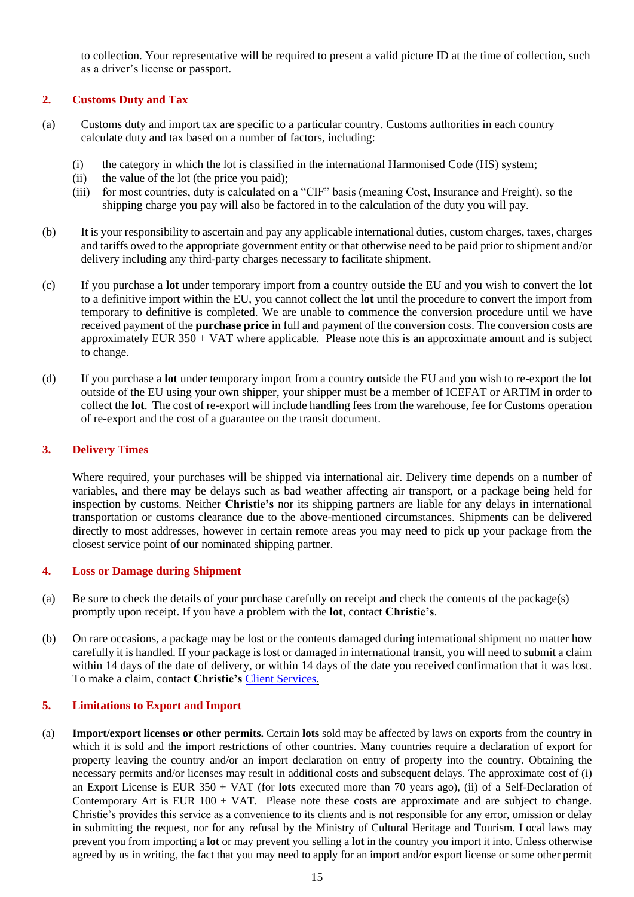to collection. Your representative will be required to present a valid picture ID at the time of collection, such as a driver's license or passport.

## 2. Customs Duty and Tax

(a) Customs duty and import tax are specific to a particular country. Customs authorities in each country calculate duty and tax based on a number of factors, including:

  (i) the category in which the lot is classified in the international Harmonised Code (HS) system;
  (ii) the value of the lot (the price you paid);
  (iii) for most countries, duty is calculated on a "CIF" basis (meaning Cost, Insurance and Freight), so the shipping charge you pay will also be factored in to the calculation of the duty you will pay.

(b) It is your responsibility to ascertain and pay any applicable international duties, custom charges, taxes, charges and tariffs owed to the appropriate government entity or that otherwise need to be paid prior to shipment and/or delivery including any third-party charges necessary to facilitate shipment.

(c) If you purchase a **lot** under temporary import from a country outside the EU and you wish to convert the **lot** to a definitive import within the EU, you cannot collect the **lot** until the procedure to convert the import from temporary to definitive is completed. We are unable to commence the conversion procedure until we have received payment of the **purchase price** in full and payment of the conversion costs. The conversion costs are approximately EUR 350 + VAT where applicable. Please note this is an approximate amount and is subject to change.

(d) If you purchase a **lot** under temporary import from a country outside the EU and you wish to re-export the **lot** outside of the EU using your own shipper, your shipper must be a member of ICEFAT or ARTIM in order to collect the **lot**. The cost of re-export will include handling fees from the warehouse, fee for Customs operation of re-export and the cost of a guarantee on the transit document.

## 3. Delivery Times

Where required, your purchases will be shipped via international air. Delivery time depends on a number of variables, and there may be delays such as bad weather affecting air transport, or a package being held for inspection by customs. Neither **Christie's** nor its shipping partners are liable for any delays in international transportation or customs clearance due to the above-mentioned circumstances. Shipments can be delivered directly to most addresses, however in certain remote areas you may need to pick up your package from the closest service point of our nominated shipping partner.

## 4. Loss or Damage during Shipment

(a) Be sure to check the details of your purchase carefully on receipt and check the contents of the package(s) promptly upon receipt. If you have a problem with the **lot**, contact **Christie's**.

(b) On rare occasions, a package may be lost or the contents damaged during international shipment no matter how carefully it is handled. If your package is lost or damaged in international transit, you will need to submit a claim within 14 days of the date of delivery, or within 14 days of the date you received confirmation that it was lost. To make a claim, contact **Christie's** Client Services.

## 5. Limitations to Export and Import

(a) **Import/export licenses or other permits.** Certain **lots** sold may be affected by laws on exports from the country in which it is sold and the import restrictions of other countries. Many countries require a declaration of export for property leaving the country and/or an import declaration on entry of property into the country. Obtaining the necessary permits and/or licenses may result in additional costs and subsequent delays. The approximate cost of (i) an Export License is EUR 350 + VAT (for **lots** executed more than 70 years ago), (ii) of a Self-Declaration of Contemporary Art is EUR 100 + VAT. Please note these costs are approximate and are subject to change. Christie's provides this service as a convenience to its clients and is not responsible for any error, omission or delay in submitting the request, nor for any refusal by the Ministry of Cultural Heritage and Tourism. Local laws may prevent you from importing a **lot** or may prevent you selling a **lot** in the country you import it into. Unless otherwise agreed by us in writing, the fact that you may need to apply for an import and/or export license or some other permit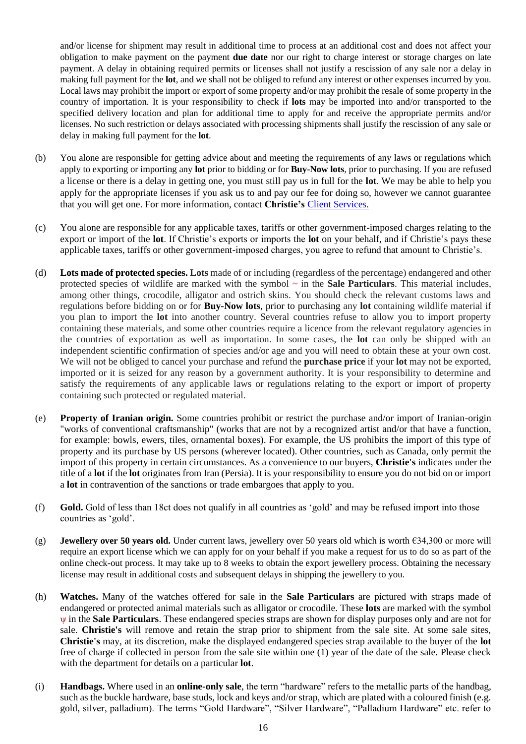and/or license for shipment may result in additional time to process at an additional cost and does not affect your obligation to make payment on the payment **due date** nor our right to charge interest or storage charges on late payment. A delay in obtaining required permits or licenses shall not justify a rescission of any sale nor a delay in making full payment for the **lot**, and we shall not be obliged to refund any interest or other expenses incurred by you. Local laws may prohibit the import or export of some property and/or may prohibit the resale of some property in the country of importation. It is your responsibility to check if **lots** may be imported into and/or transported to the specified delivery location and plan for additional time to apply for and receive the appropriate permits and/or licenses. No such restriction or delays associated with processing shipments shall justify the rescission of any sale or delay in making full payment for the **lot**.

(b) You alone are responsible for getting advice about and meeting the requirements of any laws or regulations which apply to exporting or importing any **lot** prior to bidding or for **Buy-Now lots**, prior to purchasing. If you are refused a license or there is a delay in getting one, you must still pay us in full for the **lot**. We may be able to help you apply for the appropriate licenses if you ask us to and pay our fee for doing so, however we cannot guarantee that you will get one. For more information, contact **Christie's** Client Services.

(c) You alone are responsible for any applicable taxes, tariffs or other government-imposed charges relating to the export or import of the **lot**. If Christie's exports or imports the **lot** on your behalf, and if Christie's pays these applicable taxes, tariffs or other government-imposed charges, you agree to refund that amount to Christie's.

(d) **Lots made of protected species. Lots** made of or including (regardless of the percentage) endangered and other protected species of wildlife are marked with the symbol ~ in the **Sale Particulars**. This material includes, among other things, crocodile, alligator and ostrich skins. You should check the relevant customs laws and regulations before bidding on or for **Buy-Now lots**, prior to purchasing any **lot** containing wildlife material if you plan to import the **lot** into another country. Several countries refuse to allow you to import property containing these materials, and some other countries require a licence from the relevant regulatory agencies in the countries of exportation as well as importation. In some cases, the **lot** can only be shipped with an independent scientific confirmation of species and/or age and you will need to obtain these at your own cost. We will not be obliged to cancel your purchase and refund the **purchase price** if your **lot** may not be exported, imported or it is seized for any reason by a government authority. It is your responsibility to determine and satisfy the requirements of any applicable laws or regulations relating to the export or import of property containing such protected or regulated material.

(e) **Property of Iranian origin.** Some countries prohibit or restrict the purchase and/or import of Iranian-origin "works of conventional craftsmanship" (works that are not by a recognized artist and/or that have a function, for example: bowls, ewers, tiles, ornamental boxes). For example, the US prohibits the import of this type of property and its purchase by US persons (wherever located). Other countries, such as Canada, only permit the import of this property in certain circumstances. As a convenience to our buyers, **Christie's** indicates under the title of a **lot** if the **lot** originates from Iran (Persia). It is your responsibility to ensure you do not bid on or import a **lot** in contravention of the sanctions or trade embargoes that apply to you.

(f) **Gold.** Gold of less than 18ct does not qualify in all countries as 'gold' and may be refused import into those countries as 'gold'.

(g) **Jewellery over 50 years old.** Under current laws, jewellery over 50 years old which is worth €34,300 or more will require an export license which we can apply for on your behalf if you make a request for us to do so as part of the online check-out process. It may take up to 8 weeks to obtain the export jewellery process. Obtaining the necessary license may result in additional costs and subsequent delays in shipping the jewellery to you.

(h) **Watches.** Many of the watches offered for sale in the **Sale Particulars** are pictured with straps made of endangered or protected animal materials such as alligator or crocodile. These **lots** are marked with the symbol ψ in the **Sale Particulars**. These endangered species straps are shown for display purposes only and are not for sale. **Christie's** will remove and retain the strap prior to shipment from the sale site. At some sale sites, **Christie's** may, at its discretion, make the displayed endangered species strap available to the buyer of the **lot** free of charge if collected in person from the sale site within one (1) year of the date of the sale. Please check with the department for details on a particular **lot**.

(i) **Handbags.** Where used in an **online-only sale**, the term "hardware" refers to the metallic parts of the handbag, such as the buckle hardware, base studs, lock and keys and/or strap, which are plated with a coloured finish (e.g. gold, silver, palladium). The terms "Gold Hardware", "Silver Hardware", "Palladium Hardware" etc. refer to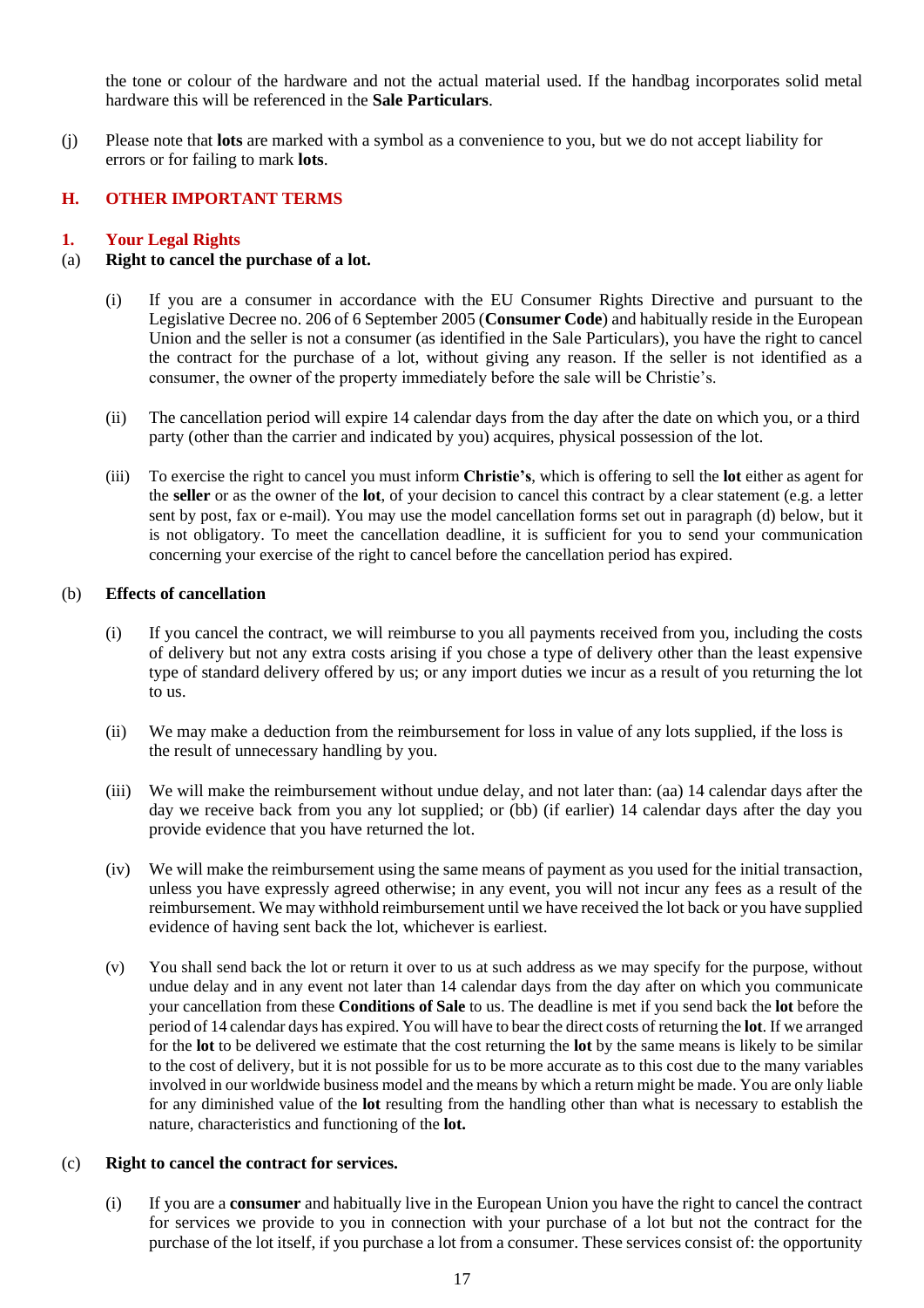the tone or colour of the hardware and not the actual material used. If the handbag incorporates solid metal hardware this will be referenced in the **Sale Particulars**.

(j) Please note that **lots** are marked with a symbol as a convenience to you, but we do not accept liability for errors or for failing to mark **lots**.

## H. OTHER IMPORTANT TERMS

### 1. Your Legal Rights

(a) **Right to cancel the purchase of a lot.**

(i) If you are a consumer in accordance with the EU Consumer Rights Directive and pursuant to the Legislative Decree no. 206 of 6 September 2005 (**Consumer Code**) and habitually reside in the European Union and the seller is not a consumer (as identified in the Sale Particulars), you have the right to cancel the contract for the purchase of a lot, without giving any reason. If the seller is not identified as a consumer, the owner of the property immediately before the sale will be Christie's.

(ii) The cancellation period will expire 14 calendar days from the day after the date on which you, or a third party (other than the carrier and indicated by you) acquires, physical possession of the lot.

(iii) To exercise the right to cancel you must inform **Christie's**, which is offering to sell the **lot** either as agent for the **seller** or as the owner of the **lot**, of your decision to cancel this contract by a clear statement (e.g. a letter sent by post, fax or e-mail). You may use the model cancellation forms set out in paragraph (d) below, but it is not obligatory. To meet the cancellation deadline, it is sufficient for you to send your communication concerning your exercise of the right to cancel before the cancellation period has expired.

(b) **Effects of cancellation**

(i) If you cancel the contract, we will reimburse to you all payments received from you, including the costs of delivery but not any extra costs arising if you chose a type of delivery other than the least expensive type of standard delivery offered by us; or any import duties we incur as a result of you returning the lot to us.

(ii) We may make a deduction from the reimbursement for loss in value of any lots supplied, if the loss is the result of unnecessary handling by you.

(iii) We will make the reimbursement without undue delay, and not later than: (aa) 14 calendar days after the day we receive back from you any lot supplied; or (bb) (if earlier) 14 calendar days after the day you provide evidence that you have returned the lot.

(iv) We will make the reimbursement using the same means of payment as you used for the initial transaction, unless you have expressly agreed otherwise; in any event, you will not incur any fees as a result of the reimbursement. We may withhold reimbursement until we have received the lot back or you have supplied evidence of having sent back the lot, whichever is earliest.

(v) You shall send back the lot or return it over to us at such address as we may specify for the purpose, without undue delay and in any event not later than 14 calendar days from the day after on which you communicate your cancellation from these **Conditions of Sale** to us. The deadline is met if you send back the **lot** before the period of 14 calendar days has expired. You will have to bear the direct costs of returning the **lot**. If we arranged for the **lot** to be delivered we estimate that the cost returning the **lot** by the same means is likely to be similar to the cost of delivery, but it is not possible for us to be more accurate as to this cost due to the many variables involved in our worldwide business model and the means by which a return might be made. You are only liable for any diminished value of the **lot** resulting from the handling other than what is necessary to establish the nature, characteristics and functioning of the **lot.**

(c) **Right to cancel the contract for services.**

(i) If you are a **consumer** and habitually live in the European Union you have the right to cancel the contract for services we provide to you in connection with your purchase of a lot but not the contract for the purchase of the lot itself, if you purchase a lot from a consumer. These services consist of: the opportunity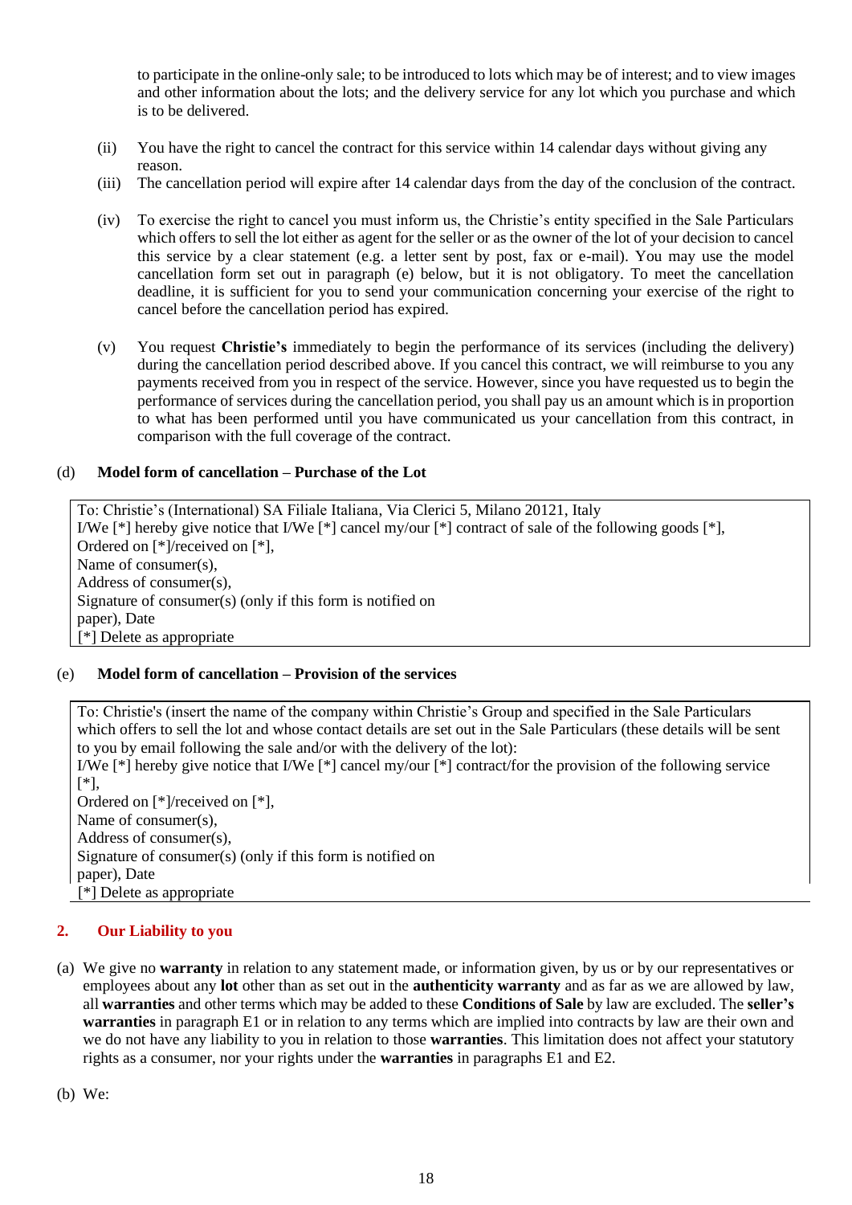to participate in the online-only sale; to be introduced to lots which may be of interest; and to view images and other information about the lots; and the delivery service for any lot which you purchase and which is to be delivered.

(ii) You have the right to cancel the contract for this service within 14 calendar days without giving any reason.

(iii) The cancellation period will expire after 14 calendar days from the day of the conclusion of the contract.

(iv) To exercise the right to cancel you must inform us, the Christie's entity specified in the Sale Particulars which offers to sell the lot either as agent for the seller or as the owner of the lot of your decision to cancel this service by a clear statement (e.g. a letter sent by post, fax or e-mail). You may use the model cancellation form set out in paragraph (e) below, but it is not obligatory. To meet the cancellation deadline, it is sufficient for you to send your communication concerning your exercise of the right to cancel before the cancellation period has expired.

(v) You request **Christie's** immediately to begin the performance of its services (including the delivery) during the cancellation period described above. If you cancel this contract, we will reimburse to you any payments received from you in respect of the service. However, since you have requested us to begin the performance of services during the cancellation period, you shall pay us an amount which is in proportion to what has been performed until you have communicated us your cancellation from this contract, in comparison with the full coverage of the contract.

(d) **Model form of cancellation – Purchase of the Lot**

> To: Christie's (International) SA Filiale Italiana, Via Clerici 5, Milano 20121, Italy
> I/We [*] hereby give notice that I/We [*] cancel my/our [*] contract of sale of the following goods [*],
> Ordered on [*]/received on [*],
> Name of consumer(s),
> Address of consumer(s),
> Signature of consumer(s) (only if this form is notified on paper), Date
> [*] Delete as appropriate

(e) **Model form of cancellation – Provision of the services**

> To: Christie's (insert the name of the company within Christie's Group and specified in the Sale Particulars which offers to sell the lot and whose contact details are set out in the Sale Particulars (these details will be sent to you by email following the sale and/or with the delivery of the lot):
> I/We [*] hereby give notice that I/We [*] cancel my/our [*] contract/for the provision of the following service [*],
> Ordered on [*]/received on [*],
> Name of consumer(s),
> Address of consumer(s),
> Signature of consumer(s) (only if this form is notified on paper), Date
> [*] Delete as appropriate

## 2. Our Liability to you

(a) We give no **warranty** in relation to any statement made, or information given, by us or by our representatives or employees about any **lot** other than as set out in the **authenticity warranty** and as far as we are allowed by law, all **warranties** and other terms which may be added to these **Conditions of Sale** by law are excluded. The **seller's warranties** in paragraph E1 or in relation to any terms which are implied into contracts by law are their own and we do not have any liability to you in relation to those **warranties**. This limitation does not affect your statutory rights as a consumer, nor your rights under the **warranties** in paragraphs E1 and E2.

(b) We: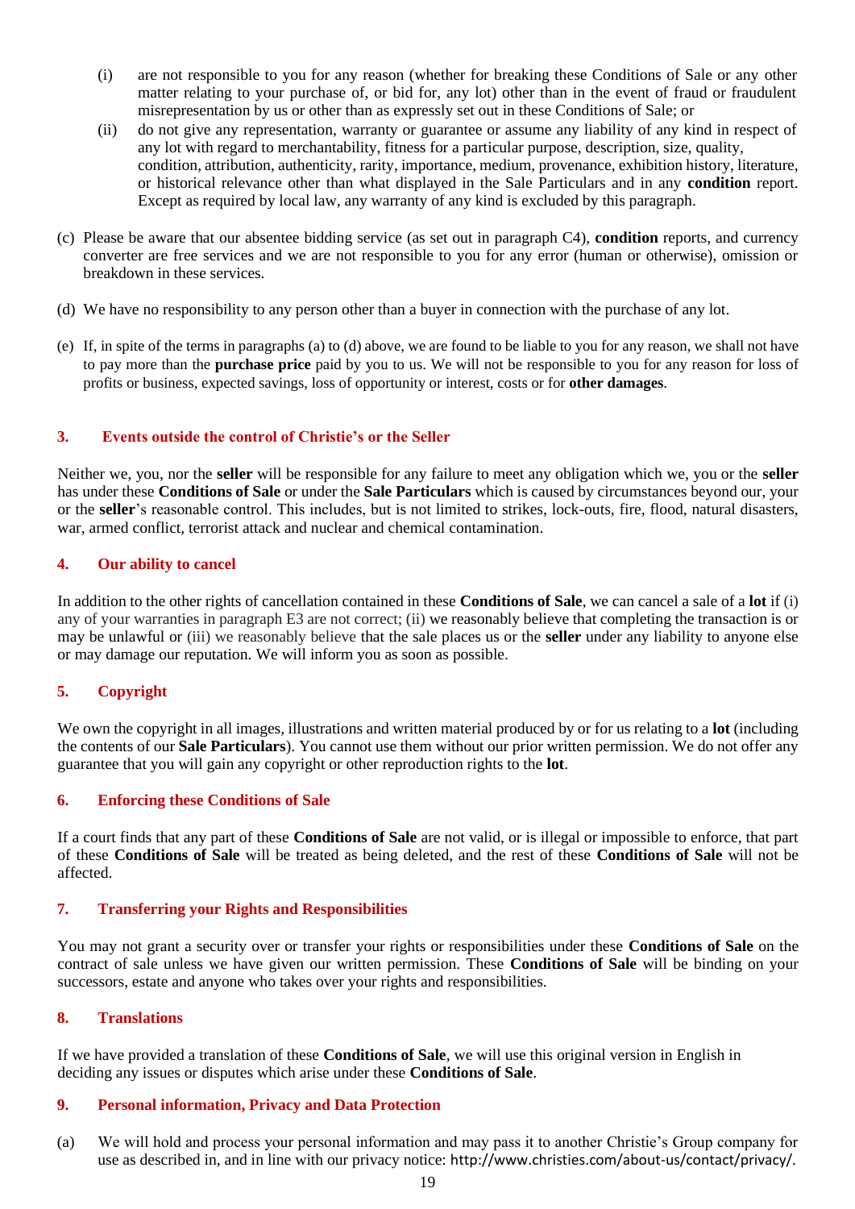(i) are not responsible to you for any reason (whether for breaking these Conditions of Sale or any other matter relating to your purchase of, or bid for, any lot) other than in the event of fraud or fraudulent misrepresentation by us or other than as expressly set out in these Conditions of Sale; or

(ii) do not give any representation, warranty or guarantee or assume any liability of any kind in respect of any lot with regard to merchantability, fitness for a particular purpose, description, size, quality, condition, attribution, authenticity, rarity, importance, medium, provenance, exhibition history, literature, or historical relevance other than what displayed in the Sale Particulars and in any **condition** report. Except as required by local law, any warranty of any kind is excluded by this paragraph.

(c) Please be aware that our absentee bidding service (as set out in paragraph C4), **condition** reports, and currency converter are free services and we are not responsible to you for any error (human or otherwise), omission or breakdown in these services.

(d) We have no responsibility to any person other than a buyer in connection with the purchase of any lot.

(e) If, in spite of the terms in paragraphs (a) to (d) above, we are found to be liable to you for any reason, we shall not have to pay more than the **purchase price** paid by you to us. We will not be responsible to you for any reason for loss of profits or business, expected savings, loss of opportunity or interest, costs or for **other damages**.

## 3. Events outside the control of Christie's or the Seller

Neither we, you, nor the **seller** will be responsible for any failure to meet any obligation which we, you or the **seller** has under these **Conditions of Sale** or under the **Sale Particulars** which is caused by circumstances beyond our, your or the **seller**'s reasonable control. This includes, but is not limited to strikes, lock-outs, fire, flood, natural disasters, war, armed conflict, terrorist attack and nuclear and chemical contamination.

## 4. Our ability to cancel

In addition to the other rights of cancellation contained in these **Conditions of Sale**, we can cancel a sale of a **lot** if (i) any of your warranties in paragraph E3 are not correct; (ii) we reasonably believe that completing the transaction is or may be unlawful or (iii) we reasonably believe that the sale places us or the **seller** under any liability to anyone else or may damage our reputation. We will inform you as soon as possible.

## 5. Copyright

We own the copyright in all images, illustrations and written material produced by or for us relating to a **lot** (including the contents of our **Sale Particulars**). You cannot use them without our prior written permission. We do not offer any guarantee that you will gain any copyright or other reproduction rights to the **lot**.

## 6. Enforcing these Conditions of Sale

If a court finds that any part of these **Conditions of Sale** are not valid, or is illegal or impossible to enforce, that part of these **Conditions of Sale** will be treated as being deleted, and the rest of these **Conditions of Sale** will not be affected.

## 7. Transferring your Rights and Responsibilities

You may not grant a security over or transfer your rights or responsibilities under these **Conditions of Sale** on the contract of sale unless we have given our written permission. These **Conditions of Sale** will be binding on your successors, estate and anyone who takes over your rights and responsibilities.

## 8. Translations

If we have provided a translation of these **Conditions of Sale**, we will use this original version in English in deciding any issues or disputes which arise under these **Conditions of Sale**.

## 9. Personal information, Privacy and Data Protection

(a) We will hold and process your personal information and may pass it to another Christie's Group company for use as described in, and in line with our privacy notice: http://www.christies.com/about-us/contact/privacy/.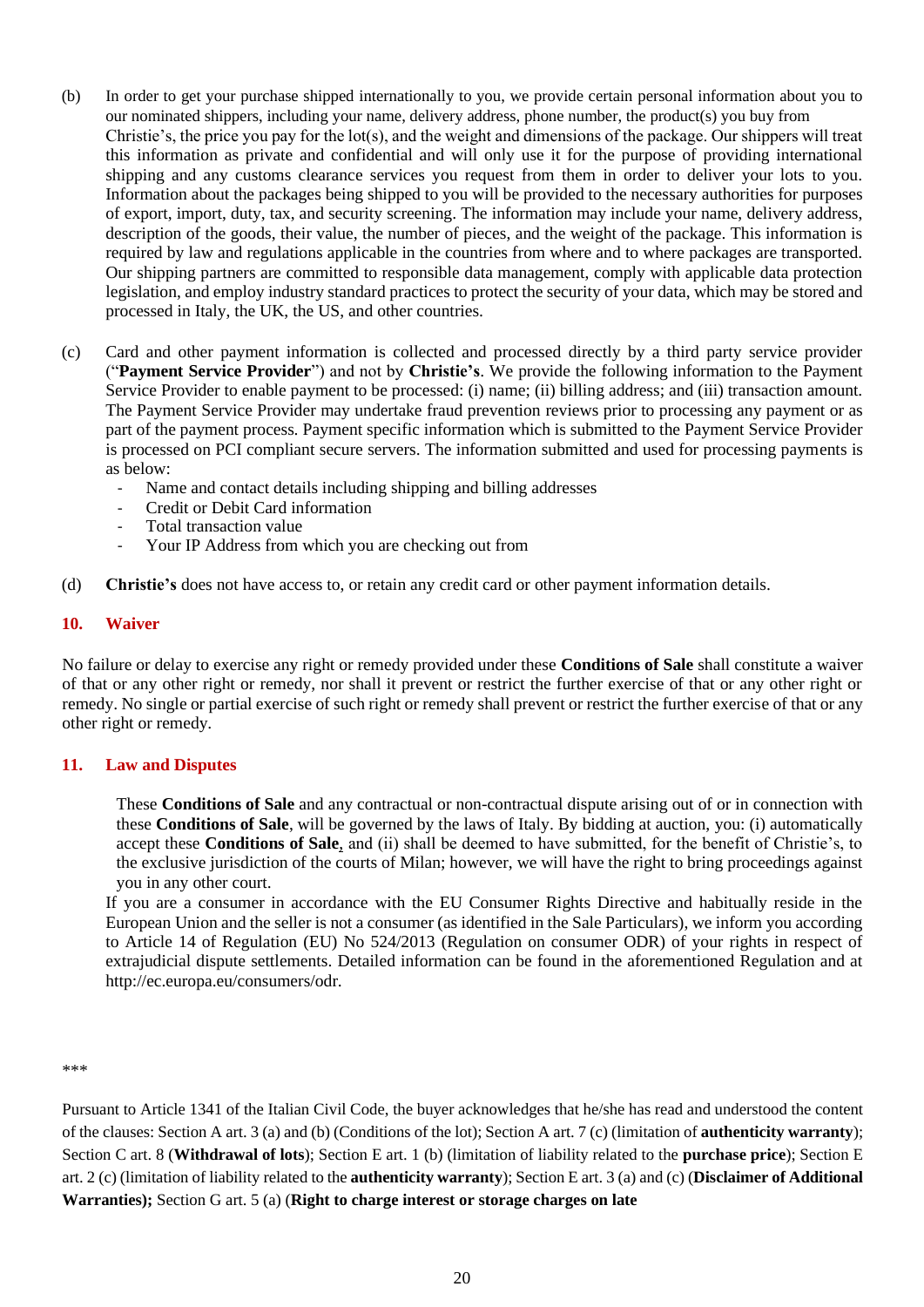(b) In order to get your purchase shipped internationally to you, we provide certain personal information about you to our nominated shippers, including your name, delivery address, phone number, the product(s) you buy from Christie's, the price you pay for the lot(s), and the weight and dimensions of the package. Our shippers will treat this information as private and confidential and will only use it for the purpose of providing international shipping and any customs clearance services you request from them in order to deliver your lots to you. Information about the packages being shipped to you will be provided to the necessary authorities for purposes of export, import, duty, tax, and security screening. The information may include your name, delivery address, description of the goods, their value, the number of pieces, and the weight of the package. This information is required by law and regulations applicable in the countries from where and to where packages are transported. Our shipping partners are committed to responsible data management, comply with applicable data protection legislation, and employ industry standard practices to protect the security of your data, which may be stored and processed in Italy, the UK, the US, and other countries.

(c) Card and other payment information is collected and processed directly by a third party service provider ("**Payment Service Provider**") and not by **Christie's**. We provide the following information to the Payment Service Provider to enable payment to be processed: (i) name; (ii) billing address; and (iii) transaction amount. The Payment Service Provider may undertake fraud prevention reviews prior to processing any payment or as part of the payment process. Payment specific information which is submitted to the Payment Service Provider is processed on PCI compliant secure servers. The information submitted and used for processing payments is as below:
- Name and contact details including shipping and billing addresses
- Credit or Debit Card information
- Total transaction value
- Your IP Address from which you are checking out from

(d) **Christie's** does not have access to, or retain any credit card or other payment information details.

## 10. Waiver

No failure or delay to exercise any right or remedy provided under these **Conditions of Sale** shall constitute a waiver of that or any other right or remedy, nor shall it prevent or restrict the further exercise of that or any other right or remedy. No single or partial exercise of such right or remedy shall prevent or restrict the further exercise of that or any other right or remedy.

## 11. Law and Disputes

These **Conditions of Sale** and any contractual or non-contractual dispute arising out of or in connection with these **Conditions of Sale**, will be governed by the laws of Italy. By bidding at auction, you: (i) automatically accept these **Conditions of Sale**, and (ii) shall be deemed to have submitted, for the benefit of Christie's, to the exclusive jurisdiction of the courts of Milan; however, we will have the right to bring proceedings against you in any other court.

If you are a consumer in accordance with the EU Consumer Rights Directive and habitually reside in the European Union and the seller is not a consumer (as identified in the Sale Particulars), we inform you according to Article 14 of Regulation (EU) No 524/2013 (Regulation on consumer ODR) of your rights in respect of extrajudicial dispute settlements. Detailed information can be found in the aforementioned Regulation and at http://ec.europa.eu/consumers/odr.

***

Pursuant to Article 1341 of the Italian Civil Code, the buyer acknowledges that he/she has read and understood the content of the clauses: Section A art. 3 (a) and (b) (Conditions of the lot); Section A art. 7 (c) (limitation of **authenticity warranty**); Section C art. 8 (**Withdrawal of lots**); Section E art. 1 (b) (limitation of liability related to the **purchase price**); Section E art. 2 (c) (limitation of liability related to the **authenticity warranty**); Section E art. 3 (a) and (c) (**Disclaimer of Additional Warranties);** Section G art. 5 (a) (**Right to charge interest or storage charges on late**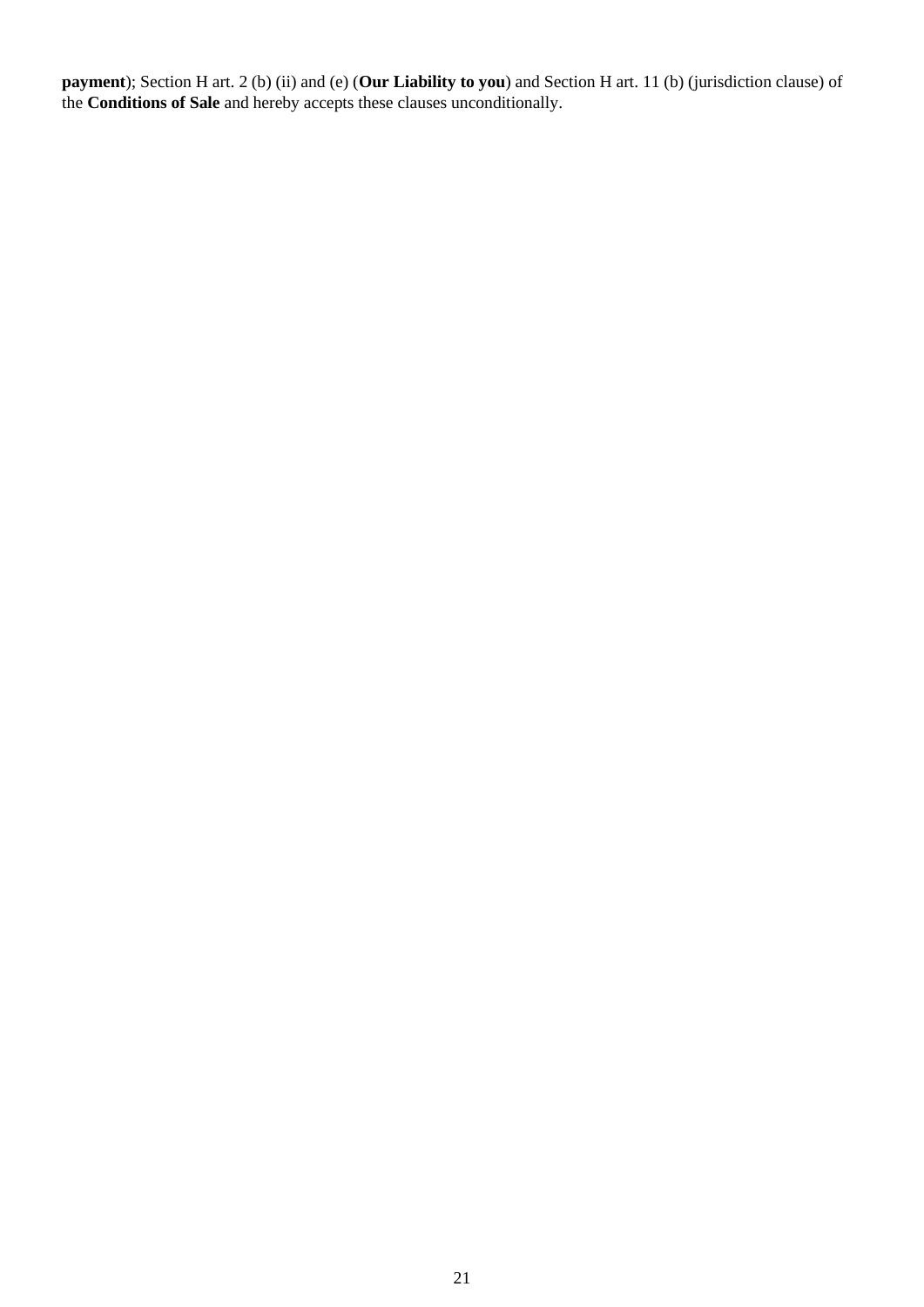**payment**); Section H art. 2 (b) (ii) and (e) (**Our Liability to you**) and Section H art. 11 (b) (jurisdiction clause) of the **Conditions of Sale** and hereby accepts these clauses unconditionally.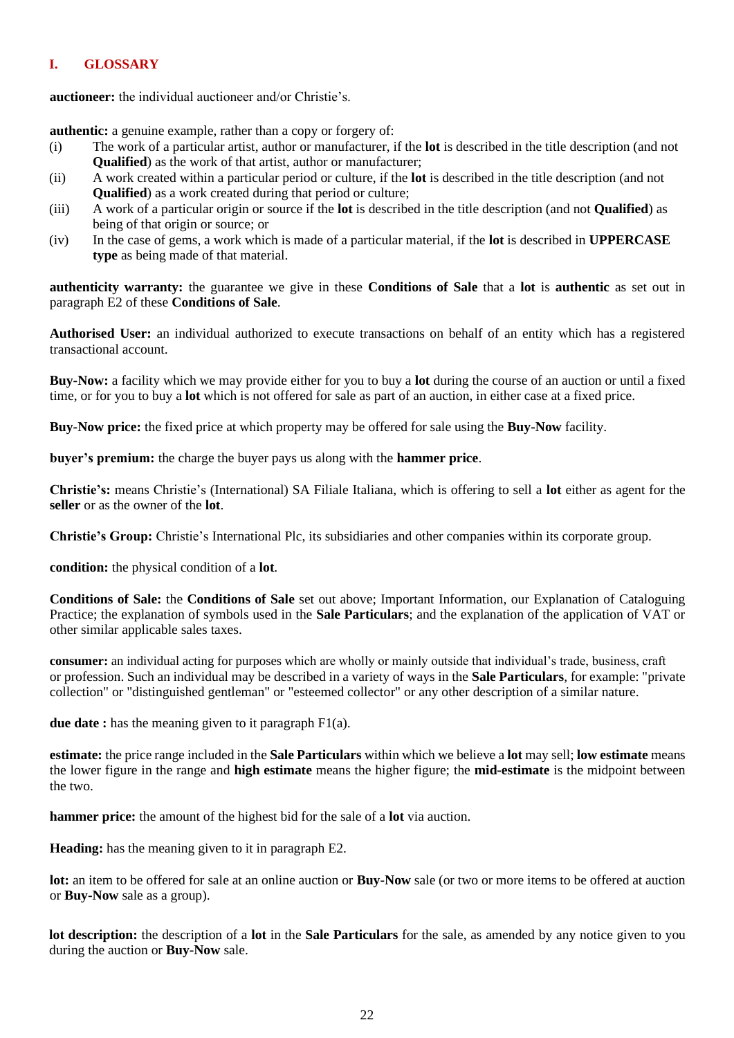## I. GLOSSARY

**auctioneer:** the individual auctioneer and/or Christie's.

**authentic:** a genuine example, rather than a copy or forgery of:

(i) The work of a particular artist, author or manufacturer, if the **lot** is described in the title description (and not **Qualified**) as the work of that artist, author or manufacturer;

(ii) A work created within a particular period or culture, if the **lot** is described in the title description (and not **Qualified**) as a work created during that period or culture;

(iii) A work of a particular origin or source if the **lot** is described in the title description (and not **Qualified**) as being of that origin or source; or

(iv) In the case of gems, a work which is made of a particular material, if the **lot** is described in **UPPERCASE type** as being made of that material.

**authenticity warranty:** the guarantee we give in these **Conditions of Sale** that a **lot** is **authentic** as set out in paragraph E2 of these **Conditions of Sale**.

**Authorised User:** an individual authorized to execute transactions on behalf of an entity which has a registered transactional account.

**Buy-Now:** a facility which we may provide either for you to buy a **lot** during the course of an auction or until a fixed time, or for you to buy a **lot** which is not offered for sale as part of an auction, in either case at a fixed price.

**Buy-Now price:** the fixed price at which property may be offered for sale using the **Buy-Now** facility.

**buyer's premium:** the charge the buyer pays us along with the **hammer price**.

**Christie's:** means Christie's (International) SA Filiale Italiana, which is offering to sell a **lot** either as agent for the **seller** or as the owner of the **lot**.

**Christie's Group:** Christie's International Plc, its subsidiaries and other companies within its corporate group.

**condition:** the physical condition of a **lot**.

**Conditions of Sale:** the **Conditions of Sale** set out above; Important Information, our Explanation of Cataloguing Practice; the explanation of symbols used in the **Sale Particulars**; and the explanation of the application of VAT or other similar applicable sales taxes.

**consumer:** an individual acting for purposes which are wholly or mainly outside that individual's trade, business, craft or profession. Such an individual may be described in a variety of ways in the **Sale Particulars**, for example: "private collection" or "distinguished gentleman" or "esteemed collector" or any other description of a similar nature.

**due date :** has the meaning given to it paragraph F1(a).

**estimate:** the price range included in the **Sale Particulars** within which we believe a **lot** may sell; **low estimate** means the lower figure in the range and **high estimate** means the higher figure; the **mid-estimate** is the midpoint between the two.

**hammer price:** the amount of the highest bid for the sale of a **lot** via auction.

**Heading:** has the meaning given to it in paragraph E2.

**lot:** an item to be offered for sale at an online auction or **Buy-Now** sale (or two or more items to be offered at auction or **Buy-Now** sale as a group).

**lot description:** the description of a **lot** in the **Sale Particulars** for the sale, as amended by any notice given to you during the auction or **Buy-Now** sale.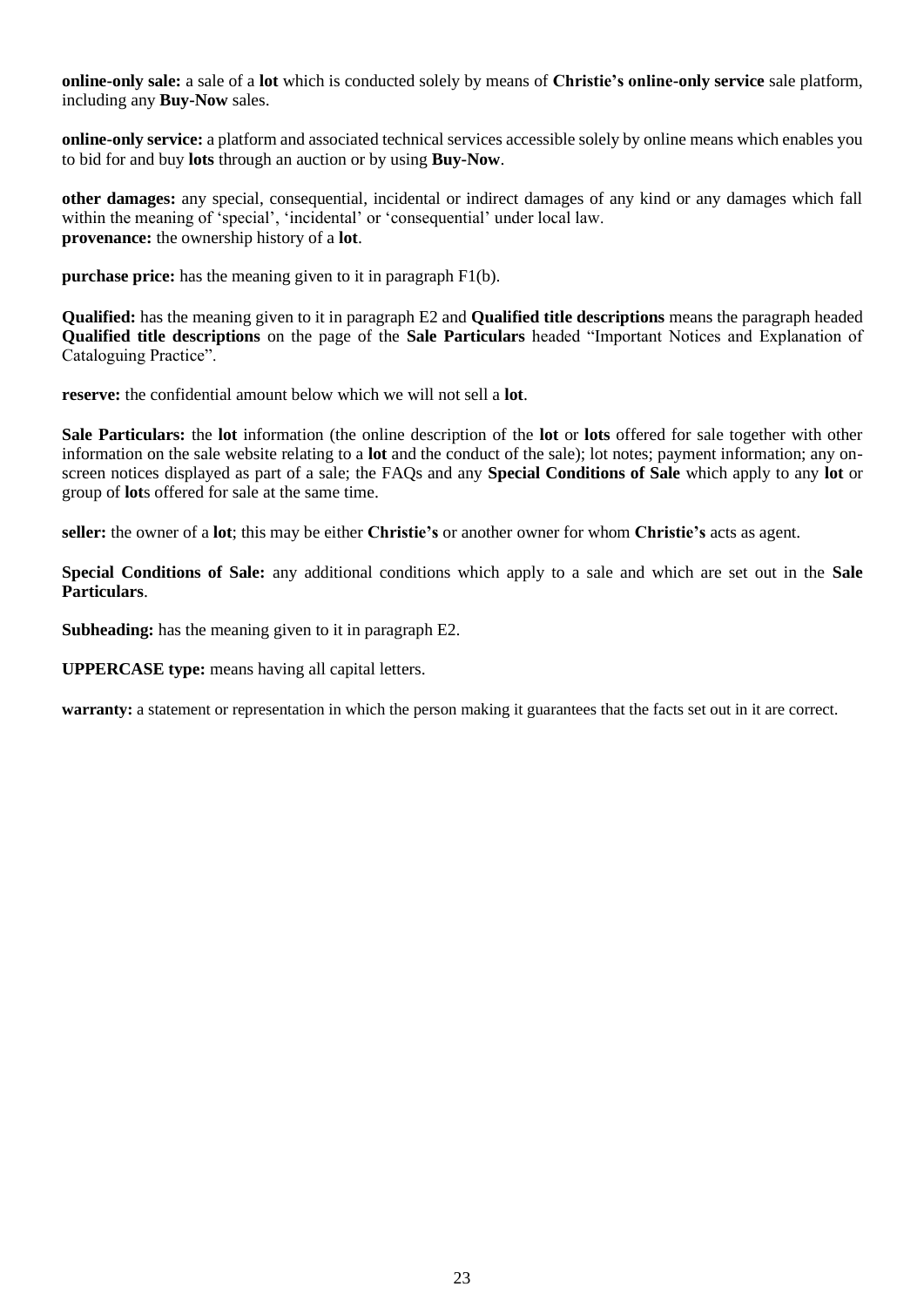**online-only sale:** a sale of a **lot** which is conducted solely by means of **Christie's online-only service** sale platform, including any **Buy-Now** sales.

**online-only service:** a platform and associated technical services accessible solely by online means which enables you to bid for and buy **lots** through an auction or by using **Buy-Now**.

**other damages:** any special, consequential, incidental or indirect damages of any kind or any damages which fall within the meaning of 'special', 'incidental' or 'consequential' under local law.
**provenance:** the ownership history of a **lot**.

**purchase price:** has the meaning given to it in paragraph F1(b).

**Qualified:** has the meaning given to it in paragraph E2 and **Qualified title descriptions** means the paragraph headed **Qualified title descriptions** on the page of the **Sale Particulars** headed "Important Notices and Explanation of Cataloguing Practice".

**reserve:** the confidential amount below which we will not sell a **lot**.

**Sale Particulars:** the **lot** information (the online description of the **lot** or **lots** offered for sale together with other information on the sale website relating to a **lot** and the conduct of the sale); lot notes; payment information; any on-screen notices displayed as part of a sale; the FAQs and any **Special Conditions of Sale** which apply to any **lot** or group of **lot**s offered for sale at the same time.

**seller:** the owner of a **lot**; this may be either **Christie's** or another owner for whom **Christie's** acts as agent.

**Special Conditions of Sale:** any additional conditions which apply to a sale and which are set out in the **Sale Particulars**.

**Subheading:** has the meaning given to it in paragraph E2.

**UPPERCASE type:** means having all capital letters.

**warranty:** a statement or representation in which the person making it guarantees that the facts set out in it are correct.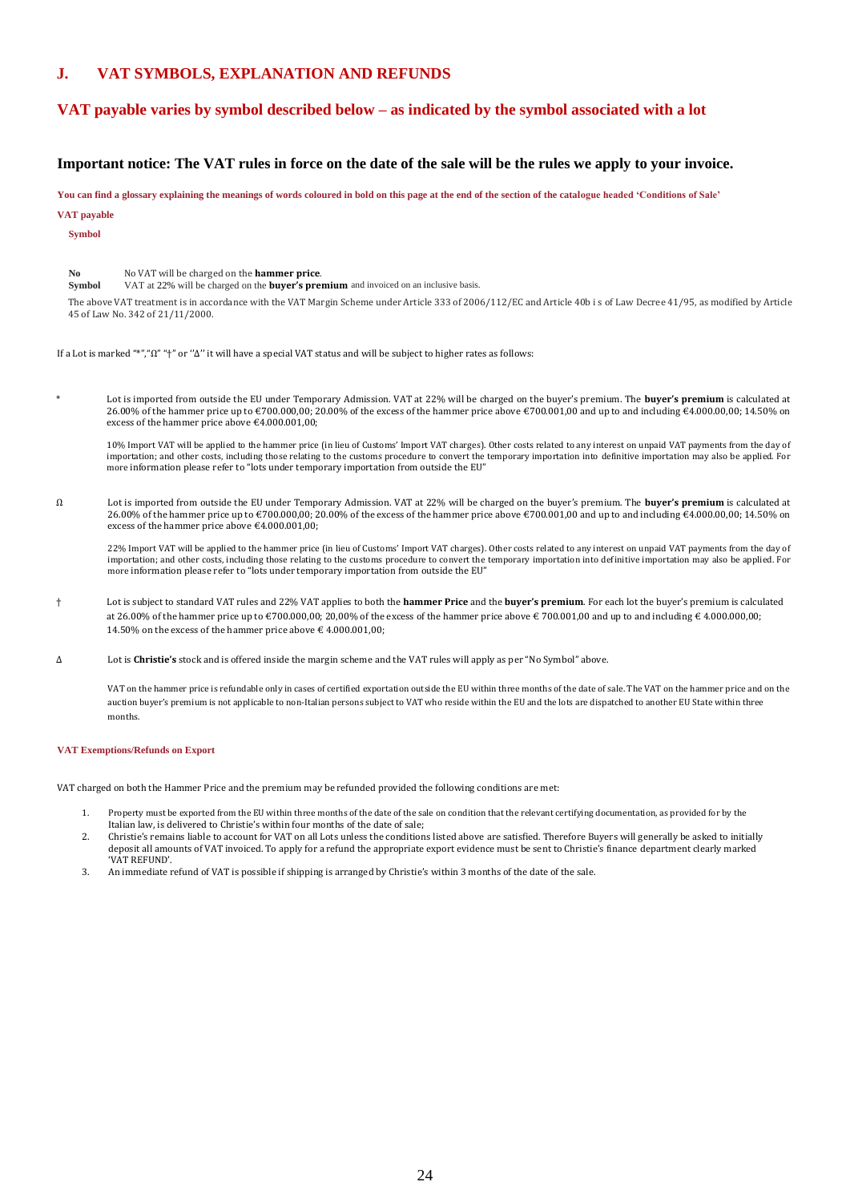## J. VAT SYMBOLS, EXPLANATION AND REFUNDS

### VAT payable varies by symbol described below – as indicated by the symbol associated with a lot

#### Important notice: The VAT rules in force on the date of the sale will be the rules we apply to your invoice.

**You can find a glossary explaining the meanings of words coloured in bold on this page at the end of the section of the catalogue headed 'Conditions of Sale'**

**VAT payable**

**Symbol**

**No Symbol** No VAT will be charged on the **hammer price**.
VAT at 22% will be charged on the **buyer's premium** and invoiced on an inclusive basis.

The above VAT treatment is in accordance with the VAT Margin Scheme under Article 333 of 2006/112/EC and Article 40b i s of Law Decree 41/95, as modified by Article 45 of Law No. 342 of 21/11/2000.

If a Lot is marked "*","Ω" "†" or ''Δ'' it will have a special VAT status and will be subject to higher rates as follows:

| | |
|---|---|
| * | Lot is imported from outside the EU under Temporary Admission. VAT at 22% will be charged on the buyer's premium. The **buyer's premium** is calculated at 26.00% of the hammer price up to €700.000,00; 20.00% of the excess of the hammer price above €700.001,00 and up to and including €4.000.00,00; 14.50% on excess of the hammer price above €4.000.001,00;<br><br>10% Import VAT will be applied to the hammer price (in lieu of Customs' Import VAT charges). Other costs related to any interest on unpaid VAT payments from the day of importation; and other costs, including those relating to the customs procedure to convert the temporary importation into definitive importation may also be applied. For more information please refer to "lots under temporary importation from outside the EU" |
| Ω | Lot is imported from outside the EU under Temporary Admission. VAT at 22% will be charged on the buyer's premium. The **buyer's premium** is calculated at 26.00% of the hammer price up to €700.000,00; 20.00% of the excess of the hammer price above €700.001,00 and up to and including €4.000.00,00; 14.50% on excess of the hammer price above €4.000.001,00;<br><br>22% Import VAT will be applied to the hammer price (in lieu of Customs' Import VAT charges). Other costs related to any interest on unpaid VAT payments from the day of importation; and other costs, including those relating to the customs procedure to convert the temporary importation into definitive importation may also be applied. For more information please refer to "lots under temporary importation from outside the EU" |
| † | Lot is subject to standard VAT rules and 22% VAT applies to both the **hammer Price** and the **buyer's premium**. For each lot the buyer's premium is calculated at 26.00% of the hammer price up to €700.000,00; 20,00% of the excess of the hammer price above € 700.001,00 and up to and including € 4.000.000,00; 14.50% on the excess of the hammer price above € 4.000.001,00; |
| Δ | Lot is **Christie's** stock and is offered inside the margin scheme and the VAT rules will apply as per "No Symbol" above.<br><br>VAT on the hammer price is refundable only in cases of certified exportation outside the EU within three months of the date of sale. The VAT on the hammer price and on the auction buyer's premium is not applicable to non-Italian persons subject to VAT who reside within the EU and the lots are dispatched to another EU State within three months. |

**VAT Exemptions/Refunds on Export**

VAT charged on both the Hammer Price and the premium may be refunded provided the following conditions are met:

1. Property must be exported from the EU within three months of the date of the sale on condition that the relevant certifying documentation, as provided for by the Italian law, is delivered to Christie's within four months of the date of sale;
2. Christie's remains liable to account for VAT on all Lots unless the conditions listed above are satisfied. Therefore Buyers will generally be asked to initially deposit all amounts of VAT invoiced. To apply for a refund the appropriate export evidence must be sent to Christie's finance department clearly marked 'VAT REFUND'.
3. An immediate refund of VAT is possible if shipping is arranged by Christie's within 3 months of the date of the sale.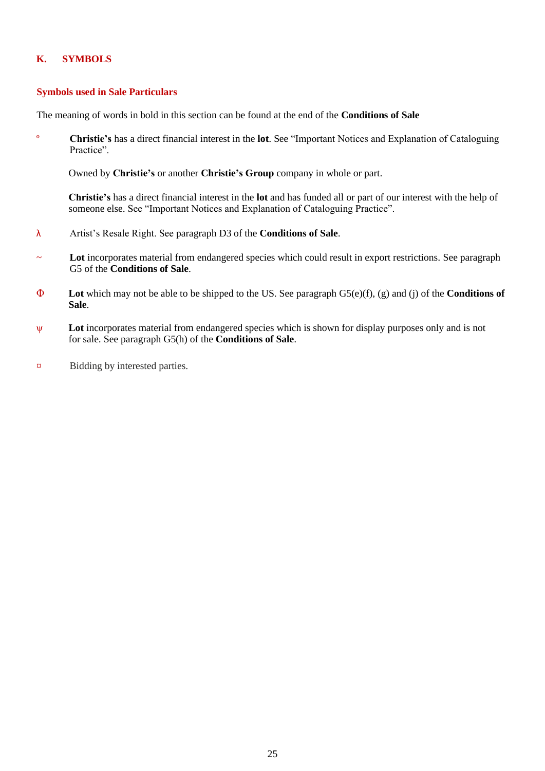## K. SYMBOLS

### Symbols used in Sale Particulars

The meaning of words in bold in this section can be found at the end of the **Conditions of Sale**

º **Christie's** has a direct financial interest in the **lot**. See "Important Notices and Explanation of Cataloguing Practice".

Owned by **Christie's** or another **Christie's Group** company in whole or part.

**Christie's** has a direct financial interest in the **lot** and has funded all or part of our interest with the help of someone else. See "Important Notices and Explanation of Cataloguing Practice".

λ Artist's Resale Right. See paragraph D3 of the **Conditions of Sale**.

~ **Lot** incorporates material from endangered species which could result in export restrictions. See paragraph G5 of the **Conditions of Sale**.

Φ **Lot** which may not be able to be shipped to the US. See paragraph G5(e)(f), (g) and (j) of the **Conditions of Sale**.

ψ **Lot** incorporates material from endangered species which is shown for display purposes only and is not for sale. See paragraph G5(h) of the **Conditions of Sale**.

¤ Bidding by interested parties.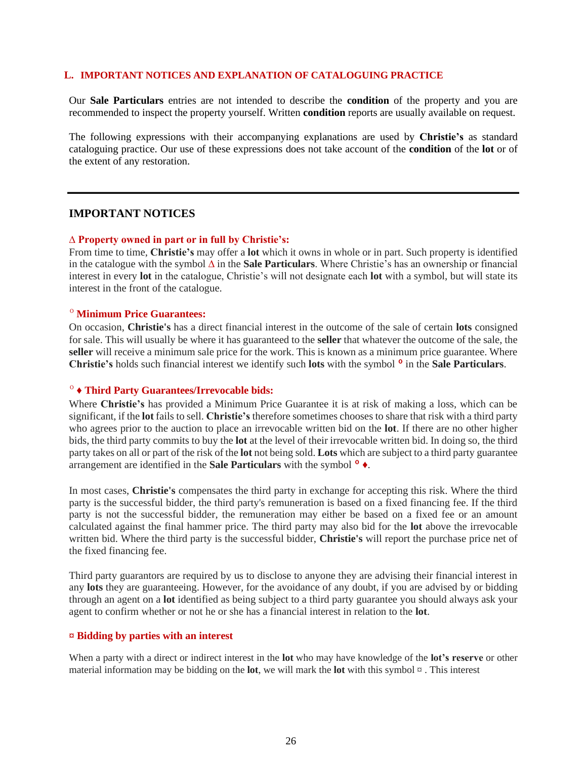## L. IMPORTANT NOTICES AND EXPLANATION OF CATALOGUING PRACTICE

Our **Sale Particulars** entries are not intended to describe the **condition** of the property and you are recommended to inspect the property yourself. Written **condition** reports are usually available on request.

The following expressions with their accompanying explanations are used by **Christie's** as standard cataloguing practice. Our use of these expressions does not take account of the **condition** of the **lot** or of the extent of any restoration.

---

## IMPORTANT NOTICES

**∆ Property owned in part or in full by Christie's:**

From time to time, **Christie's** may offer a **lot** which it owns in whole or in part. Such property is identified in the catalogue with the symbol ∆ in the **Sale Particulars**. Where Christie's has an ownership or financial interest in every **lot** in the catalogue, Christie's will not designate each **lot** with a symbol, but will state its interest in the front of the catalogue.

**º Minimum Price Guarantees:**

On occasion, **Christie's** has a direct financial interest in the outcome of the sale of certain **lots** consigned for sale. This will usually be where it has guaranteed to the **seller** that whatever the outcome of the sale, the **seller** will receive a minimum sale price for the work. This is known as a minimum price guarantee. Where **Christie's** holds such financial interest we identify such **lots** with the symbol **º** in the **Sale Particulars**.

**º ♦ Third Party Guarantees/Irrevocable bids:**

Where **Christie's** has provided a Minimum Price Guarantee it is at risk of making a loss, which can be significant, if the **lot** fails to sell. **Christie's** therefore sometimes chooses to share that risk with a third party who agrees prior to the auction to place an irrevocable written bid on the **lot**. If there are no other higher bids, the third party commits to buy the **lot** at the level of their irrevocable written bid. In doing so, the third party takes on all or part of the risk of the **lot** not being sold. **Lots** which are subject to a third party guarantee arrangement are identified in the **Sale Particulars** with the symbol **º ♦**.

In most cases, **Christie's** compensates the third party in exchange for accepting this risk. Where the third party is the successful bidder, the third party's remuneration is based on a fixed financing fee. If the third party is not the successful bidder, the remuneration may either be based on a fixed fee or an amount calculated against the final hammer price. The third party may also bid for the **lot** above the irrevocable written bid. Where the third party is the successful bidder, **Christie's** will report the purchase price net of the fixed financing fee.

Third party guarantors are required by us to disclose to anyone they are advising their financial interest in any **lots** they are guaranteeing. However, for the avoidance of any doubt, if you are advised by or bidding through an agent on a **lot** identified as being subject to a third party guarantee you should always ask your agent to confirm whether or not he or she has a financial interest in relation to the **lot**.

**¤ Bidding by parties with an interest**

When a party with a direct or indirect interest in the **lot** who may have knowledge of the **lot's reserve** or other material information may be bidding on the **lot**, we will mark the **lot** with this symbol ¤ . This interest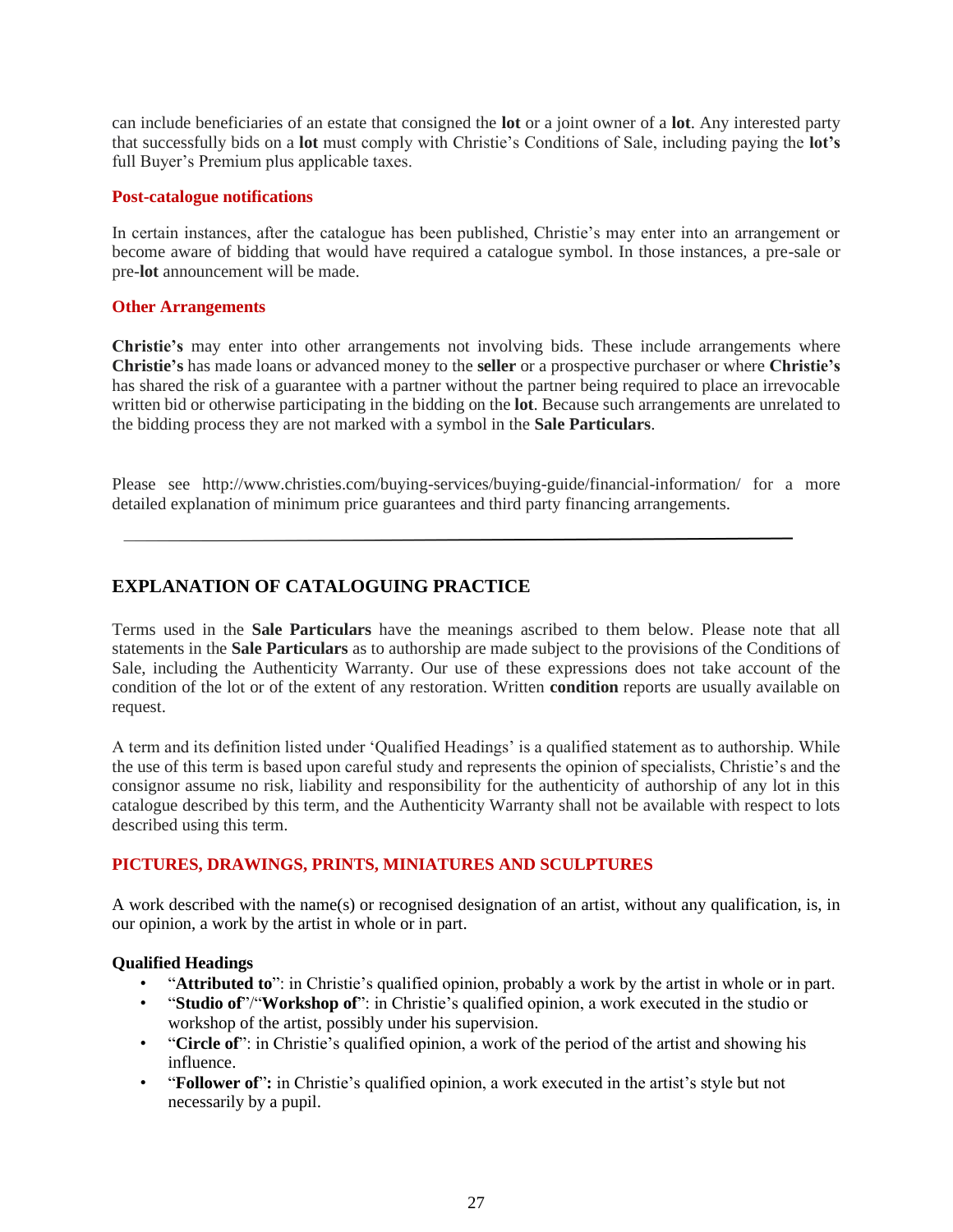can include beneficiaries of an estate that consigned the **lot** or a joint owner of a **lot**. Any interested party that successfully bids on a **lot** must comply with Christie's Conditions of Sale, including paying the **lot's** full Buyer's Premium plus applicable taxes.

### Post-catalogue notifications

In certain instances, after the catalogue has been published, Christie's may enter into an arrangement or become aware of bidding that would have required a catalogue symbol. In those instances, a pre-sale or pre-**lot** announcement will be made.

### Other Arrangements

**Christie's** may enter into other arrangements not involving bids. These include arrangements where **Christie's** has made loans or advanced money to the **seller** or a prospective purchaser or where **Christie's** has shared the risk of a guarantee with a partner without the partner being required to place an irrevocable written bid or otherwise participating in the bidding on the **lot**. Because such arrangements are unrelated to the bidding process they are not marked with a symbol in the **Sale Particulars**.

Please see http://www.christies.com/buying-services/buying-guide/financial-information/ for a more detailed explanation of minimum price guarantees and third party financing arrangements.

---

## EXPLANATION OF CATALOGUING PRACTICE

Terms used in the **Sale Particulars** have the meanings ascribed to them below. Please note that all statements in the **Sale Particulars** as to authorship are made subject to the provisions of the Conditions of Sale, including the Authenticity Warranty. Our use of these expressions does not take account of the condition of the lot or of the extent of any restoration. Written **condition** reports are usually available on request.

A term and its definition listed under 'Qualified Headings' is a qualified statement as to authorship. While the use of this term is based upon careful study and represents the opinion of specialists, Christie's and the consignor assume no risk, liability and responsibility for the authenticity of authorship of any lot in this catalogue described by this term, and the Authenticity Warranty shall not be available with respect to lots described using this term.

### PICTURES, DRAWINGS, PRINTS, MINIATURES AND SCULPTURES

A work described with the name(s) or recognised designation of an artist, without any qualification, is, in our opinion, a work by the artist in whole or in part.

**Qualified Headings**

- "**Attributed to**": in Christie's qualified opinion, probably a work by the artist in whole or in part.
- "**Studio of**"/"**Workshop of**": in Christie's qualified opinion, a work executed in the studio or workshop of the artist, possibly under his supervision.
- "**Circle of**": in Christie's qualified opinion, a work of the period of the artist and showing his influence.
- "**Follower of**"**:** in Christie's qualified opinion, a work executed in the artist's style but not necessarily by a pupil.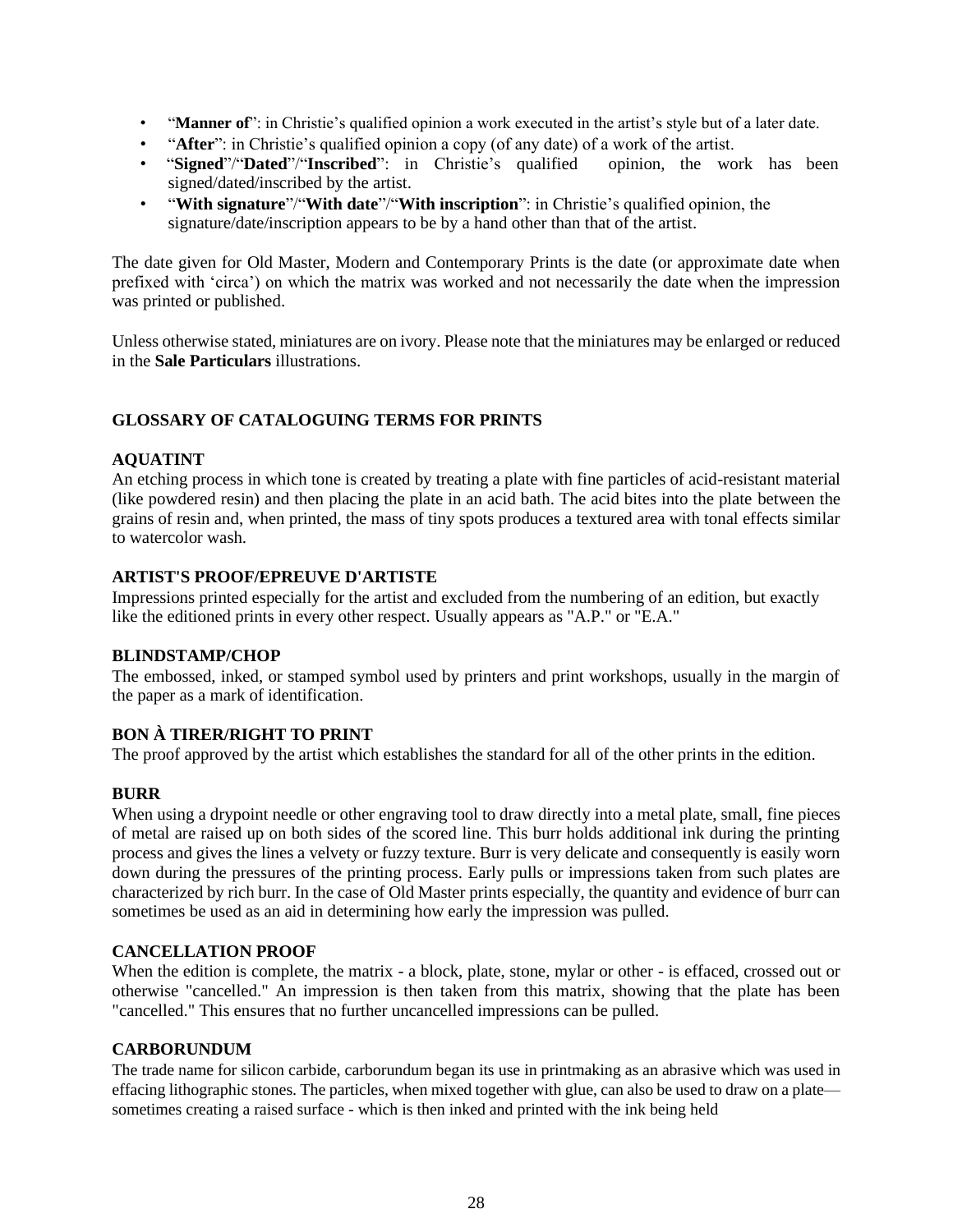- "**Manner of**": in Christie's qualified opinion a work executed in the artist's style but of a later date.
- "**After**": in Christie's qualified opinion a copy (of any date) of a work of the artist.
- "**Signed**"/"**Dated**"/"**Inscribed**": in Christie's qualified opinion, the work has been signed/dated/inscribed by the artist.
- "**With signature**"/"**With date**"/"**With inscription**": in Christie's qualified opinion, the signature/date/inscription appears to be by a hand other than that of the artist.

The date given for Old Master, Modern and Contemporary Prints is the date (or approximate date when prefixed with 'circa') on which the matrix was worked and not necessarily the date when the impression was printed or published.

Unless otherwise stated, miniatures are on ivory. Please note that the miniatures may be enlarged or reduced in the **Sale Particulars** illustrations.

## GLOSSARY OF CATALOGUING TERMS FOR PRINTS

### AQUATINT

An etching process in which tone is created by treating a plate with fine particles of acid-resistant material (like powdered resin) and then placing the plate in an acid bath. The acid bites into the plate between the grains of resin and, when printed, the mass of tiny spots produces a textured area with tonal effects similar to watercolor wash.

### ARTIST'S PROOF/EPREUVE D'ARTISTE

Impressions printed especially for the artist and excluded from the numbering of an edition, but exactly like the editioned prints in every other respect. Usually appears as "A.P." or "E.A."

### BLINDSTAMP/CHOP

The embossed, inked, or stamped symbol used by printers and print workshops, usually in the margin of the paper as a mark of identification.

### BON À TIRER/RIGHT TO PRINT

The proof approved by the artist which establishes the standard for all of the other prints in the edition.

### BURR

When using a drypoint needle or other engraving tool to draw directly into a metal plate, small, fine pieces of metal are raised up on both sides of the scored line. This burr holds additional ink during the printing process and gives the lines a velvety or fuzzy texture. Burr is very delicate and consequently is easily worn down during the pressures of the printing process. Early pulls or impressions taken from such plates are characterized by rich burr. In the case of Old Master prints especially, the quantity and evidence of burr can sometimes be used as an aid in determining how early the impression was pulled.

### CANCELLATION PROOF

When the edition is complete, the matrix - a block, plate, stone, mylar or other - is effaced, crossed out or otherwise "cancelled." An impression is then taken from this matrix, showing that the plate has been "cancelled." This ensures that no further uncancelled impressions can be pulled.

### CARBORUNDUM

The trade name for silicon carbide, carborundum began its use in printmaking as an abrasive which was used in effacing lithographic stones. The particles, when mixed together with glue, can also be used to draw on a plate— sometimes creating a raised surface - which is then inked and printed with the ink being held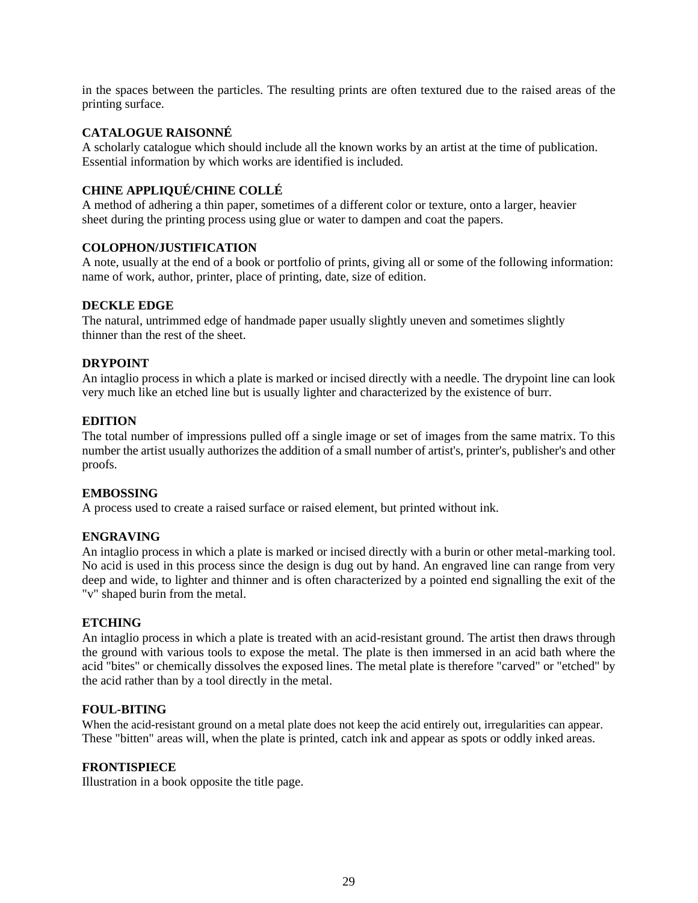in the spaces between the particles. The resulting prints are often textured due to the raised areas of the printing surface.

**CATALOGUE RAISONNÉ**
A scholarly catalogue which should include all the known works by an artist at the time of publication. Essential information by which works are identified is included.

**CHINE APPLIQUÉ/CHINE COLLÉ**
A method of adhering a thin paper, sometimes of a different color or texture, onto a larger, heavier sheet during the printing process using glue or water to dampen and coat the papers.

**COLOPHON/JUSTIFICATION**
A note, usually at the end of a book or portfolio of prints, giving all or some of the following information: name of work, author, printer, place of printing, date, size of edition.

**DECKLE EDGE**
The natural, untrimmed edge of handmade paper usually slightly uneven and sometimes slightly thinner than the rest of the sheet.

**DRYPOINT**
An intaglio process in which a plate is marked or incised directly with a needle. The drypoint line can look very much like an etched line but is usually lighter and characterized by the existence of burr.

**EDITION**
The total number of impressions pulled off a single image or set of images from the same matrix. To this number the artist usually authorizes the addition of a small number of artist's, printer's, publisher's and other proofs.

**EMBOSSING**
A process used to create a raised surface or raised element, but printed without ink.

**ENGRAVING**
An intaglio process in which a plate is marked or incised directly with a burin or other metal-marking tool. No acid is used in this process since the design is dug out by hand. An engraved line can range from very deep and wide, to lighter and thinner and is often characterized by a pointed end signalling the exit of the "v" shaped burin from the metal.

**ETCHING**
An intaglio process in which a plate is treated with an acid-resistant ground. The artist then draws through the ground with various tools to expose the metal. The plate is then immersed in an acid bath where the acid "bites" or chemically dissolves the exposed lines. The metal plate is therefore "carved" or "etched" by the acid rather than by a tool directly in the metal.

**FOUL-BITING**
When the acid-resistant ground on a metal plate does not keep the acid entirely out, irregularities can appear. These "bitten" areas will, when the plate is printed, catch ink and appear as spots or oddly inked areas.

**FRONTISPIECE**
Illustration in a book opposite the title page.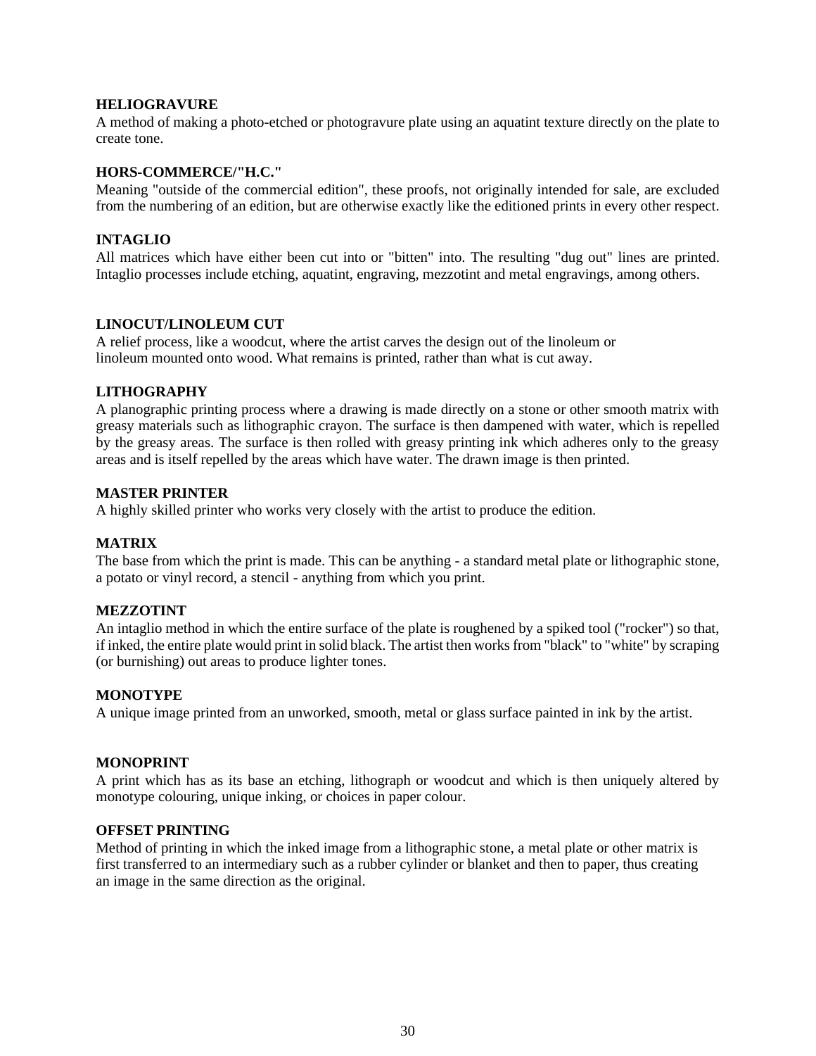**HELIOGRAVURE**
A method of making a photo-etched or photogravure plate using an aquatint texture directly on the plate to create tone.

**HORS-COMMERCE/"H.C."**
Meaning "outside of the commercial edition", these proofs, not originally intended for sale, are excluded from the numbering of an edition, but are otherwise exactly like the editioned prints in every other respect.

**INTAGLIO**
All matrices which have either been cut into or "bitten" into. The resulting "dug out" lines are printed. Intaglio processes include etching, aquatint, engraving, mezzotint and metal engravings, among others.

**LINOCUT/LINOLEUM CUT**
A relief process, like a woodcut, where the artist carves the design out of the linoleum or linoleum mounted onto wood. What remains is printed, rather than what is cut away.

**LITHOGRAPHY**
A planographic printing process where a drawing is made directly on a stone or other smooth matrix with greasy materials such as lithographic crayon. The surface is then dampened with water, which is repelled by the greasy areas. The surface is then rolled with greasy printing ink which adheres only to the greasy areas and is itself repelled by the areas which have water. The drawn image is then printed.

**MASTER PRINTER**
A highly skilled printer who works very closely with the artist to produce the edition.

**MATRIX**
The base from which the print is made. This can be anything - a standard metal plate or lithographic stone, a potato or vinyl record, a stencil - anything from which you print.

**MEZZOTINT**
An intaglio method in which the entire surface of the plate is roughened by a spiked tool ("rocker") so that, if inked, the entire plate would print in solid black. The artist then works from "black" to "white" by scraping (or burnishing) out areas to produce lighter tones.

**MONOTYPE**
A unique image printed from an unworked, smooth, metal or glass surface painted in ink by the artist.

**MONOPRINT**
A print which has as its base an etching, lithograph or woodcut and which is then uniquely altered by monotype colouring, unique inking, or choices in paper colour.

**OFFSET PRINTING**
Method of printing in which the inked image from a lithographic stone, a metal plate or other matrix is first transferred to an intermediary such as a rubber cylinder or blanket and then to paper, thus creating an image in the same direction as the original.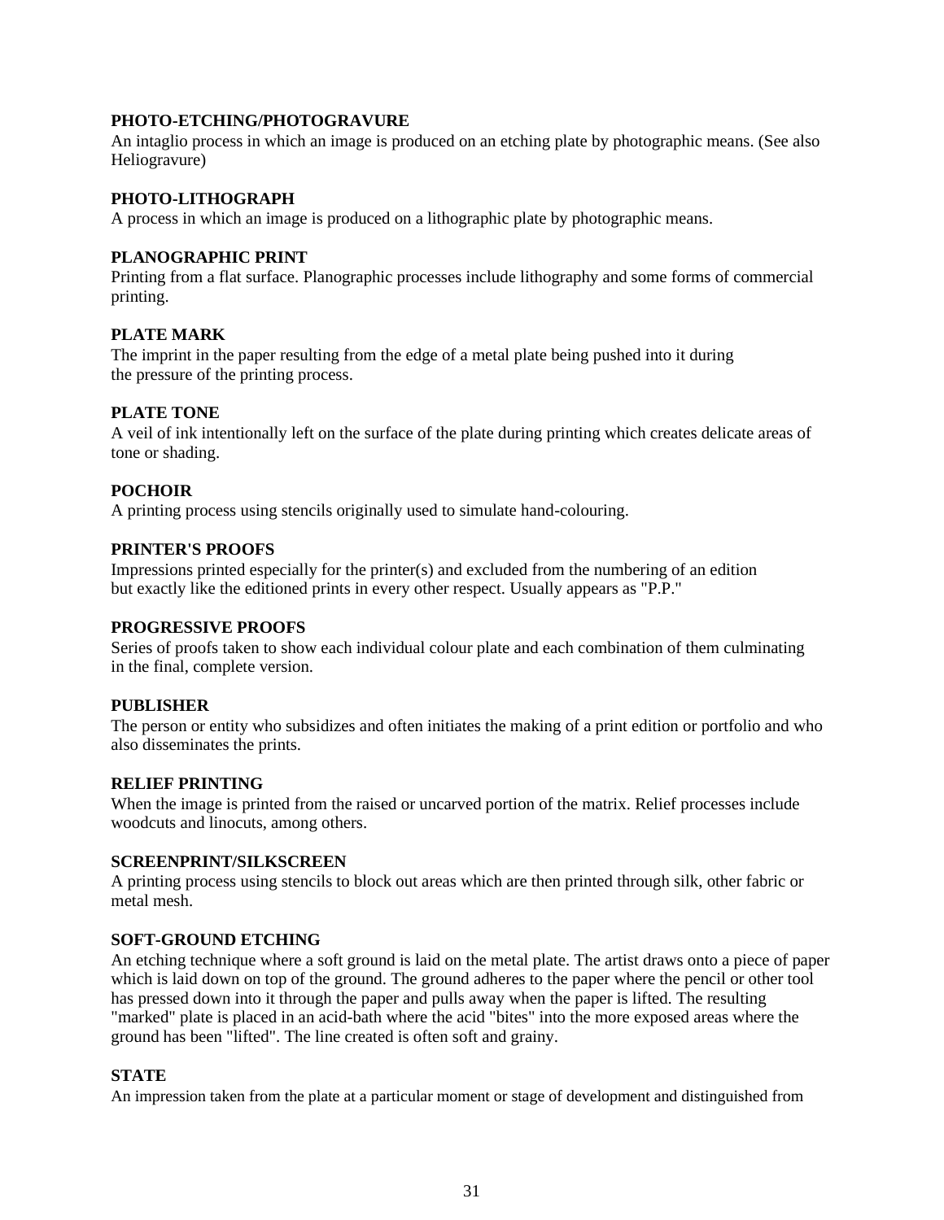**PHOTO-ETCHING/PHOTOGRAVURE**
An intaglio process in which an image is produced on an etching plate by photographic means. (See also Heliogravure)

**PHOTO-LITHOGRAPH**
A process in which an image is produced on a lithographic plate by photographic means.

**PLANOGRAPHIC PRINT**
Printing from a flat surface. Planographic processes include lithography and some forms of commercial printing.

**PLATE MARK**
The imprint in the paper resulting from the edge of a metal plate being pushed into it during the pressure of the printing process.

**PLATE TONE**
A veil of ink intentionally left on the surface of the plate during printing which creates delicate areas of tone or shading.

**POCHOIR**
A printing process using stencils originally used to simulate hand-colouring.

**PRINTER'S PROOFS**
Impressions printed especially for the printer(s) and excluded from the numbering of an edition but exactly like the editioned prints in every other respect. Usually appears as "P.P."

**PROGRESSIVE PROOFS**
Series of proofs taken to show each individual colour plate and each combination of them culminating in the final, complete version.

**PUBLISHER**
The person or entity who subsidizes and often initiates the making of a print edition or portfolio and who also disseminates the prints.

**RELIEF PRINTING**
When the image is printed from the raised or uncarved portion of the matrix. Relief processes include woodcuts and linocuts, among others.

**SCREENPRINT/SILKSCREEN**
A printing process using stencils to block out areas which are then printed through silk, other fabric or metal mesh.

**SOFT-GROUND ETCHING**
An etching technique where a soft ground is laid on the metal plate. The artist draws onto a piece of paper which is laid down on top of the ground. The ground adheres to the paper where the pencil or other tool has pressed down into it through the paper and pulls away when the paper is lifted. The resulting "marked" plate is placed in an acid-bath where the acid "bites" into the more exposed areas where the ground has been "lifted". The line created is often soft and grainy.

**STATE**
An impression taken from the plate at a particular moment or stage of development and distinguished from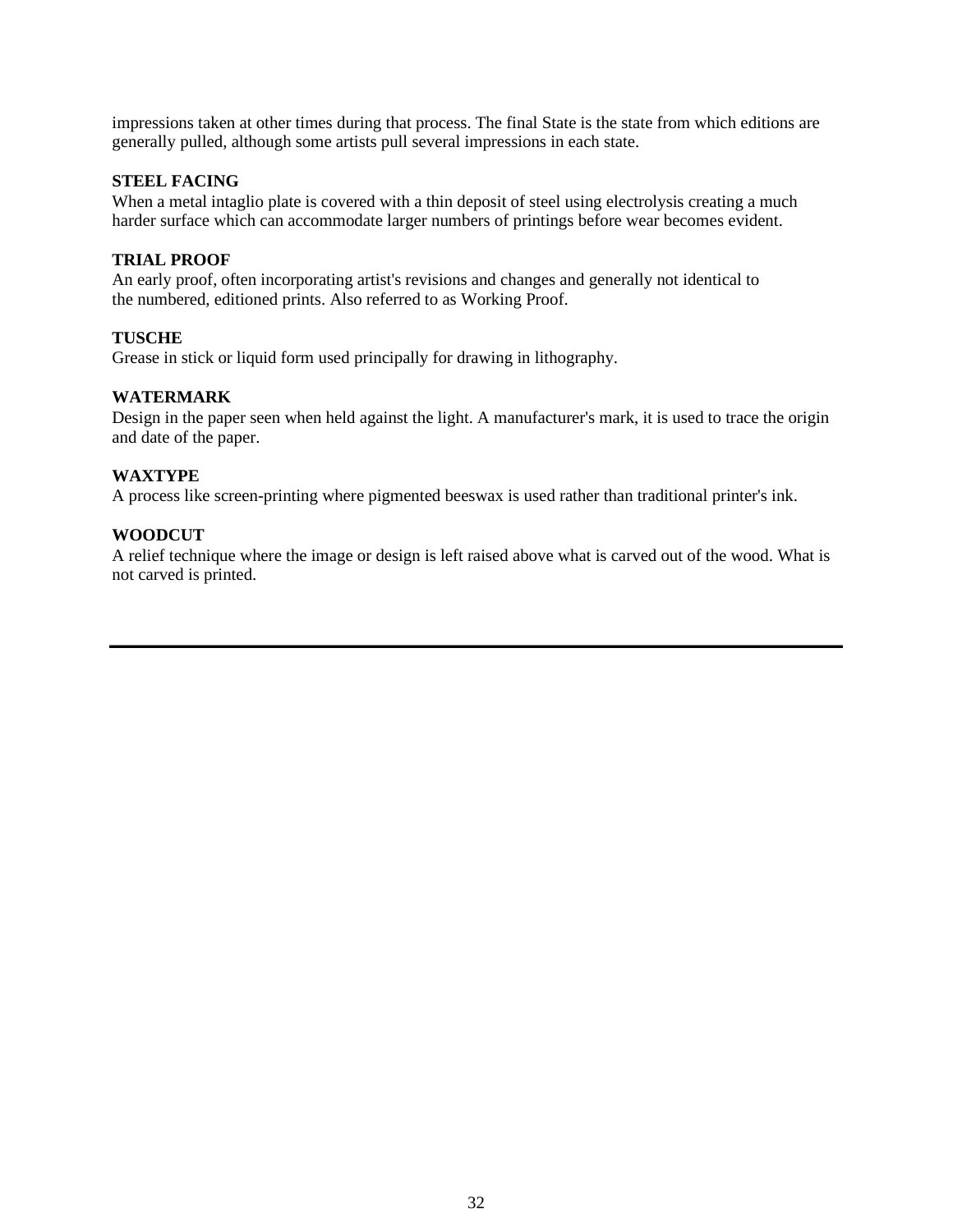impressions taken at other times during that process. The final State is the state from which editions are generally pulled, although some artists pull several impressions in each state.

**STEEL FACING**
When a metal intaglio plate is covered with a thin deposit of steel using electrolysis creating a much harder surface which can accommodate larger numbers of printings before wear becomes evident.

**TRIAL PROOF**
An early proof, often incorporating artist's revisions and changes and generally not identical to the numbered, editioned prints. Also referred to as Working Proof.

**TUSCHE**
Grease in stick or liquid form used principally for drawing in lithography.

**WATERMARK**
Design in the paper seen when held against the light. A manufacturer's mark, it is used to trace the origin and date of the paper.

**WAXTYPE**
A process like screen-printing where pigmented beeswax is used rather than traditional printer's ink.

**WOODCUT**
A relief technique where the image or design is left raised above what is carved out of the wood. What is not carved is printed.

---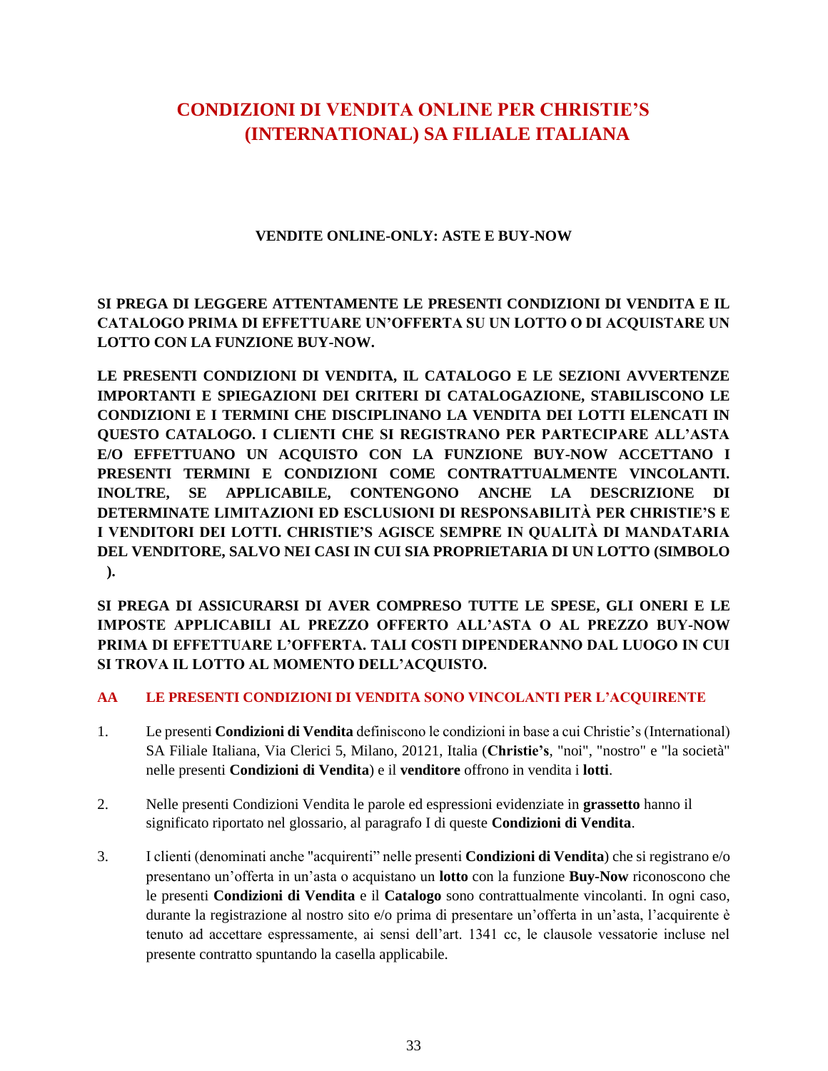# CONDIZIONI DI VENDITA ONLINE PER CHRISTIE'S (INTERNATIONAL) SA FILIALE ITALIANA

**VENDITE ONLINE-ONLY: ASTE E BUY-NOW**

**SI PREGA DI LEGGERE ATTENTAMENTE LE PRESENTI CONDIZIONI DI VENDITA E IL CATALOGO PRIMA DI EFFETTUARE UN'OFFERTA SU UN LOTTO O DI ACQUISTARE UN LOTTO CON LA FUNZIONE BUY-NOW.**

**LE PRESENTI CONDIZIONI DI VENDITA, IL CATALOGO E LE SEZIONI AVVERTENZE IMPORTANTI E SPIEGAZIONI DEI CRITERI DI CATALOGAZIONE, STABILISCONO LE CONDIZIONI E I TERMINI CHE DISCIPLINANO LA VENDITA DEI LOTTI ELENCATI IN QUESTO CATALOGO. I CLIENTI CHE SI REGISTRANO PER PARTECIPARE ALL'ASTA E/O EFFETTUANO UN ACQUISTO CON LA FUNZIONE BUY-NOW ACCETTANO I PRESENTI TERMINI E CONDIZIONI COME CONTRATTUALMENTE VINCOLANTI. INOLTRE, SE APPLICABILE, CONTENGONO ANCHE LA DESCRIZIONE DI DETERMINATE LIMITAZIONI ED ESCLUSIONI DI RESPONSABILITÀ PER CHRISTIE'S E I VENDITORI DEI LOTTI. CHRISTIE'S AGISCE SEMPRE IN QUALITÀ DI MANDATARIA DEL VENDITORE, SALVO NEI CASI IN CUI SIA PROPRIETARIA DI UN LOTTO (SIMBOLO ).**

**SI PREGA DI ASSICURARSI DI AVER COMPRESO TUTTE LE SPESE, GLI ONERI E LE IMPOSTE APPLICABILI AL PREZZO OFFERTO ALL'ASTA O AL PREZZO BUY-NOW PRIMA DI EFFETTUARE L'OFFERTA. TALI COSTI DIPENDERANNO DAL LUOGO IN CUI SI TROVA IL LOTTO AL MOMENTO DELL'ACQUISTO.**

## AA LE PRESENTI CONDIZIONI DI VENDITA SONO VINCOLANTI PER L'ACQUIRENTE

1. Le presenti **Condizioni di Vendita** definiscono le condizioni in base a cui Christie's (International) SA Filiale Italiana, Via Clerici 5, Milano, 20121, Italia (**Christie's**, "noi", "nostro" e "la società" nelle presenti **Condizioni di Vendita**) e il **venditore** offrono in vendita i **lotti**.

2. Nelle presenti Condizioni Vendita le parole ed espressioni evidenziate in **grassetto** hanno il significato riportato nel glossario, al paragrafo I di queste **Condizioni di Vendita**.

3. I clienti (denominati anche "acquirenti" nelle presenti **Condizioni di Vendita**) che si registrano e/o presentano un'offerta in un'asta o acquistano un **lotto** con la funzione **Buy-Now** riconoscono che le presenti **Condizioni di Vendita** e il **Catalogo** sono contrattualmente vincolanti. In ogni caso, durante la registrazione al nostro sito e/o prima di presentare un'offerta in un'asta, l'acquirente è tenuto ad accettare espressamente, ai sensi dell'art. 1341 cc, le clausole vessatorie incluse nel presente contratto spuntando la casella applicabile.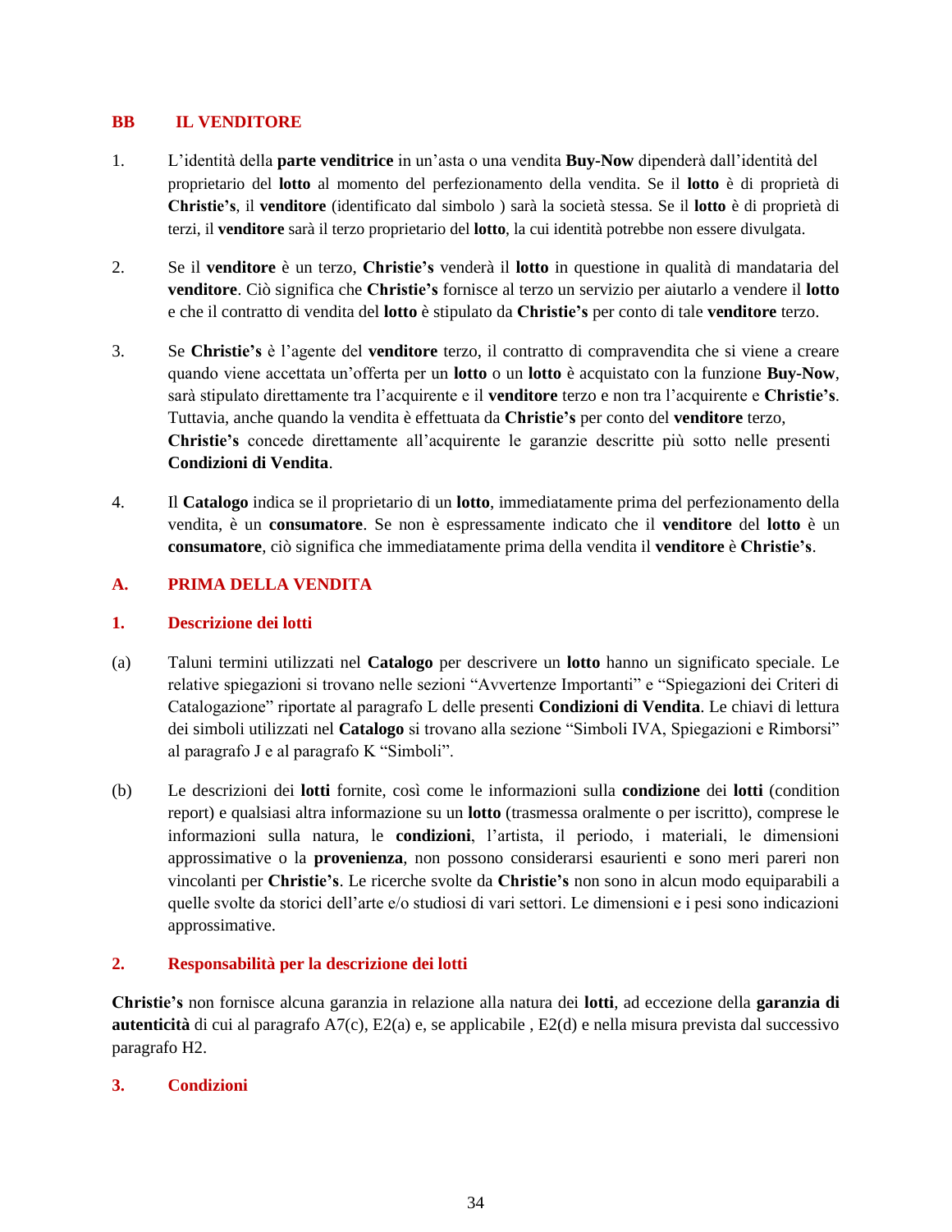## BB IL VENDITORE

1. L'identità della **parte venditrice** in un'asta o una vendita **Buy-Now** dipenderà dall'identità del proprietario del **lotto** al momento del perfezionamento della vendita. Se il **lotto** è di proprietà di **Christie's**, il **venditore** (identificato dal simbolo ) sarà la società stessa. Se il **lotto** è di proprietà di terzi, il **venditore** sarà il terzo proprietario del **lotto**, la cui identità potrebbe non essere divulgata.

2. Se il **venditore** è un terzo, **Christie's** venderà il **lotto** in questione in qualità di mandataria del **venditore**. Ciò significa che **Christie's** fornisce al terzo un servizio per aiutarlo a vendere il **lotto** e che il contratto di vendita del **lotto** è stipulato da **Christie's** per conto di tale **venditore** terzo.

3. Se **Christie's** è l'agente del **venditore** terzo, il contratto di compravendita che si viene a creare quando viene accettata un'offerta per un **lotto** o un **lotto** è acquistato con la funzione **Buy-Now**, sarà stipulato direttamente tra l'acquirente e il **venditore** terzo e non tra l'acquirente e **Christie's**. Tuttavia, anche quando la vendita è effettuata da **Christie's** per conto del **venditore** terzo, **Christie's** concede direttamente all'acquirente le garanzie descritte più sotto nelle presenti **Condizioni di Vendita**.

4. Il **Catalogo** indica se il proprietario di un **lotto**, immediatamente prima del perfezionamento della vendita, è un **consumatore**. Se non è espressamente indicato che il **venditore** del **lotto** è un **consumatore**, ciò significa che immediatamente prima della vendita il **venditore** è **Christie's**.

## A. PRIMA DELLA VENDITA

### 1. Descrizione dei lotti

(a) Taluni termini utilizzati nel **Catalogo** per descrivere un **lotto** hanno un significato speciale. Le relative spiegazioni si trovano nelle sezioni "Avvertenze Importanti" e "Spiegazioni dei Criteri di Catalogazione" riportate al paragrafo L delle presenti **Condizioni di Vendita**. Le chiavi di lettura dei simboli utilizzati nel **Catalogo** si trovano alla sezione "Simboli IVA, Spiegazioni e Rimborsi" al paragrafo J e al paragrafo K "Simboli".

(b) Le descrizioni dei **lotti** fornite, così come le informazioni sulla **condizione** dei **lotti** (condition report) e qualsiasi altra informazione su un **lotto** (trasmessa oralmente o per iscritto), comprese le informazioni sulla natura, le **condizioni**, l'artista, il periodo, i materiali, le dimensioni approssimative o la **provenienza**, non possono considerarsi esaurienti e sono meri pareri non vincolanti per **Christie's**. Le ricerche svolte da **Christie's** non sono in alcun modo equiparabili a quelle svolte da storici dell'arte e/o studiosi di vari settori. Le dimensioni e i pesi sono indicazioni approssimative.

### 2. Responsabilità per la descrizione dei lotti

**Christie's** non fornisce alcuna garanzia in relazione alla natura dei **lotti**, ad eccezione della **garanzia di autenticità** di cui al paragrafo A7(c), E2(a) e, se applicabile , E2(d) e nella misura prevista dal successivo paragrafo H2.

### 3. Condizioni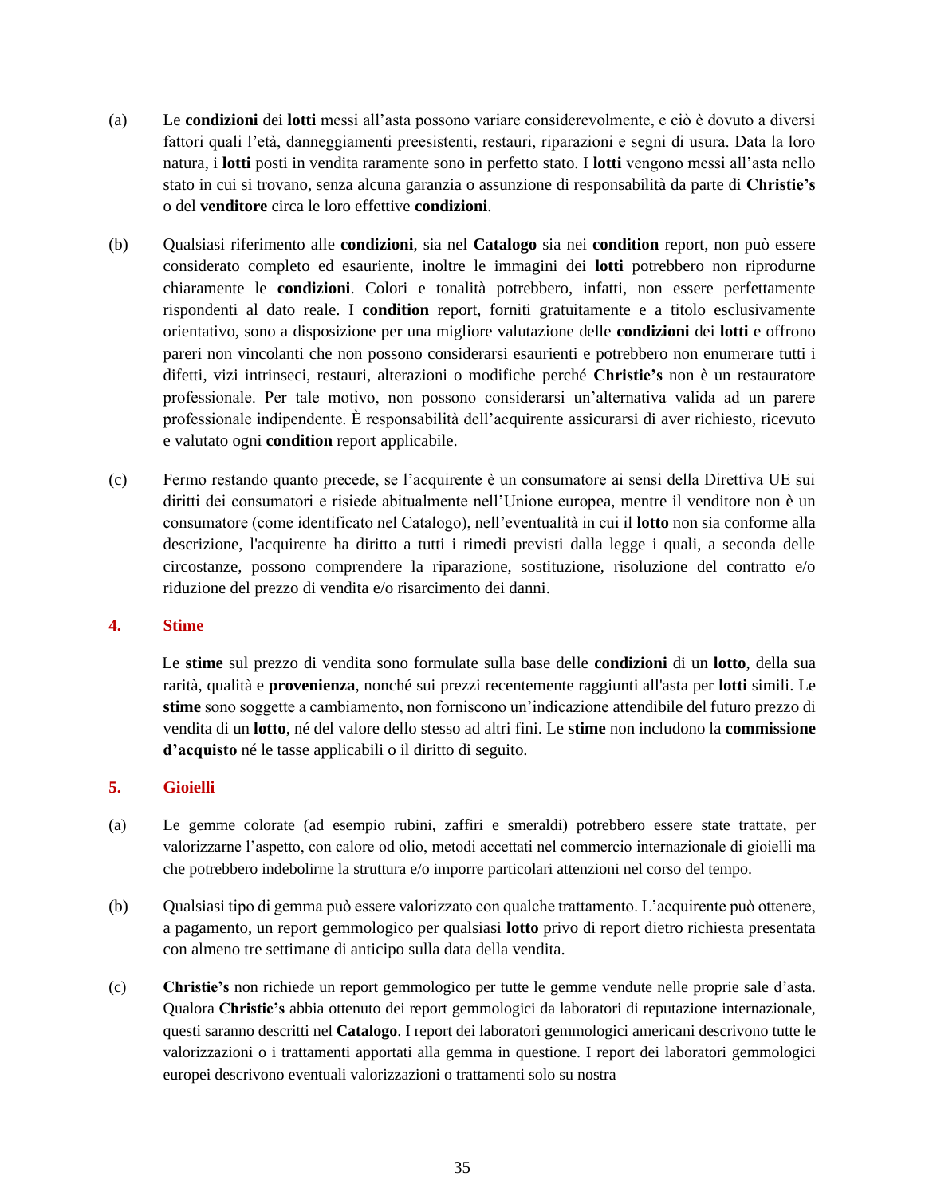(a) Le **condizioni** dei **lotti** messi all'asta possono variare considerevolmente, e ciò è dovuto a diversi fattori quali l'età, danneggiamenti preesistenti, restauri, riparazioni e segni di usura. Data la loro natura, i **lotti** posti in vendita raramente sono in perfetto stato. I **lotti** vengono messi all'asta nello stato in cui si trovano, senza alcuna garanzia o assunzione di responsabilità da parte di **Christie's** o del **venditore** circa le loro effettive **condizioni**.

(b) Qualsiasi riferimento alle **condizioni**, sia nel **Catalogo** sia nei **condition** report, non può essere considerato completo ed esauriente, inoltre le immagini dei **lotti** potrebbero non riprodurne chiaramente le **condizioni**. Colori e tonalità potrebbero, infatti, non essere perfettamente rispondenti al dato reale. I **condition** report, forniti gratuitamente e a titolo esclusivamente orientativo, sono a disposizione per una migliore valutazione delle **condizioni** dei **lotti** e offrono pareri non vincolanti che non possono considerarsi esaurienti e potrebbero non enumerare tutti i difetti, vizi intrinseci, restauri, alterazioni o modifiche perché **Christie's** non è un restauratore professionale. Per tale motivo, non possono considerarsi un'alternativa valida ad un parere professionale indipendente. È responsabilità dell'acquirente assicurarsi di aver richiesto, ricevuto e valutato ogni **condition** report applicabile.

(c) Fermo restando quanto precede, se l'acquirente è un consumatore ai sensi della Direttiva UE sui diritti dei consumatori e risiede abitualmente nell'Unione europea, mentre il venditore non è un consumatore (come identificato nel Catalogo), nell'eventualità in cui il **lotto** non sia conforme alla descrizione, l'acquirente ha diritto a tutti i rimedi previsti dalla legge i quali, a seconda delle circostanze, possono comprendere la riparazione, sostituzione, risoluzione del contratto e/o riduzione del prezzo di vendita e/o risarcimento dei danni.

## 4. Stime

Le **stime** sul prezzo di vendita sono formulate sulla base delle **condizioni** di un **lotto**, della sua rarità, qualità e **provenienza**, nonché sui prezzi recentemente raggiunti all'asta per **lotti** simili. Le **stime** sono soggette a cambiamento, non forniscono un'indicazione attendibile del futuro prezzo di vendita di un **lotto**, né del valore dello stesso ad altri fini. Le **stime** non includono la **commissione d'acquisto** né le tasse applicabili o il diritto di seguito.

## 5. Gioielli

(a) Le gemme colorate (ad esempio rubini, zaffiri e smeraldi) potrebbero essere state trattate, per valorizzarne l'aspetto, con calore od olio, metodi accettati nel commercio internazionale di gioielli ma che potrebbero indebolirne la struttura e/o imporre particolari attenzioni nel corso del tempo.

(b) Qualsiasi tipo di gemma può essere valorizzato con qualche trattamento. L'acquirente può ottenere, a pagamento, un report gemmologico per qualsiasi **lotto** privo di report dietro richiesta presentata con almeno tre settimane di anticipo sulla data della vendita.

(c) **Christie's** non richiede un report gemmologico per tutte le gemme vendute nelle proprie sale d'asta. Qualora **Christie's** abbia ottenuto dei report gemmologici da laboratori di reputazione internazionale, questi saranno descritti nel **Catalogo**. I report dei laboratori gemmologici americani descrivono tutte le valorizzazioni o i trattamenti apportati alla gemma in questione. I report dei laboratori gemmologici europei descrivono eventuali valorizzazioni o trattamenti solo su nostra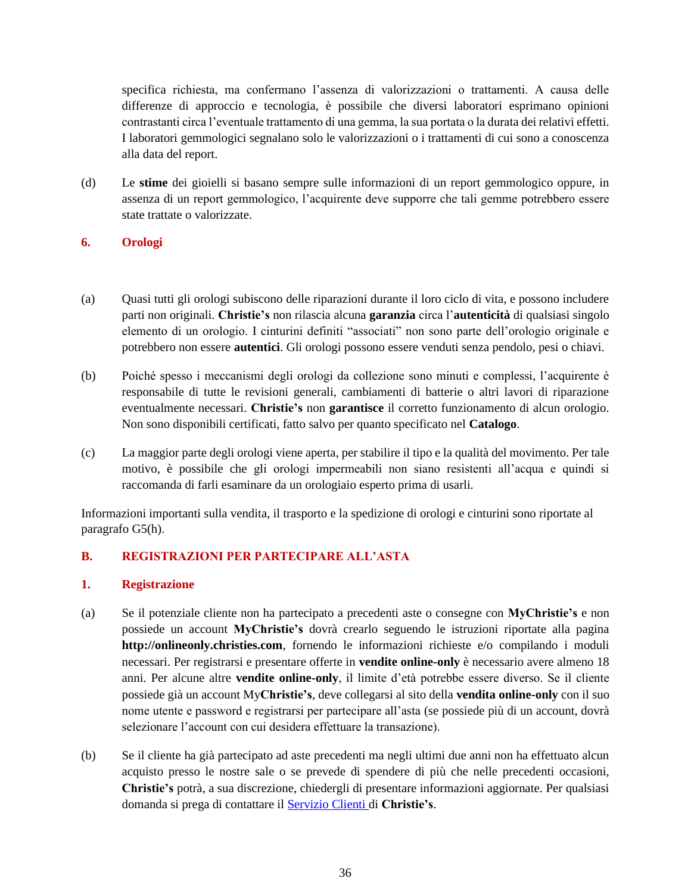specifica richiesta, ma confermano l'assenza di valorizzazioni o trattamenti. A causa delle differenze di approccio e tecnologia, è possibile che diversi laboratori esprimano opinioni contrastanti circa l'eventuale trattamento di una gemma, la sua portata o la durata dei relativi effetti. I laboratori gemmologici segnalano solo le valorizzazioni o i trattamenti di cui sono a conoscenza alla data del report.

(d) Le **stime** dei gioielli si basano sempre sulle informazioni di un report gemmologico oppure, in assenza di un report gemmologico, l'acquirente deve supporre che tali gemme potrebbero essere state trattate o valorizzate.

### 6. Orologi

(a) Quasi tutti gli orologi subiscono delle riparazioni durante il loro ciclo di vita, e possono includere parti non originali. **Christie's** non rilascia alcuna **garanzia** circa l'**autenticità** di qualsiasi singolo elemento di un orologio. I cinturini definiti "associati" non sono parte dell'orologio originale e potrebbero non essere **autentici**. Gli orologi possono essere venduti senza pendolo, pesi o chiavi.

(b) Poiché spesso i meccanismi degli orologi da collezione sono minuti e complessi, l'acquirente è responsabile di tutte le revisioni generali, cambiamenti di batterie o altri lavori di riparazione eventualmente necessari. **Christie's** non **garantisce** il corretto funzionamento di alcun orologio. Non sono disponibili certificati, fatto salvo per quanto specificato nel **Catalogo**.

(c) La maggior parte degli orologi viene aperta, per stabilire il tipo e la qualità del movimento. Per tale motivo, è possibile che gli orologi impermeabili non siano resistenti all'acqua e quindi si raccomanda di farli esaminare da un orologiaio esperto prima di usarli.

Informazioni importanti sulla vendita, il trasporto e la spedizione di orologi e cinturini sono riportate al paragrafo G5(h).

## B. REGISTRAZIONI PER PARTECIPARE ALL'ASTA

### 1. Registrazione

(a) Se il potenziale cliente non ha partecipato a precedenti aste o consegne con **MyChristie's** e non possiede un account **MyChristie's** dovrà crearlo seguendo le istruzioni riportate alla pagina **http://onlineonly.christies.com**, fornendo le informazioni richieste e/o compilando i moduli necessari. Per registrarsi e presentare offerte in **vendite online-only** è necessario avere almeno 18 anni. Per alcune altre **vendite online-only**, il limite d'età potrebbe essere diverso. Se il cliente possiede già un account My**Christie's**, deve collegarsi al sito della **vendita online-only** con il suo nome utente e password e registrarsi per partecipare all'asta (se possiede più di un account, dovrà selezionare l'account con cui desidera effettuare la transazione).

(b) Se il cliente ha già partecipato ad aste precedenti ma negli ultimi due anni non ha effettuato alcun acquisto presso le nostre sale o se prevede di spendere di più che nelle precedenti occasioni, **Christie's** potrà, a sua discrezione, chiedergli di presentare informazioni aggiornate. Per qualsiasi domanda si prega di contattare il Servizio Clienti di **Christie's**.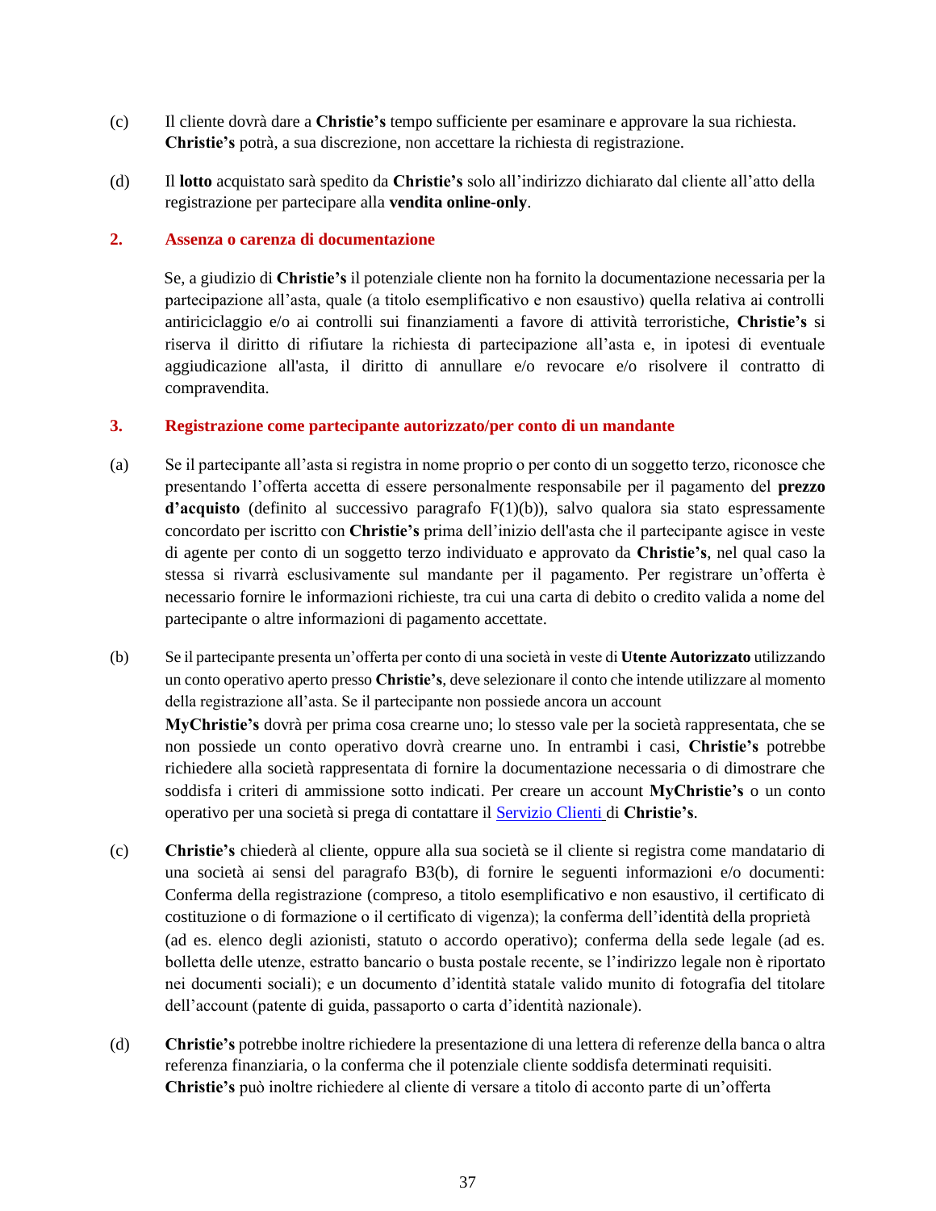(c) Il cliente dovrà dare a **Christie's** tempo sufficiente per esaminare e approvare la sua richiesta. **Christie's** potrà, a sua discrezione, non accettare la richiesta di registrazione.

(d) Il **lotto** acquistato sarà spedito da **Christie's** solo all'indirizzo dichiarato dal cliente all'atto della registrazione per partecipare alla **vendita online-only**.

## 2. Assenza o carenza di documentazione

Se, a giudizio di **Christie's** il potenziale cliente non ha fornito la documentazione necessaria per la partecipazione all'asta, quale (a titolo esemplificativo e non esaustivo) quella relativa ai controlli antiriciclaggio e/o ai controlli sui finanziamenti a favore di attività terroristiche, **Christie's** si riserva il diritto di rifiutare la richiesta di partecipazione all'asta e, in ipotesi di eventuale aggiudicazione all'asta, il diritto di annullare e/o revocare e/o risolvere il contratto di compravendita.

## 3. Registrazione come partecipante autorizzato/per conto di un mandante

(a) Se il partecipante all'asta si registra in nome proprio o per conto di un soggetto terzo, riconosce che presentando l'offerta accetta di essere personalmente responsabile per il pagamento del **prezzo d'acquisto** (definito al successivo paragrafo F(1)(b)), salvo qualora sia stato espressamente concordato per iscritto con **Christie's** prima dell'inizio dell'asta che il partecipante agisce in veste di agente per conto di un soggetto terzo individuato e approvato da **Christie's**, nel qual caso la stessa si rivarrà esclusivamente sul mandante per il pagamento. Per registrare un'offerta è necessario fornire le informazioni richieste, tra cui una carta di debito o credito valida a nome del partecipante o altre informazioni di pagamento accettate.

(b) Se il partecipante presenta un'offerta per conto di una società in veste di **Utente Autorizzato** utilizzando un conto operativo aperto presso **Christie's**, deve selezionare il conto che intende utilizzare al momento della registrazione all'asta. Se il partecipante non possiede ancora un account **MyChristie's** dovrà per prima cosa crearne uno; lo stesso vale per la società rappresentata, che se non possiede un conto operativo dovrà crearne uno. In entrambi i casi, **Christie's** potrebbe richiedere alla società rappresentata di fornire la documentazione necessaria o di dimostrare che soddisfa i criteri di ammissione sotto indicati. Per creare un account **MyChristie's** o un conto operativo per una società si prega di contattare il Servizio Clienti di **Christie's**.

(c) **Christie's** chiederà al cliente, oppure alla sua società se il cliente si registra come mandatario di una società ai sensi del paragrafo B3(b), di fornire le seguenti informazioni e/o documenti: Conferma della registrazione (compreso, a titolo esemplificativo e non esaustivo, il certificato di costituzione o di formazione o il certificato di vigenza); la conferma dell'identità della proprietà (ad es. elenco degli azionisti, statuto o accordo operativo); conferma della sede legale (ad es. bolletta delle utenze, estratto bancario o busta postale recente, se l'indirizzo legale non è riportato nei documenti sociali); e un documento d'identità statale valido munito di fotografia del titolare dell'account (patente di guida, passaporto o carta d'identità nazionale).

(d) **Christie's** potrebbe inoltre richiedere la presentazione di una lettera di referenze della banca o altra referenza finanziaria, o la conferma che il potenziale cliente soddisfa determinati requisiti. **Christie's** può inoltre richiedere al cliente di versare a titolo di acconto parte di un'offerta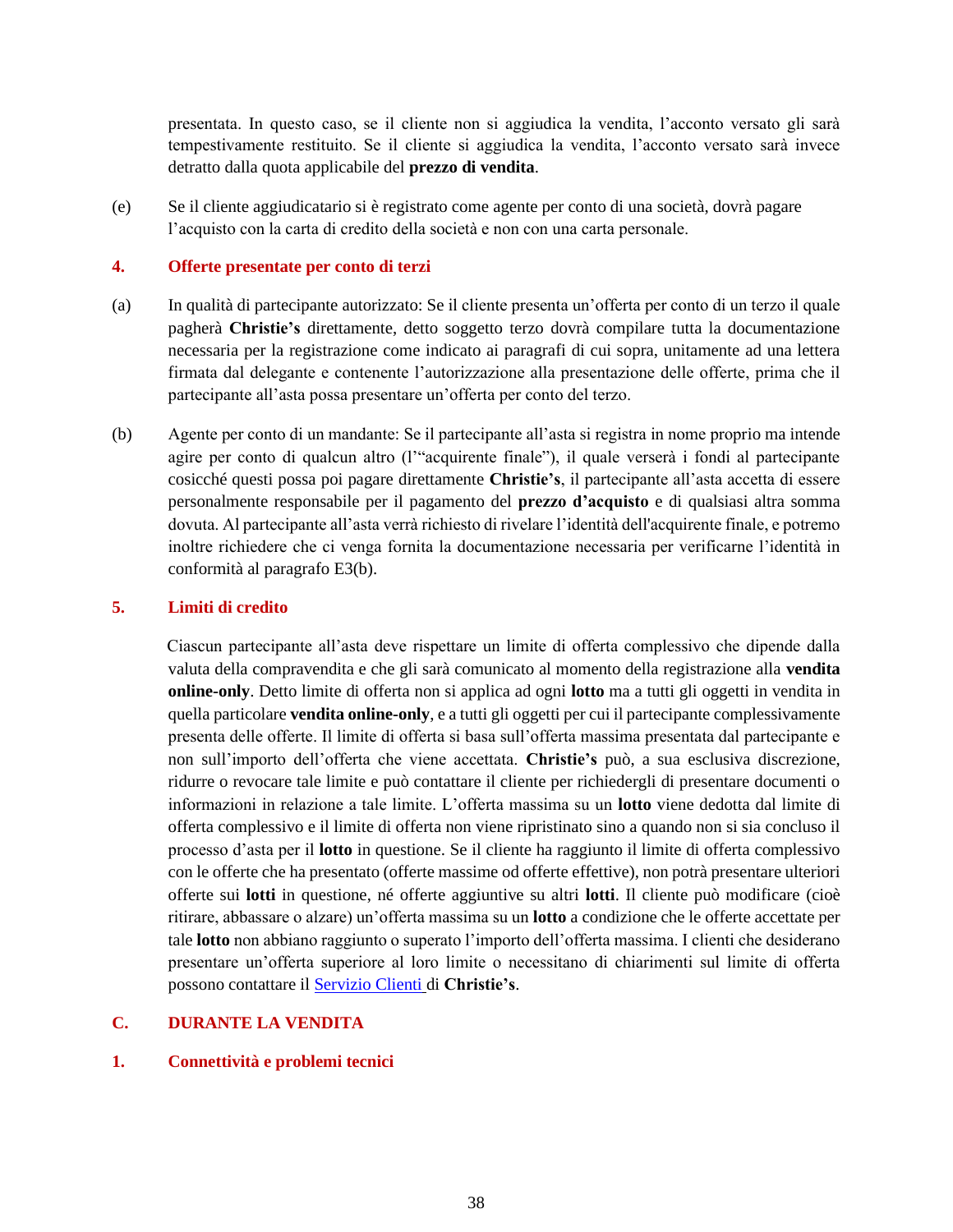presentata. In questo caso, se il cliente non si aggiudica la vendita, l'acconto versato gli sarà tempestivamente restituito. Se il cliente si aggiudica la vendita, l'acconto versato sarà invece detratto dalla quota applicabile del **prezzo di vendita**.

(e) Se il cliente aggiudicatario si è registrato come agente per conto di una società, dovrà pagare l'acquisto con la carta di credito della società e non con una carta personale.

### 4. Offerte presentate per conto di terzi

(a) In qualità di partecipante autorizzato: Se il cliente presenta un'offerta per conto di un terzo il quale pagherà **Christie's** direttamente, detto soggetto terzo dovrà compilare tutta la documentazione necessaria per la registrazione come indicato ai paragrafi di cui sopra, unitamente ad una lettera firmata dal delegante e contenente l'autorizzazione alla presentazione delle offerte, prima che il partecipante all'asta possa presentare un'offerta per conto del terzo.

(b) Agente per conto di un mandante: Se il partecipante all'asta si registra in nome proprio ma intende agire per conto di qualcun altro (l'"acquirente finale"), il quale verserà i fondi al partecipante cosicché questi possa poi pagare direttamente **Christie's**, il partecipante all'asta accetta di essere personalmente responsabile per il pagamento del **prezzo d'acquisto** e di qualsiasi altra somma dovuta. Al partecipante all'asta verrà richiesto di rivelare l'identità dell'acquirente finale, e potremo inoltre richiedere che ci venga fornita la documentazione necessaria per verificarne l'identità in conformità al paragrafo E3(b).

### 5. Limiti di credito

Ciascun partecipante all'asta deve rispettare un limite di offerta complessivo che dipende dalla valuta della compravendita e che gli sarà comunicato al momento della registrazione alla **vendita online-only**. Detto limite di offerta non si applica ad ogni **lotto** ma a tutti gli oggetti in vendita in quella particolare **vendita online-only**, e a tutti gli oggetti per cui il partecipante complessivamente presenta delle offerte. Il limite di offerta si basa sull'offerta massima presentata dal partecipante e non sull'importo dell'offerta che viene accettata. **Christie's** può, a sua esclusiva discrezione, ridurre o revocare tale limite e può contattare il cliente per richiedergli di presentare documenti o informazioni in relazione a tale limite. L'offerta massima su un **lotto** viene dedotta dal limite di offerta complessivo e il limite di offerta non viene ripristinato sino a quando non si sia concluso il processo d'asta per il **lotto** in questione. Se il cliente ha raggiunto il limite di offerta complessivo con le offerte che ha presentato (offerte massime od offerte effettive), non potrà presentare ulteriori offerte sui **lotti** in questione, né offerte aggiuntive su altri **lotti**. Il cliente può modificare (cioè ritirare, abbassare o alzare) un'offerta massima su un **lotto** a condizione che le offerte accettate per tale **lotto** non abbiano raggiunto o superato l'importo dell'offerta massima. I clienti che desiderano presentare un'offerta superiore al loro limite o necessitano di chiarimenti sul limite di offerta possono contattare il Servizio Clienti di **Christie's**.

## C. DURANTE LA VENDITA

### 1. Connettività e problemi tecnici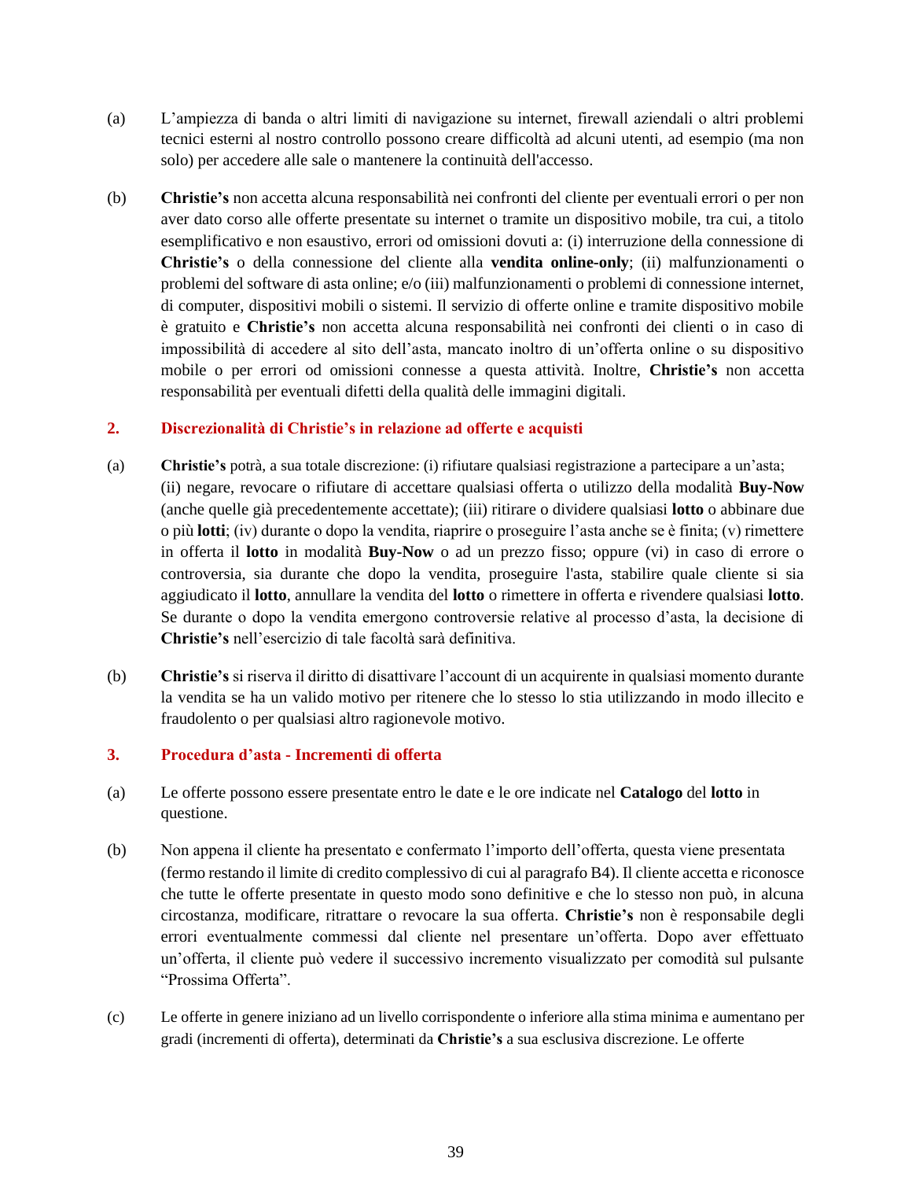(a) L’ampiezza di banda o altri limiti di navigazione su internet, firewall aziendali o altri problemi tecnici esterni al nostro controllo possono creare difficoltà ad alcuni utenti, ad esempio (ma non solo) per accedere alle sale o mantenere la continuità dell'accesso.

(b) **Christie’s** non accetta alcuna responsabilità nei confronti del cliente per eventuali errori o per non aver dato corso alle offerte presentate su internet o tramite un dispositivo mobile, tra cui, a titolo esemplificativo e non esaustivo, errori od omissioni dovuti a: (i) interruzione della connessione di **Christie’s** o della connessione del cliente alla **vendita online-only**; (ii) malfunzionamenti o problemi del software di asta online; e/o (iii) malfunzionamenti o problemi di connessione internet, di computer, dispositivi mobili o sistemi. Il servizio di offerte online e tramite dispositivo mobile è gratuito e **Christie’s** non accetta alcuna responsabilità nei confronti dei clienti o in caso di impossibilità di accedere al sito dell’asta, mancato inoltro di un’offerta online o su dispositivo mobile o per errori od omissioni connesse a questa attività. Inoltre, **Christie’s** non accetta responsabilità per eventuali difetti della qualità delle immagini digitali.

## 2. Discrezionalità di Christie’s in relazione ad offerte e acquisti

(a) **Christie’s** potrà, a sua totale discrezione: (i) rifiutare qualsiasi registrazione a partecipare a un’asta; (ii) negare, revocare o rifiutare di accettare qualsiasi offerta o utilizzo della modalità **Buy-Now** (anche quelle già precedentemente accettate); (iii) ritirare o dividere qualsiasi **lotto** o abbinare due o più **lotti**; (iv) durante o dopo la vendita, riaprire o proseguire l’asta anche se è finita; (v) rimettere in offerta il **lotto** in modalità **Buy-Now** o ad un prezzo fisso; oppure (vi) in caso di errore o controversia, sia durante che dopo la vendita, proseguire l'asta, stabilire quale cliente si sia aggiudicato il **lotto**, annullare la vendita del **lotto** o rimettere in offerta e rivendere qualsiasi **lotto**. Se durante o dopo la vendita emergono controversie relative al processo d’asta, la decisione di **Christie’s** nell’esercizio di tale facoltà sarà definitiva.

(b) **Christie’s** si riserva il diritto di disattivare l’account di un acquirente in qualsiasi momento durante la vendita se ha un valido motivo per ritenere che lo stesso lo stia utilizzando in modo illecito e fraudolento o per qualsiasi altro ragionevole motivo.

## 3. Procedura d’asta - Incrementi di offerta

(a) Le offerte possono essere presentate entro le date e le ore indicate nel **Catalogo** del **lotto** in questione.

(b) Non appena il cliente ha presentato e confermato l’importo dell’offerta, questa viene presentata (fermo restando il limite di credito complessivo di cui al paragrafo B4). Il cliente accetta e riconosce che tutte le offerte presentate in questo modo sono definitive e che lo stesso non può, in alcuna circostanza, modificare, ritrattare o revocare la sua offerta. **Christie’s** non è responsabile degli errori eventualmente commessi dal cliente nel presentare un’offerta. Dopo aver effettuato un’offerta, il cliente può vedere il successivo incremento visualizzato per comodità sul pulsante “Prossima Offerta”.

(c) Le offerte in genere iniziano ad un livello corrispondente o inferiore alla stima minima e aumentano per gradi (incrementi di offerta), determinati da **Christie’s** a sua esclusiva discrezione. Le offerte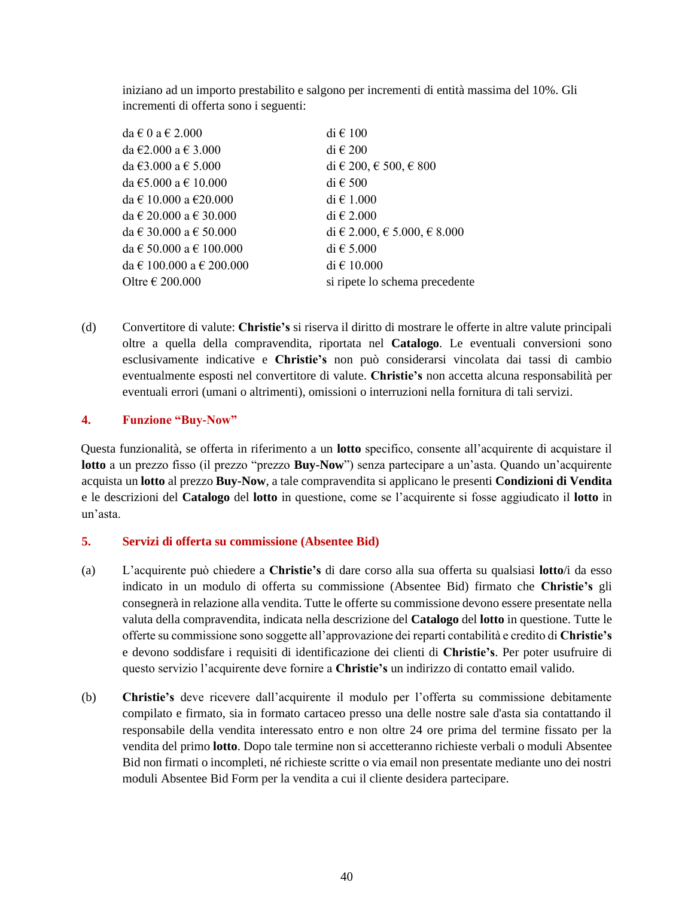iniziano ad un importo prestabilito e salgono per incrementi di entità massima del 10%. Gli incrementi di offerta sono i seguenti:

| | |
|---|---|
| da € 0 a € 2.000 | di € 100 |
| da €2.000 a € 3.000 | di € 200 |
| da €3.000 a € 5.000 | di € 200, € 500, € 800 |
| da €5.000 a € 10.000 | di € 500 |
| da € 10.000 a €20.000 | di € 1.000 |
| da € 20.000 a € 30.000 | di € 2.000 |
| da € 30.000 a € 50.000 | di € 2.000, € 5.000, € 8.000 |
| da € 50.000 a € 100.000 | di € 5.000 |
| da € 100.000 a € 200.000 | di € 10.000 |
| Oltre € 200.000 | si ripete lo schema precedente |

(d) Convertitore di valute: **Christie's** si riserva il diritto di mostrare le offerte in altre valute principali oltre a quella della compravendita, riportata nel **Catalogo**. Le eventuali conversioni sono esclusivamente indicative e **Christie's** non può considerarsi vincolata dai tassi di cambio eventualmente esposti nel convertitore di valute. **Christie's** non accetta alcuna responsabilità per eventuali errori (umani o altrimenti), omissioni o interruzioni nella fornitura di tali servizi.

## 4. Funzione "Buy-Now"

Questa funzionalità, se offerta in riferimento a un **lotto** specifico, consente all'acquirente di acquistare il **lotto** a un prezzo fisso (il prezzo "prezzo **Buy-Now**") senza partecipare a un'asta. Quando un'acquirente acquista un **lotto** al prezzo **Buy-Now**, a tale compravendita si applicano le presenti **Condizioni di Vendita** e le descrizioni del **Catalogo** del **lotto** in questione, come se l'acquirente si fosse aggiudicato il **lotto** in un'asta.

## 5. Servizi di offerta su commissione (Absentee Bid)

(a) L'acquirente può chiedere a **Christie's** di dare corso alla sua offerta su qualsiasi **lotto**/i da esso indicato in un modulo di offerta su commissione (Absentee Bid) firmato che **Christie's** gli consegnerà in relazione alla vendita. Tutte le offerte su commissione devono essere presentate nella valuta della compravendita, indicata nella descrizione del **Catalogo** del **lotto** in questione. Tutte le offerte su commissione sono soggette all'approvazione dei reparti contabilità e credito di **Christie's** e devono soddisfare i requisiti di identificazione dei clienti di **Christie's**. Per poter usufruire di questo servizio l'acquirente deve fornire a **Christie's** un indirizzo di contatto email valido.

(b) **Christie's** deve ricevere dall'acquirente il modulo per l'offerta su commissione debitamente compilato e firmato, sia in formato cartaceo presso una delle nostre sale d'asta sia contattando il responsabile della vendita interessato entro e non oltre 24 ore prima del termine fissato per la vendita del primo **lotto**. Dopo tale termine non si accetteranno richieste verbali o moduli Absentee Bid non firmati o incompleti, né richieste scritte o via email non presentate mediante uno dei nostri moduli Absentee Bid Form per la vendita a cui il cliente desidera partecipare.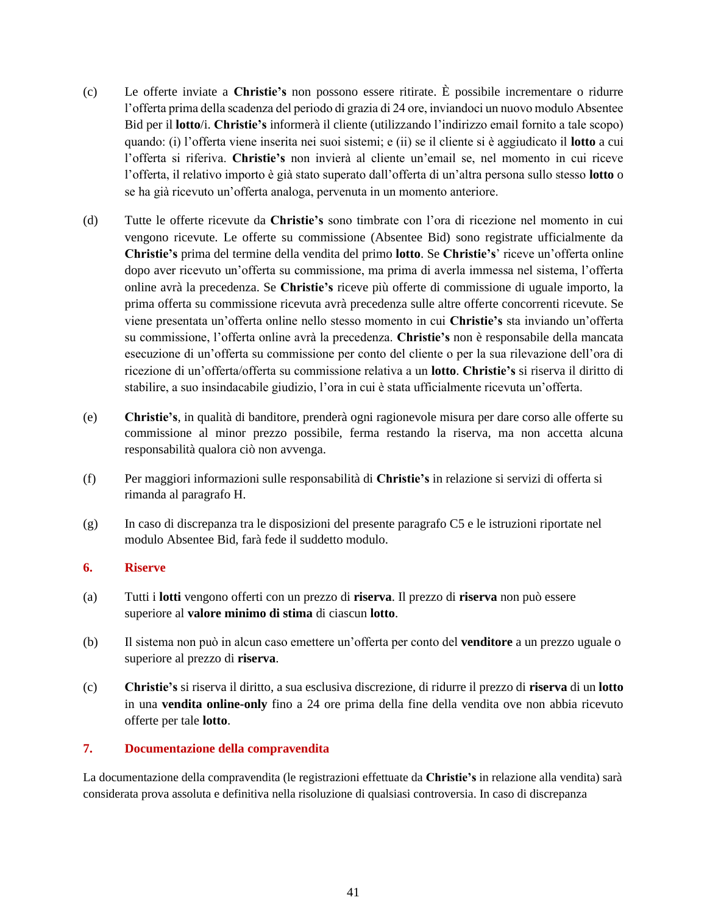(c) Le offerte inviate a **Christie's** non possono essere ritirate. È possibile incrementare o ridurre l'offerta prima della scadenza del periodo di grazia di 24 ore, inviandoci un nuovo modulo Absentee Bid per il **lotto**/i. **Christie's** informerà il cliente (utilizzando l'indirizzo email fornito a tale scopo) quando: (i) l'offerta viene inserita nei suoi sistemi; e (ii) se il cliente si è aggiudicato il **lotto** a cui l'offerta si riferiva. **Christie's** non invierà al cliente un'email se, nel momento in cui riceve l'offerta, il relativo importo è già stato superato dall'offerta di un'altra persona sullo stesso **lotto** o se ha già ricevuto un'offerta analoga, pervenuta in un momento anteriore.

(d) Tutte le offerte ricevute da **Christie's** sono timbrate con l'ora di ricezione nel momento in cui vengono ricevute. Le offerte su commissione (Absentee Bid) sono registrate ufficialmente da **Christie's** prima del termine della vendita del primo **lotto**. Se **Christie's**' riceve un'offerta online dopo aver ricevuto un'offerta su commissione, ma prima di averla immessa nel sistema, l'offerta online avrà la precedenza. Se **Christie's** riceve più offerte di commissione di uguale importo, la prima offerta su commissione ricevuta avrà precedenza sulle altre offerte concorrenti ricevute. Se viene presentata un'offerta online nello stesso momento in cui **Christie's** sta inviando un'offerta su commissione, l'offerta online avrà la precedenza. **Christie's** non è responsabile della mancata esecuzione di un'offerta su commissione per conto del cliente o per la sua rilevazione dell'ora di ricezione di un'offerta/offerta su commissione relativa a un **lotto**. **Christie's** si riserva il diritto di stabilire, a suo insindacabile giudizio, l'ora in cui è stata ufficialmente ricevuta un'offerta.

(e) **Christie's**, in qualità di banditore, prenderà ogni ragionevole misura per dare corso alle offerte su commissione al minor prezzo possibile, ferma restando la riserva, ma non accetta alcuna responsabilità qualora ciò non avvenga.

(f) Per maggiori informazioni sulle responsabilità di **Christie's** in relazione si servizi di offerta si rimanda al paragrafo H.

(g) In caso di discrepanza tra le disposizioni del presente paragrafo C5 e le istruzioni riportate nel modulo Absentee Bid, farà fede il suddetto modulo.

## 6. Riserve

(a) Tutti i **lotti** vengono offerti con un prezzo di **riserva**. Il prezzo di **riserva** non può essere superiore al **valore minimo di stima** di ciascun **lotto**.

(b) Il sistema non può in alcun caso emettere un'offerta per conto del **venditore** a un prezzo uguale o superiore al prezzo di **riserva**.

(c) **Christie's** si riserva il diritto, a sua esclusiva discrezione, di ridurre il prezzo di **riserva** di un **lotto** in una **vendita online-only** fino a 24 ore prima della fine della vendita ove non abbia ricevuto offerte per tale **lotto**.

## 7. Documentazione della compravendita

La documentazione della compravendita (le registrazioni effettuate da **Christie's** in relazione alla vendita) sarà considerata prova assoluta e definitiva nella risoluzione di qualsiasi controversia. In caso di discrepanza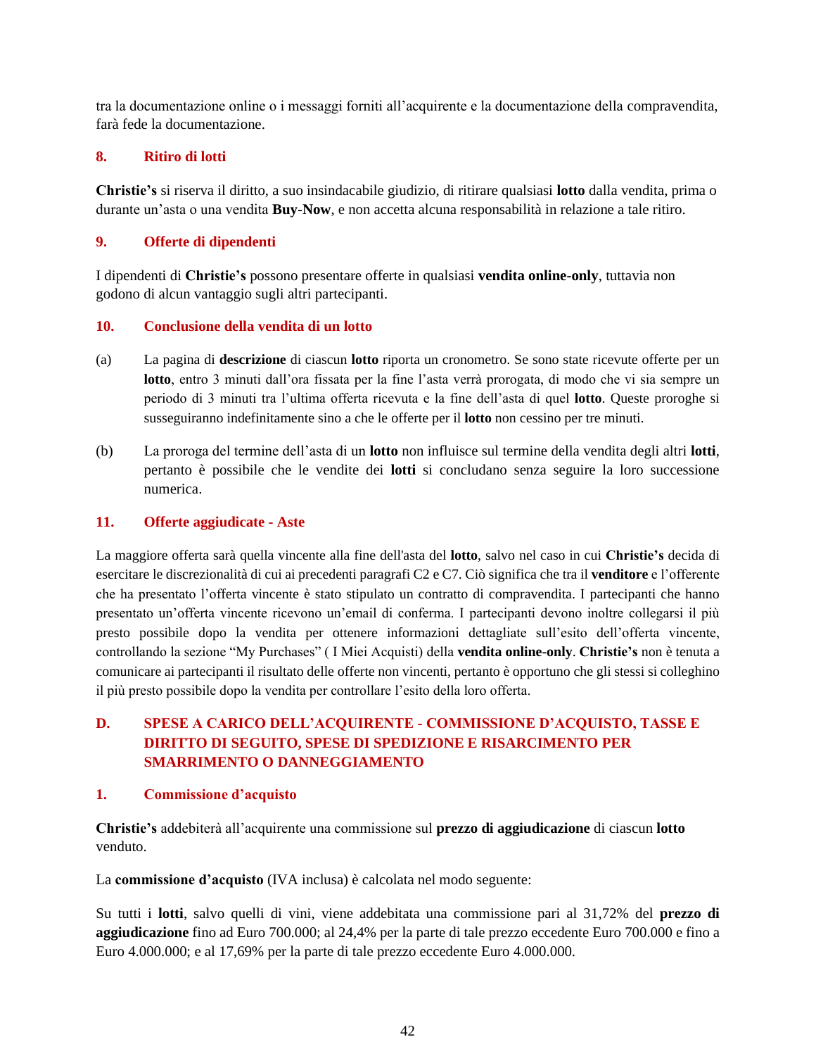tra la documentazione online o i messaggi forniti all'acquirente e la documentazione della compravendita, farà fede la documentazione.

### 8. Ritiro di lotti

**Christie's** si riserva il diritto, a suo insindacabile giudizio, di ritirare qualsiasi **lotto** dalla vendita, prima o durante un'asta o una vendita **Buy-Now**, e non accetta alcuna responsabilità in relazione a tale ritiro.

### 9. Offerte di dipendenti

I dipendenti di **Christie's** possono presentare offerte in qualsiasi **vendita online-only**, tuttavia non godono di alcun vantaggio sugli altri partecipanti.

### 10. Conclusione della vendita di un lotto

(a) La pagina di **descrizione** di ciascun **lotto** riporta un cronometro. Se sono state ricevute offerte per un **lotto**, entro 3 minuti dall'ora fissata per la fine l'asta verrà prorogata, di modo che vi sia sempre un periodo di 3 minuti tra l'ultima offerta ricevuta e la fine dell'asta di quel **lotto**. Queste proroghe si susseguiranno indefinitamente sino a che le offerte per il **lotto** non cessino per tre minuti.

(b) La proroga del termine dell'asta di un **lotto** non influisce sul termine della vendita degli altri **lotti**, pertanto è possibile che le vendite dei **lotti** si concludano senza seguire la loro successione numerica.

### 11. Offerte aggiudicate - Aste

La maggiore offerta sarà quella vincente alla fine dell'asta del **lotto**, salvo nel caso in cui **Christie's** decida di esercitare le discrezionalità di cui ai precedenti paragrafi C2 e C7. Ciò significa che tra il **venditore** e l'offerente che ha presentato l'offerta vincente è stato stipulato un contratto di compravendita. I partecipanti che hanno presentato un'offerta vincente ricevono un'email di conferma. I partecipanti devono inoltre collegarsi il più presto possibile dopo la vendita per ottenere informazioni dettagliate sull'esito dell'offerta vincente, controllando la sezione "My Purchases" ( I Miei Acquisti) della **vendita online-only**. **Christie's** non è tenuta a comunicare ai partecipanti il risultato delle offerte non vincenti, pertanto è opportuno che gli stessi si colleghino il più presto possibile dopo la vendita per controllare l'esito della loro offerta.

## D. SPESE A CARICO DELL'ACQUIRENTE - COMMISSIONE D'ACQUISTO, TASSE E DIRITTO DI SEGUITO, SPESE DI SPEDIZIONE E RISARCIMENTO PER SMARRIMENTO O DANNEGGIAMENTO

### 1. Commissione d'acquisto

**Christie's** addebiterà all'acquirente una commissione sul **prezzo di aggiudicazione** di ciascun **lotto** venduto.

La **commissione d'acquisto** (IVA inclusa) è calcolata nel modo seguente:

Su tutti i **lotti**, salvo quelli di vini, viene addebitata una commissione pari al 31,72% del **prezzo di aggiudicazione** fino ad Euro 700.000; al 24,4% per la parte di tale prezzo eccedente Euro 700.000 e fino a Euro 4.000.000; e al 17,69% per la parte di tale prezzo eccedente Euro 4.000.000.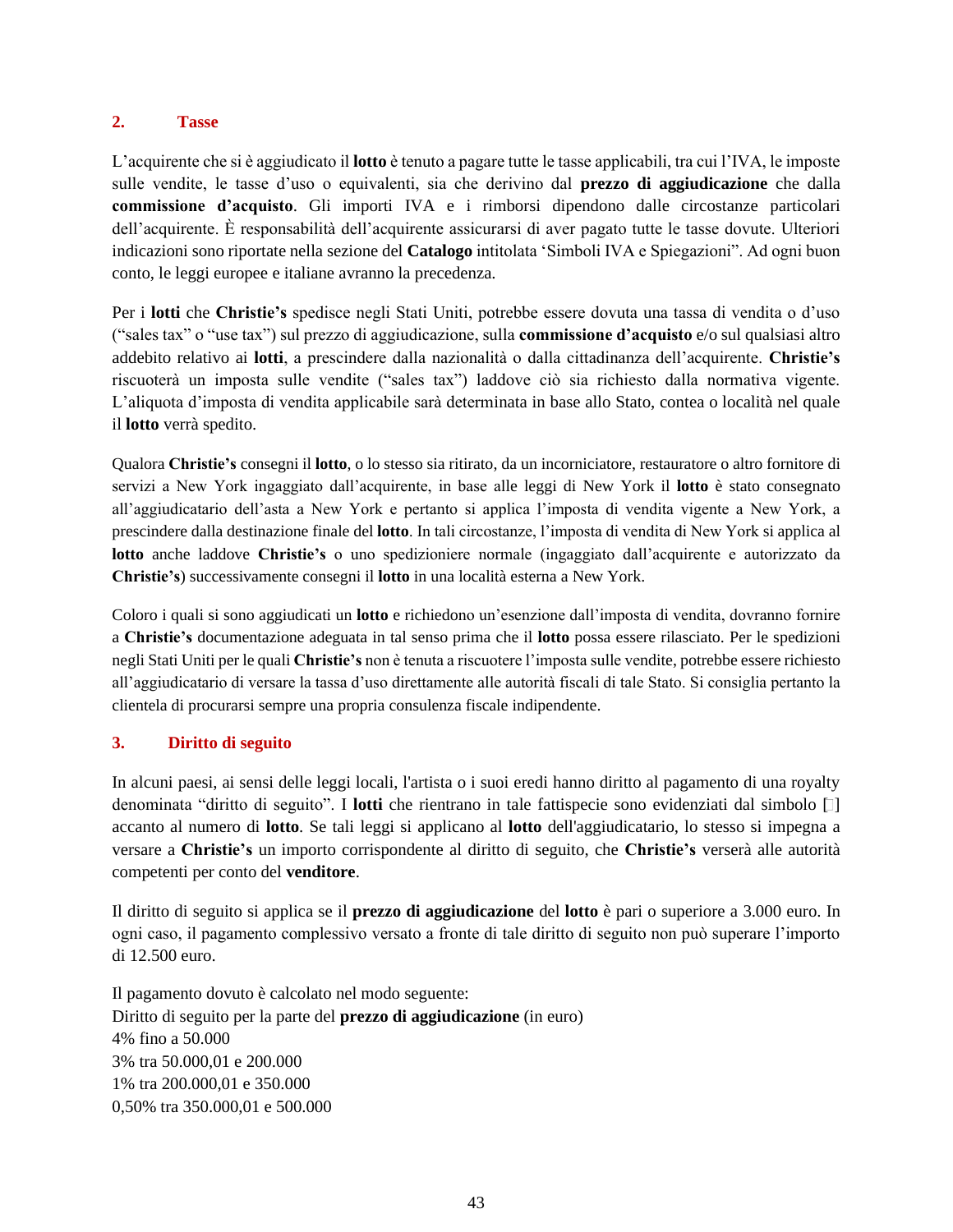## 2. Tasse

L’acquirente che si è aggiudicato il **lotto** è tenuto a pagare tutte le tasse applicabili, tra cui l’IVA, le imposte sulle vendite, le tasse d’uso o equivalenti, sia che derivino dal **prezzo di aggiudicazione** che dalla **commissione d’acquisto**. Gli importi IVA e i rimborsi dipendono dalle circostanze particolari dell’acquirente. È responsabilità dell’acquirente assicurarsi di aver pagato tutte le tasse dovute. Ulteriori indicazioni sono riportate nella sezione del **Catalogo** intitolata ‘Simboli IVA e Spiegazioni”. Ad ogni buon conto, le leggi europee e italiane avranno la precedenza.

Per i **lotti** che **Christie’s** spedisce negli Stati Uniti, potrebbe essere dovuta una tassa di vendita o d’uso (“sales tax” o “use tax”) sul prezzo di aggiudicazione, sulla **commissione d’acquisto** e/o sul qualsiasi altro addebito relativo ai **lotti**, a prescindere dalla nazionalità o dalla cittadinanza dell’acquirente. **Christie’s** riscuoterà un imposta sulle vendite (“sales tax”) laddove ciò sia richiesto dalla normativa vigente. L’aliquota d’imposta di vendita applicabile sarà determinata in base allo Stato, contea o località nel quale il **lotto** verrà spedito.

Qualora **Christie’s** consegni il **lotto**, o lo stesso sia ritirato, da un incorniciatore, restauratore o altro fornitore di servizi a New York ingaggiato dall’acquirente, in base alle leggi di New York il **lotto** è stato consegnato all’aggiudicatario dell’asta a New York e pertanto si applica l’imposta di vendita vigente a New York, a prescindere dalla destinazione finale del **lotto**. In tali circostanze, l’imposta di vendita di New York si applica al **lotto** anche laddove **Christie’s** o uno spedizioniere normale (ingaggiato dall’acquirente e autorizzato da **Christie’s**) successivamente consegni il **lotto** in una località esterna a New York.

Coloro i quali si sono aggiudicati un **lotto** e richiedono un’esenzione dall’imposta di vendita, dovranno fornire a **Christie’s** documentazione adeguata in tal senso prima che il **lotto** possa essere rilasciato. Per le spedizioni negli Stati Uniti per le quali **Christie’s** non è tenuta a riscuotere l’imposta sulle vendite, potrebbe essere richiesto all’aggiudicatario di versare la tassa d’uso direttamente alle autorità fiscali di tale Stato. Si consiglia pertanto la clientela di procurarsi sempre una propria consulenza fiscale indipendente.

## 3. Diritto di seguito

In alcuni paesi, ai sensi delle leggi locali, l'artista o i suoi eredi hanno diritto al pagamento di una royalty denominata “diritto di seguito”. I **lotti** che rientrano in tale fattispecie sono evidenziati dal simbolo [] accanto al numero di **lotto**. Se tali leggi si applicano al **lotto** dell'aggiudicatario, lo stesso si impegna a versare a **Christie’s** un importo corrispondente al diritto di seguito, che **Christie’s** verserà alle autorità competenti per conto del **venditore**.

Il diritto di seguito si applica se il **prezzo di aggiudicazione** del **lotto** è pari o superiore a 3.000 euro. In ogni caso, il pagamento complessivo versato a fronte di tale diritto di seguito non può superare l’importo di 12.500 euro.

Il pagamento dovuto è calcolato nel modo seguente:  
Diritto di seguito per la parte del **prezzo di aggiudicazione** (in euro)  
4% fino a 50.000  
3% tra 50.000,01 e 200.000  
1% tra 200.000,01 e 350.000  
0,50% tra 350.000,01 e 500.000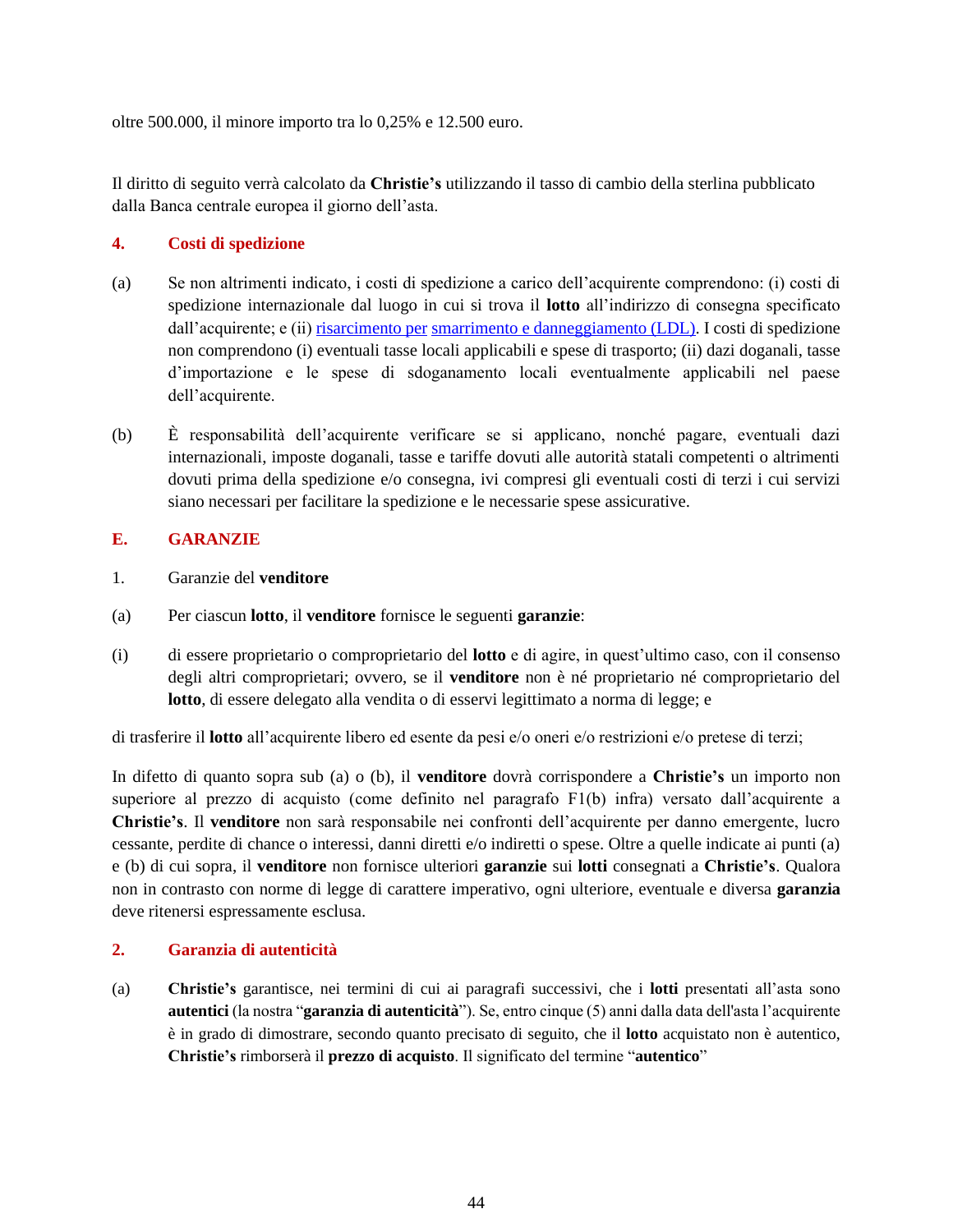oltre 500.000, il minore importo tra lo 0,25% e 12.500 euro.

Il diritto di seguito verrà calcolato da **Christie's** utilizzando il tasso di cambio della sterlina pubblicato dalla Banca centrale europea il giorno dell'asta.

### 4. Costi di spedizione

(a) Se non altrimenti indicato, i costi di spedizione a carico dell'acquirente comprendono: (i) costi di spedizione internazionale dal luogo in cui si trova il **lotto** all'indirizzo di consegna specificato dall'acquirente; e (ii) risarcimento per smarrimento e danneggiamento (LDL). I costi di spedizione non comprendono (i) eventuali tasse locali applicabili e spese di trasporto; (ii) dazi doganali, tasse d'importazione e le spese di sdoganamento locali eventualmente applicabili nel paese dell'acquirente.

(b) È responsabilità dell'acquirente verificare se si applicano, nonché pagare, eventuali dazi internazionali, imposte doganali, tasse e tariffe dovuti alle autorità statali competenti o altrimenti dovuti prima della spedizione e/o consegna, ivi compresi gli eventuali costi di terzi i cui servizi siano necessari per facilitare la spedizione e le necessarie spese assicurative.

## E. GARANZIE

1. Garanzie del **venditore**

(a) Per ciascun **lotto**, il **venditore** fornisce le seguenti **garanzie**:

(i) di essere proprietario o comproprietario del **lotto** e di agire, in quest'ultimo caso, con il consenso degli altri comproprietari; ovvero, se il **venditore** non è né proprietario né comproprietario del **lotto**, di essere delegato alla vendita o di esservi legittimato a norma di legge; e

di trasferire il **lotto** all'acquirente libero ed esente da pesi e/o oneri e/o restrizioni e/o pretese di terzi;

In difetto di quanto sopra sub (a) o (b), il **venditore** dovrà corrispondere a **Christie's** un importo non superiore al prezzo di acquisto (come definito nel paragrafo F1(b) infra) versato dall'acquirente a **Christie's**. Il **venditore** non sarà responsabile nei confronti dell'acquirente per danno emergente, lucro cessante, perdite di chance o interessi, danni diretti e/o indiretti o spese. Oltre a quelle indicate ai punti (a) e (b) di cui sopra, il **venditore** non fornisce ulteriori **garanzie** sui **lotti** consegnati a **Christie's**. Qualora non in contrasto con norme di legge di carattere imperativo, ogni ulteriore, eventuale e diversa **garanzia** deve ritenersi espressamente esclusa.

### 2. Garanzia di autenticità

(a) **Christie's** garantisce, nei termini di cui ai paragrafi successivi, che i **lotti** presentati all'asta sono **autentici** (la nostra "**garanzia di autenticità**"). Se, entro cinque (5) anni dalla data dell'asta l'acquirente è in grado di dimostrare, secondo quanto precisato di seguito, che il **lotto** acquistato non è autentico, **Christie's** rimborserà il **prezzo di acquisto**. Il significato del termine "**autentico**"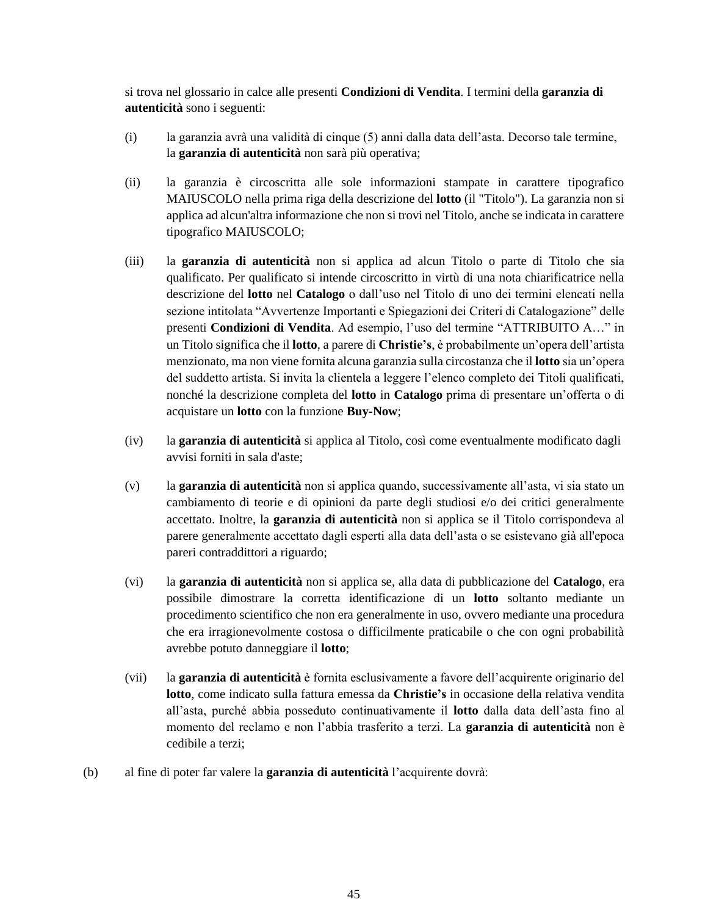si trova nel glossario in calce alle presenti **Condizioni di Vendita**. I termini della **garanzia di autenticità** sono i seguenti:

(i) la garanzia avrà una validità di cinque (5) anni dalla data dell'asta. Decorso tale termine, la **garanzia di autenticità** non sarà più operativa;

(ii) la garanzia è circoscritta alle sole informazioni stampate in carattere tipografico MAIUSCOLO nella prima riga della descrizione del **lotto** (il "Titolo"). La garanzia non si applica ad alcun'altra informazione che non si trovi nel Titolo, anche se indicata in carattere tipografico MAIUSCOLO;

(iii) la **garanzia di autenticità** non si applica ad alcun Titolo o parte di Titolo che sia qualificato. Per qualificato si intende circoscritto in virtù di una nota chiarificatrice nella descrizione del **lotto** nel **Catalogo** o dall'uso nel Titolo di uno dei termini elencati nella sezione intitolata "Avvertenze Importanti e Spiegazioni dei Criteri di Catalogazione" delle presenti **Condizioni di Vendita**. Ad esempio, l'uso del termine "ATTRIBUITO A…" in un Titolo significa che il **lotto**, a parere di **Christie's**, è probabilmente un'opera dell'artista menzionato, ma non viene fornita alcuna garanzia sulla circostanza che il **lotto** sia un'opera del suddetto artista. Si invita la clientela a leggere l'elenco completo dei Titoli qualificati, nonché la descrizione completa del **lotto** in **Catalogo** prima di presentare un'offerta o di acquistare un **lotto** con la funzione **Buy-Now**;

(iv) la **garanzia di autenticità** si applica al Titolo, così come eventualmente modificato dagli avvisi forniti in sala d'aste;

(v) la **garanzia di autenticità** non si applica quando, successivamente all'asta, vi sia stato un cambiamento di teorie e di opinioni da parte degli studiosi e/o dei critici generalmente accettato. Inoltre, la **garanzia di autenticità** non si applica se il Titolo corrispondeva al parere generalmente accettato dagli esperti alla data dell'asta o se esistevano già all'epoca pareri contraddittori a riguardo;

(vi) la **garanzia di autenticità** non si applica se, alla data di pubblicazione del **Catalogo**, era possibile dimostrare la corretta identificazione di un **lotto** soltanto mediante un procedimento scientifico che non era generalmente in uso, ovvero mediante una procedura che era irragionevolmente costosa o difficilmente praticabile o che con ogni probabilità avrebbe potuto danneggiare il **lotto**;

(vii) la **garanzia di autenticità** è fornita esclusivamente a favore dell'acquirente originario del **lotto**, come indicato sulla fattura emessa da **Christie's** in occasione della relativa vendita all'asta, purché abbia posseduto continuativamente il **lotto** dalla data dell'asta fino al momento del reclamo e non l'abbia trasferito a terzi. La **garanzia di autenticità** non è cedibile a terzi;

(b) al fine di poter far valere la **garanzia di autenticità** l'acquirente dovrà: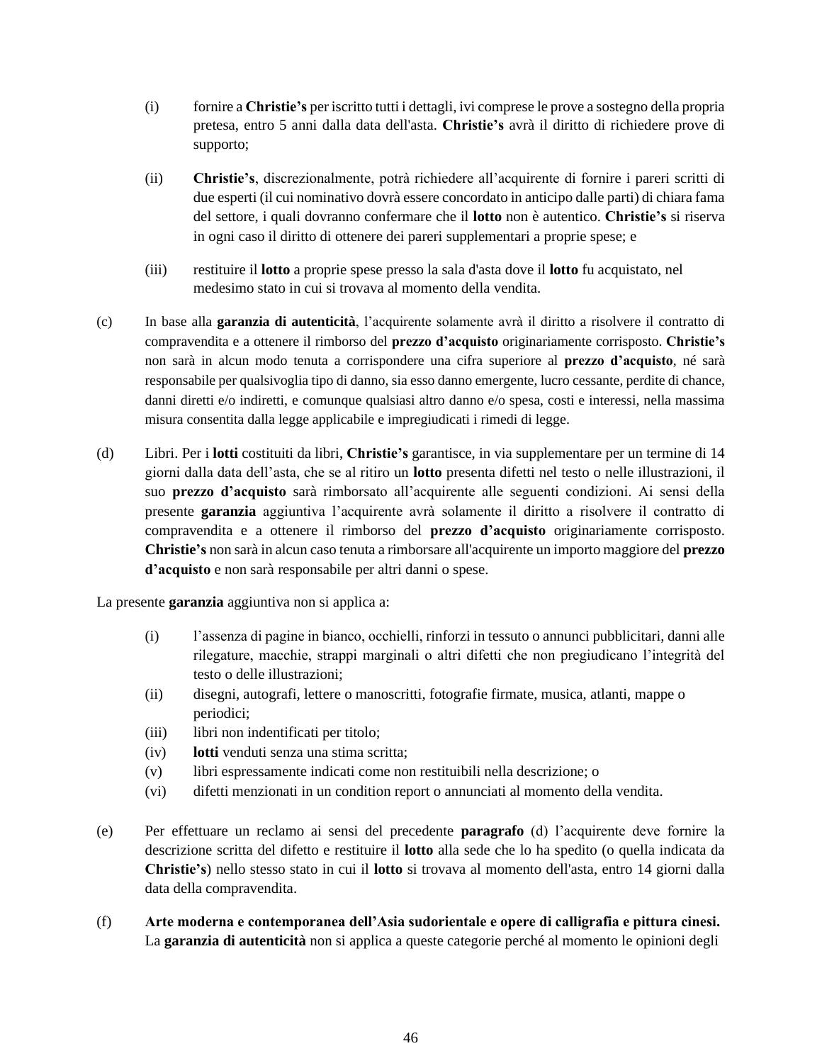(i) fornire a **Christie's** per iscritto tutti i dettagli, ivi comprese le prove a sostegno della propria pretesa, entro 5 anni dalla data dell'asta. **Christie's** avrà il diritto di richiedere prove di supporto;

(ii) **Christie's**, discrezionalmente, potrà richiedere all'acquirente di fornire i pareri scritti di due esperti (il cui nominativo dovrà essere concordato in anticipo dalle parti) di chiara fama del settore, i quali dovranno confermare che il **lotto** non è autentico. **Christie's** si riserva in ogni caso il diritto di ottenere dei pareri supplementari a proprie spese; e

(iii) restituire il **lotto** a proprie spese presso la sala d'asta dove il **lotto** fu acquistato, nel medesimo stato in cui si trovava al momento della vendita.

(c) In base alla **garanzia di autenticità**, l'acquirente solamente avrà il diritto a risolvere il contratto di compravendita e a ottenere il rimborso del **prezzo d'acquisto** originariamente corrisposto. **Christie's** non sarà in alcun modo tenuta a corrispondere una cifra superiore al **prezzo d'acquisto**, né sarà responsabile per qualsivoglia tipo di danno, sia esso danno emergente, lucro cessante, perdite di chance, danni diretti e/o indiretti, e comunque qualsiasi altro danno e/o spesa, costi e interessi, nella massima misura consentita dalla legge applicabile e impregiudicati i rimedi di legge.

(d) Libri. Per i **lotti** costituiti da libri, **Christie's** garantisce, in via supplementare per un termine di 14 giorni dalla data dell'asta, che se al ritiro un **lotto** presenta difetti nel testo o nelle illustrazioni, il suo **prezzo d'acquisto** sarà rimborsato all'acquirente alle seguenti condizioni. Ai sensi della presente **garanzia** aggiuntiva l'acquirente avrà solamente il diritto a risolvere il contratto di compravendita e a ottenere il rimborso del **prezzo d'acquisto** originariamente corrisposto. **Christie's** non sarà in alcun caso tenuta a rimborsare all'acquirente un importo maggiore del **prezzo d'acquisto** e non sarà responsabile per altri danni o spese.

La presente **garanzia** aggiuntiva non si applica a:

(i) l'assenza di pagine in bianco, occhielli, rinforzi in tessuto o annunci pubblicitari, danni alle rilegature, macchie, strappi marginali o altri difetti che non pregiudicano l'integrità del testo o delle illustrazioni;
(ii) disegni, autografi, lettere o manoscritti, fotografie firmate, musica, atlanti, mappe o periodici;
(iii) libri non indentificati per titolo;
(iv) **lotti** venduti senza una stima scritta;
(v) libri espressamente indicati come non restituibili nella descrizione; o
(vi) difetti menzionati in un condition report o annunciati al momento della vendita.

(e) Per effettuare un reclamo ai sensi del precedente **paragrafo** (d) l'acquirente deve fornire la descrizione scritta del difetto e restituire il **lotto** alla sede che lo ha spedito (o quella indicata da **Christie's**) nello stesso stato in cui il **lotto** si trovava al momento dell'asta, entro 14 giorni dalla data della compravendita.

(f) **Arte moderna e contemporanea dell'Asia sudorientale e opere di calligrafia e pittura cinesi.** La **garanzia di autenticità** non si applica a queste categorie perché al momento le opinioni degli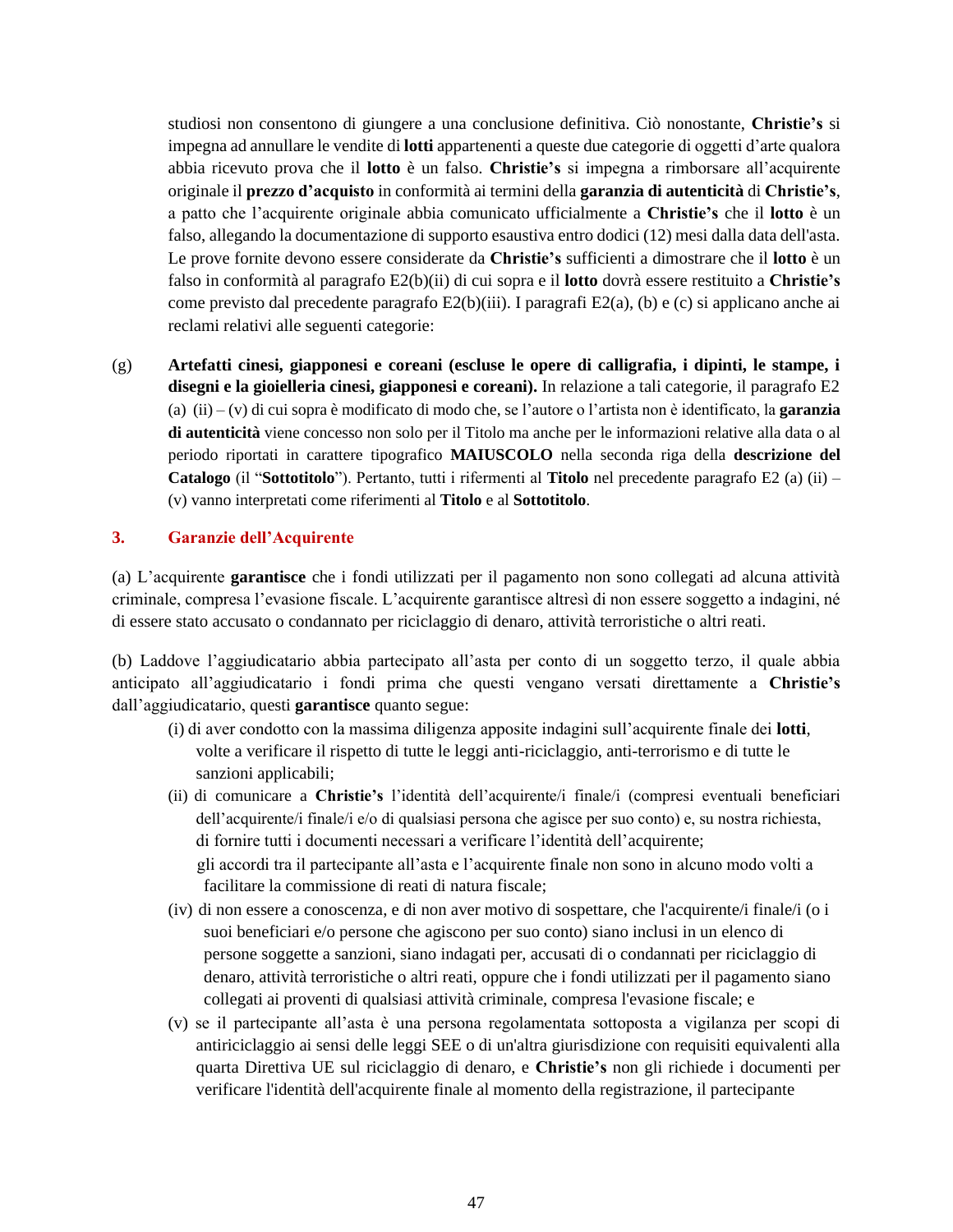studiosi non consentono di giungere a una conclusione definitiva. Ciò nonostante, **Christie's** si impegna ad annullare le vendite di **lotti** appartenenti a queste due categorie di oggetti d'arte qualora abbia ricevuto prova che il **lotto** è un falso. **Christie's** si impegna a rimborsare all'acquirente originale il **prezzo d'acquisto** in conformità ai termini della **garanzia di autenticità** di **Christie's**, a patto che l'acquirente originale abbia comunicato ufficialmente a **Christie's** che il **lotto** è un falso, allegando la documentazione di supporto esaustiva entro dodici (12) mesi dalla data dell'asta. Le prove fornite devono essere considerate da **Christie's** sufficienti a dimostrare che il **lotto** è un falso in conformità al paragrafo E2(b)(ii) di cui sopra e il **lotto** dovrà essere restituito a **Christie's** come previsto dal precedente paragrafo E2(b)(iii). I paragrafi E2(a), (b) e (c) si applicano anche ai reclami relativi alle seguenti categorie:

(g) **Artefatti cinesi, giapponesi e coreani (escluse le opere di calligrafia, i dipinti, le stampe, i disegni e la gioielleria cinesi, giapponesi e coreani).** In relazione a tali categorie, il paragrafo E2 (a) (ii) – (v) di cui sopra è modificato di modo che, se l'autore o l'artista non è identificato, la **garanzia di autenticità** viene concesso non solo per il Titolo ma anche per le informazioni relative alla data o al periodo riportati in carattere tipografico **MAIUSCOLO** nella seconda riga della **descrizione del Catalogo** (il "**Sottotitolo**"). Pertanto, tutti i rifermenti al **Titolo** nel precedente paragrafo E2 (a) (ii) – (v) vanno interpretati come riferimenti al **Titolo** e al **Sottotitolo**.

## 3. Garanzie dell'Acquirente

(a) L'acquirente **garantisce** che i fondi utilizzati per il pagamento non sono collegati ad alcuna attività criminale, compresa l'evasione fiscale. L'acquirente garantisce altresì di non essere soggetto a indagini, né di essere stato accusato o condannato per riciclaggio di denaro, attività terroristiche o altri reati.

(b) Laddove l'aggiudicatario abbia partecipato all'asta per conto di un soggetto terzo, il quale abbia anticipato all'aggiudicatario i fondi prima che questi vengano versati direttamente a **Christie's** dall'aggiudicatario, questi **garantisce** quanto segue:

(i) di aver condotto con la massima diligenza apposite indagini sull'acquirente finale dei **lotti**, volte a verificare il rispetto di tutte le leggi anti-riciclaggio, anti-terrorismo e di tutte le sanzioni applicabili;

(ii) di comunicare a **Christie's** l'identità dell'acquirente/i finale/i (compresi eventuali beneficiari dell'acquirente/i finale/i e/o di qualsiasi persona che agisce per suo conto) e, su nostra richiesta, di fornire tutti i documenti necessari a verificare l'identità dell'acquirente;

gli accordi tra il partecipante all'asta e l'acquirente finale non sono in alcuno modo volti a facilitare la commissione di reati di natura fiscale;

(iv) di non essere a conoscenza, e di non aver motivo di sospettare, che l'acquirente/i finale/i (o i suoi beneficiari e/o persone che agiscono per suo conto) siano inclusi in un elenco di persone soggette a sanzioni, siano indagati per, accusati di o condannati per riciclaggio di denaro, attività terroristiche o altri reati, oppure che i fondi utilizzati per il pagamento siano collegati ai proventi di qualsiasi attività criminale, compresa l'evasione fiscale; e

(v) se il partecipante all'asta è una persona regolamentata sottoposta a vigilanza per scopi di antiriciclaggio ai sensi delle leggi SEE o di un'altra giurisdizione con requisiti equivalenti alla quarta Direttiva UE sul riciclaggio di denaro, e **Christie's** non gli richiede i documenti per verificare l'identità dell'acquirente finale al momento della registrazione, il partecipante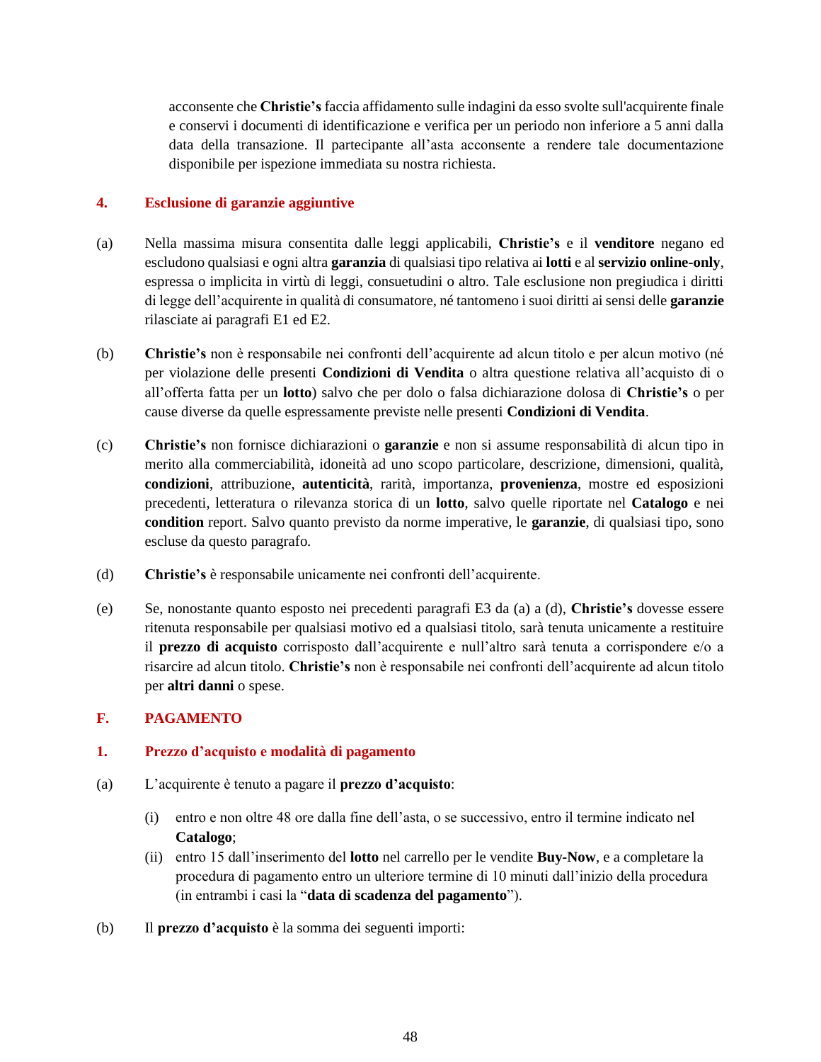acconsente che **Christie's** faccia affidamento sulle indagini da esso svolte sull'acquirente finale e conservi i documenti di identificazione e verifica per un periodo non inferiore a 5 anni dalla data della transazione. Il partecipante all'asta acconsente a rendere tale documentazione disponibile per ispezione immediata su nostra richiesta.

### 4. Esclusione di garanzie aggiuntive

(a) Nella massima misura consentita dalle leggi applicabili, **Christie's** e il **venditore** negano ed escludono qualsiasi e ogni altra **garanzia** di qualsiasi tipo relativa ai **lotti** e al **servizio online-only**, espressa o implicita in virtù di leggi, consuetudini o altro. Tale esclusione non pregiudica i diritti di legge dell'acquirente in qualità di consumatore, né tantomeno i suoi diritti ai sensi delle **garanzie** rilasciate ai paragrafi E1 ed E2.

(b) **Christie's** non è responsabile nei confronti dell'acquirente ad alcun titolo e per alcun motivo (né per violazione delle presenti **Condizioni di Vendita** o altra questione relativa all'acquisto di o all'offerta fatta per un **lotto**) salvo che per dolo o falsa dichiarazione dolosa di **Christie's** o per cause diverse da quelle espressamente previste nelle presenti **Condizioni di Vendita**.

(c) **Christie's** non fornisce dichiarazioni o **garanzie** e non si assume responsabilità di alcun tipo in merito alla commerciabilità, idoneità ad uno scopo particolare, descrizione, dimensioni, qualità, **condizioni**, attribuzione, **autenticità**, rarità, importanza, **provenienza**, mostre ed esposizioni precedenti, letteratura o rilevanza storica di un **lotto**, salvo quelle riportate nel **Catalogo** e nei **condition** report. Salvo quanto previsto da norme imperative, le **garanzie**, di qualsiasi tipo, sono escluse da questo paragrafo.

(d) **Christie's** è responsabile unicamente nei confronti dell'acquirente.

(e) Se, nonostante quanto esposto nei precedenti paragrafi E3 da (a) a (d), **Christie's** dovesse essere ritenuta responsabile per qualsiasi motivo ed a qualsiasi titolo, sarà tenuta unicamente a restituire il **prezzo di acquisto** corrisposto dall'acquirente e null'altro sarà tenuta a corrispondere e/o a risarcire ad alcun titolo. **Christie's** non è responsabile nei confronti dell'acquirente ad alcun titolo per **altri danni** o spese.

## F. PAGAMENTO

### 1. Prezzo d'acquisto e modalità di pagamento

(a) L'acquirente è tenuto a pagare il **prezzo d'acquisto**:

(i) entro e non oltre 48 ore dalla fine dell'asta, o se successivo, entro il termine indicato nel **Catalogo**;

(ii) entro 15 dall'inserimento del **lotto** nel carrello per le vendite **Buy-Now**, e a completare la procedura di pagamento entro un ulteriore termine di 10 minuti dall'inizio della procedura (in entrambi i casi la "**data di scadenza del pagamento**").

(b) Il **prezzo d'acquisto** è la somma dei seguenti importi: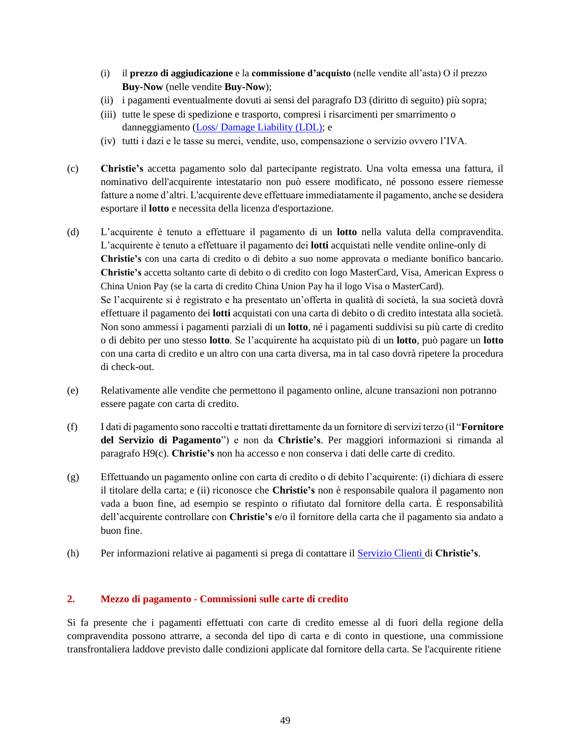(i) il **prezzo di aggiudicazione** e la **commissione d'acquisto** (nelle vendite all'asta) O il prezzo **Buy-Now** (nelle vendite **Buy-Now**);
(ii) i pagamenti eventualmente dovuti ai sensi del paragrafo D3 (diritto di seguito) più sopra;
(iii) tutte le spese di spedizione e trasporto, compresi i risarcimenti per smarrimento o danneggiamento (Loss/ Damage Liability (LDL); e
(iv) tutti i dazi e le tasse su merci, vendite, uso, compensazione o servizio ovvero l'IVA.

(c) **Christie's** accetta pagamento solo dal partecipante registrato. Una volta emessa una fattura, il nominativo dell'acquirente intestatario non può essere modificato, né possono essere riemesse fatture a nome d'altri. L'acquirente deve effettuare immediatamente il pagamento, anche se desidera esportare il **lotto** e necessita della licenza d'esportazione.

(d) L'acquirente è tenuto a effettuare il pagamento di un **lotto** nella valuta della compravendita. L'acquirente è tenuto a effettuare il pagamento dei **lotti** acquistati nelle vendite online-only di **Christie's** con una carta di credito o di debito a suo nome approvata o mediante bonifico bancario. **Christie's** accetta soltanto carte di debito o di credito con logo MasterCard, Visa, American Express o China Union Pay (se la carta di credito China Union Pay ha il logo Visa o MasterCard).
Se l'acquirente si è registrato e ha presentato un'offerta in qualità di società, la sua società dovrà effettuare il pagamento dei **lotti** acquistati con una carta di debito o di credito intestata alla società. Non sono ammessi i pagamenti parziali di un **lotto**, né i pagamenti suddivisi su più carte di credito o di debito per uno stesso **lotto**. Se l'acquirente ha acquistato più di un **lotto**, può pagare un **lotto** con una carta di credito e un altro con una carta diversa, ma in tal caso dovrà ripetere la procedura di check-out.

(e) Relativamente alle vendite che permettono il pagamento online, alcune transazioni non potranno essere pagate con carta di credito.

(f) I dati di pagamento sono raccolti e trattati direttamente da un fornitore di servizi terzo (il "**Fornitore del Servizio di Pagamento**") e non da **Christie's**. Per maggiori informazioni si rimanda al paragrafo H9(c). **Christie's** non ha accesso e non conserva i dati delle carte di credito.

(g) Effettuando un pagamento online con carta di credito o di debito l'acquirente: (i) dichiara di essere il titolare della carta; e (ii) riconosce che **Christie's** non è responsabile qualora il pagamento non vada a buon fine, ad esempio se respinto o rifiutato dal fornitore della carta. È responsabilità dell'acquirente controllare con **Christie's** e/o il fornitore della carta che il pagamento sia andato a buon fine.

(h) Per informazioni relative ai pagamenti si prega di contattare il Servizio Clienti di **Christie's**.

## 2. Mezzo di pagamento - Commissioni sulle carte di credito

Si fa presente che i pagamenti effettuati con carte di credito emesse al di fuori della regione della compravendita possono attrarre, a seconda del tipo di carta e di conto in questione, una commissione transfrontaliera laddove previsto dalle condizioni applicate dal fornitore della carta. Se l'acquirente ritiene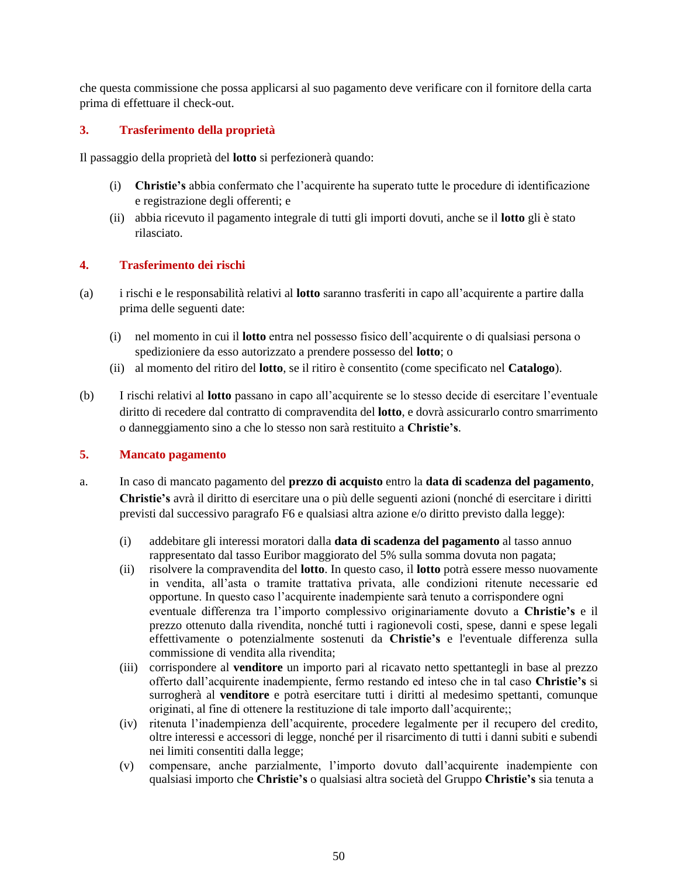che questa commissione che possa applicarsi al suo pagamento deve verificare con il fornitore della carta prima di effettuare il check-out.

## 3. Trasferimento della proprietà

Il passaggio della proprietà del **lotto** si perfezionerà quando:

(i) **Christie's** abbia confermato che l'acquirente ha superato tutte le procedure di identificazione e registrazione degli offerenti; e

(ii) abbia ricevuto il pagamento integrale di tutti gli importi dovuti, anche se il **lotto** gli è stato rilasciato.

## 4. Trasferimento dei rischi

(a) i rischi e le responsabilità relativi al **lotto** saranno trasferiti in capo all'acquirente a partire dalla prima delle seguenti date:

(i) nel momento in cui il **lotto** entra nel possesso fisico dell'acquirente o di qualsiasi persona o spedizioniere da esso autorizzato a prendere possesso del **lotto**; o

(ii) al momento del ritiro del **lotto**, se il ritiro è consentito (come specificato nel **Catalogo**).

(b) I rischi relativi al **lotto** passano in capo all'acquirente se lo stesso decide di esercitare l'eventuale diritto di recedere dal contratto di compravendita del **lotto**, e dovrà assicurarlo contro smarrimento o danneggiamento sino a che lo stesso non sarà restituito a **Christie's**.

## 5. Mancato pagamento

a. In caso di mancato pagamento del **prezzo di acquisto** entro la **data di scadenza del pagamento**, **Christie's** avrà il diritto di esercitare una o più delle seguenti azioni (nonché di esercitare i diritti previsti dal successivo paragrafo F6 e qualsiasi altra azione e/o diritto previsto dalla legge):

(i) addebitare gli interessi moratori dalla **data di scadenza del pagamento** al tasso annuo rappresentato dal tasso Euribor maggiorato del 5% sulla somma dovuta non pagata;

(ii) risolvere la compravendita del **lotto**. In questo caso, il **lotto** potrà essere messo nuovamente in vendita, all'asta o tramite trattativa privata, alle condizioni ritenute necessarie ed opportune. In questo caso l'acquirente inadempiente sarà tenuto a corrispondere ogni eventuale differenza tra l'importo complessivo originariamente dovuto a **Christie's** e il prezzo ottenuto dalla rivendita, nonché tutti i ragionevoli costi, spese, danni e spese legali effettivamente o potenzialmente sostenuti da **Christie's** e l'eventuale differenza sulla commissione di vendita alla rivendita;

(iii) corrispondere al **venditore** un importo pari al ricavato netto spettantegli in base al prezzo offerto dall'acquirente inadempiente, fermo restando ed inteso che in tal caso **Christie's** si surrogherà al **venditore** e potrà esercitare tutti i diritti al medesimo spettanti, comunque originati, al fine di ottenere la restituzione di tale importo dall'acquirente;;

(iv) ritenuta l'inadempienza dell'acquirente, procedere legalmente per il recupero del credito, oltre interessi e accessori di legge, nonché per il risarcimento di tutti i danni subiti e subendi nei limiti consentiti dalla legge;

(v) compensare, anche parzialmente, l'importo dovuto dall'acquirente inadempiente con qualsiasi importo che **Christie's** o qualsiasi altra società del Gruppo **Christie's** sia tenuta a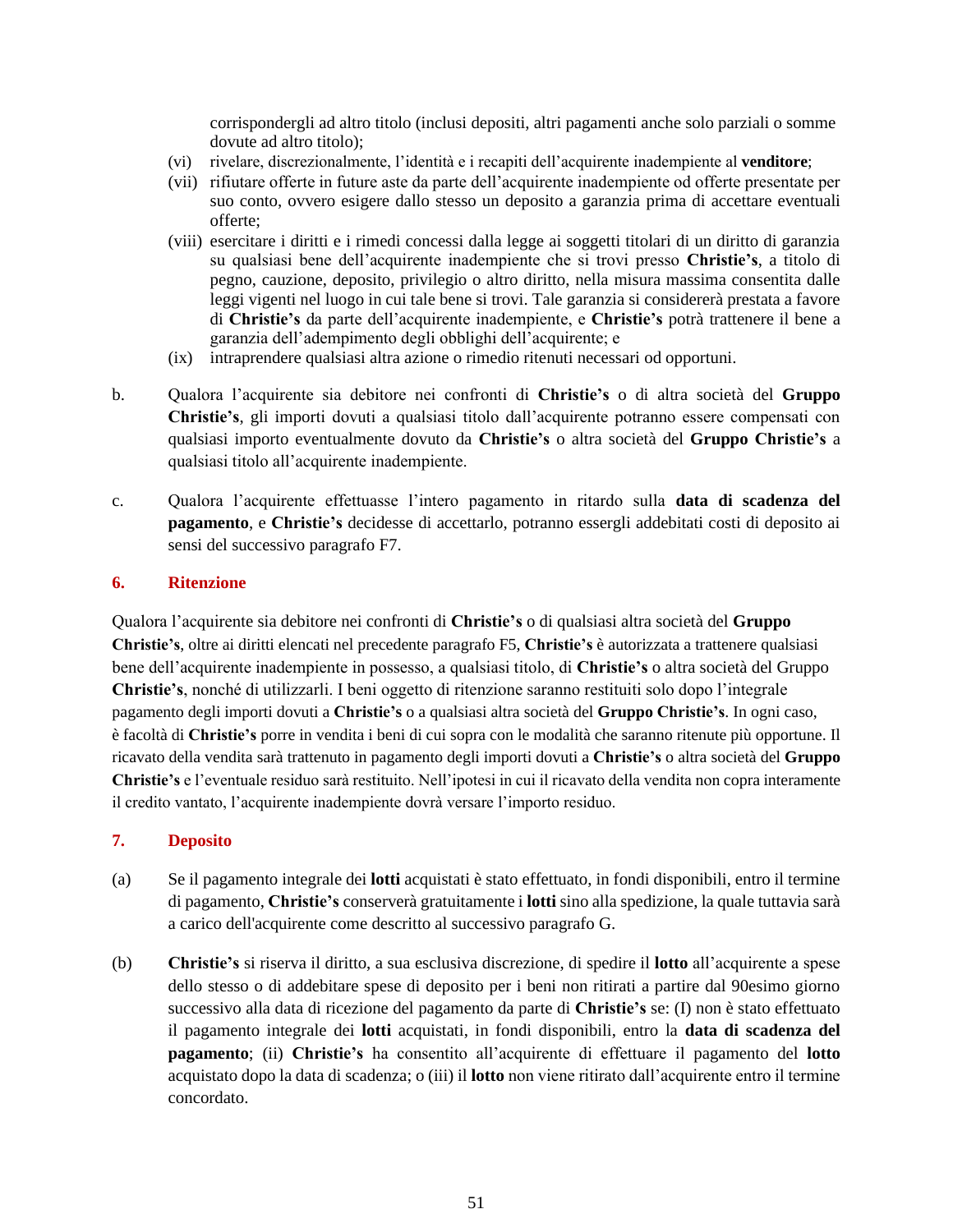corrispondergli ad altro titolo (inclusi depositi, altri pagamenti anche solo parziali o somme dovute ad altro titolo);

(vi) rivelare, discrezionalmente, l'identità e i recapiti dell'acquirente inadempiente al **venditore**;

(vii) rifiutare offerte in future aste da parte dell'acquirente inadempiente od offerte presentate per suo conto, ovvero esigere dallo stesso un deposito a garanzia prima di accettare eventuali offerte;

(viii) esercitare i diritti e i rimedi concessi dalla legge ai soggetti titolari di un diritto di garanzia su qualsiasi bene dell'acquirente inadempiente che si trovi presso **Christie's**, a titolo di pegno, cauzione, deposito, privilegio o altro diritto, nella misura massima consentita dalle leggi vigenti nel luogo in cui tale bene si trovi. Tale garanzia si considererà prestata a favore di **Christie's** da parte dell'acquirente inadempiente, e **Christie's** potrà trattenere il bene a garanzia dell'adempimento degli obblighi dell'acquirente; e

(ix) intraprendere qualsiasi altra azione o rimedio ritenuti necessari od opportuni.

b. Qualora l'acquirente sia debitore nei confronti di **Christie's** o di altra società del **Gruppo Christie's**, gli importi dovuti a qualsiasi titolo dall'acquirente potranno essere compensati con qualsiasi importo eventualmente dovuto da **Christie's** o altra società del **Gruppo Christie's** a qualsiasi titolo all'acquirente inadempiente.

c. Qualora l'acquirente effettuasse l'intero pagamento in ritardo sulla **data di scadenza del pagamento**, e **Christie's** decidesse di accettarlo, potranno essergli addebitati costi di deposito ai sensi del successivo paragrafo F7.

## 6. Ritenzione

Qualora l'acquirente sia debitore nei confronti di **Christie's** o di qualsiasi altra società del **Gruppo Christie's**, oltre ai diritti elencati nel precedente paragrafo F5, **Christie's** è autorizzata a trattenere qualsiasi bene dell'acquirente inadempiente in possesso, a qualsiasi titolo, di **Christie's** o altra società del Gruppo **Christie's**, nonché di utilizzarli. I beni oggetto di ritenzione saranno restituiti solo dopo l'integrale pagamento degli importi dovuti a **Christie's** o a qualsiasi altra società del **Gruppo Christie's**. In ogni caso, è facoltà di **Christie's** porre in vendita i beni di cui sopra con le modalità che saranno ritenute più opportune. Il ricavato della vendita sarà trattenuto in pagamento degli importi dovuti a **Christie's** o altra società del **Gruppo Christie's** e l'eventuale residuo sarà restituito. Nell'ipotesi in cui il ricavato della vendita non copra interamente il credito vantato, l'acquirente inadempiente dovrà versare l'importo residuo.

## 7. Deposito

(a) Se il pagamento integrale dei **lotti** acquistati è stato effettuato, in fondi disponibili, entro il termine di pagamento, **Christie's** conserverà gratuitamente i **lotti** sino alla spedizione, la quale tuttavia sarà a carico dell'acquirente come descritto al successivo paragrafo G.

(b) **Christie's** si riserva il diritto, a sua esclusiva discrezione, di spedire il **lotto** all'acquirente a spese dello stesso o di addebitare spese di deposito per i beni non ritirati a partire dal 90esimo giorno successivo alla data di ricezione del pagamento da parte di **Christie's** se: (I) non è stato effettuato il pagamento integrale dei **lotti** acquistati, in fondi disponibili, entro la **data di scadenza del pagamento**; (ii) **Christie's** ha consentito all'acquirente di effettuare il pagamento del **lotto** acquistato dopo la data di scadenza; o (iii) il **lotto** non viene ritirato dall'acquirente entro il termine concordato.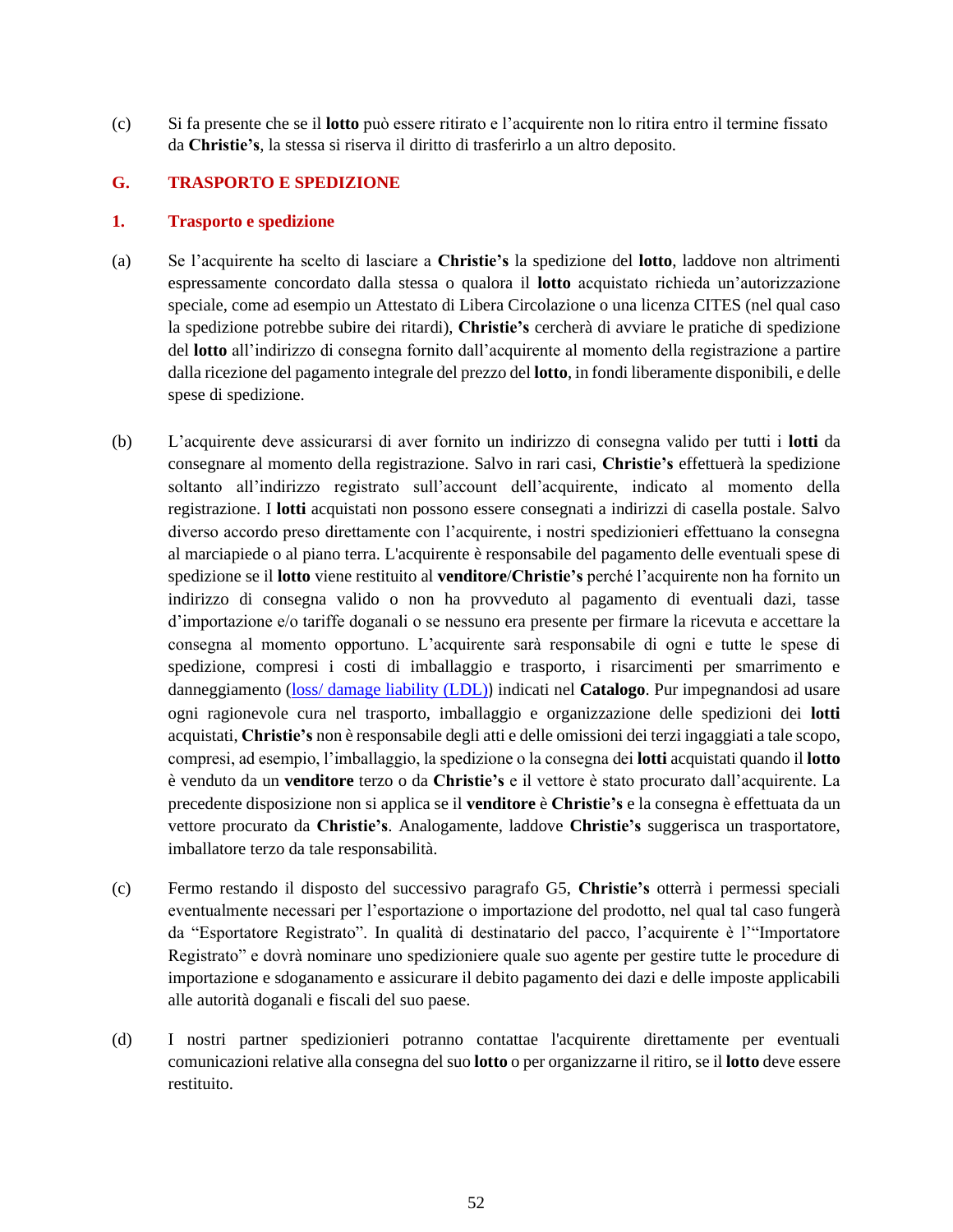(c) Si fa presente che se il **lotto** può essere ritirato e l'acquirente non lo ritira entro il termine fissato da **Christie's**, la stessa si riserva il diritto di trasferirlo a un altro deposito.

## G. TRASPORTO E SPEDIZIONE

### 1. Trasporto e spedizione

(a) Se l'acquirente ha scelto di lasciare a **Christie's** la spedizione del **lotto**, laddove non altrimenti espressamente concordato dalla stessa o qualora il **lotto** acquistato richieda un'autorizzazione speciale, come ad esempio un Attestato di Libera Circolazione o una licenza CITES (nel qual caso la spedizione potrebbe subire dei ritardi), **Christie's** cercherà di avviare le pratiche di spedizione del **lotto** all'indirizzo di consegna fornito dall'acquirente al momento della registrazione a partire dalla ricezione del pagamento integrale del prezzo del **lotto**, in fondi liberamente disponibili, e delle spese di spedizione.

(b) L'acquirente deve assicurarsi di aver fornito un indirizzo di consegna valido per tutti i **lotti** da consegnare al momento della registrazione. Salvo in rari casi, **Christie's** effettuerà la spedizione soltanto all'indirizzo registrato sull'account dell'acquirente, indicato al momento della registrazione. I **lotti** acquistati non possono essere consegnati a indirizzi di casella postale. Salvo diverso accordo preso direttamente con l'acquirente, i nostri spedizionieri effettuano la consegna al marciapiede o al piano terra. L'acquirente è responsabile del pagamento delle eventuali spese di spedizione se il **lotto** viene restituito al **venditore**/**Christie's** perché l'acquirente non ha fornito un indirizzo di consegna valido o non ha provveduto al pagamento di eventuali dazi, tasse d'importazione e/o tariffe doganali o se nessuno era presente per firmare la ricevuta e accettare la consegna al momento opportuno. L'acquirente sarà responsabile di ogni e tutte le spese di spedizione, compresi i costi di imballaggio e trasporto, i risarcimenti per smarrimento e danneggiamento ([loss/ damage liability (LDL)]) indicati nel **Catalogo**. Pur impegnandosi ad usare ogni ragionevole cura nel trasporto, imballaggio e organizzazione delle spedizioni dei **lotti** acquistati, **Christie's** non è responsabile degli atti e delle omissioni dei terzi ingaggiati a tale scopo, compresi, ad esempio, l'imballaggio, la spedizione o la consegna dei **lotti** acquistati quando il **lotto** è venduto da un **venditore** terzo o da **Christie's** e il vettore è stato procurato dall'acquirente. La precedente disposizione non si applica se il **venditore** è **Christie's** e la consegna è effettuata da un vettore procurato da **Christie's**. Analogamente, laddove **Christie's** suggerisca un trasportatore, imballatore terzo da tale responsabilità.

(c) Fermo restando il disposto del successivo paragrafo G5, **Christie's** otterrà i permessi speciali eventualmente necessari per l'esportazione o importazione del prodotto, nel qual tal caso fungerà da "Esportatore Registrato". In qualità di destinatario del pacco, l'acquirente è l'"Importatore Registrato" e dovrà nominare uno spedizioniere quale suo agente per gestire tutte le procedure di importazione e sdoganamento e assicurare il debito pagamento dei dazi e delle imposte applicabili alle autorità doganali e fiscali del suo paese.

(d) I nostri partner spedizionieri potranno contattae l'acquirente direttamente per eventuali comunicazioni relative alla consegna del suo **lotto** o per organizzarne il ritiro, se il **lotto** deve essere restituito.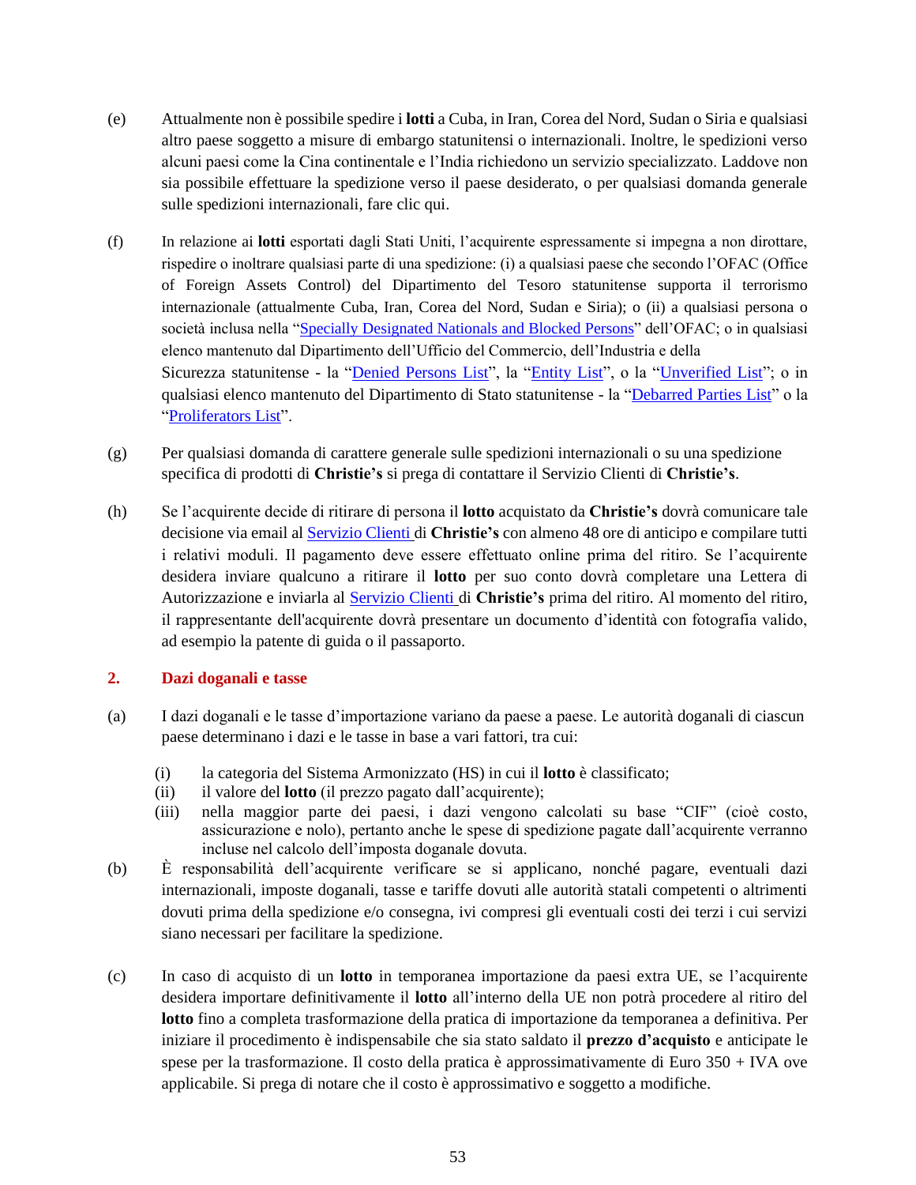(e) Attualmente non è possibile spedire i **lotti** a Cuba, in Iran, Corea del Nord, Sudan o Siria e qualsiasi altro paese soggetto a misure di embargo statunitensi o internazionali. Inoltre, le spedizioni verso alcuni paesi come la Cina continentale e l'India richiedono un servizio specializzato. Laddove non sia possibile effettuare la spedizione verso il paese desiderato, o per qualsiasi domanda generale sulle spedizioni internazionali, fare clic qui.

(f) In relazione ai **lotti** esportati dagli Stati Uniti, l'acquirente espressamente si impegna a non dirottare, rispedire o inoltrare qualsiasi parte di una spedizione: (i) a qualsiasi paese che secondo l'OFAC (Office of Foreign Assets Control) del Dipartimento del Tesoro statunitense supporta il terrorismo internazionale (attualmente Cuba, Iran, Corea del Nord, Sudan e Siria); o (ii) a qualsiasi persona o società inclusa nella "Specially Designated Nationals and Blocked Persons" dell'OFAC; o in qualsiasi elenco mantenuto dal Dipartimento dell'Ufficio del Commercio, dell'Industria e della Sicurezza statunitense - la "Denied Persons List", la "Entity List", o la "Unverified List"; o in qualsiasi elenco mantenuto del Dipartimento di Stato statunitense - la "Debarred Parties List" o la "Proliferators List".

(g) Per qualsiasi domanda di carattere generale sulle spedizioni internazionali o su una spedizione specifica di prodotti di **Christie's** si prega di contattare il Servizio Clienti di **Christie's**.

(h) Se l'acquirente decide di ritirare di persona il **lotto** acquistato da **Christie's** dovrà comunicare tale decisione via email al Servizio Clienti di **Christie's** con almeno 48 ore di anticipo e compilare tutti i relativi moduli. Il pagamento deve essere effettuato online prima del ritiro. Se l'acquirente desidera inviare qualcuno a ritirare il **lotto** per suo conto dovrà completare una Lettera di Autorizzazione e inviarla al Servizio Clienti di **Christie's** prima del ritiro. Al momento del ritiro, il rappresentante dell'acquirente dovrà presentare un documento d'identità con fotografia valido, ad esempio la patente di guida o il passaporto.

## 2. Dazi doganali e tasse

(a) I dazi doganali e le tasse d'importazione variano da paese a paese. Le autorità doganali di ciascun paese determinano i dazi e le tasse in base a vari fattori, tra cui:

(i) la categoria del Sistema Armonizzato (HS) in cui il **lotto** è classificato;
(ii) il valore del **lotto** (il prezzo pagato dall'acquirente);
(iii) nella maggior parte dei paesi, i dazi vengono calcolati su base "CIF" (cioè costo, assicurazione e nolo), pertanto anche le spese di spedizione pagate dall'acquirente verranno incluse nel calcolo dell'imposta doganale dovuta.

(b) È responsabilità dell'acquirente verificare se si applicano, nonché pagare, eventuali dazi internazionali, imposte doganali, tasse e tariffe dovuti alle autorità statali competenti o altrimenti dovuti prima della spedizione e/o consegna, ivi compresi gli eventuali costi dei terzi i cui servizi siano necessari per facilitare la spedizione.

(c) In caso di acquisto di un **lotto** in temporanea importazione da paesi extra UE, se l'acquirente desidera importare definitivamente il **lotto** all'interno della UE non potrà procedere al ritiro del **lotto** fino a completa trasformazione della pratica di importazione da temporanea a definitiva. Per iniziare il procedimento è indispensabile che sia stato saldato il **prezzo d'acquisto** e anticipate le spese per la trasformazione. Il costo della pratica è approssimativamente di Euro 350 + IVA ove applicabile. Si prega di notare che il costo è approssimativo e soggetto a modifiche.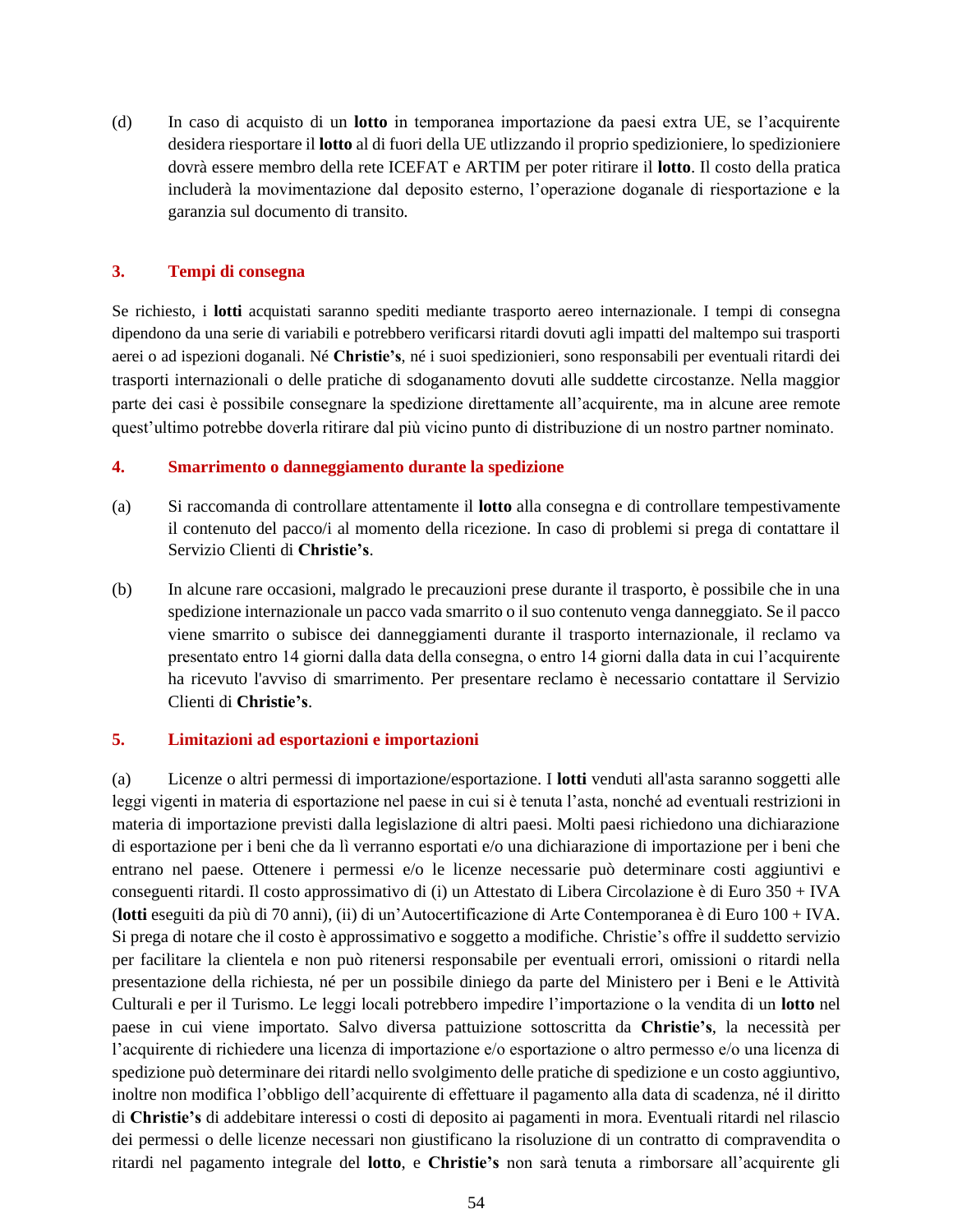(d) In caso di acquisto di un **lotto** in temporanea importazione da paesi extra UE, se l'acquirente desidera riesportare il **lotto** al di fuori della UE utlizzando il proprio spedizioniere, lo spedizioniere dovrà essere membro della rete ICEFAT e ARTIM per poter ritirare il **lotto**. Il costo della pratica includerà la movimentazione dal deposito esterno, l'operazione doganale di riesportazione e la garanzia sul documento di transito.

### 3. Tempi di consegna

Se richiesto, i **lotti** acquistati saranno spediti mediante trasporto aereo internazionale. I tempi di consegna dipendono da una serie di variabili e potrebbero verificarsi ritardi dovuti agli impatti del maltempo sui trasporti aerei o ad ispezioni doganali. Né **Christie's**, né i suoi spedizionieri, sono responsabili per eventuali ritardi dei trasporti internazionali o delle pratiche di sdoganamento dovuti alle suddette circostanze. Nella maggior parte dei casi è possibile consegnare la spedizione direttamente all'acquirente, ma in alcune aree remote quest'ultimo potrebbe doverla ritirare dal più vicino punto di distribuzione di un nostro partner nominato.

### 4. Smarrimento o danneggiamento durante la spedizione

(a) Si raccomanda di controllare attentamente il **lotto** alla consegna e di controllare tempestivamente il contenuto del pacco/i al momento della ricezione. In caso di problemi si prega di contattare il Servizio Clienti di **Christie's**.

(b) In alcune rare occasioni, malgrado le precauzioni prese durante il trasporto, è possibile che in una spedizione internazionale un pacco vada smarrito o il suo contenuto venga danneggiato. Se il pacco viene smarrito o subisce dei danneggiamenti durante il trasporto internazionale, il reclamo va presentato entro 14 giorni dalla data della consegna, o entro 14 giorni dalla data in cui l'acquirente ha ricevuto l'avviso di smarrimento. Per presentare reclamo è necessario contattare il Servizio Clienti di **Christie's**.

### 5. Limitazioni ad esportazioni e importazioni

(a) Licenze o altri permessi di importazione/esportazione. I **lotti** venduti all'asta saranno soggetti alle leggi vigenti in materia di esportazione nel paese in cui si è tenuta l'asta, nonché ad eventuali restrizioni in materia di importazione previsti dalla legislazione di altri paesi. Molti paesi richiedono una dichiarazione di esportazione per i beni che da lì verranno esportati e/o una dichiarazione di importazione per i beni che entrano nel paese. Ottenere i permessi e/o le licenze necessarie può determinare costi aggiuntivi e conseguenti ritardi. Il costo approssimativo di (i) un Attestato di Libera Circolazione è di Euro 350 + IVA (**lotti** eseguiti da più di 70 anni), (ii) di un'Autocertificazione di Arte Contemporanea è di Euro 100 + IVA. Si prega di notare che il costo è approssimativo e soggetto a modifiche. Christie's offre il suddetto servizio per facilitare la clientela e non può ritenersi responsabile per eventuali errori, omissioni o ritardi nella presentazione della richiesta, né per un possibile diniego da parte del Ministero per i Beni e le Attività Culturali e per il Turismo. Le leggi locali potrebbero impedire l'importazione o la vendita di un **lotto** nel paese in cui viene importato. Salvo diversa pattuizione sottoscritta da **Christie's**, la necessità per l'acquirente di richiedere una licenza di importazione e/o esportazione o altro permesso e/o una licenza di spedizione può determinare dei ritardi nello svolgimento delle pratiche di spedizione e un costo aggiuntivo, inoltre non modifica l'obbligo dell'acquirente di effettuare il pagamento alla data di scadenza, né il diritto di **Christie's** di addebitare interessi o costi di deposito ai pagamenti in mora. Eventuali ritardi nel rilascio dei permessi o delle licenze necessari non giustificano la risoluzione di un contratto di compravendita o ritardi nel pagamento integrale del **lotto**, e **Christie's** non sarà tenuta a rimborsare all'acquirente gli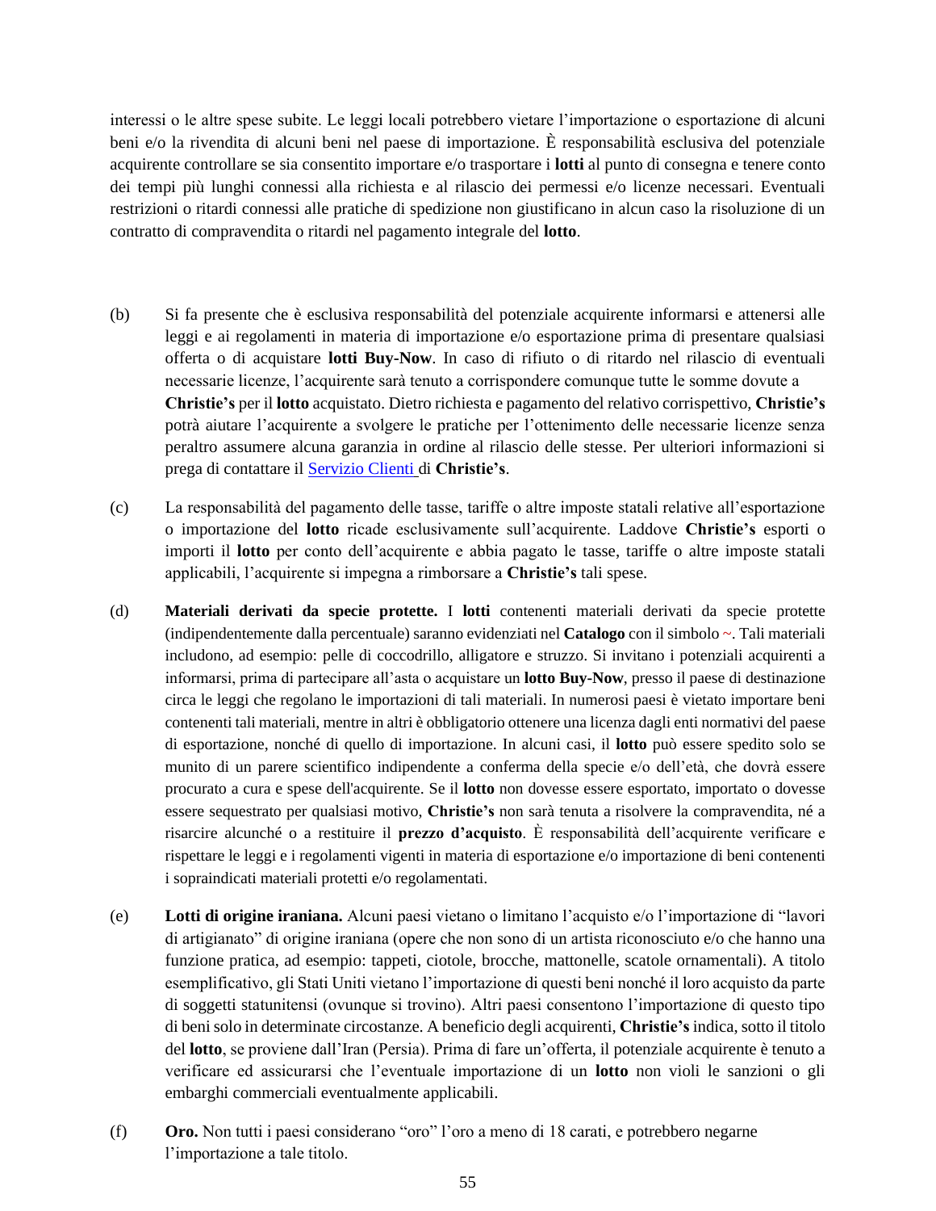interessi o le altre spese subite. Le leggi locali potrebbero vietare l'importazione o esportazione di alcuni beni e/o la rivendita di alcuni beni nel paese di importazione. È responsabilità esclusiva del potenziale acquirente controllare se sia consentito importare e/o trasportare i **lotti** al punto di consegna e tenere conto dei tempi più lunghi connessi alla richiesta e al rilascio dei permessi e/o licenze necessari. Eventuali restrizioni o ritardi connessi alle pratiche di spedizione non giustificano in alcun caso la risoluzione di un contratto di compravendita o ritardi nel pagamento integrale del **lotto**.

(b) Si fa presente che è esclusiva responsabilità del potenziale acquirente informarsi e attenersi alle leggi e ai regolamenti in materia di importazione e/o esportazione prima di presentare qualsiasi offerta o di acquistare **lotti Buy-Now**. In caso di rifiuto o di ritardo nel rilascio di eventuali necessarie licenze, l'acquirente sarà tenuto a corrispondere comunque tutte le somme dovute a **Christie's** per il **lotto** acquistato. Dietro richiesta e pagamento del relativo corrispettivo, **Christie's** potrà aiutare l'acquirente a svolgere le pratiche per l'ottenimento delle necessarie licenze senza peraltro assumere alcuna garanzia in ordine al rilascio delle stesse. Per ulteriori informazioni si prega di contattare il Servizio Clienti di **Christie's**.

(c) La responsabilità del pagamento delle tasse, tariffe o altre imposte statali relative all'esportazione o importazione del **lotto** ricade esclusivamente sull'acquirente. Laddove **Christie's** esporti o importi il **lotto** per conto dell'acquirente e abbia pagato le tasse, tariffe o altre imposte statali applicabili, l'acquirente si impegna a rimborsare a **Christie's** tali spese.

(d) **Materiali derivati da specie protette.** I **lotti** contenenti materiali derivati da specie protette (indipendentemente dalla percentuale) saranno evidenziati nel **Catalogo** con il simbolo ~. Tali materiali includono, ad esempio: pelle di coccodrillo, alligatore e struzzo. Si invitano i potenziali acquirenti a informarsi, prima di partecipare all'asta o acquistare un **lotto Buy-Now**, presso il paese di destinazione circa le leggi che regolano le importazioni di tali materiali. In numerosi paesi è vietato importare beni contenenti tali materiali, mentre in altri è obbligatorio ottenere una licenza dagli enti normativi del paese di esportazione, nonché di quello di importazione. In alcuni casi, il **lotto** può essere spedito solo se munito di un parere scientifico indipendente a conferma della specie e/o dell'età, che dovrà essere procurato a cura e spese dell'acquirente. Se il **lotto** non dovesse essere esportato, importato o dovesse essere sequestrato per qualsiasi motivo, **Christie's** non sarà tenuta a risolvere la compravendita, né a risarcire alcunché o a restituire il **prezzo d'acquisto**. È responsabilità dell'acquirente verificare e rispettare le leggi e i regolamenti vigenti in materia di esportazione e/o importazione di beni contenenti i sopraindicati materiali protetti e/o regolamentati.

(e) **Lotti di origine iraniana.** Alcuni paesi vietano o limitano l'acquisto e/o l'importazione di "lavori di artigianato" di origine iraniana (opere che non sono di un artista riconosciuto e/o che hanno una funzione pratica, ad esempio: tappeti, ciotole, brocche, mattonelle, scatole ornamentali). A titolo esemplificativo, gli Stati Uniti vietano l'importazione di questi beni nonché il loro acquisto da parte di soggetti statunitensi (ovunque si trovino). Altri paesi consentono l'importazione di questo tipo di beni solo in determinate circostanze. A beneficio degli acquirenti, **Christie's** indica, sotto il titolo del **lotto**, se proviene dall'Iran (Persia). Prima di fare un'offerta, il potenziale acquirente è tenuto a verificare ed assicurarsi che l'eventuale importazione di un **lotto** non violi le sanzioni o gli embarghi commerciali eventualmente applicabili.

(f) **Oro.** Non tutti i paesi considerano "oro" l'oro a meno di 18 carati, e potrebbero negarne l'importazione a tale titolo.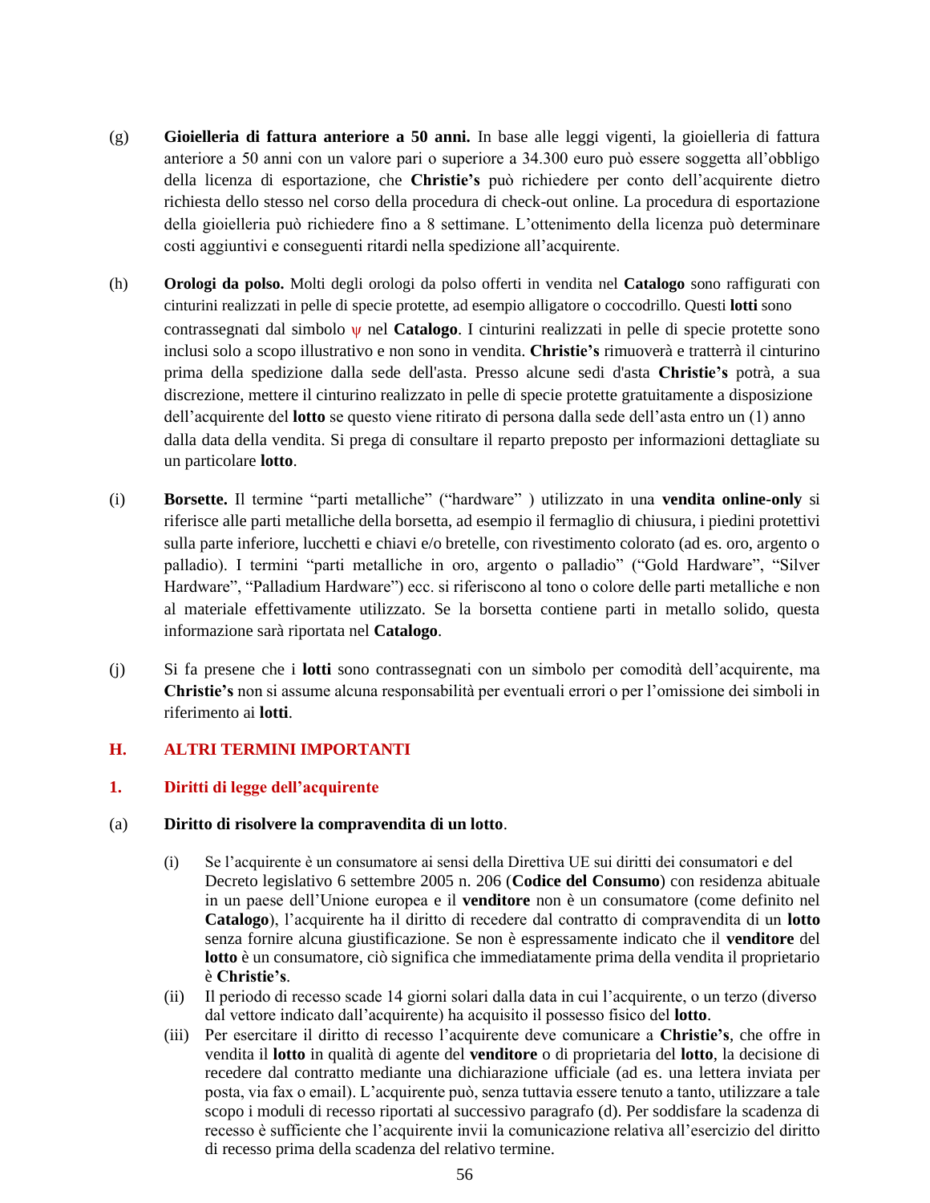(g) **Gioielleria di fattura anteriore a 50 anni.** In base alle leggi vigenti, la gioielleria di fattura anteriore a 50 anni con un valore pari o superiore a 34.300 euro può essere soggetta all'obbligo della licenza di esportazione, che **Christie's** può richiedere per conto dell'acquirente dietro richiesta dello stesso nel corso della procedura di check-out online. La procedura di esportazione della gioielleria può richiedere fino a 8 settimane. L'ottenimento della licenza può determinare costi aggiuntivi e conseguenti ritardi nella spedizione all'acquirente.

(h) **Orologi da polso.** Molti degli orologi da polso offerti in vendita nel **Catalogo** sono raffigurati con cinturini realizzati in pelle di specie protette, ad esempio alligatore o coccodrillo. Questi **lotti** sono contrassegnati dal simbolo ψ nel **Catalogo**. I cinturini realizzati in pelle di specie protette sono inclusi solo a scopo illustrativo e non sono in vendita. **Christie's** rimuoverà e tratterrà il cinturino prima della spedizione dalla sede dell'asta. Presso alcune sedi d'asta **Christie's** potrà, a sua discrezione, mettere il cinturino realizzato in pelle di specie protette gratuitamente a disposizione dell'acquirente del **lotto** se questo viene ritirato di persona dalla sede dell'asta entro un (1) anno dalla data della vendita. Si prega di consultare il reparto preposto per informazioni dettagliate su un particolare **lotto**.

(i) **Borsette.** Il termine "parti metalliche" ("hardware" ) utilizzato in una **vendita online-only** si riferisce alle parti metalliche della borsetta, ad esempio il fermaglio di chiusura, i piedini protettivi sulla parte inferiore, lucchetti e chiavi e/o bretelle, con rivestimento colorato (ad es. oro, argento o palladio). I termini "parti metalliche in oro, argento o palladio" ("Gold Hardware", "Silver Hardware", "Palladium Hardware") ecc. si riferiscono al tono o colore delle parti metalliche e non al materiale effettivamente utilizzato. Se la borsetta contiene parti in metallo solido, questa informazione sarà riportata nel **Catalogo**.

(j) Si fa presene che i **lotti** sono contrassegnati con un simbolo per comodità dell'acquirente, ma **Christie's** non si assume alcuna responsabilità per eventuali errori o per l'omissione dei simboli in riferimento ai **lotti**.

## H. ALTRI TERMINI IMPORTANTI

### 1. Diritti di legge dell'acquirente

(a) **Diritto di risolvere la compravendita di un lotto**.

(i) Se l'acquirente è un consumatore ai sensi della Direttiva UE sui diritti dei consumatori e del Decreto legislativo 6 settembre 2005 n. 206 (**Codice del Consumo**) con residenza abituale in un paese dell'Unione europea e il **venditore** non è un consumatore (come definito nel **Catalogo**), l'acquirente ha il diritto di recedere dal contratto di compravendita di un **lotto** senza fornire alcuna giustificazione. Se non è espressamente indicato che il **venditore** del **lotto** è un consumatore, ciò significa che immediatamente prima della vendita il proprietario è **Christie's**.

(ii) Il periodo di recesso scade 14 giorni solari dalla data in cui l'acquirente, o un terzo (diverso dal vettore indicato dall'acquirente) ha acquisito il possesso fisico del **lotto**.

(iii) Per esercitare il diritto di recesso l'acquirente deve comunicare a **Christie's**, che offre in vendita il **lotto** in qualità di agente del **venditore** o di proprietaria del **lotto**, la decisione di recedere dal contratto mediante una dichiarazione ufficiale (ad es. una lettera inviata per posta, via fax o email). L'acquirente può, senza tuttavia essere tenuto a tanto, utilizzare a tale scopo i moduli di recesso riportati al successivo paragrafo (d). Per soddisfare la scadenza di recesso è sufficiente che l'acquirente invii la comunicazione relativa all'esercizio del diritto di recesso prima della scadenza del relativo termine.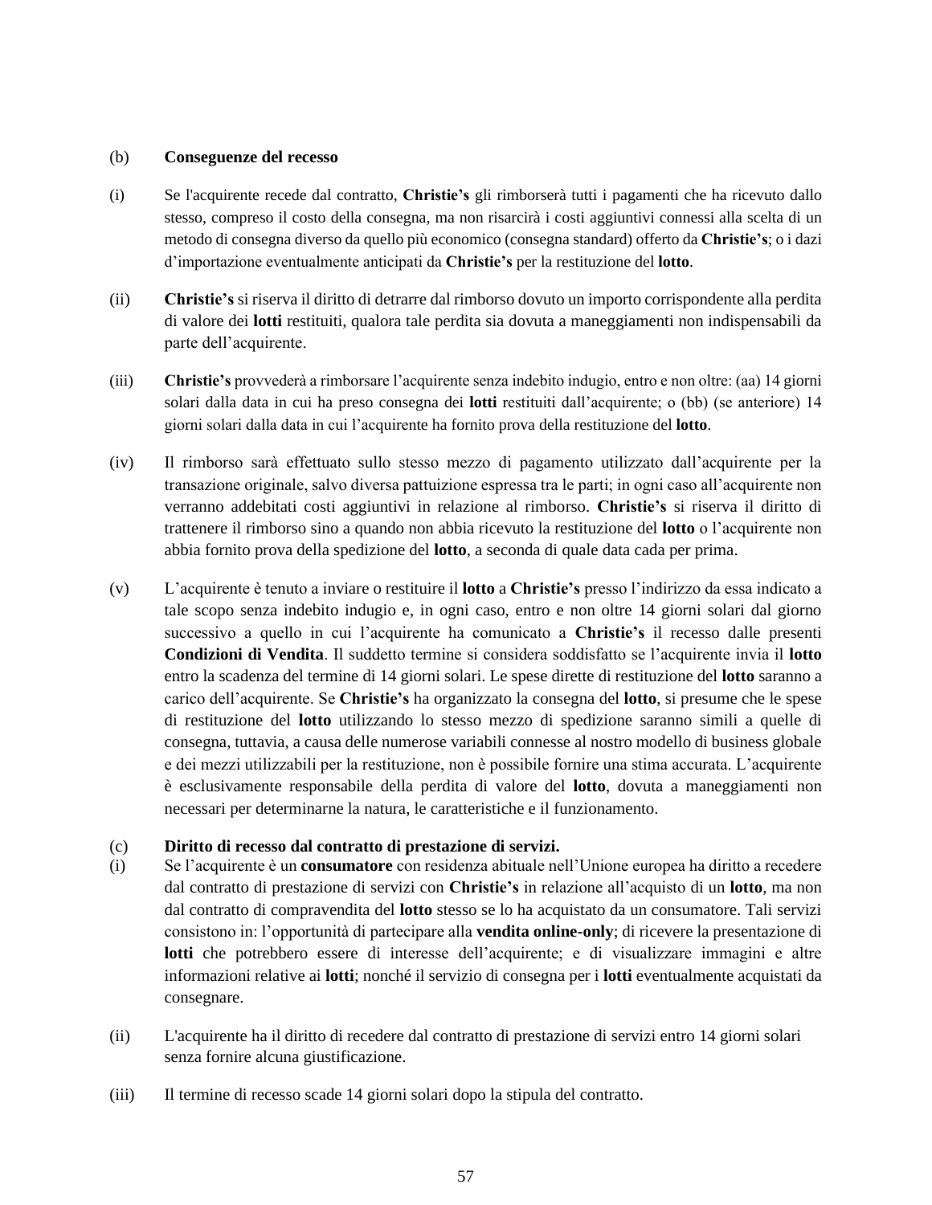(b) **Conseguenze del recesso**

(i) Se l'acquirente recede dal contratto, **Christie's** gli rimborserà tutti i pagamenti che ha ricevuto dallo stesso, compreso il costo della consegna, ma non risarcirà i costi aggiuntivi connessi alla scelta di un metodo di consegna diverso da quello più economico (consegna standard) offerto da **Christie's**; o i dazi d'importazione eventualmente anticipati da **Christie's** per la restituzione del **lotto**.

(ii) **Christie's** si riserva il diritto di detrarre dal rimborso dovuto un importo corrispondente alla perdita di valore dei **lotti** restituiti, qualora tale perdita sia dovuta a maneggiamenti non indispensabili da parte dell'acquirente.

(iii) **Christie's** provvederà a rimborsare l'acquirente senza indebito indugio, entro e non oltre: (aa) 14 giorni solari dalla data in cui ha preso consegna dei **lotti** restituiti dall'acquirente; o (bb) (se anteriore) 14 giorni solari dalla data in cui l'acquirente ha fornito prova della restituzione del **lotto**.

(iv) Il rimborso sarà effettuato sullo stesso mezzo di pagamento utilizzato dall'acquirente per la transazione originale, salvo diversa pattuizione espressa tra le parti; in ogni caso all'acquirente non verranno addebitati costi aggiuntivi in relazione al rimborso. **Christie's** si riserva il diritto di trattenere il rimborso sino a quando non abbia ricevuto la restituzione del **lotto** o l'acquirente non abbia fornito prova della spedizione del **lotto**, a seconda di quale data cada per prima.

(v) L'acquirente è tenuto a inviare o restituire il **lotto** a **Christie's** presso l'indirizzo da essa indicato a tale scopo senza indebito indugio e, in ogni caso, entro e non oltre 14 giorni solari dal giorno successivo a quello in cui l'acquirente ha comunicato a **Christie's** il recesso dalle presenti **Condizioni di Vendita**. Il suddetto termine si considera soddisfatto se l'acquirente invia il **lotto** entro la scadenza del termine di 14 giorni solari. Le spese dirette di restituzione del **lotto** saranno a carico dell'acquirente. Se **Christie's** ha organizzato la consegna del **lotto**, si presume che le spese di restituzione del **lotto** utilizzando lo stesso mezzo di spedizione saranno simili a quelle di consegna, tuttavia, a causa delle numerose variabili connesse al nostro modello di business globale e dei mezzi utilizzabili per la restituzione, non è possibile fornire una stima accurata. L'acquirente è esclusivamente responsabile della perdita di valore del **lotto**, dovuta a maneggiamenti non necessari per determinarne la natura, le caratteristiche e il funzionamento.

(c) **Diritto di recesso dal contratto di prestazione di servizi.**

(i) Se l'acquirente è un **consumatore** con residenza abituale nell'Unione europea ha diritto a recedere dal contratto di prestazione di servizi con **Christie's** in relazione all'acquisto di un **lotto**, ma non dal contratto di compravendita del **lotto** stesso se lo ha acquistato da un consumatore. Tali servizi consistono in: l'opportunità di partecipare alla **vendita online-only**; di ricevere la presentazione di **lotti** che potrebbero essere di interesse dell'acquirente; e di visualizzare immagini e altre informazioni relative ai **lotti**; nonché il servizio di consegna per i **lotti** eventualmente acquistati da consegnare.

(ii) L'acquirente ha il diritto di recedere dal contratto di prestazione di servizi entro 14 giorni solari senza fornire alcuna giustificazione.

(iii) Il termine di recesso scade 14 giorni solari dopo la stipula del contratto.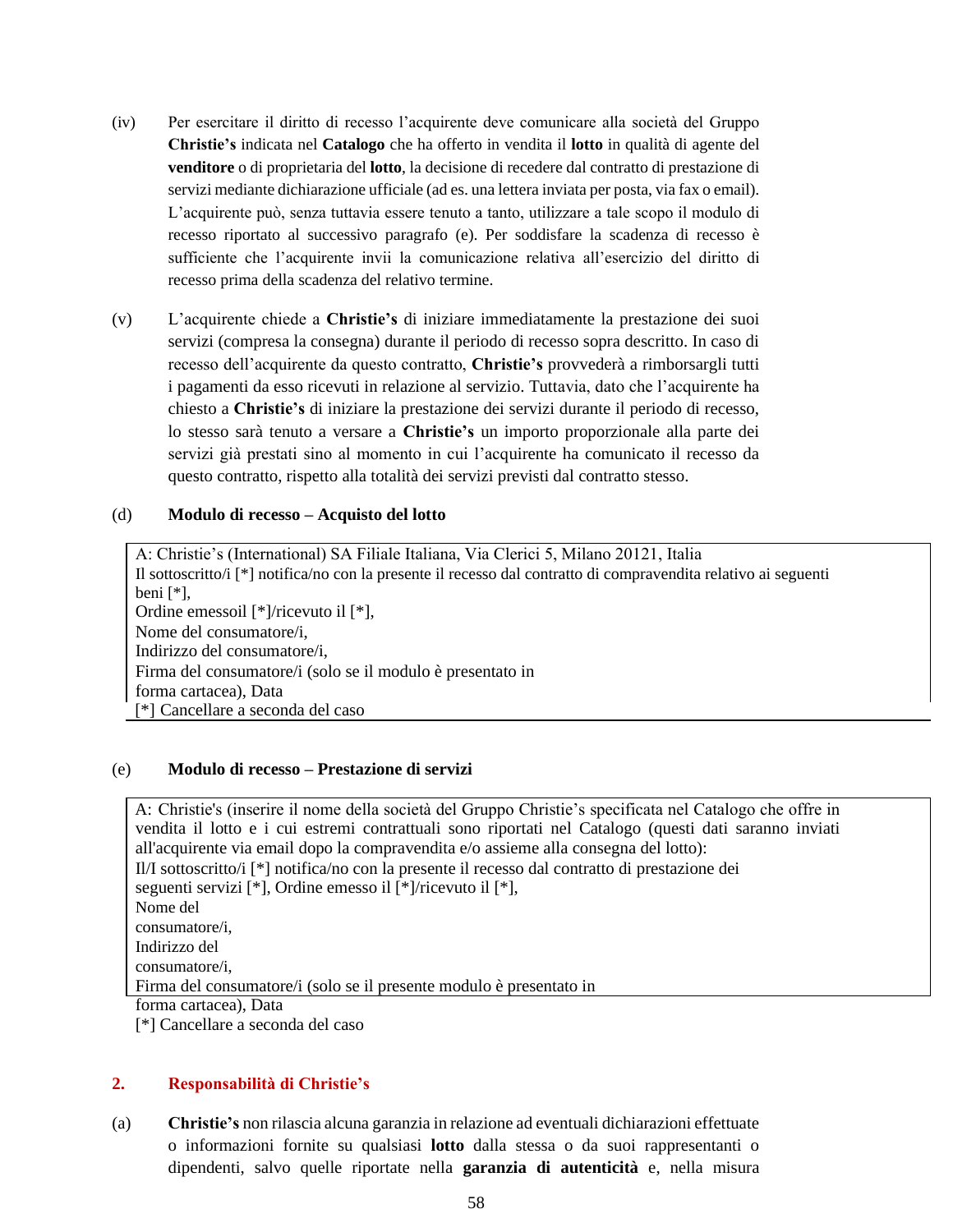(iv) Per esercitare il diritto di recesso l'acquirente deve comunicare alla società del Gruppo **Christie's** indicata nel **Catalogo** che ha offerto in vendita il **lotto** in qualità di agente del **venditore** o di proprietaria del **lotto**, la decisione di recedere dal contratto di prestazione di servizi mediante dichiarazione ufficiale (ad es. una lettera inviata per posta, via fax o email). L'acquirente può, senza tuttavia essere tenuto a tanto, utilizzare a tale scopo il modulo di recesso riportato al successivo paragrafo (e). Per soddisfare la scadenza di recesso è sufficiente che l'acquirente invii la comunicazione relativa all'esercizio del diritto di recesso prima della scadenza del relativo termine.

(v) L'acquirente chiede a **Christie's** di iniziare immediatamente la prestazione dei suoi servizi (compresa la consegna) durante il periodo di recesso sopra descritto. In caso di recesso dell'acquirente da questo contratto, **Christie's** provvederà a rimborsargli tutti i pagamenti da esso ricevuti in relazione al servizio. Tuttavia, dato che l'acquirente ha chiesto a **Christie's** di iniziare la prestazione dei servizi durante il periodo di recesso, lo stesso sarà tenuto a versare a **Christie's** un importo proporzionale alla parte dei servizi già prestati sino al momento in cui l'acquirente ha comunicato il recesso da questo contratto, rispetto alla totalità dei servizi previsti dal contratto stesso.

(d) **Modulo di recesso – Acquisto del lotto**

A: Christie's (International) SA Filiale Italiana, Via Clerici 5, Milano 20121, Italia
Il sottoscritto/i [*] notifica/no con la presente il recesso dal contratto di compravendita relativo ai seguenti beni [*],
Ordine emessoil [*]/ricevuto il [*],
Nome del consumatore/i,
Indirizzo del consumatore/i,
Firma del consumatore/i (solo se il modulo è presentato in forma cartacea), Data
[*] Cancellare a seconda del caso

(e) **Modulo di recesso – Prestazione di servizi**

A: Christie's (inserire il nome della società del Gruppo Christie's specificata nel Catalogo che offre in vendita il lotto e i cui estremi contrattuali sono riportati nel Catalogo (questi dati saranno inviati all'acquirente via email dopo la compravendita e/o assieme alla consegna del lotto):
Il/I sottoscritto/i [*] notifica/no con la presente il recesso dal contratto di prestazione dei seguenti servizi [*], Ordine emesso il [*]/ricevuto il [*],
Nome del consumatore/i,
Indirizzo del consumatore/i,
Firma del consumatore/i (solo se il presente modulo è presentato in forma cartacea), Data
[*] Cancellare a seconda del caso

## 2. Responsabilità di Christie's

(a) **Christie's** non rilascia alcuna garanzia in relazione ad eventuali dichiarazioni effettuate o informazioni fornite su qualsiasi **lotto** dalla stessa o da suoi rappresentanti o dipendenti, salvo quelle riportate nella **garanzia di autenticità** e, nella misura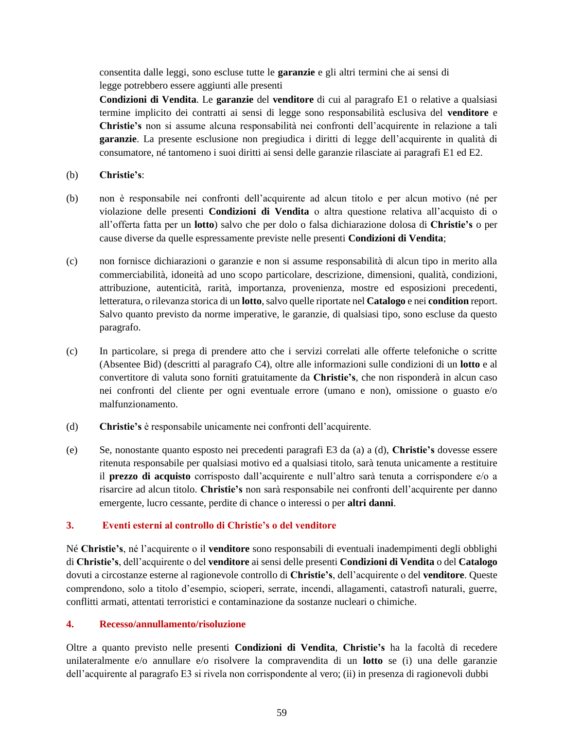consentita dalle leggi, sono escluse tutte le **garanzie** e gli altri termini che ai sensi di legge potrebbero essere aggiunti alle presenti **Condizioni di Vendita**. Le **garanzie** del **venditore** di cui al paragrafo E1 o relative a qualsiasi termine implicito dei contratti ai sensi di legge sono responsabilità esclusiva del **venditore** e **Christie's** non si assume alcuna responsabilità nei confronti dell'acquirente in relazione a tali **garanzie**. La presente esclusione non pregiudica i diritti di legge dell'acquirente in qualità di consumatore, né tantomeno i suoi diritti ai sensi delle garanzie rilasciate ai paragrafi E1 ed E2.

(b) **Christie's**:

(b) non è responsabile nei confronti dell'acquirente ad alcun titolo e per alcun motivo (né per violazione delle presenti **Condizioni di Vendita** o altra questione relativa all'acquisto di o all'offerta fatta per un **lotto**) salvo che per dolo o falsa dichiarazione dolosa di **Christie's** o per cause diverse da quelle espressamente previste nelle presenti **Condizioni di Vendita**;

(c) non fornisce dichiarazioni o garanzie e non si assume responsabilità di alcun tipo in merito alla commerciabilità, idoneità ad uno scopo particolare, descrizione, dimensioni, qualità, condizioni, attribuzione, autenticità, rarità, importanza, provenienza, mostre ed esposizioni precedenti, letteratura, o rilevanza storica di un **lotto**, salvo quelle riportate nel **Catalogo** e nei **condition** report. Salvo quanto previsto da norme imperative, le garanzie, di qualsiasi tipo, sono escluse da questo paragrafo.

(c) In particolare, si prega di prendere atto che i servizi correlati alle offerte telefoniche o scritte (Absentee Bid) (descritti al paragrafo C4), oltre alle informazioni sulle condizioni di un **lotto** e al convertitore di valuta sono forniti gratuitamente da **Christie's**, che non risponderà in alcun caso nei confronti del cliente per ogni eventuale errore (umano e non), omissione o guasto e/o malfunzionamento.

(d) **Christie's** è responsabile unicamente nei confronti dell'acquirente.

(e) Se, nonostante quanto esposto nei precedenti paragrafi E3 da (a) a (d), **Christie's** dovesse essere ritenuta responsabile per qualsiasi motivo ed a qualsiasi titolo, sarà tenuta unicamente a restituire il **prezzo di acquisto** corrisposto dall'acquirente e null'altro sarà tenuta a corrispondere e/o a risarcire ad alcun titolo. **Christie's** non sarà responsabile nei confronti dell'acquirente per danno emergente, lucro cessante, perdite di chance o interessi o per **altri danni**.

### 3. Eventi esterni al controllo di Christie's o del venditore

Né **Christie's**, né l'acquirente o il **venditore** sono responsabili di eventuali inadempimenti degli obblighi di **Christie's**, dell'acquirente o del **venditore** ai sensi delle presenti **Condizioni di Vendita** o del **Catalogo** dovuti a circostanze esterne al ragionevole controllo di **Christie's**, dell'acquirente o del **venditore**. Queste comprendono, solo a titolo d'esempio, scioperi, serrate, incendi, allagamenti, catastrofi naturali, guerre, conflitti armati, attentati terroristici e contaminazione da sostanze nucleari o chimiche.

### 4. Recesso/annullamento/risoluzione

Oltre a quanto previsto nelle presenti **Condizioni di Vendita**, **Christie's** ha la facoltà di recedere unilateralmente e/o annullare e/o risolvere la compravendita di un **lotto** se (i) una delle garanzie dell'acquirente al paragrafo E3 si rivela non corrispondente al vero; (ii) in presenza di ragionevoli dubbi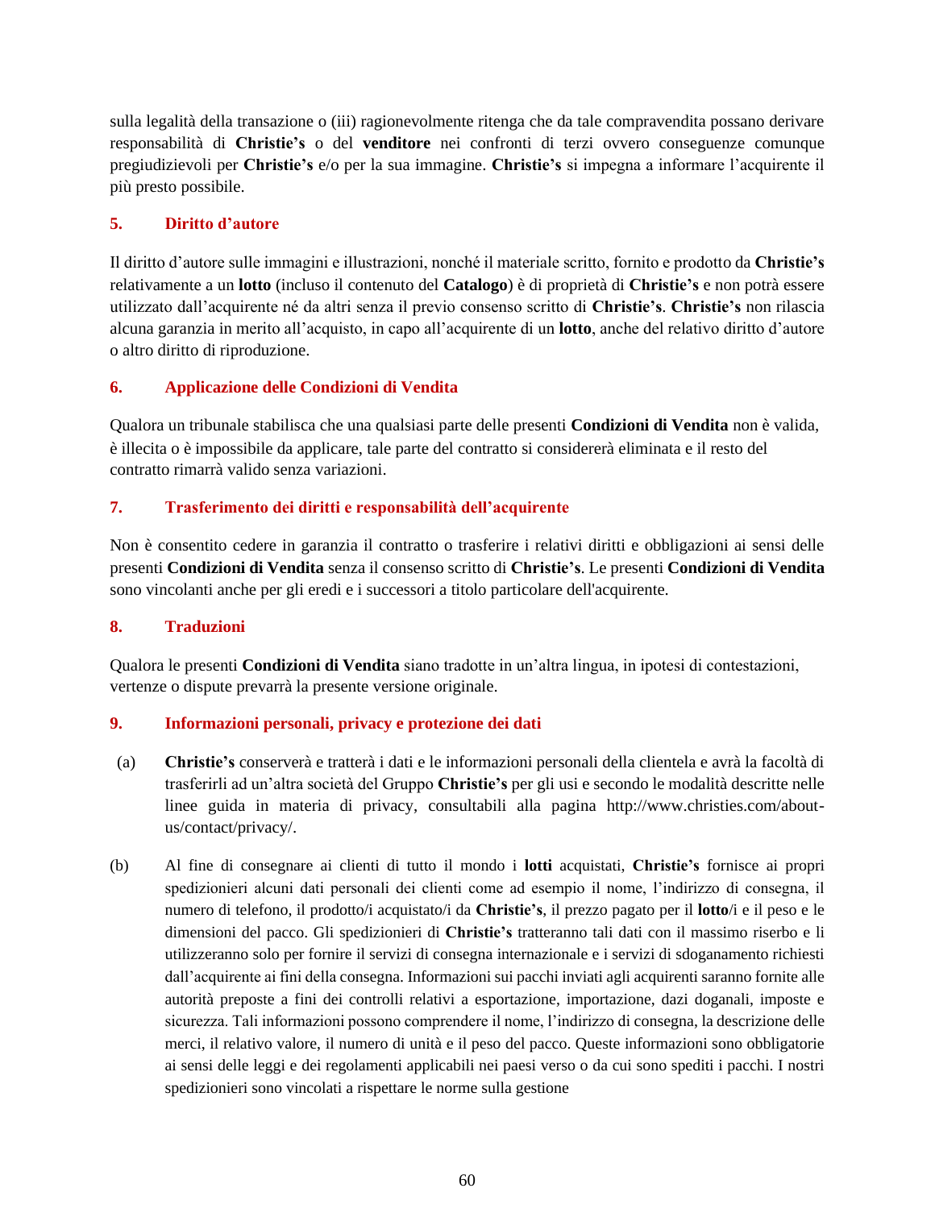sulla legalità della transazione o (iii) ragionevolmente ritenga che da tale compravendita possano derivare responsabilità di **Christie's** o del **venditore** nei confronti di terzi ovvero conseguenze comunque pregiudizievoli per **Christie's** e/o per la sua immagine. **Christie's** si impegna a informare l'acquirente il più presto possibile.

### 5. Diritto d'autore

Il diritto d'autore sulle immagini e illustrazioni, nonché il materiale scritto, fornito e prodotto da **Christie's** relativamente a un **lotto** (incluso il contenuto del **Catalogo**) è di proprietà di **Christie's** e non potrà essere utilizzato dall'acquirente né da altri senza il previo consenso scritto di **Christie's**. **Christie's** non rilascia alcuna garanzia in merito all'acquisto, in capo all'acquirente di un **lotto**, anche del relativo diritto d'autore o altro diritto di riproduzione.

### 6. Applicazione delle Condizioni di Vendita

Qualora un tribunale stabilisca che una qualsiasi parte delle presenti **Condizioni di Vendita** non è valida, è illecita o è impossibile da applicare, tale parte del contratto si considererà eliminata e il resto del contratto rimarrà valido senza variazioni.

### 7. Trasferimento dei diritti e responsabilità dell'acquirente

Non è consentito cedere in garanzia il contratto o trasferire i relativi diritti e obbligazioni ai sensi delle presenti **Condizioni di Vendita** senza il consenso scritto di **Christie's**. Le presenti **Condizioni di Vendita** sono vincolanti anche per gli eredi e i successori a titolo particolare dell'acquirente.

### 8. Traduzioni

Qualora le presenti **Condizioni di Vendita** siano tradotte in un'altra lingua, in ipotesi di contestazioni, vertenze o dispute prevarrà la presente versione originale.

### 9. Informazioni personali, privacy e protezione dei dati

(a) **Christie's** conserverà e tratterà i dati e le informazioni personali della clientela e avrà la facoltà di trasferirli ad un'altra società del Gruppo **Christie's** per gli usi e secondo le modalità descritte nelle linee guida in materia di privacy, consultabili alla pagina http://www.christies.com/about-us/contact/privacy/.

(b) Al fine di consegnare ai clienti di tutto il mondo i **lotti** acquistati, **Christie's** fornisce ai propri spedizionieri alcuni dati personali dei clienti come ad esempio il nome, l'indirizzo di consegna, il numero di telefono, il prodotto/i acquistato/i da **Christie's**, il prezzo pagato per il **lotto**/i e il peso e le dimensioni del pacco. Gli spedizionieri di **Christie's** tratteranno tali dati con il massimo riserbo e li utilizzeranno solo per fornire il servizi di consegna internazionale e i servizi di sdoganamento richiesti dall'acquirente ai fini della consegna. Informazioni sui pacchi inviati agli acquirenti saranno fornite alle autorità preposte a fini dei controlli relativi a esportazione, importazione, dazi doganali, imposte e sicurezza. Tali informazioni possono comprendere il nome, l'indirizzo di consegna, la descrizione delle merci, il relativo valore, il numero di unità e il peso del pacco. Queste informazioni sono obbligatorie ai sensi delle leggi e dei regolamenti applicabili nei paesi verso o da cui sono spediti i pacchi. I nostri spedizionieri sono vincolati a rispettare le norme sulla gestione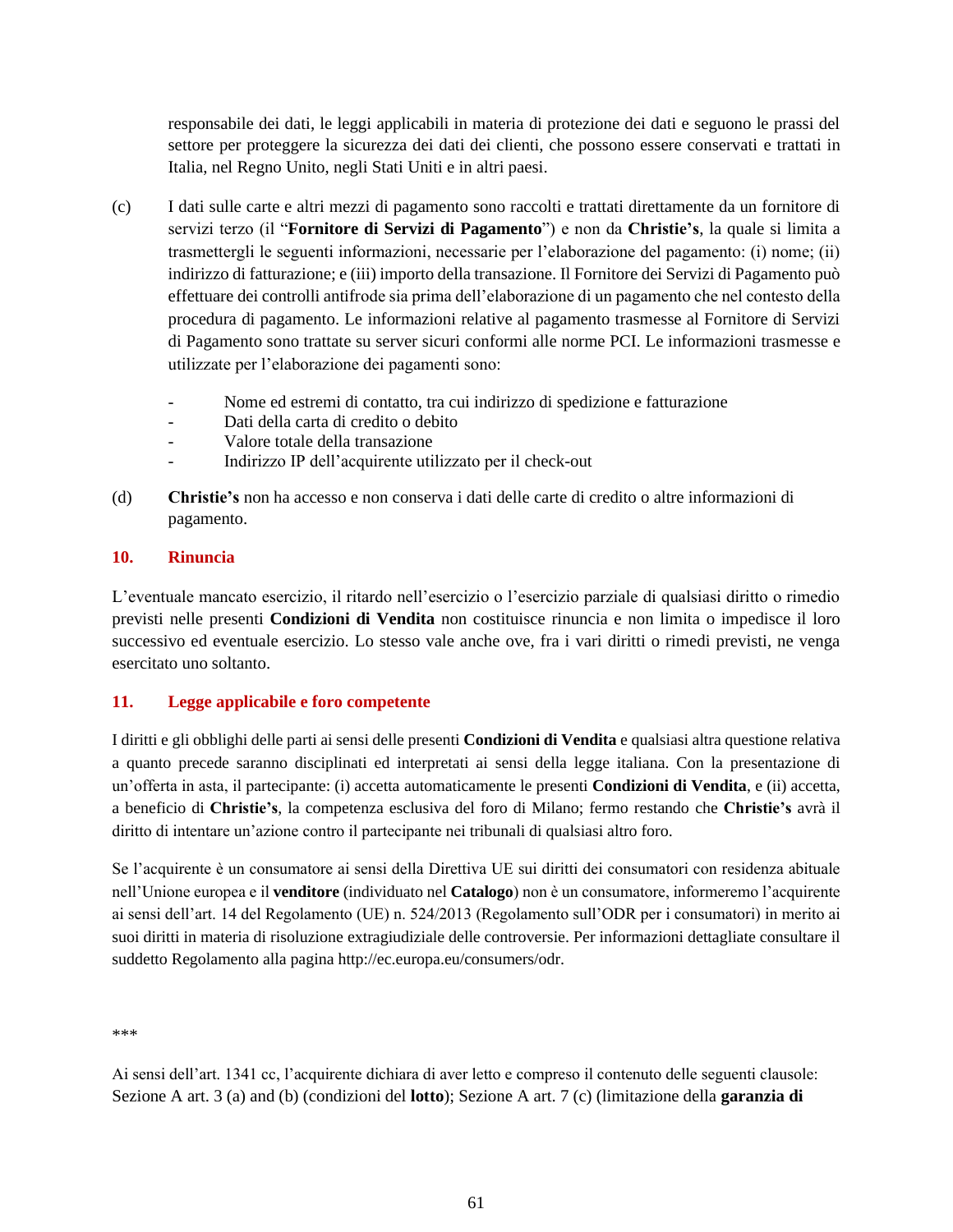responsabile dei dati, le leggi applicabili in materia di protezione dei dati e seguono le prassi del settore per proteggere la sicurezza dei dati dei clienti, che possono essere conservati e trattati in Italia, nel Regno Unito, negli Stati Uniti e in altri paesi.

(c) I dati sulle carte e altri mezzi di pagamento sono raccolti e trattati direttamente da un fornitore di servizi terzo (il "**Fornitore di Servizi di Pagamento**") e non da **Christie's**, la quale si limita a trasmettergli le seguenti informazioni, necessarie per l'elaborazione del pagamento: (i) nome; (ii) indirizzo di fatturazione; e (iii) importo della transazione. Il Fornitore dei Servizi di Pagamento può effettuare dei controlli antifrode sia prima dell'elaborazione di un pagamento che nel contesto della procedura di pagamento. Le informazioni relative al pagamento trasmesse al Fornitore di Servizi di Pagamento sono trattate su server sicuri conformi alle norme PCI. Le informazioni trasmesse e utilizzate per l'elaborazione dei pagamenti sono:

- Nome ed estremi di contatto, tra cui indirizzo di spedizione e fatturazione
- Dati della carta di credito o debito
- Valore totale della transazione
- Indirizzo IP dell'acquirente utilizzato per il check-out

(d) **Christie's** non ha accesso e non conserva i dati delle carte di credito o altre informazioni di pagamento.

## 10. Rinuncia

L'eventuale mancato esercizio, il ritardo nell'esercizio o l'esercizio parziale di qualsiasi diritto o rimedio previsti nelle presenti **Condizioni di Vendita** non costituisce rinuncia e non limita o impedisce il loro successivo ed eventuale esercizio. Lo stesso vale anche ove, fra i vari diritti o rimedi previsti, ne venga esercitato uno soltanto.

## 11. Legge applicabile e foro competente

I diritti e gli obblighi delle parti ai sensi delle presenti **Condizioni di Vendita** e qualsiasi altra questione relativa a quanto precede saranno disciplinati ed interpretati ai sensi della legge italiana. Con la presentazione di un'offerta in asta, il partecipante: (i) accetta automaticamente le presenti **Condizioni di Vendita**, e (ii) accetta, a beneficio di **Christie's**, la competenza esclusiva del foro di Milano; fermo restando che **Christie's** avrà il diritto di intentare un'azione contro il partecipante nei tribunali di qualsiasi altro foro.

Se l'acquirente è un consumatore ai sensi della Direttiva UE sui diritti dei consumatori con residenza abituale nell'Unione europea e il **venditore** (individuato nel **Catalogo**) non è un consumatore, informeremo l'acquirente ai sensi dell'art. 14 del Regolamento (UE) n. 524/2013 (Regolamento sull'ODR per i consumatori) in merito ai suoi diritti in materia di risoluzione extragiudiziale delle controversie. Per informazioni dettagliate consultare il suddetto Regolamento alla pagina http://ec.europa.eu/consumers/odr.

***

Ai sensi dell'art. 1341 cc, l'acquirente dichiara di aver letto e compreso il contenuto delle seguenti clausole: Sezione A art. 3 (a) and (b) (condizioni del **lotto**); Sezione A art. 7 (c) (limitazione della **garanzia di**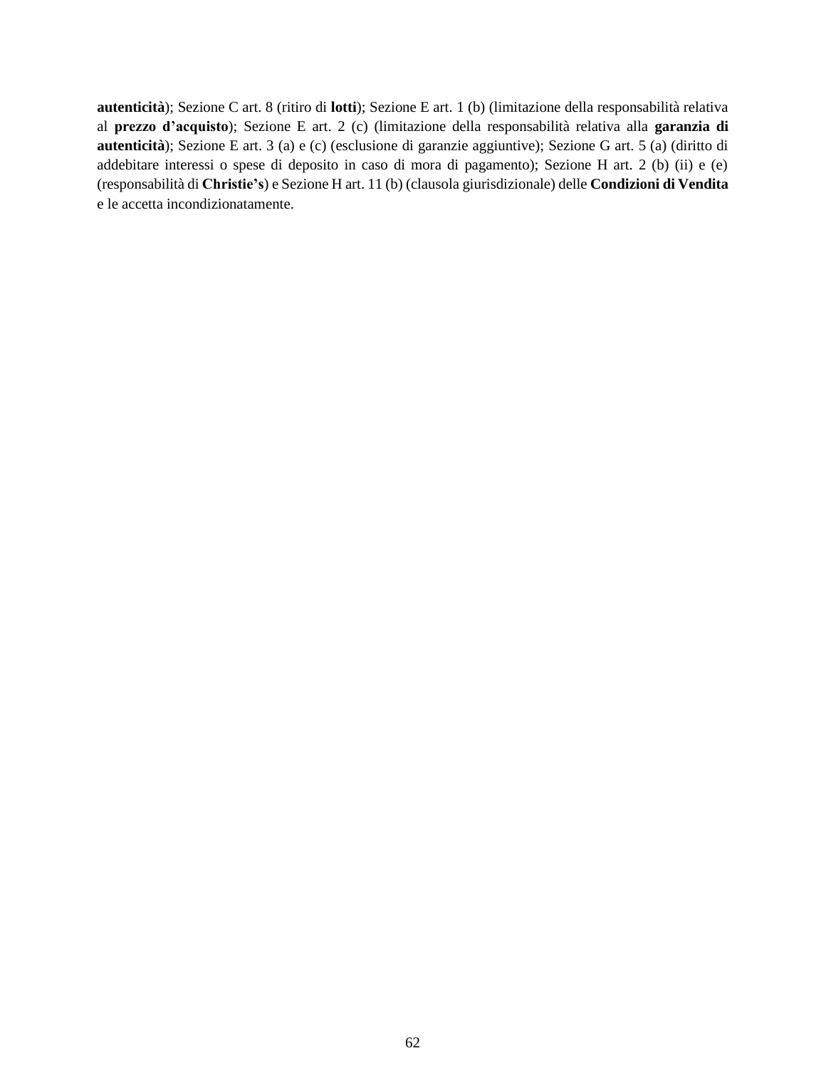**autenticità**); Sezione C art. 8 (ritiro di **lotti**); Sezione E art. 1 (b) (limitazione della responsabilità relativa al **prezzo d'acquisto**); Sezione E art. 2 (c) (limitazione della responsabilità relativa alla **garanzia di autenticità**); Sezione E art. 3 (a) e (c) (esclusione di garanzie aggiuntive); Sezione G art. 5 (a) (diritto di addebitare interessi o spese di deposito in caso di mora di pagamento); Sezione H art. 2 (b) (ii) e (e) (responsabilità di **Christie's**) e Sezione H art. 11 (b) (clausola giurisdizionale) delle **Condizioni di Vendita** e le accetta incondizionatamente.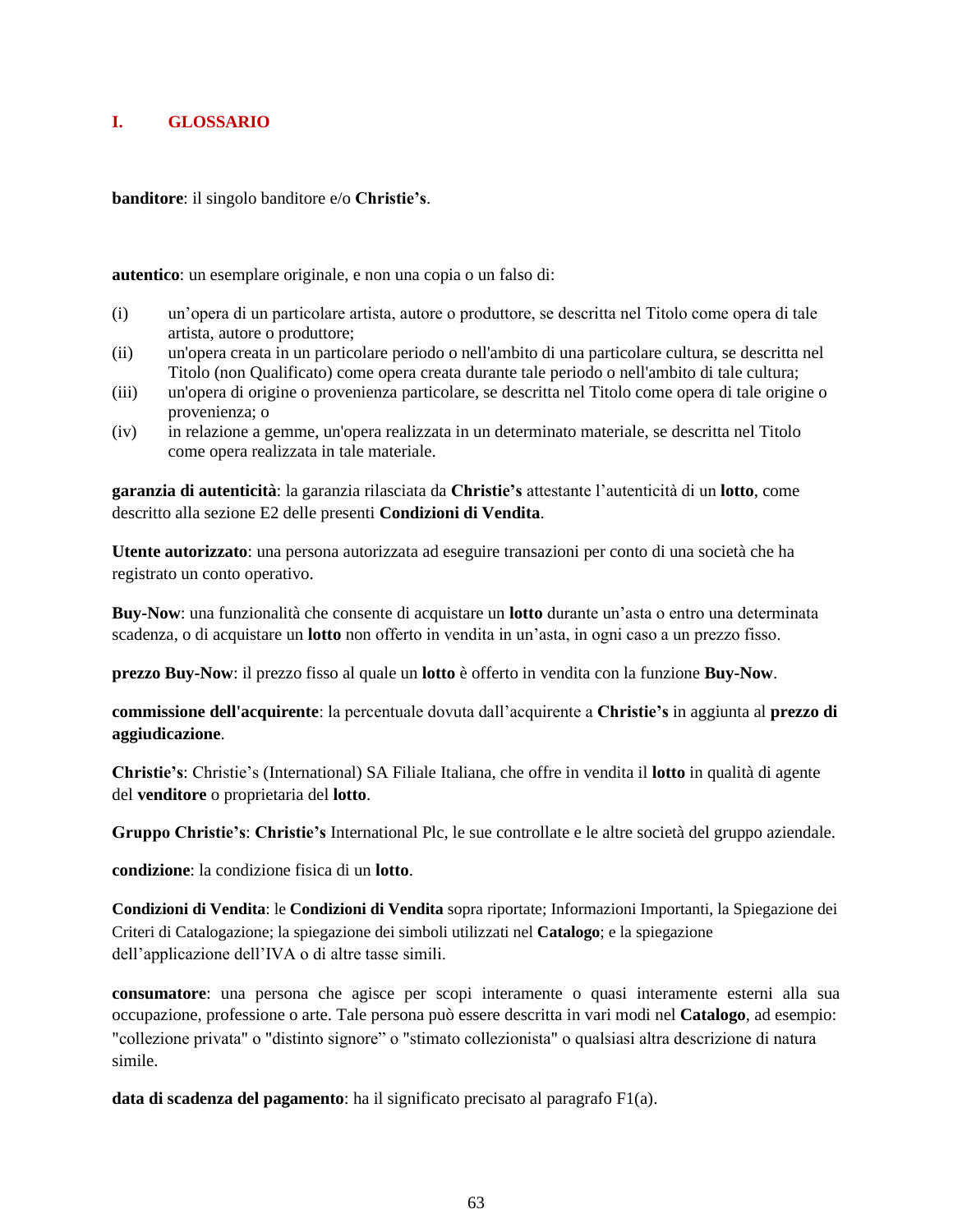# I. GLOSSARIO

**banditore**: il singolo banditore e/o **Christie's**.

**autentico**: un esemplare originale, e non una copia o un falso di:

(i) un'opera di un particolare artista, autore o produttore, se descritta nel Titolo come opera di tale artista, autore o produttore;
(ii) un'opera creata in un particolare periodo o nell'ambito di una particolare cultura, se descritta nel Titolo (non Qualificato) come opera creata durante tale periodo o nell'ambito di tale cultura;
(iii) un'opera di origine o provenienza particolare, se descritta nel Titolo come opera di tale origine o provenienza; o
(iv) in relazione a gemme, un'opera realizzata in un determinato materiale, se descritta nel Titolo come opera realizzata in tale materiale.

**garanzia di autenticità**: la garanzia rilasciata da **Christie's** attestante l'autenticità di un **lotto**, come descritto alla sezione E2 delle presenti **Condizioni di Vendita**.

**Utente autorizzato**: una persona autorizzata ad eseguire transazioni per conto di una società che ha registrato un conto operativo.

**Buy-Now**: una funzionalità che consente di acquistare un **lotto** durante un'asta o entro una determinata scadenza, o di acquistare un **lotto** non offerto in vendita in un'asta, in ogni caso a un prezzo fisso.

**prezzo Buy-Now**: il prezzo fisso al quale un **lotto** è offerto in vendita con la funzione **Buy-Now**.

**commissione dell'acquirente**: la percentuale dovuta dall'acquirente a **Christie's** in aggiunta al **prezzo di aggiudicazione**.

**Christie's**: Christie's (International) SA Filiale Italiana, che offre in vendita il **lotto** in qualità di agente del **venditore** o proprietaria del **lotto**.

**Gruppo Christie's**: **Christie's** International Plc, le sue controllate e le altre società del gruppo aziendale.

**condizione**: la condizione fisica di un **lotto**.

**Condizioni di Vendita**: le **Condizioni di Vendita** sopra riportate; Informazioni Importanti, la Spiegazione dei Criteri di Catalogazione; la spiegazione dei simboli utilizzati nel **Catalogo**; e la spiegazione dell'applicazione dell'IVA o di altre tasse simili.

**consumatore**: una persona che agisce per scopi interamente o quasi interamente esterni alla sua occupazione, professione o arte. Tale persona può essere descritta in vari modi nel **Catalogo**, ad esempio: "collezione privata" o "distinto signore" o "stimato collezionista" o qualsiasi altra descrizione di natura simile.

**data di scadenza del pagamento**: ha il significato precisato al paragrafo F1(a).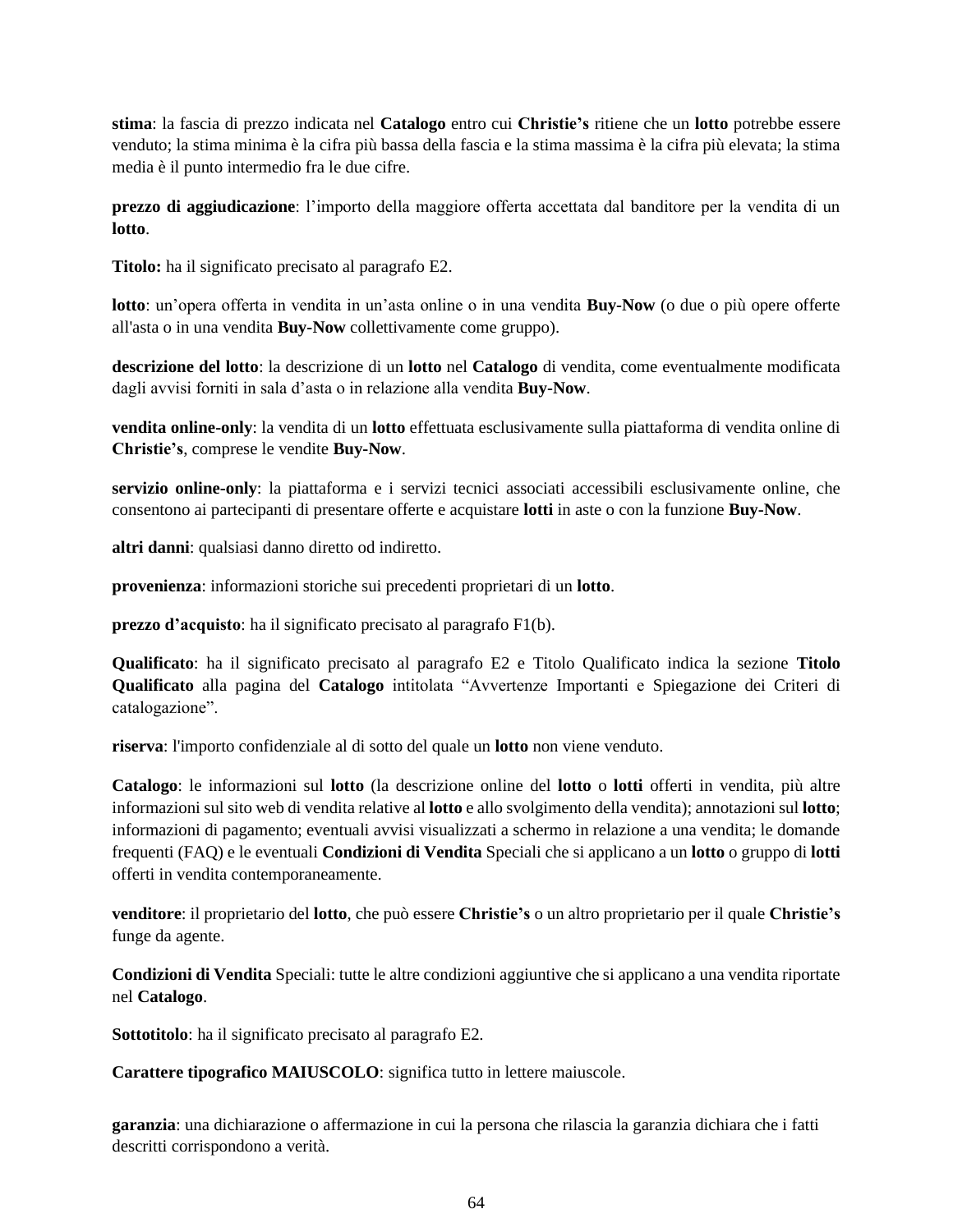**stima**: la fascia di prezzo indicata nel **Catalogo** entro cui **Christie's** ritiene che un **lotto** potrebbe essere venduto; la stima minima è la cifra più bassa della fascia e la stima massima è la cifra più elevata; la stima media è il punto intermedio fra le due cifre.

**prezzo di aggiudicazione**: l'importo della maggiore offerta accettata dal banditore per la vendita di un **lotto**.

**Titolo:** ha il significato precisato al paragrafo E2.

**lotto**: un'opera offerta in vendita in un'asta online o in una vendita **Buy-Now** (o due o più opere offerte all'asta o in una vendita **Buy-Now** collettivamente come gruppo).

**descrizione del lotto**: la descrizione di un **lotto** nel **Catalogo** di vendita, come eventualmente modificata dagli avvisi forniti in sala d'asta o in relazione alla vendita **Buy-Now**.

**vendita online-only**: la vendita di un **lotto** effettuata esclusivamente sulla piattaforma di vendita online di **Christie's**, comprese le vendite **Buy-Now**.

**servizio online-only**: la piattaforma e i servizi tecnici associati accessibili esclusivamente online, che consentono ai partecipanti di presentare offerte e acquistare **lotti** in aste o con la funzione **Buy-Now**.

**altri danni**: qualsiasi danno diretto od indiretto.

**provenienza**: informazioni storiche sui precedenti proprietari di un **lotto**.

**prezzo d'acquisto**: ha il significato precisato al paragrafo F1(b).

**Qualificato**: ha il significato precisato al paragrafo E2 e Titolo Qualificato indica la sezione **Titolo Qualificato** alla pagina del **Catalogo** intitolata "Avvertenze Importanti e Spiegazione dei Criteri di catalogazione".

**riserva**: l'importo confidenziale al di sotto del quale un **lotto** non viene venduto.

**Catalogo**: le informazioni sul **lotto** (la descrizione online del **lotto** o **lotti** offerti in vendita, più altre informazioni sul sito web di vendita relative al **lotto** e allo svolgimento della vendita); annotazioni sul **lotto**; informazioni di pagamento; eventuali avvisi visualizzati a schermo in relazione a una vendita; le domande frequenti (FAQ) e le eventuali **Condizioni di Vendita** Speciali che si applicano a un **lotto** o gruppo di **lotti** offerti in vendita contemporaneamente.

**venditore**: il proprietario del **lotto**, che può essere **Christie's** o un altro proprietario per il quale **Christie's** funge da agente.

**Condizioni di Vendita** Speciali: tutte le altre condizioni aggiuntive che si applicano a una vendita riportate nel **Catalogo**.

**Sottotitolo**: ha il significato precisato al paragrafo E2.

**Carattere tipografico MAIUSCOLO**: significa tutto in lettere maiuscole.

**garanzia**: una dichiarazione o affermazione in cui la persona che rilascia la garanzia dichiara che i fatti descritti corrispondono a verità.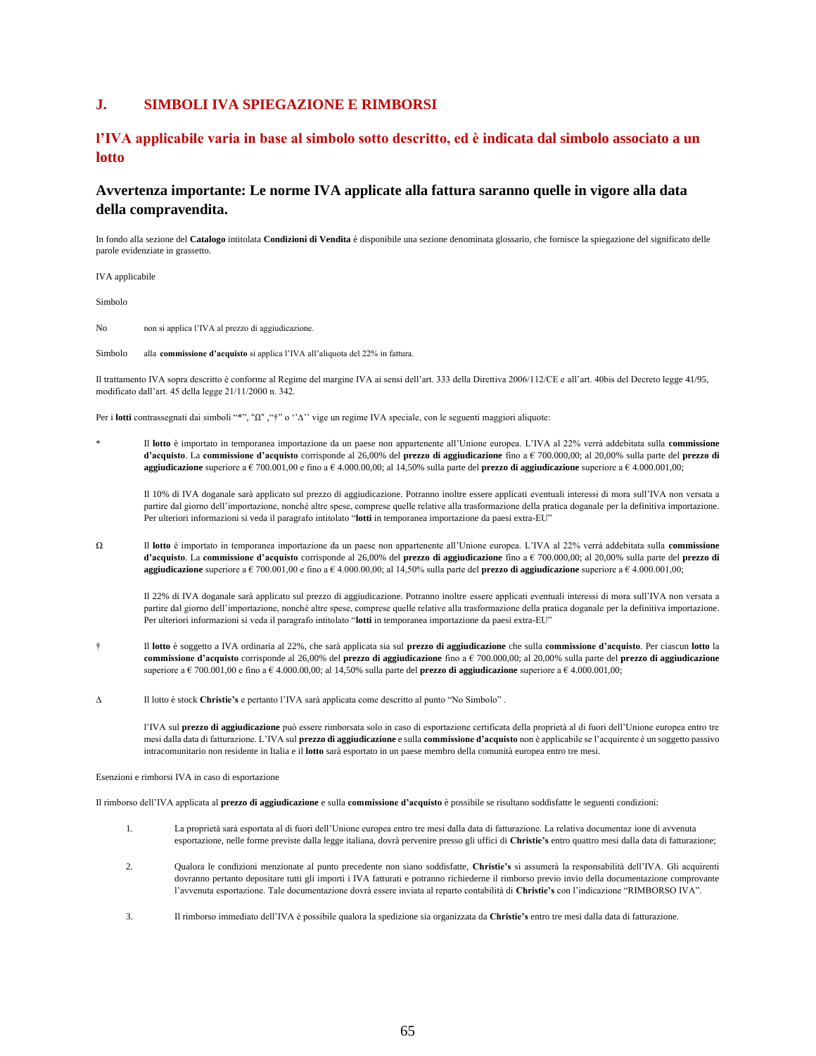## J. SIMBOLI IVA SPIEGAZIONE E RIMBORSI

### l'IVA applicabile varia in base al simbolo sotto descritto, ed è indicata dal simbolo associato a un lotto

### Avvertenza importante: Le norme IVA applicate alla fattura saranno quelle in vigore alla data della compravendita.

In fondo alla sezione del **Catalogo** intitolata **Condizioni di Vendita** è disponibile una sezione denominata glossario, che fornisce la spiegazione del significato delle parole evidenziate in grassetto.

IVA applicabile

Simbolo

No non si applica l'IVA al prezzo di aggiudicazione.

Simbolo alla **commissione d'acquisto** si applica l'IVA all'aliquota del 22% in fattura.

Il trattamento IVA sopra descritto è conforme al Regime del margine IVA ai sensi dell'art. 333 della Direttiva 2006/112/CE e all'art. 40bis del Decreto legge 41/95, modificato dall'art. 45 della legge 21/11/2000 n. 342.

Per i **lotti** contrassegnati dai simboli "*", "Ω" ,"†" o ''Δ'' vige un regime IVA speciale, con le seguenti maggiori aliquote:

* Il **lotto** è importato in temporanea importazione da un paese non appartenente all'Unione europea. L'IVA al 22% verrà addebitata sulla **commissione d'acquisto**. La **commissione d'acquisto** corrisponde al 26,00% del **prezzo di aggiudicazione** fino a € 700.000,00; al 20,00% sulla parte del **prezzo di aggiudicazione** superiore a € 700.001,00 e fino a € 4.000.00,00; al 14,50% sulla parte del **prezzo di aggiudicazione** superiore a € 4.000.001,00;

  Il 10% di IVA doganale sarà applicato sul prezzo di aggiudicazione. Potranno inoltre essere applicati eventuali interessi di mora sull'IVA non versata a partire dal giorno dell'importazione, nonché altre spese, comprese quelle relative alla trasformazione della pratica doganale per la definitiva importazione. Per ulteriori informazioni si veda il paragrafo intitolato "**lotti** in temporanea importazione da paesi extra-EU"

Ω Il **lotto** è importato in temporanea importazione da un paese non appartenente all'Unione europea. L'IVA al 22% verrà addebitata sulla **commissione d'acquisto**. La **commissione d'acquisto** corrisponde al 26,00% del **prezzo di aggiudicazione** fino a € 700.000,00; al 20,00% sulla parte del **prezzo di aggiudicazione** superiore a € 700.001,00 e fino a € 4.000.00,00; al 14,50% sulla parte del **prezzo di aggiudicazione** superiore a € 4.000.001,00;

  Il 22% di IVA doganale sarà applicato sul prezzo di aggiudicazione. Potranno inoltre essere applicati eventuali interessi di mora sull'IVA non versata a partire dal giorno dell'importazione, nonché altre spese, comprese quelle relative alla trasformazione della pratica doganale per la definitiva importazione. Per ulteriori informazioni si veda il paragrafo intitolato "**lotti** in temporanea importazione da paesi extra-EU"

† Il **lotto** è soggetto a IVA ordinaria al 22%, che sarà applicata sia sul **prezzo di aggiudicazione** che sulla **commissione d'acquisto**. Per ciascun **lotto** la **commissione d'acquisto** corrisponde al 26,00% del **prezzo di aggiudicazione** fino a € 700.000,00; al 20,00% sulla parte del **prezzo di aggiudicazione** superiore a € 700.001,00 e fino a € 4.000.00,00; al 14,50% sulla parte del **prezzo di aggiudicazione** superiore a € 4.000.001,00;

Δ Il lotto è stock **Christie's** e pertanto l'IVA sarà applicata come descritto al punto "No Simbolo" .

  l'IVA sul **prezzo di aggiudicazione** può essere rimborsata solo in caso di esportazione certificata della proprietà al di fuori dell'Unione europea entro tre mesi dalla data di fatturazione. L'IVA sul **prezzo di aggiudicazione** e sulla **commissione d'acquisto** non è applicabile se l'acquirente è un soggetto passivo intracomunitario non residente in Italia e il **lotto** sarà esportato in un paese membro della comunità europea entro tre mesi.

Esenzioni e rimborsi IVA in caso di esportazione

Il rimborso dell'IVA applicata al **prezzo di aggiudicazione** e sulla **commissione d'acquisto** è possibile se risultano soddisfatte le seguenti condizioni:

1. La proprietà sarà esportata al di fuori dell'Unione europea entro tre mesi dalla data di fatturazione. La relativa documentaz ione di avvenuta esportazione, nelle forme previste dalla legge italiana, dovrà pervenire presso gli uffici di **Christie's** entro quattro mesi dalla data di fatturazione;

2. Qualora le condizioni menzionate al punto precedente non siano soddisfatte, **Christie's** si assumerà la responsabilità dell'IVA. Gli acquirenti dovranno pertanto depositare tutti gli importi i IVA fatturati e potranno richiederne il rimborso previo invio della documentazione comprovante l'avvenuta esportazione. Tale documentazione dovrà essere inviata al reparto contabilità di **Christie's** con l'indicazione "RIMBORSO IVA".

3. Il rimborso immediato dell'IVA è possibile qualora la spedizione sia organizzata da **Christie's** entro tre mesi dalla data di fatturazione.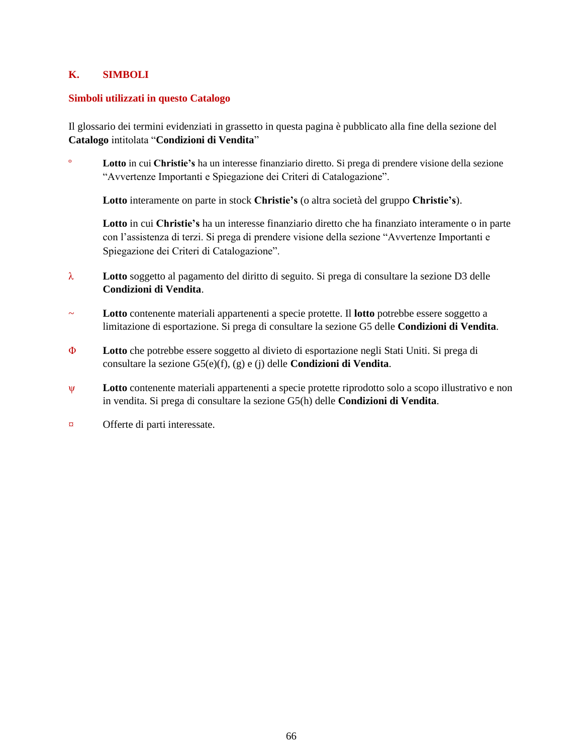## K. SIMBOLI

### Simboli utilizzati in questo Catalogo

Il glossario dei termini evidenziati in grassetto in questa pagina è pubblicato alla fine della sezione del **Catalogo** intitolata "**Condizioni di Vendita**"

º **Lotto** in cui **Christie's** ha un interesse finanziario diretto. Si prega di prendere visione della sezione "Avvertenze Importanti e Spiegazione dei Criteri di Catalogazione".

**Lotto** interamente on parte in stock **Christie's** (o altra società del gruppo **Christie's**).

**Lotto** in cui **Christie's** ha un interesse finanziario diretto che ha finanziato interamente o in parte con l'assistenza di terzi. Si prega di prendere visione della sezione "Avvertenze Importanti e Spiegazione dei Criteri di Catalogazione".

λ **Lotto** soggetto al pagamento del diritto di seguito. Si prega di consultare la sezione D3 delle **Condizioni di Vendita**.

~ **Lotto** contenente materiali appartenenti a specie protette. Il **lotto** potrebbe essere soggetto a limitazione di esportazione. Si prega di consultare la sezione G5 delle **Condizioni di Vendita**.

Φ **Lotto** che potrebbe essere soggetto al divieto di esportazione negli Stati Uniti. Si prega di consultare la sezione G5(e)(f), (g) e (j) delle **Condizioni di Vendita**.

ψ **Lotto** contenente materiali appartenenti a specie protette riprodotto solo a scopo illustrativo e non in vendita. Si prega di consultare la sezione G5(h) delle **Condizioni di Vendita**.

¤ Offerte di parti interessate.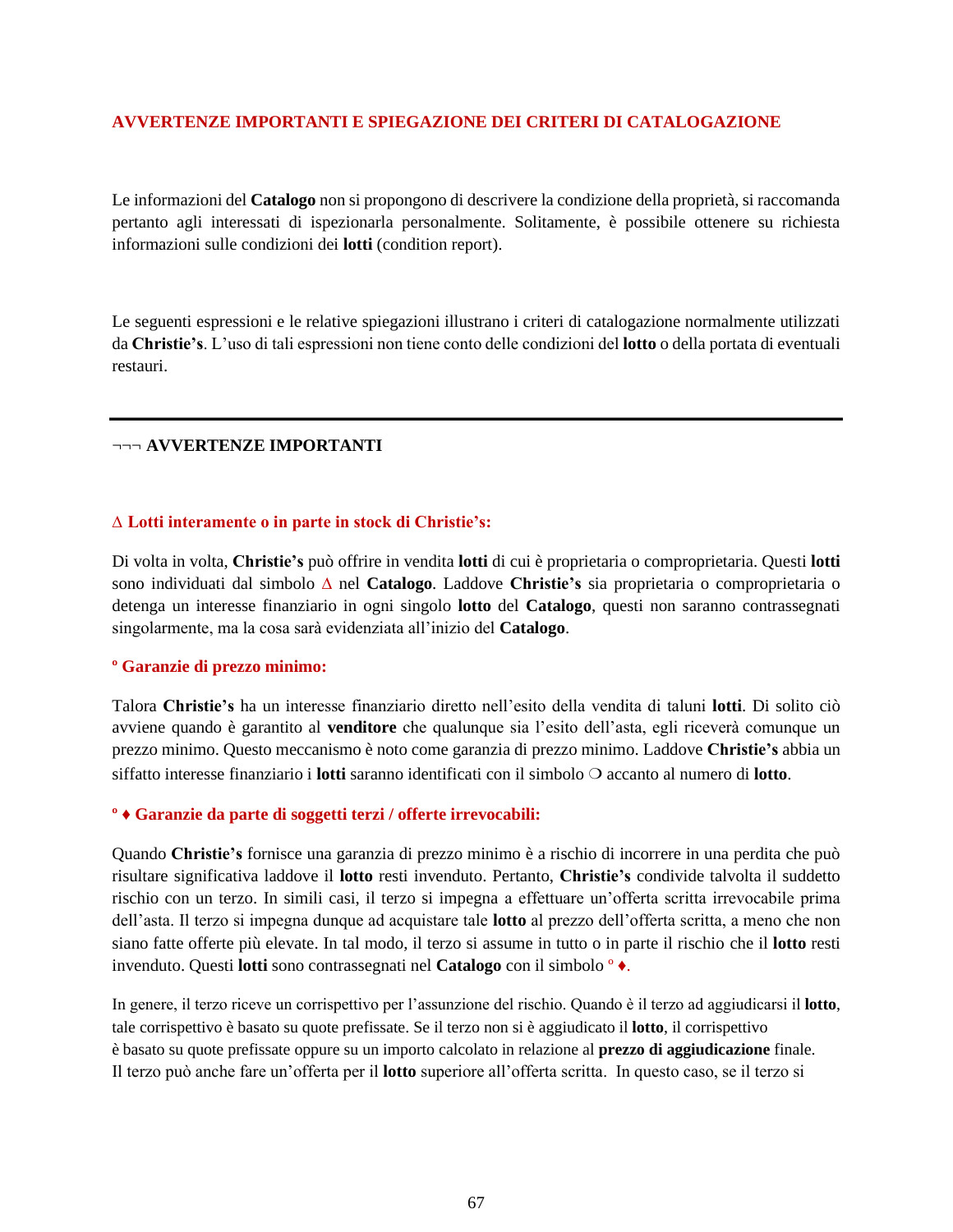## AVVERTENZE IMPORTANTI E SPIEGAZIONE DEI CRITERI DI CATALOGAZIONE

Le informazioni del **Catalogo** non si propongono di descrivere la condizione della proprietà, si raccomanda pertanto agli interessati di ispezionarla personalmente. Solitamente, è possibile ottenere su richiesta informazioni sulle condizioni dei **lotti** (condition report).

Le seguenti espressioni e le relative spiegazioni illustrano i criteri di catalogazione normalmente utilizzati da **Christie's**. L'uso di tali espressioni non tiene conto delle condizioni del **lotto** o della portata di eventuali restauri.

---

### ¬¬¬ AVVERTENZE IMPORTANTI

**∆ Lotti interamente o in parte in stock di Christie's:**

Di volta in volta, **Christie's** può offrire in vendita **lotti** di cui è proprietaria o comproprietaria. Questi **lotti** sono individuati dal simbolo ∆ nel **Catalogo**. Laddove **Christie's** sia proprietaria o comproprietaria o detenga un interesse finanziario in ogni singolo **lotto** del **Catalogo**, questi non saranno contrassegnati singolarmente, ma la cosa sarà evidenziata all'inizio del **Catalogo**.

**º Garanzie di prezzo minimo:**

Talora **Christie's** ha un interesse finanziario diretto nell'esito della vendita di taluni **lotti**. Di solito ciò avviene quando è garantito al **venditore** che qualunque sia l'esito dell'asta, egli riceverà comunque un prezzo minimo. Questo meccanismo è noto come garanzia di prezzo minimo. Laddove **Christie's** abbia un siffatto interesse finanziario i **lotti** saranno identificati con il simbolo ❍ accanto al numero di **lotto**.

**º ♦ Garanzie da parte di soggetti terzi / offerte irrevocabili:**

Quando **Christie's** fornisce una garanzia di prezzo minimo è a rischio di incorrere in una perdita che può risultare significativa laddove il **lotto** resti invenduto. Pertanto, **Christie's** condivide talvolta il suddetto rischio con un terzo. In simili casi, il terzo si impegna a effettuare un'offerta scritta irrevocabile prima dell'asta. Il terzo si impegna dunque ad acquistare tale **lotto** al prezzo dell'offerta scritta, a meno che non siano fatte offerte più elevate. In tal modo, il terzo si assume in tutto o in parte il rischio che il **lotto** resti invenduto. Questi **lotti** sono contrassegnati nel **Catalogo** con il simbolo º ♦.

In genere, il terzo riceve un corrispettivo per l'assunzione del rischio. Quando è il terzo ad aggiudicarsi il **lotto**, tale corrispettivo è basato su quote prefissate. Se il terzo non si è aggiudicato il **lotto**, il corrispettivo è basato su quote prefissate oppure su un importo calcolato in relazione al **prezzo di aggiudicazione** finale. Il terzo può anche fare un'offerta per il **lotto** superiore all'offerta scritta. In questo caso, se il terzo si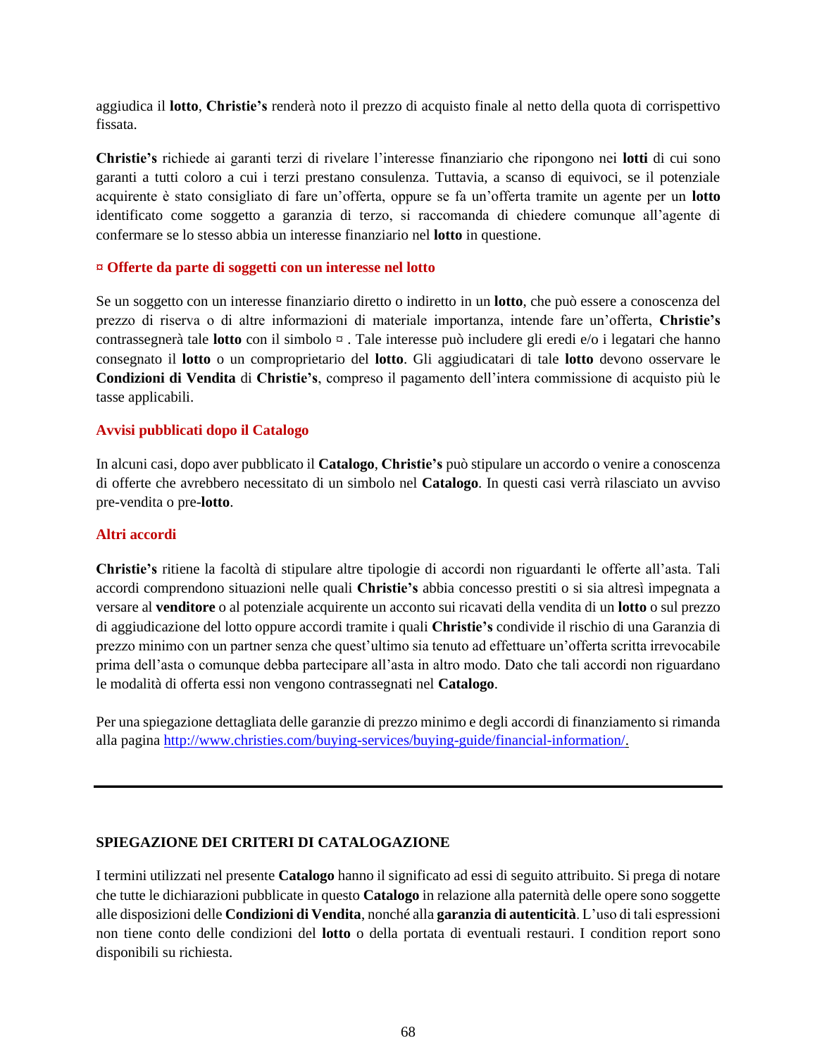aggiudica il **lotto**, **Christie's** renderà noto il prezzo di acquisto finale al netto della quota di corrispettivo fissata.

**Christie's** richiede ai garanti terzi di rivelare l'interesse finanziario che ripongono nei **lotti** di cui sono garanti a tutti coloro a cui i terzi prestano consulenza. Tuttavia, a scanso di equivoci, se il potenziale acquirente è stato consigliato di fare un'offerta, oppure se fa un'offerta tramite un agente per un **lotto** identificato come soggetto a garanzia di terzo, si raccomanda di chiedere comunque all'agente di confermare se lo stesso abbia un interesse finanziario nel **lotto** in questione.

### ¤ Offerte da parte di soggetti con un interesse nel lotto

Se un soggetto con un interesse finanziario diretto o indiretto in un **lotto**, che può essere a conoscenza del prezzo di riserva o di altre informazioni di materiale importanza, intende fare un'offerta, **Christie's** contrassegnerà tale **lotto** con il simbolo ¤ . Tale interesse può includere gli eredi e/o i legatari che hanno consegnato il **lotto** o un comproprietario del **lotto**. Gli aggiudicatari di tale **lotto** devono osservare le **Condizioni di Vendita** di **Christie's**, compreso il pagamento dell'intera commissione di acquisto più le tasse applicabili.

### Avvisi pubblicati dopo il Catalogo

In alcuni casi, dopo aver pubblicato il **Catalogo**, **Christie's** può stipulare un accordo o venire a conoscenza di offerte che avrebbero necessitato di un simbolo nel **Catalogo**. In questi casi verrà rilasciato un avviso pre-vendita o pre-**lotto**.

### Altri accordi

**Christie's** ritiene la facoltà di stipulare altre tipologie di accordi non riguardanti le offerte all'asta. Tali accordi comprendono situazioni nelle quali **Christie's** abbia concesso prestiti o si sia altresì impegnata a versare al **venditore** o al potenziale acquirente un acconto sui ricavati della vendita di un **lotto** o sul prezzo di aggiudicazione del lotto oppure accordi tramite i quali **Christie's** condivide il rischio di una Garanzia di prezzo minimo con un partner senza che quest'ultimo sia tenuto ad effettuare un'offerta scritta irrevocabile prima dell'asta o comunque debba partecipare all'asta in altro modo. Dato che tali accordi non riguardano le modalità di offerta essi non vengono contrassegnati nel **Catalogo**.

Per una spiegazione dettagliata delle garanzie di prezzo minimo e degli accordi di finanziamento si rimanda alla pagina http://www.christies.com/buying-services/buying-guide/financial-information/.

---

## SPIEGAZIONE DEI CRITERI DI CATALOGAZIONE

I termini utilizzati nel presente **Catalogo** hanno il significato ad essi di seguito attribuito. Si prega di notare che tutte le dichiarazioni pubblicate in questo **Catalogo** in relazione alla paternità delle opere sono soggette alle disposizioni delle **Condizioni di Vendita**, nonché alla **garanzia di autenticità**. L'uso di tali espressioni non tiene conto delle condizioni del **lotto** o della portata di eventuali restauri. I condition report sono disponibili su richiesta.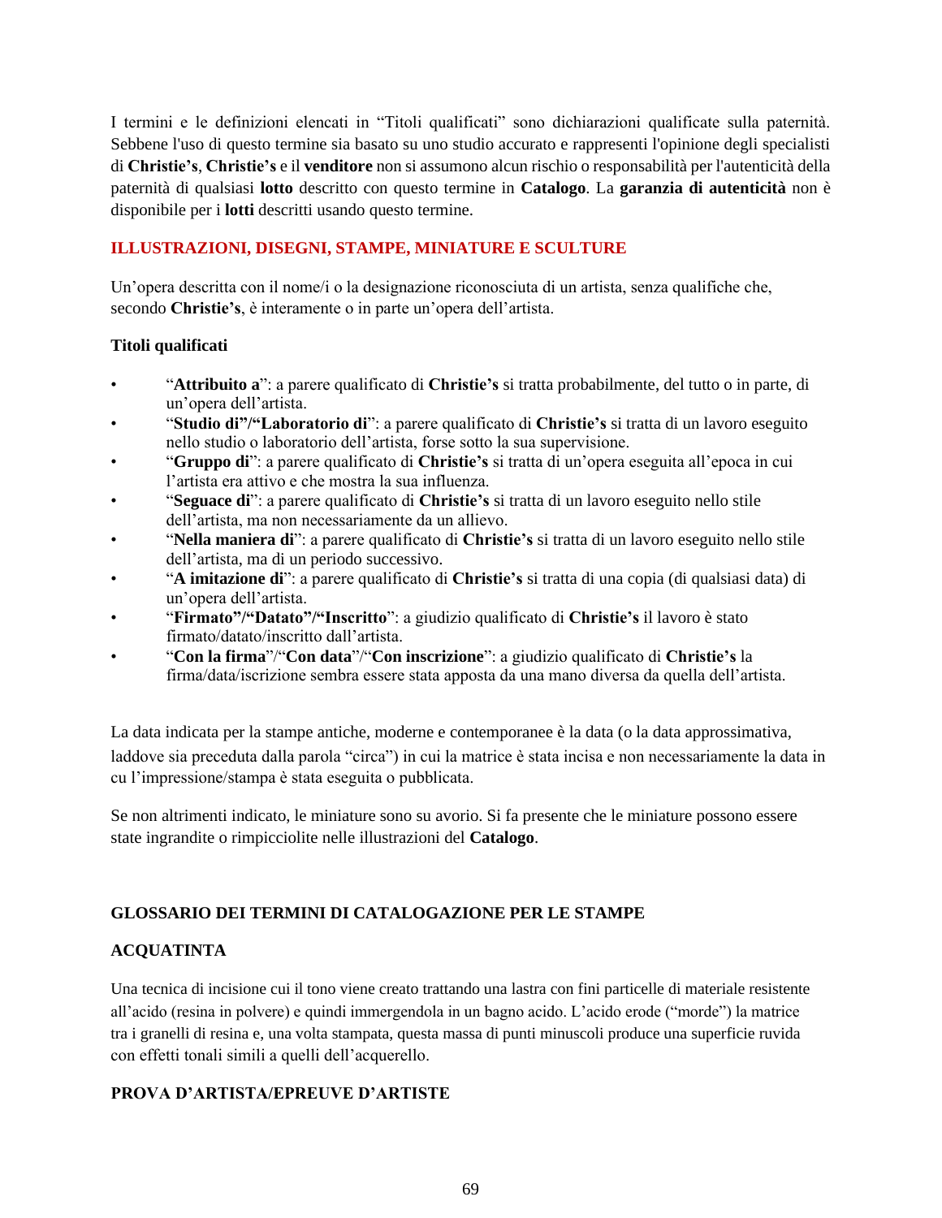I termini e le definizioni elencati in "Titoli qualificati" sono dichiarazioni qualificate sulla paternità. Sebbene l'uso di questo termine sia basato su uno studio accurato e rappresenti l'opinione degli specialisti di **Christie's**, **Christie's** e il **venditore** non si assumono alcun rischio o responsabilità per l'autenticità della paternità di qualsiasi **lotto** descritto con questo termine in **Catalogo**. La **garanzia di autenticità** non è disponibile per i **lotti** descritti usando questo termine.

## ILLUSTRAZIONI, DISEGNI, STAMPE, MINIATURE E SCULTURE

Un'opera descritta con il nome/i o la designazione riconosciuta di un artista, senza qualifiche che, secondo **Christie's**, è interamente o in parte un'opera dell'artista.

### Titoli qualificati

- "**Attribuito a**": a parere qualificato di **Christie's** si tratta probabilmente, del tutto o in parte, di un'opera dell'artista.
- "**Studio di"/"Laboratorio di**": a parere qualificato di **Christie's** si tratta di un lavoro eseguito nello studio o laboratorio dell'artista, forse sotto la sua supervisione.
- "**Gruppo di**": a parere qualificato di **Christie's** si tratta di un'opera eseguita all'epoca in cui l'artista era attivo e che mostra la sua influenza.
- "**Seguace di**": a parere qualificato di **Christie's** si tratta di un lavoro eseguito nello stile dell'artista, ma non necessariamente da un allievo.
- "**Nella maniera di**": a parere qualificato di **Christie's** si tratta di un lavoro eseguito nello stile dell'artista, ma di un periodo successivo.
- "**A imitazione di**": a parere qualificato di **Christie's** si tratta di una copia (di qualsiasi data) di un'opera dell'artista.
- "**Firmato"/"Datato"/"Inscritto**": a giudizio qualificato di **Christie's** il lavoro è stato firmato/datato/inscritto dall'artista.
- "**Con la firma**"/"**Con data**"/"**Con inscrizione**": a giudizio qualificato di **Christie's** la firma/data/iscrizione sembra essere stata apposta da una mano diversa da quella dell'artista.

La data indicata per la stampe antiche, moderne e contemporanee è la data (o la data approssimativa, laddove sia preceduta dalla parola "circa") in cui la matrice è stata incisa e non necessariamente la data in cu l'impressione/stampa è stata eseguita o pubblicata.

Se non altrimenti indicato, le miniature sono su avorio. Si fa presente che le miniature possono essere state ingrandite o rimpicciolite nelle illustrazioni del **Catalogo**.

## GLOSSARIO DEI TERMINI DI CATALOGAZIONE PER LE STAMPE

### ACQUATINTA

Una tecnica di incisione cui il tono viene creato trattando una lastra con fini particelle di materiale resistente all'acido (resina in polvere) e quindi immergendola in un bagno acido. L'acido erode ("morde") la matrice tra i granelli di resina e, una volta stampata, questa massa di punti minuscoli produce una superficie ruvida con effetti tonali simili a quelli dell'acquerello.

### PROVA D'ARTISTA/EPREUVE D'ARTISTE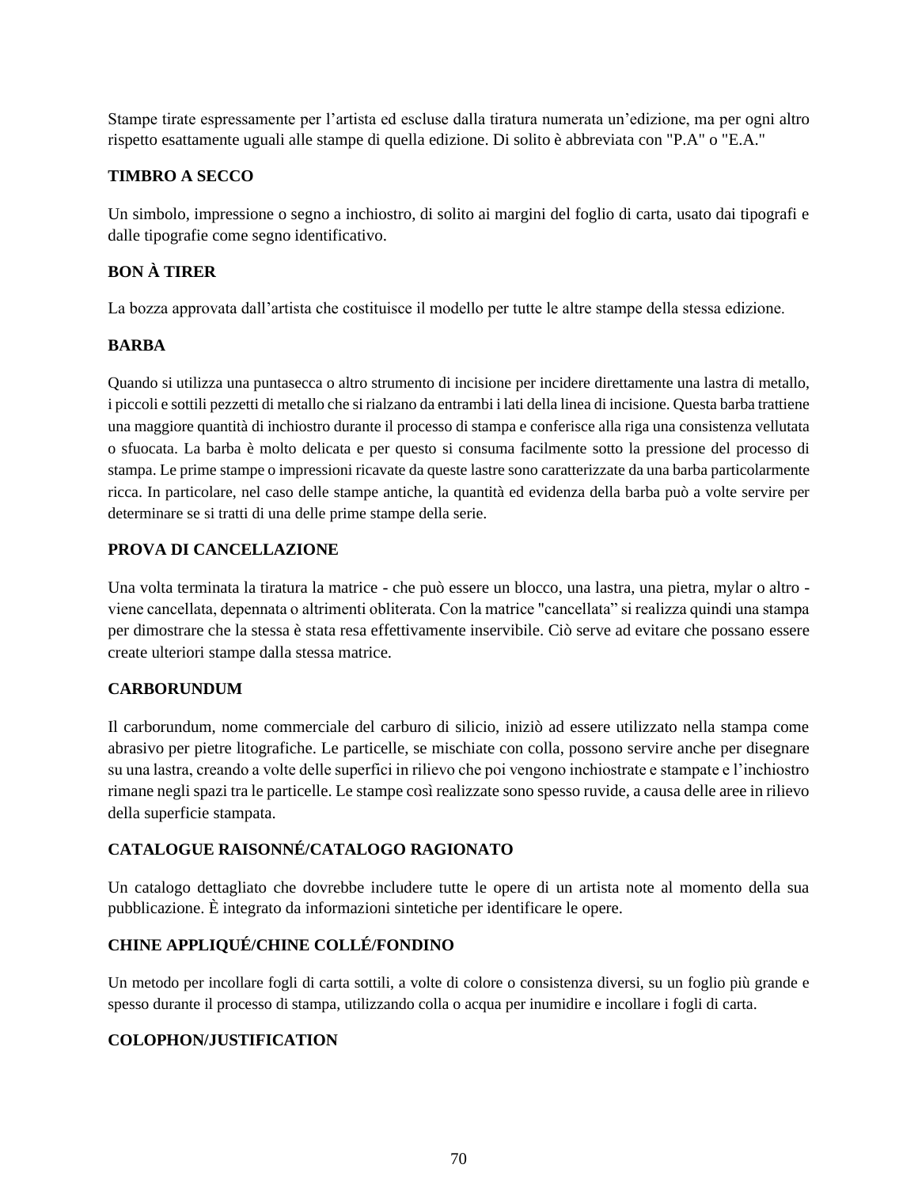Stampe tirate espressamente per l’artista ed escluse dalla tiratura numerata un’edizione, ma per ogni altro rispetto esattamente uguali alle stampe di quella edizione. Di solito è abbreviata con "P.A" o "E.A."

**TIMBRO A SECCO**

Un simbolo, impressione o segno a inchiostro, di solito ai margini del foglio di carta, usato dai tipografi e dalle tipografie come segno identificativo.

**BON À TIRER**

La bozza approvata dall’artista che costituisce il modello per tutte le altre stampe della stessa edizione.

**BARBA**

Quando si utilizza una puntasecca o altro strumento di incisione per incidere direttamente una lastra di metallo, i piccoli e sottili pezzetti di metallo che si rialzano da entrambi i lati della linea di incisione. Questa barba trattiene una maggiore quantità di inchiostro durante il processo di stampa e conferisce alla riga una consistenza vellutata o sfuocata. La barba è molto delicata e per questo si consuma facilmente sotto la pressione del processo di stampa. Le prime stampe o impressioni ricavate da queste lastre sono caratterizzate da una barba particolarmente ricca. In particolare, nel caso delle stampe antiche, la quantità ed evidenza della barba può a volte servire per determinare se si tratti di una delle prime stampe della serie.

**PROVA DI CANCELLAZIONE**

Una volta terminata la tiratura la matrice - che può essere un blocco, una lastra, una pietra, mylar o altro - viene cancellata, depennata o altrimenti obliterata. Con la matrice "cancellata” si realizza quindi una stampa per dimostrare che la stessa è stata resa effettivamente inservibile. Ciò serve ad evitare che possano essere create ulteriori stampe dalla stessa matrice.

**CARBORUNDUM**

Il carborundum, nome commerciale del carburo di silicio, iniziò ad essere utilizzato nella stampa come abrasivo per pietre litografiche. Le particelle, se mischiate con colla, possono servire anche per disegnare su una lastra, creando a volte delle superfici in rilievo che poi vengono inchiostrate e stampate e l’inchiostro rimane negli spazi tra le particelle. Le stampe così realizzate sono spesso ruvide, a causa delle aree in rilievo della superficie stampata.

**CATALOGUE RAISONNÉ/CATALOGO RAGIONATO**

Un catalogo dettagliato che dovrebbe includere tutte le opere di un artista note al momento della sua pubblicazione. È integrato da informazioni sintetiche per identificare le opere.

**CHINE APPLIQUÉ/CHINE COLLÉ/FONDINO**

Un metodo per incollare fogli di carta sottili, a volte di colore o consistenza diversi, su un foglio più grande e spesso durante il processo di stampa, utilizzando colla o acqua per inumidire e incollare i fogli di carta.

**COLOPHON/JUSTIFICATION**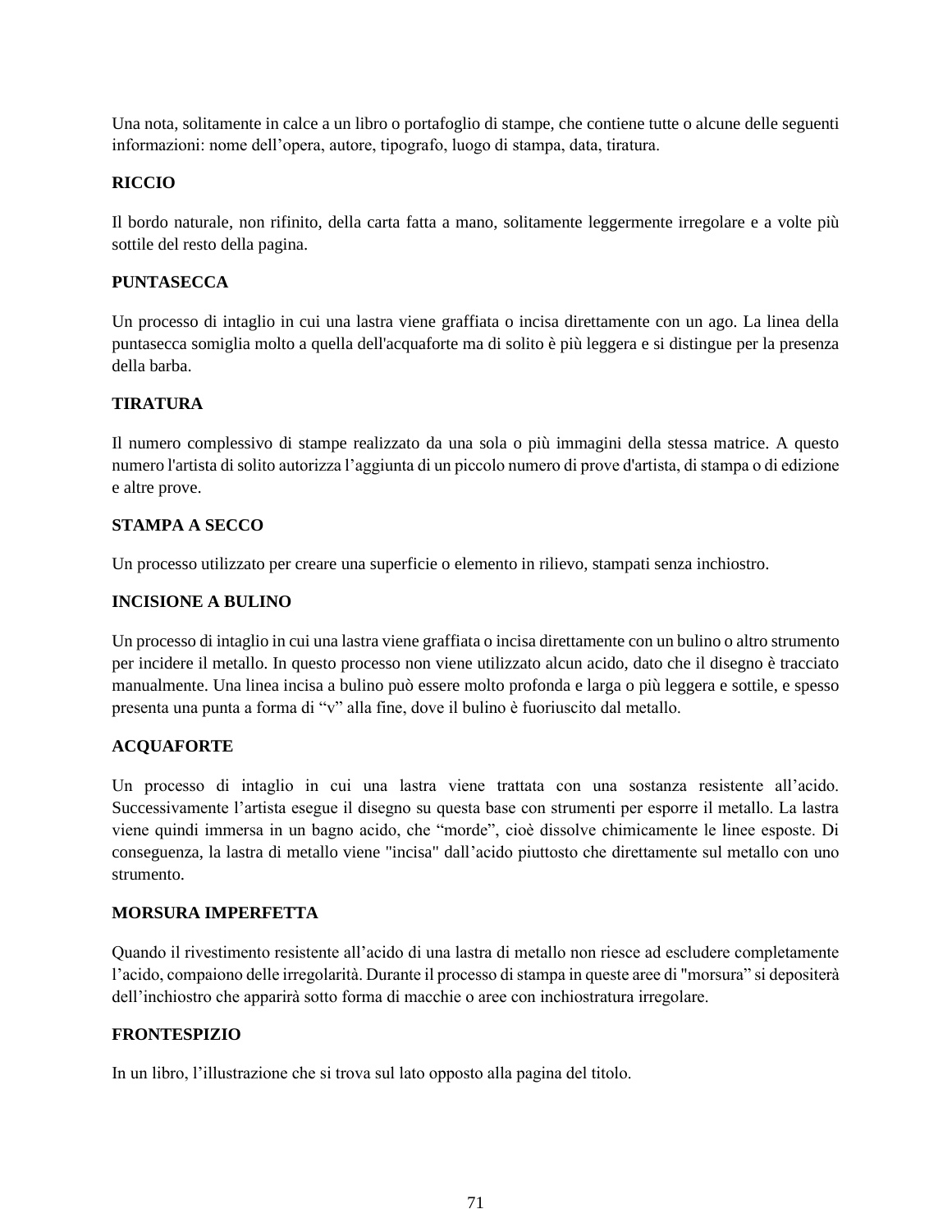Una nota, solitamente in calce a un libro o portafoglio di stampe, che contiene tutte o alcune delle seguenti informazioni: nome dell'opera, autore, tipografo, luogo di stampa, data, tiratura.

**RICCIO**

Il bordo naturale, non rifinito, della carta fatta a mano, solitamente leggermente irregolare e a volte più sottile del resto della pagina.

**PUNTASECCA**

Un processo di intaglio in cui una lastra viene graffiata o incisa direttamente con un ago. La linea della puntasecca somiglia molto a quella dell'acquaforte ma di solito è più leggera e si distingue per la presenza della barba.

**TIRATURA**

Il numero complessivo di stampe realizzato da una sola o più immagini della stessa matrice. A questo numero l'artista di solito autorizza l'aggiunta di un piccolo numero di prove d'artista, di stampa o di edizione e altre prove.

**STAMPA A SECCO**

Un processo utilizzato per creare una superficie o elemento in rilievo, stampati senza inchiostro.

**INCISIONE A BULINO**

Un processo di intaglio in cui una lastra viene graffiata o incisa direttamente con un bulino o altro strumento per incidere il metallo. In questo processo non viene utilizzato alcun acido, dato che il disegno è tracciato manualmente. Una linea incisa a bulino può essere molto profonda e larga o più leggera e sottile, e spesso presenta una punta a forma di "v" alla fine, dove il bulino è fuoriuscito dal metallo.

**ACQUAFORTE**

Un processo di intaglio in cui una lastra viene trattata con una sostanza resistente all'acido. Successivamente l'artista esegue il disegno su questa base con strumenti per esporre il metallo. La lastra viene quindi immersa in un bagno acido, che "morde", cioè dissolve chimicamente le linee esposte. Di conseguenza, la lastra di metallo viene "incisa" dall'acido piuttosto che direttamente sul metallo con uno strumento.

**MORSURA IMPERFETTA**

Quando il rivestimento resistente all'acido di una lastra di metallo non riesce ad escludere completamente l'acido, compaiono delle irregolarità. Durante il processo di stampa in queste aree di "morsura" si depositerà dell'inchiostro che apparirà sotto forma di macchie o aree con inchiostratura irregolare.

**FRONTESPIZIO**

In un libro, l'illustrazione che si trova sul lato opposto alla pagina del titolo.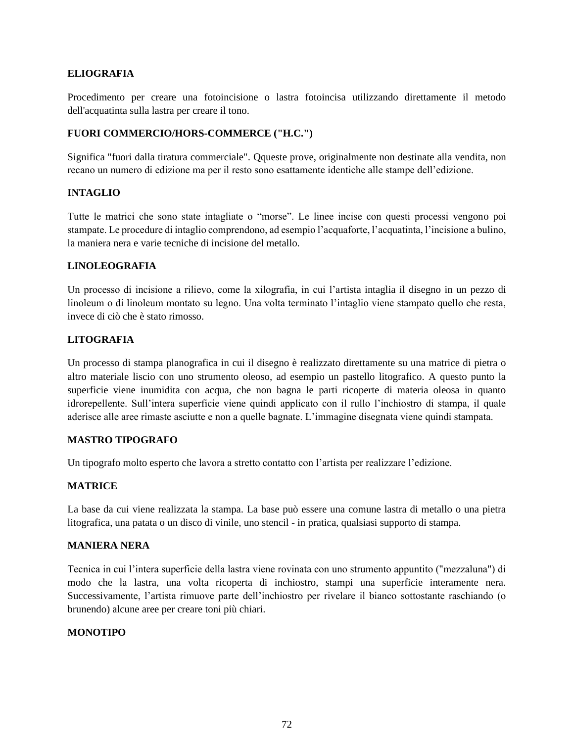**ELIOGRAFIA**

Procedimento per creare una fotoincisione o lastra fotoincisa utilizzando direttamente il metodo dell'acquatinta sulla lastra per creare il tono.

**FUORI COMMERCIO/HORS-COMMERCE ("H.C.")**

Significa "fuori dalla tiratura commerciale". Qqueste prove, originalmente non destinate alla vendita, non recano un numero di edizione ma per il resto sono esattamente identiche alle stampe dell'edizione.

**INTAGLIO**

Tutte le matrici che sono state intagliate o "morse". Le linee incise con questi processi vengono poi stampate. Le procedure di intaglio comprendono, ad esempio l'acquaforte, l'acquatinta, l'incisione a bulino, la maniera nera e varie tecniche di incisione del metallo.

**LINOLEOGRAFIA**

Un processo di incisione a rilievo, come la xilografia, in cui l'artista intaglia il disegno in un pezzo di linoleum o di linoleum montato su legno. Una volta terminato l'intaglio viene stampato quello che resta, invece di ciò che è stato rimosso.

**LITOGRAFIA**

Un processo di stampa planografica in cui il disegno è realizzato direttamente su una matrice di pietra o altro materiale liscio con uno strumento oleoso, ad esempio un pastello litografico. A questo punto la superficie viene inumidita con acqua, che non bagna le parti ricoperte di materia oleosa in quanto idrorepellente. Sull'intera superficie viene quindi applicato con il rullo l'inchiostro di stampa, il quale aderisce alle aree rimaste asciutte e non a quelle bagnate. L'immagine disegnata viene quindi stampata.

**MASTRO TIPOGRAFO**

Un tipografo molto esperto che lavora a stretto contatto con l'artista per realizzare l'edizione.

**MATRICE**

La base da cui viene realizzata la stampa. La base può essere una comune lastra di metallo o una pietra litografica, una patata o un disco di vinile, uno stencil - in pratica, qualsiasi supporto di stampa.

**MANIERA NERA**

Tecnica in cui l'intera superficie della lastra viene rovinata con uno strumento appuntito ("mezzaluna") di modo che la lastra, una volta ricoperta di inchiostro, stampi una superficie interamente nera. Successivamente, l'artista rimuove parte dell'inchiostro per rivelare il bianco sottostante raschiando (o brunendo) alcune aree per creare toni più chiari.

**MONOTIPO**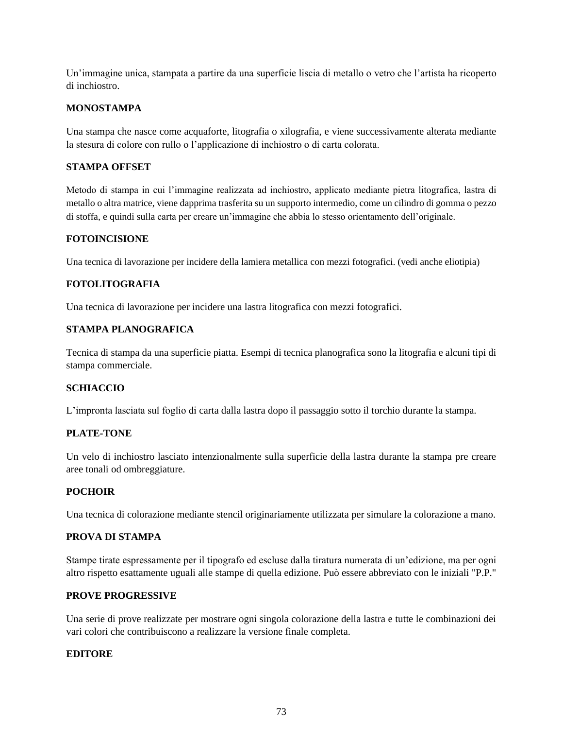Un’immagine unica, stampata a partire da una superficie liscia di metallo o vetro che l’artista ha ricoperto di inchiostro.

**MONOSTAMPA**

Una stampa che nasce come acquaforte, litografia o xilografia, e viene successivamente alterata mediante la stesura di colore con rullo o l’applicazione di inchiostro o di carta colorata.

**STAMPA OFFSET**

Metodo di stampa in cui l’immagine realizzata ad inchiostro, applicato mediante pietra litografica, lastra di metallo o altra matrice, viene dapprima trasferita su un supporto intermedio, come un cilindro di gomma o pezzo di stoffa, e quindi sulla carta per creare un’immagine che abbia lo stesso orientamento dell’originale.

**FOTOINCISIONE**

Una tecnica di lavorazione per incidere della lamiera metallica con mezzi fotografici. (vedi anche eliotipia)

**FOTOLITOGRAFIA**

Una tecnica di lavorazione per incidere una lastra litografica con mezzi fotografici.

**STAMPA PLANOGRAFICA**

Tecnica di stampa da una superficie piatta. Esempi di tecnica planografica sono la litografia e alcuni tipi di stampa commerciale.

**SCHIACCIO**

L’impronta lasciata sul foglio di carta dalla lastra dopo il passaggio sotto il torchio durante la stampa.

**PLATE-TONE**

Un velo di inchiostro lasciato intenzionalmente sulla superficie della lastra durante la stampa pre creare aree tonali od ombreggiature.

**POCHOIR**

Una tecnica di colorazione mediante stencil originariamente utilizzata per simulare la colorazione a mano.

**PROVA DI STAMPA**

Stampe tirate espressamente per il tipografo ed escluse dalla tiratura numerata di un’edizione, ma per ogni altro rispetto esattamente uguali alle stampe di quella edizione. Può essere abbreviato con le iniziali "P.P."

**PROVE PROGRESSIVE**

Una serie di prove realizzate per mostrare ogni singola colorazione della lastra e tutte le combinazioni dei vari colori che contribuiscono a realizzare la versione finale completa.

**EDITORE**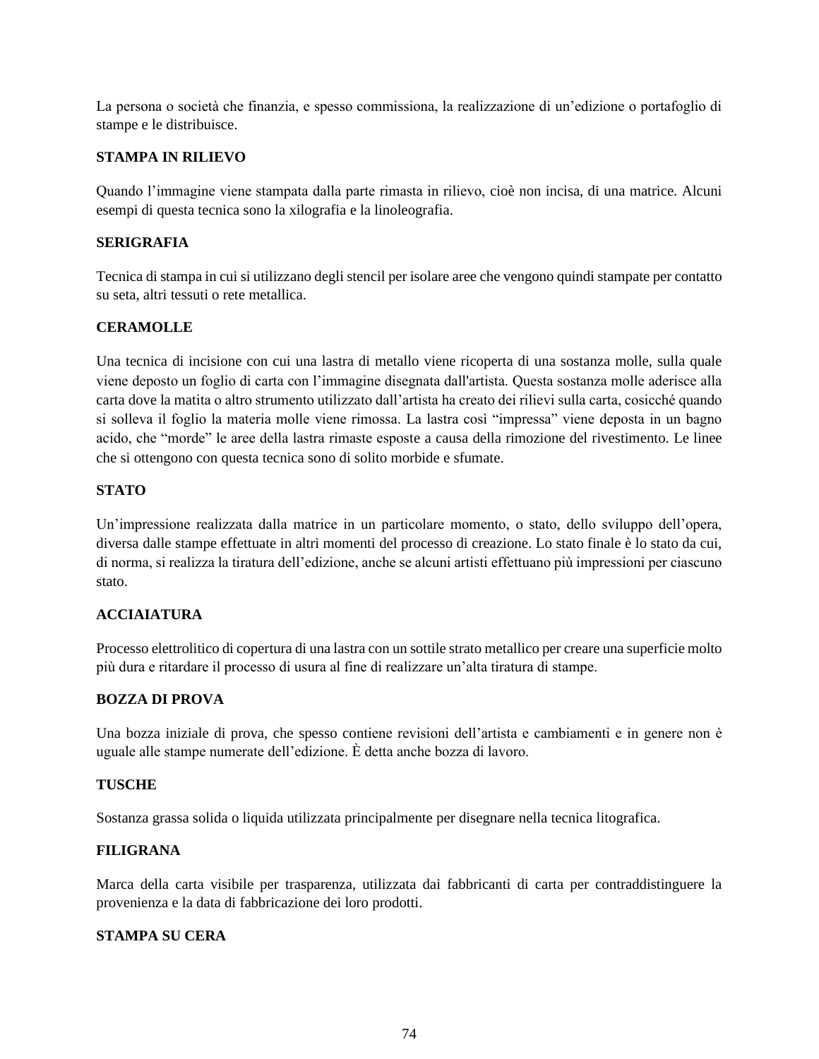La persona o società che finanzia, e spesso commissiona, la realizzazione di un'edizione o portafoglio di stampe e le distribuisce.

**STAMPA IN RILIEVO**

Quando l'immagine viene stampata dalla parte rimasta in rilievo, cioè non incisa, di una matrice. Alcuni esempi di questa tecnica sono la xilografia e la linoleografia.

**SERIGRAFIA**

Tecnica di stampa in cui si utilizzano degli stencil per isolare aree che vengono quindi stampate per contatto su seta, altri tessuti o rete metallica.

**CERAMOLLE**

Una tecnica di incisione con cui una lastra di metallo viene ricoperta di una sostanza molle, sulla quale viene deposto un foglio di carta con l'immagine disegnata dall'artista. Questa sostanza molle aderisce alla carta dove la matita o altro strumento utilizzato dall'artista ha creato dei rilievi sulla carta, cosicché quando si solleva il foglio la materia molle viene rimossa. La lastra così "impressa" viene deposta in un bagno acido, che "morde" le aree della lastra rimaste esposte a causa della rimozione del rivestimento. Le linee che si ottengono con questa tecnica sono di solito morbide e sfumate.

**STATO**

Un'impressione realizzata dalla matrice in un particolare momento, o stato, dello sviluppo dell'opera, diversa dalle stampe effettuate in altri momenti del processo di creazione. Lo stato finale è lo stato da cui, di norma, si realizza la tiratura dell'edizione, anche se alcuni artisti effettuano più impressioni per ciascuno stato.

**ACCIAIATURA**

Processo elettrolitico di copertura di una lastra con un sottile strato metallico per creare una superficie molto più dura e ritardare il processo di usura al fine di realizzare un'alta tiratura di stampe.

**BOZZA DI PROVA**

Una bozza iniziale di prova, che spesso contiene revisioni dell'artista e cambiamenti e in genere non è uguale alle stampe numerate dell'edizione. È detta anche bozza di lavoro.

**TUSCHE**

Sostanza grassa solida o liquida utilizzata principalmente per disegnare nella tecnica litografica.

**FILIGRANA**

Marca della carta visibile per trasparenza, utilizzata dai fabbricanti di carta per contraddistinguere la provenienza e la data di fabbricazione dei loro prodotti.

**STAMPA SU CERA**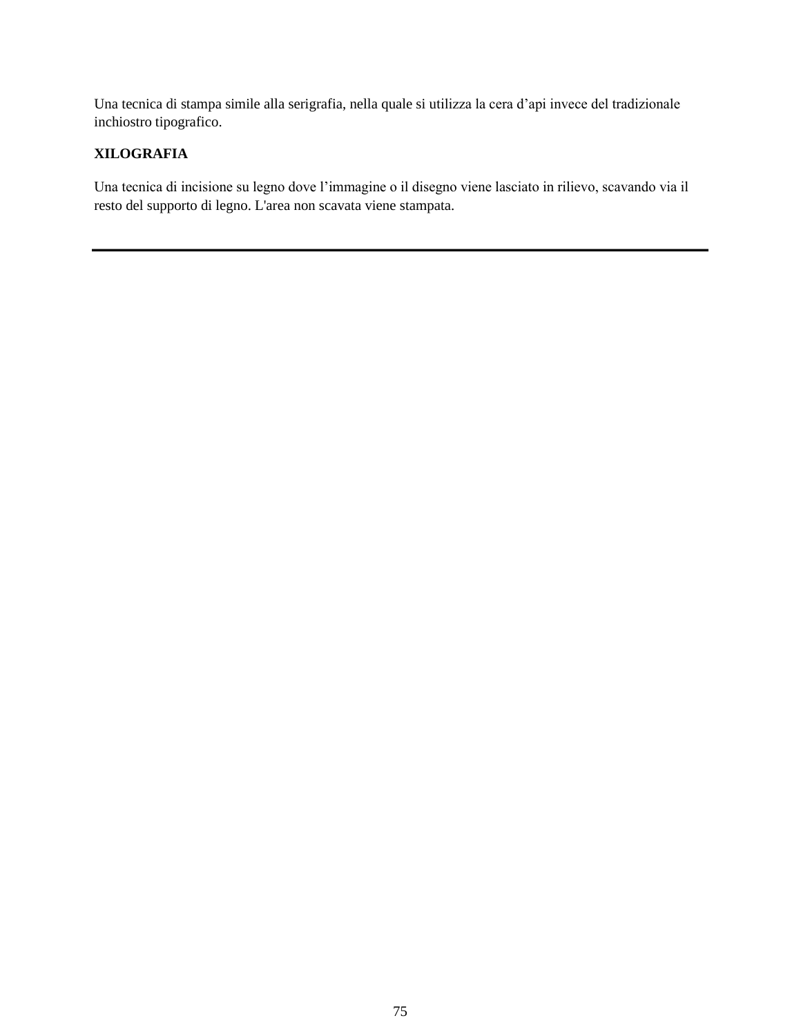Una tecnica di stampa simile alla serigrafia, nella quale si utilizza la cera d’api invece del tradizionale inchiostro tipografico.

**XILOGRAFIA**

Una tecnica di incisione su legno dove l’immagine o il disegno viene lasciato in rilievo, scavando via il resto del supporto di legno. L'area non scavata viene stampata.

---